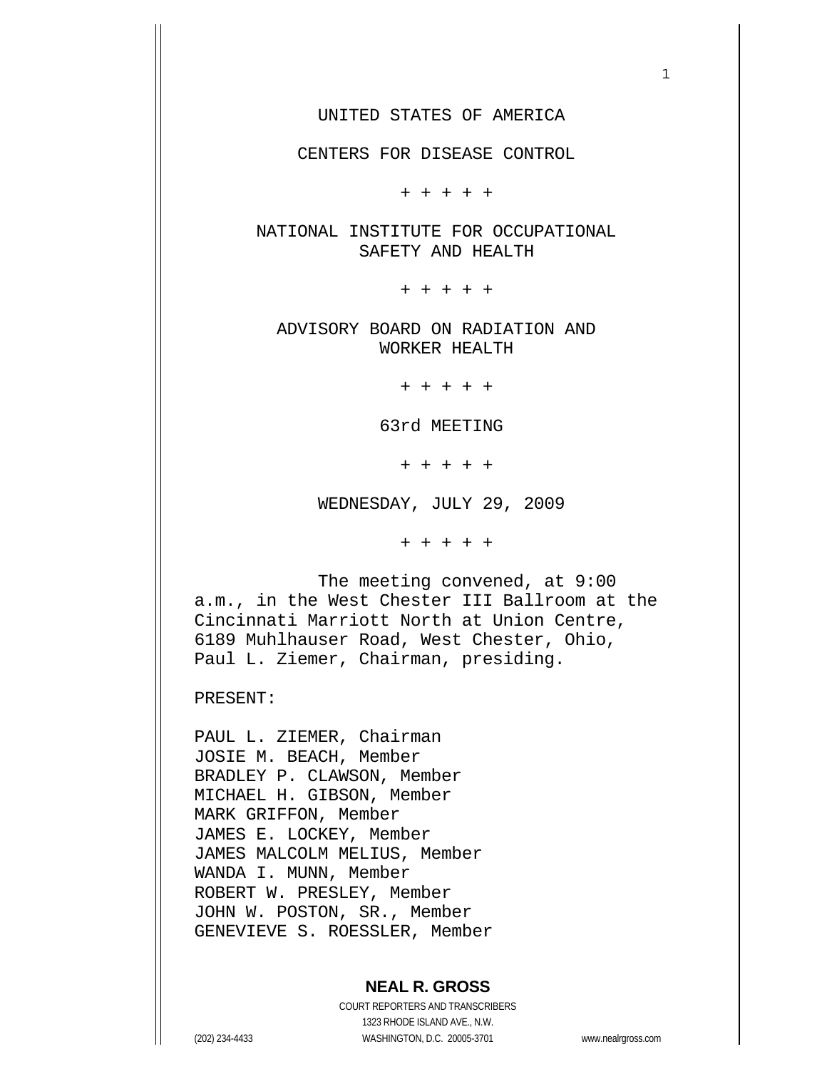UNITED STATES OF AMERICA

CENTERS FOR DISEASE CONTROL

+ + + + +

NATIONAL INSTITUTE FOR OCCUPATIONAL SAFETY AND HEALTH

+ + + + +

ADVISORY BOARD ON RADIATION AND WORKER HEALTH

+ + + + +

63rd MEETING

+ + + + +

WEDNESDAY, JULY 29, 2009

+ + + + +

The meeting convened, at 9:00 a.m., in the West Chester III Ballroom at the Cincinnati Marriott North at Union Centre, 6189 Muhlhauser Road, West Chester, Ohio, Paul L. Ziemer, Chairman, presiding.

PRESENT:

PAUL L. ZIEMER, Chairman
JOSIE M. BEACH, Member
BRADLEY P. CLAWSON, Member
MICHAEL H. GIBSON, Member
MARK GRIFFON, Member
JAMES E. LOCKEY, Member
JAMES MALCOLM MELIUS, Member
WANDA I. MUNN, Member
ROBERT W. PRESLEY, Member
JOHN W. POSTON, SR., Member
GENEVIEVE S. ROESSLER, Member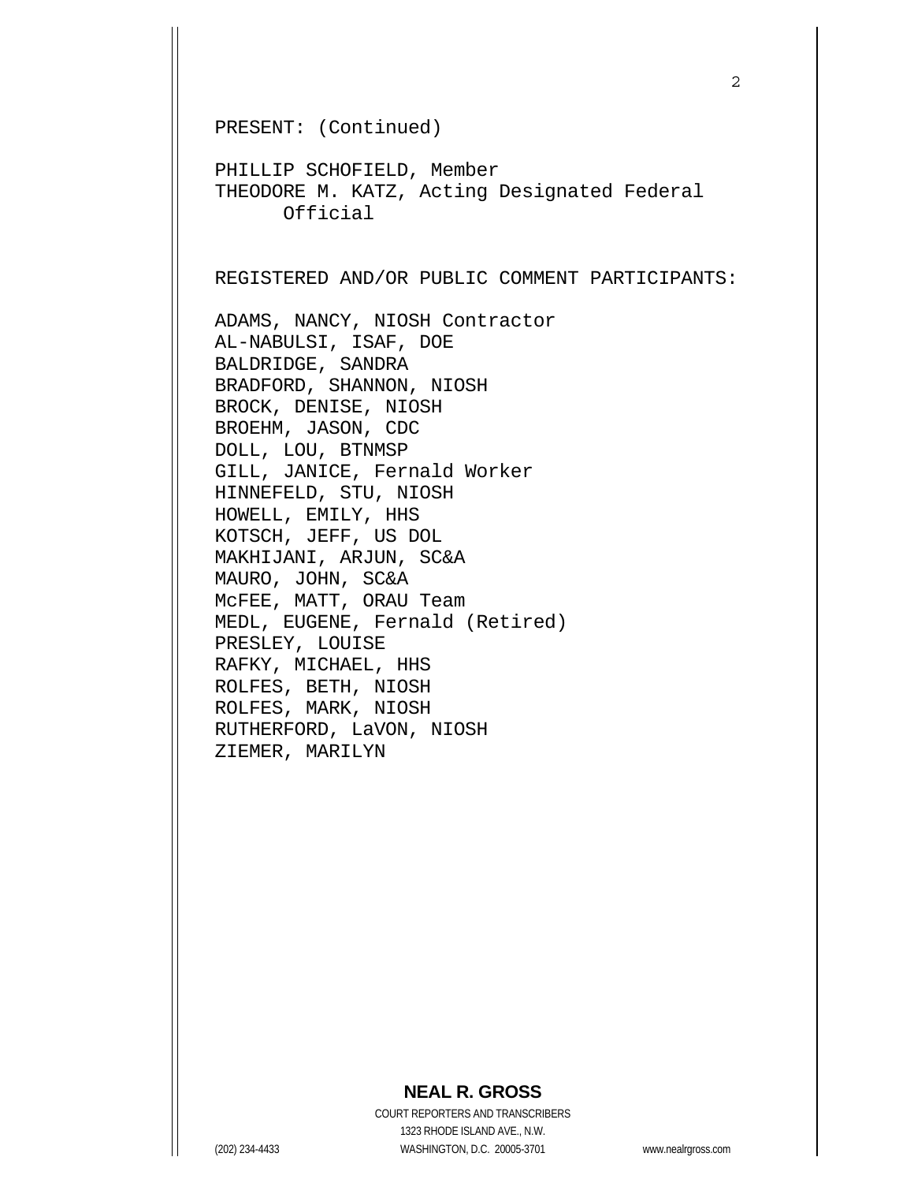PRESENT: (Continued)

PHILLIP SCHOFIELD, Member
THEODORE M. KATZ, Acting Designated Federal Official

REGISTERED AND/OR PUBLIC COMMENT PARTICIPANTS:

ADAMS, NANCY, NIOSH Contractor
AL-NABULSI, ISAF, DOE
BALDRIDGE, SANDRA
BRADFORD, SHANNON, NIOSH
BROCK, DENISE, NIOSH
BROEHM, JASON, CDC
DOLL, LOU, BTNMSP
GILL, JANICE, Fernald Worker
HINNEFELD, STU, NIOSH
HOWELL, EMILY, HHS
KOTSCH, JEFF, US DOL
MAKHIJANI, ARJUN, SC&A
MAURO, JOHN, SC&A
McFEE, MATT, ORAU Team
MEDL, EUGENE, Fernald (Retired)
PRESLEY, LOUISE
RAFKY, MICHAEL, HHS
ROLFES, BETH, NIOSH
ROLFES, MARK, NIOSH
RUTHERFORD, LaVON, NIOSH
ZIEMER, MARILYN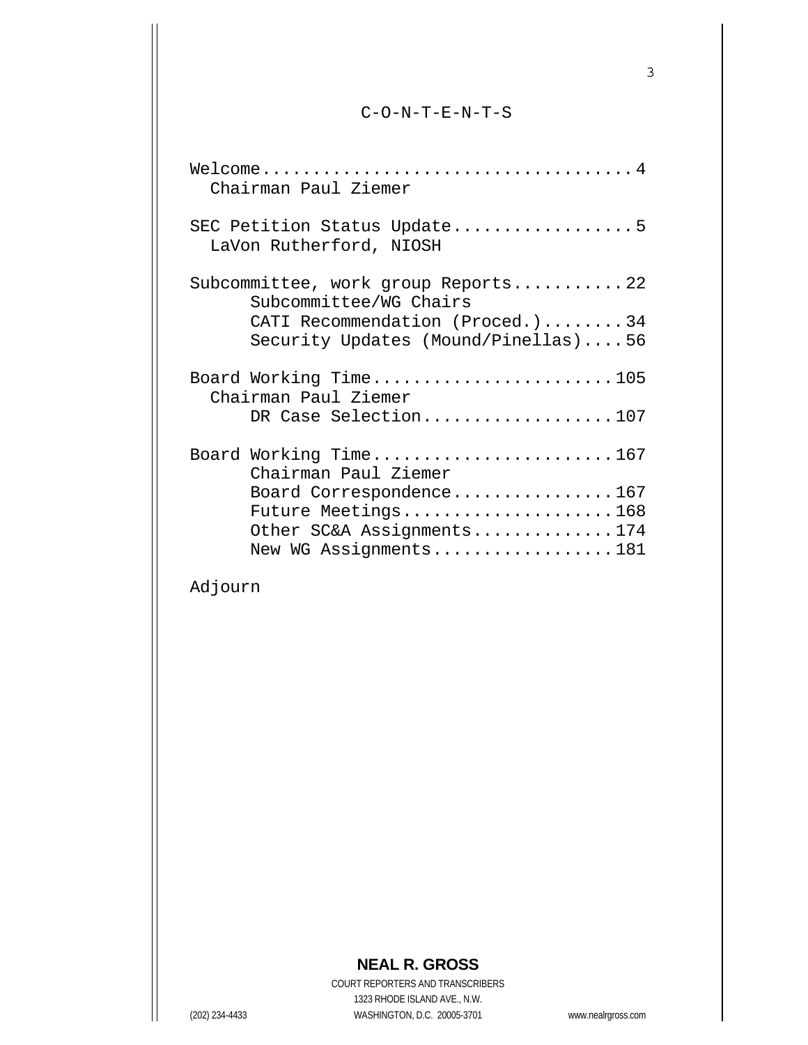# C-O-N-T-E-N-T-S

Welcome....................................4
  Chairman Paul Ziemer

SEC Petition Status Update..................5
  LaVon Rutherford, NIOSH

Subcommittee, work group Reports...........22
  Subcommittee/WG Chairs
  CATI Recommendation (Proced.)........34
  Security Updates (Mound/Pinellas)....56

Board Working Time........................105
  Chairman Paul Ziemer
  DR Case Selection...................107

Board Working Time........................167
  Chairman Paul Ziemer
  Board Correspondence................167
  Future Meetings.....................168
  Other SC&A Assignments..............174
  New WG Assignments..................181

Adjourn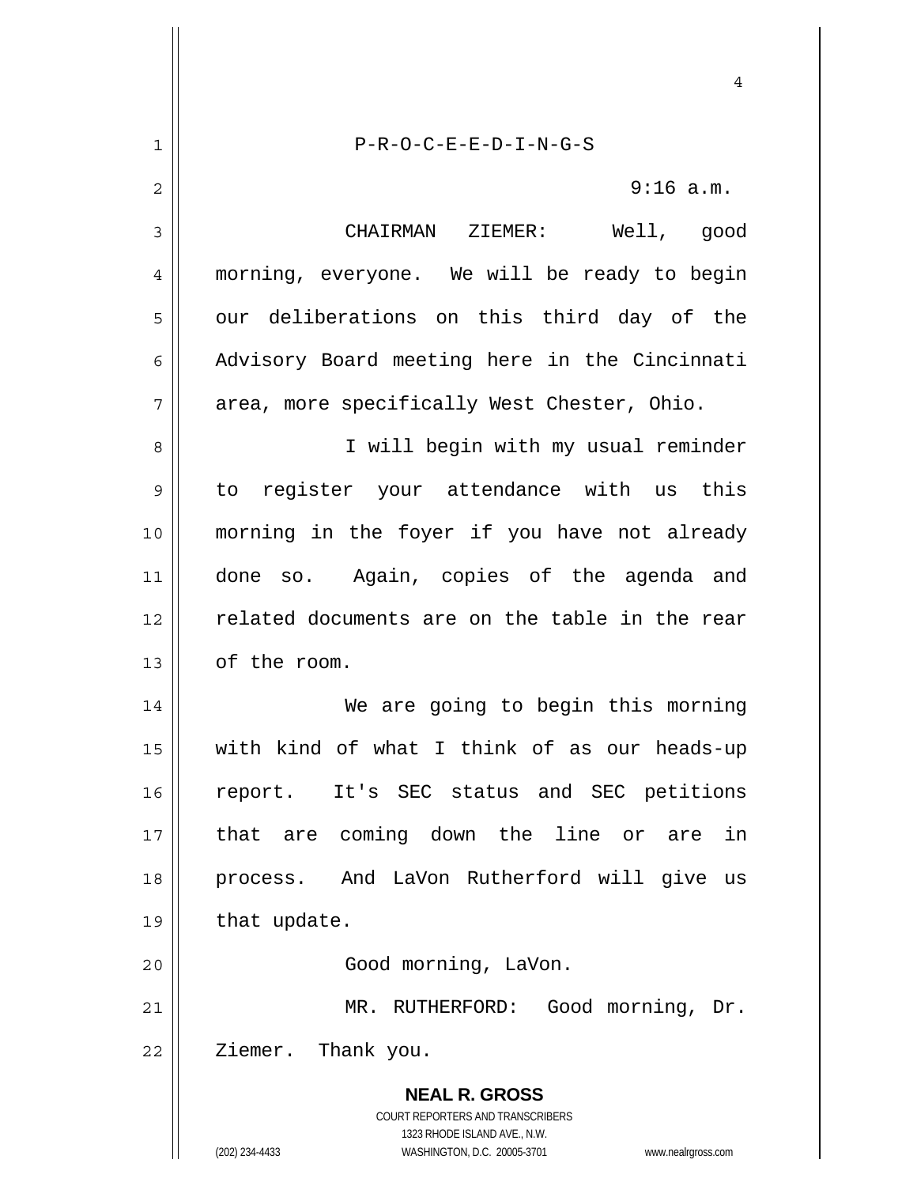P-R-O-C-E-E-D-I-N-G-S

9:16 a.m.

CHAIRMAN ZIEMER: Well, good morning, everyone. We will be ready to begin our deliberations on this third day of the Advisory Board meeting here in the Cincinnati area, more specifically West Chester, Ohio.

I will begin with my usual reminder to register your attendance with us this morning in the foyer if you have not already done so. Again, copies of the agenda and related documents are on the table in the rear of the room.

We are going to begin this morning with kind of what I think of as our heads-up report. It's SEC status and SEC petitions that are coming down the line or are in process. And LaVon Rutherford will give us that update.

Good morning, LaVon.

MR. RUTHERFORD: Good morning, Dr. Ziemer. Thank you.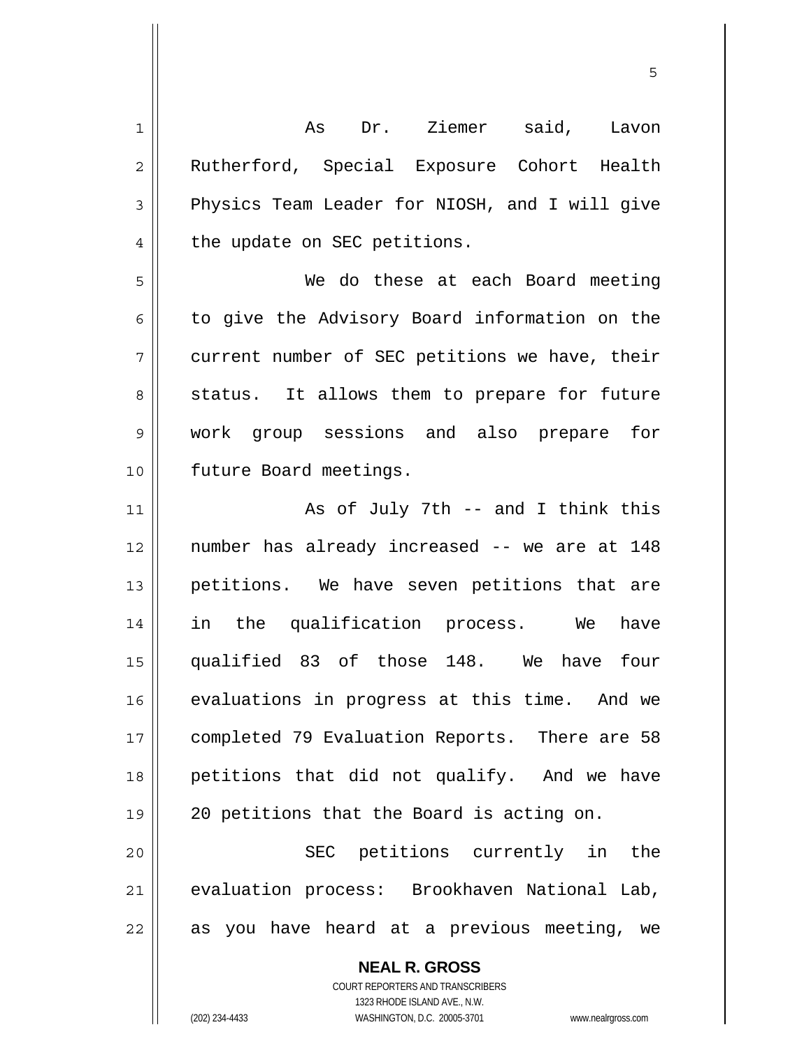As Dr. Ziemer said, Lavon Rutherford, Special Exposure Cohort Health Physics Team Leader for NIOSH, and I will give the update on SEC petitions.

We do these at each Board meeting to give the Advisory Board information on the current number of SEC petitions we have, their status. It allows them to prepare for future work group sessions and also prepare for future Board meetings.

As of July 7th -- and I think this number has already increased -- we are at 148 petitions. We have seven petitions that are in the qualification process. We have qualified 83 of those 148. We have four evaluations in progress at this time. And we completed 79 Evaluation Reports. There are 58 petitions that did not qualify. And we have 20 petitions that the Board is acting on.

SEC petitions currently in the evaluation process: Brookhaven National Lab, as you have heard at a previous meeting, we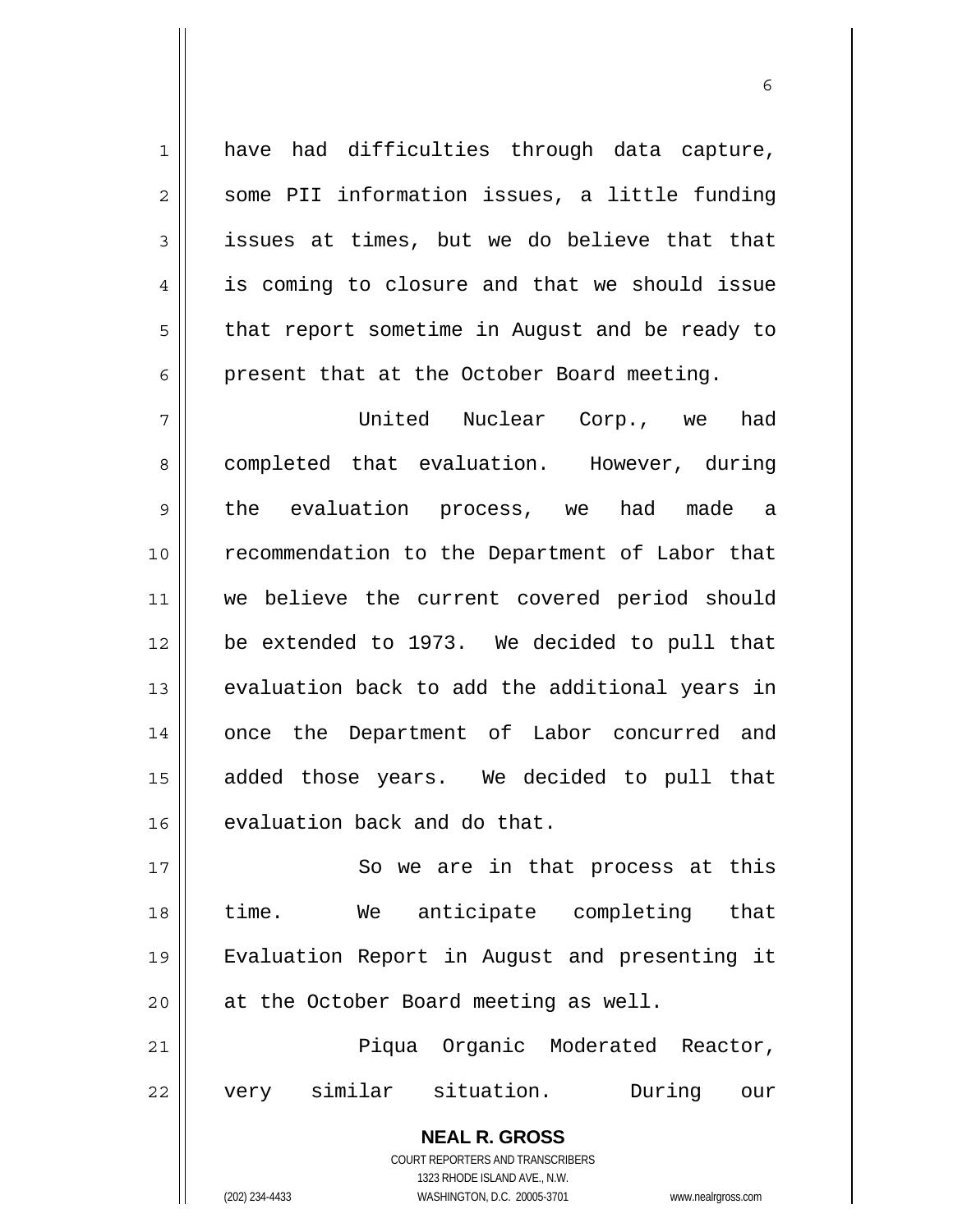have had difficulties through data capture, some PII information issues, a little funding issues at times, but we do believe that that is coming to closure and that we should issue that report sometime in August and be ready to present that at the October Board meeting.

United Nuclear Corp., we had completed that evaluation. However, during the evaluation process, we had made a recommendation to the Department of Labor that we believe the current covered period should be extended to 1973. We decided to pull that evaluation back to add the additional years in once the Department of Labor concurred and added those years. We decided to pull that evaluation back and do that.

So we are in that process at this time. We anticipate completing that Evaluation Report in August and presenting it at the October Board meeting as well.

Piqua Organic Moderated Reactor, very similar situation. During our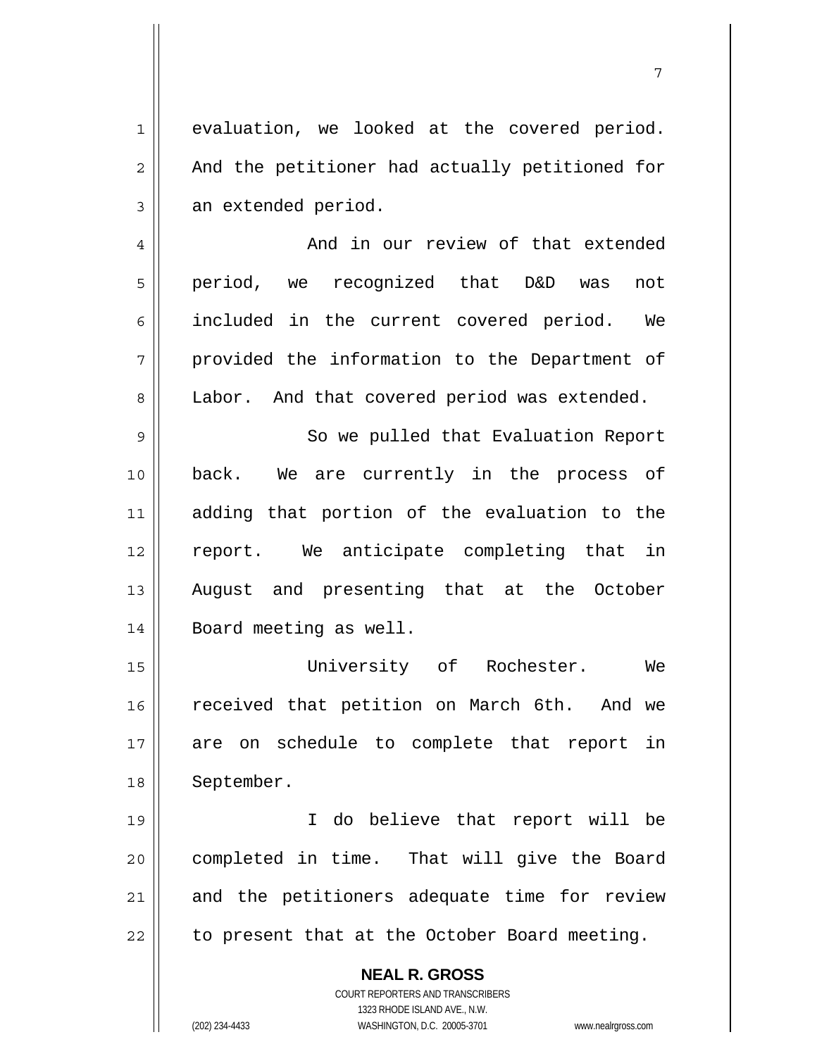evaluation, we looked at the covered period. And the petitioner had actually petitioned for an extended period.

And in our review of that extended period, we recognized that D&D was not included in the current covered period. We provided the information to the Department of Labor. And that covered period was extended.

So we pulled that Evaluation Report back. We are currently in the process of adding that portion of the evaluation to the report. We anticipate completing that in August and presenting that at the October Board meeting as well.

University of Rochester. We received that petition on March 6th. And we are on schedule to complete that report in September.

I do believe that report will be completed in time. That will give the Board and the petitioners adequate time for review to present that at the October Board meeting.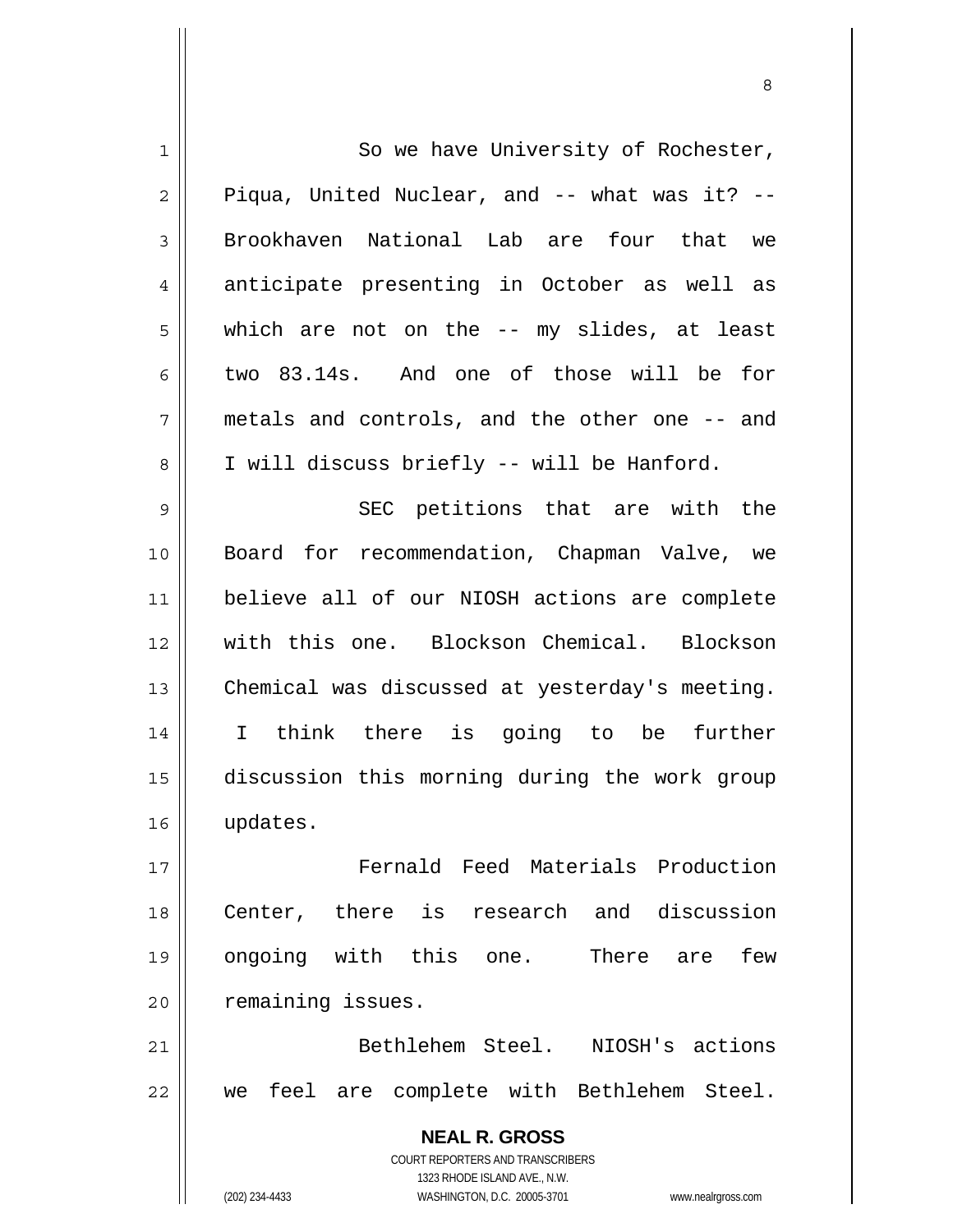So we have University of Rochester, Piqua, United Nuclear, and -- what was it? -- Brookhaven National Lab are four that we anticipate presenting in October as well as which are not on the -- my slides, at least two 83.14s. And one of those will be for metals and controls, and the other one -- and I will discuss briefly -- will be Hanford.

SEC petitions that are with the Board for recommendation, Chapman Valve, we believe all of our NIOSH actions are complete with this one. Blockson Chemical. Blockson Chemical was discussed at yesterday's meeting. I think there is going to be further discussion this morning during the work group updates.

Fernald Feed Materials Production Center, there is research and discussion ongoing with this one. There are few remaining issues.

Bethlehem Steel. NIOSH's actions we feel are complete with Bethlehem Steel.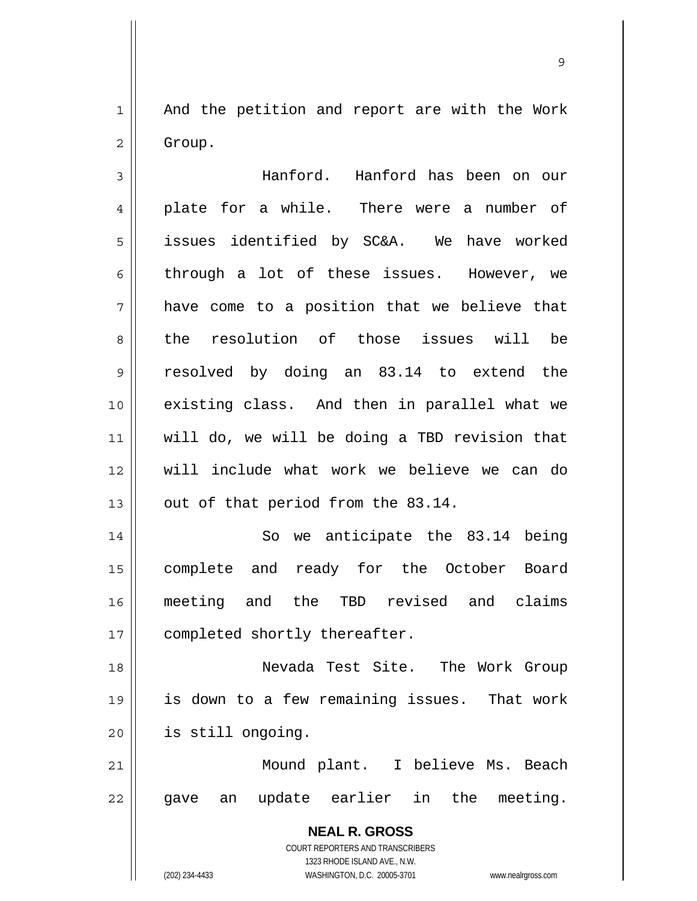And the petition and report are with the Work Group.

Hanford. Hanford has been on our plate for a while. There were a number of issues identified by SC&A. We have worked through a lot of these issues. However, we have come to a position that we believe that the resolution of those issues will be resolved by doing an 83.14 to extend the existing class. And then in parallel what we will do, we will be doing a TBD revision that will include what work we believe we can do out of that period from the 83.14.

So we anticipate the 83.14 being complete and ready for the October Board meeting and the TBD revised and claims completed shortly thereafter.

Nevada Test Site. The Work Group is down to a few remaining issues. That work is still ongoing.

Mound plant. I believe Ms. Beach gave an update earlier in the meeting.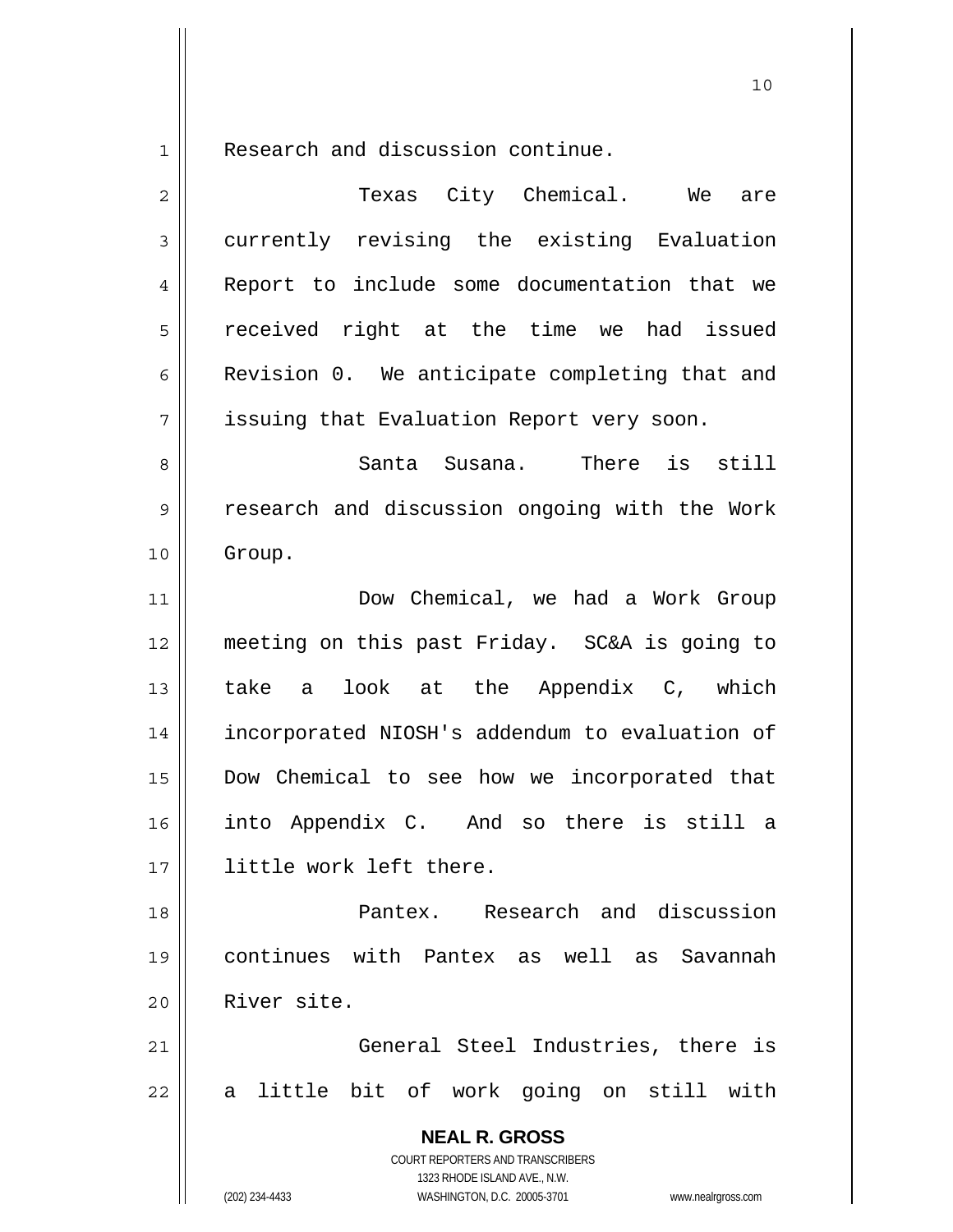Research and discussion continue.

Texas City Chemical. We are currently revising the existing Evaluation Report to include some documentation that we received right at the time we had issued Revision 0. We anticipate completing that and issuing that Evaluation Report very soon.

Santa Susana. There is still research and discussion ongoing with the Work Group.

Dow Chemical, we had a Work Group meeting on this past Friday. SC&A is going to take a look at the Appendix C, which incorporated NIOSH's addendum to evaluation of Dow Chemical to see how we incorporated that into Appendix C. And so there is still a little work left there.

Pantex. Research and discussion continues with Pantex as well as Savannah River site.

General Steel Industries, there is a little bit of work going on still with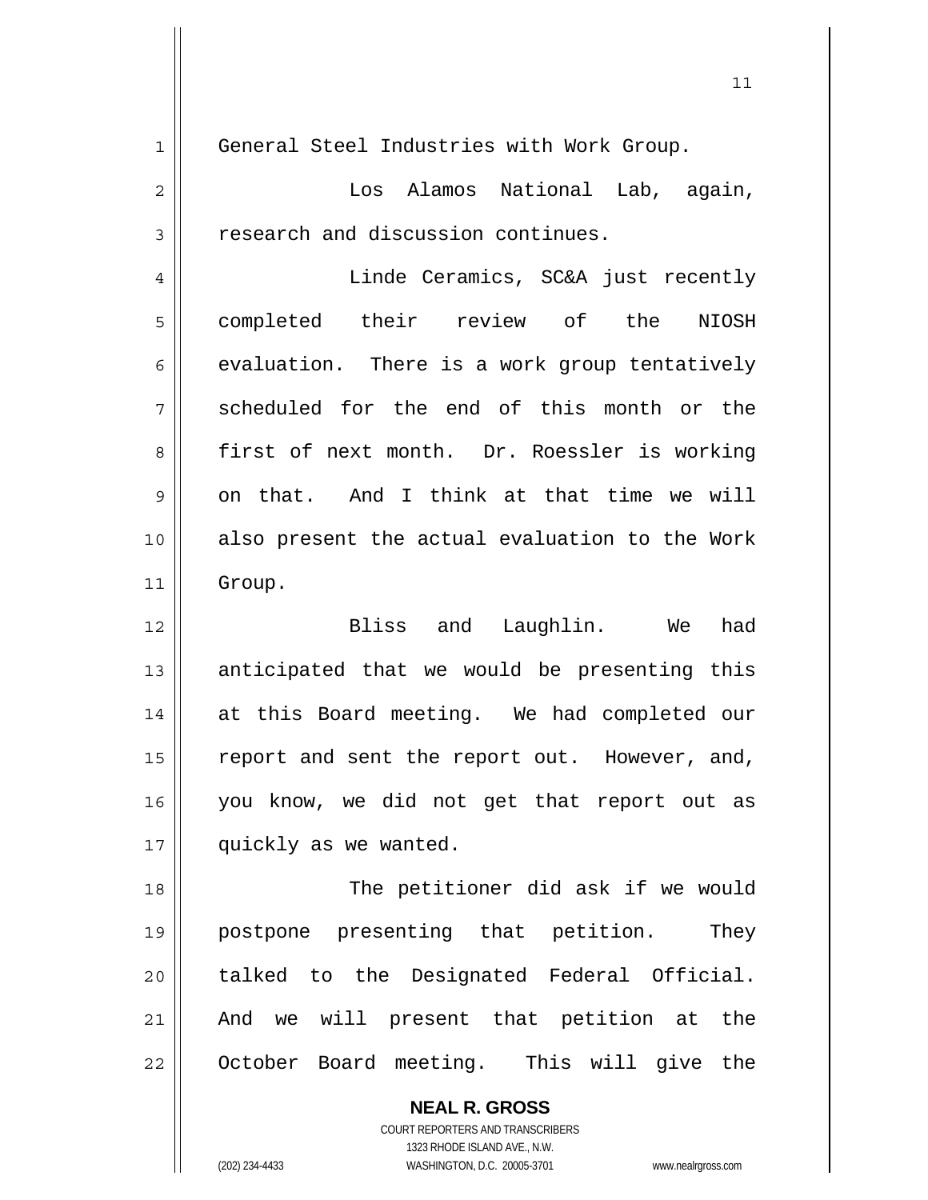General Steel Industries with Work Group.

Los Alamos National Lab, again, research and discussion continues.

Linde Ceramics, SC&A just recently completed their review of the NIOSH evaluation. There is a work group tentatively scheduled for the end of this month or the first of next month. Dr. Roessler is working on that. And I think at that time we will also present the actual evaluation to the Work Group.

Bliss and Laughlin. We had anticipated that we would be presenting this at this Board meeting. We had completed our report and sent the report out. However, and, you know, we did not get that report out as quickly as we wanted.

The petitioner did ask if we would postpone presenting that petition. They talked to the Designated Federal Official. And we will present that petition at the October Board meeting. This will give the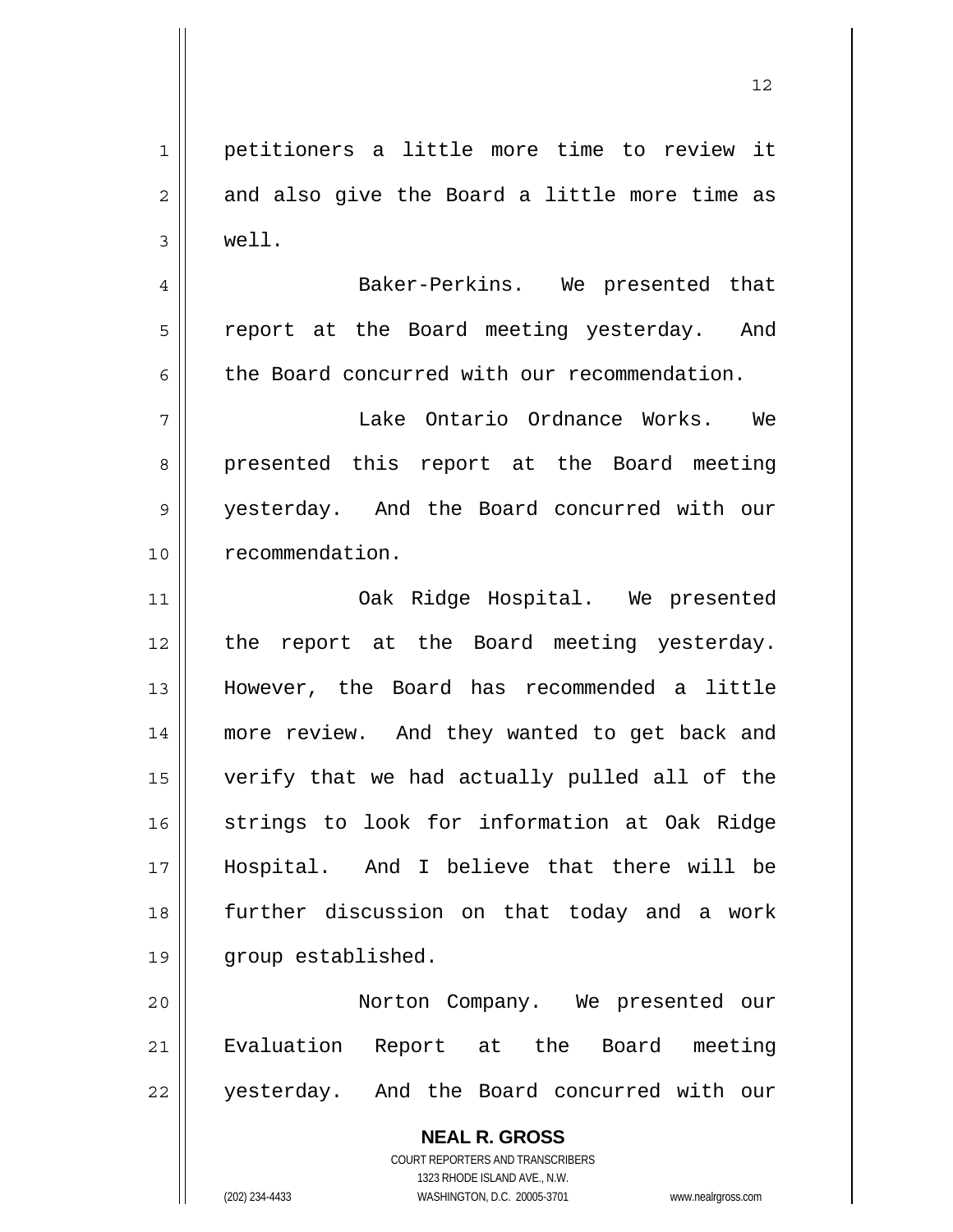petitioners a little more time to review it and also give the Board a little more time as well.

Baker-Perkins. We presented that report at the Board meeting yesterday. And the Board concurred with our recommendation.

Lake Ontario Ordnance Works. We presented this report at the Board meeting yesterday. And the Board concurred with our recommendation.

Oak Ridge Hospital. We presented the report at the Board meeting yesterday. However, the Board has recommended a little more review. And they wanted to get back and verify that we had actually pulled all of the strings to look for information at Oak Ridge Hospital. And I believe that there will be further discussion on that today and a work group established.

Norton Company. We presented our Evaluation Report at the Board meeting yesterday. And the Board concurred with our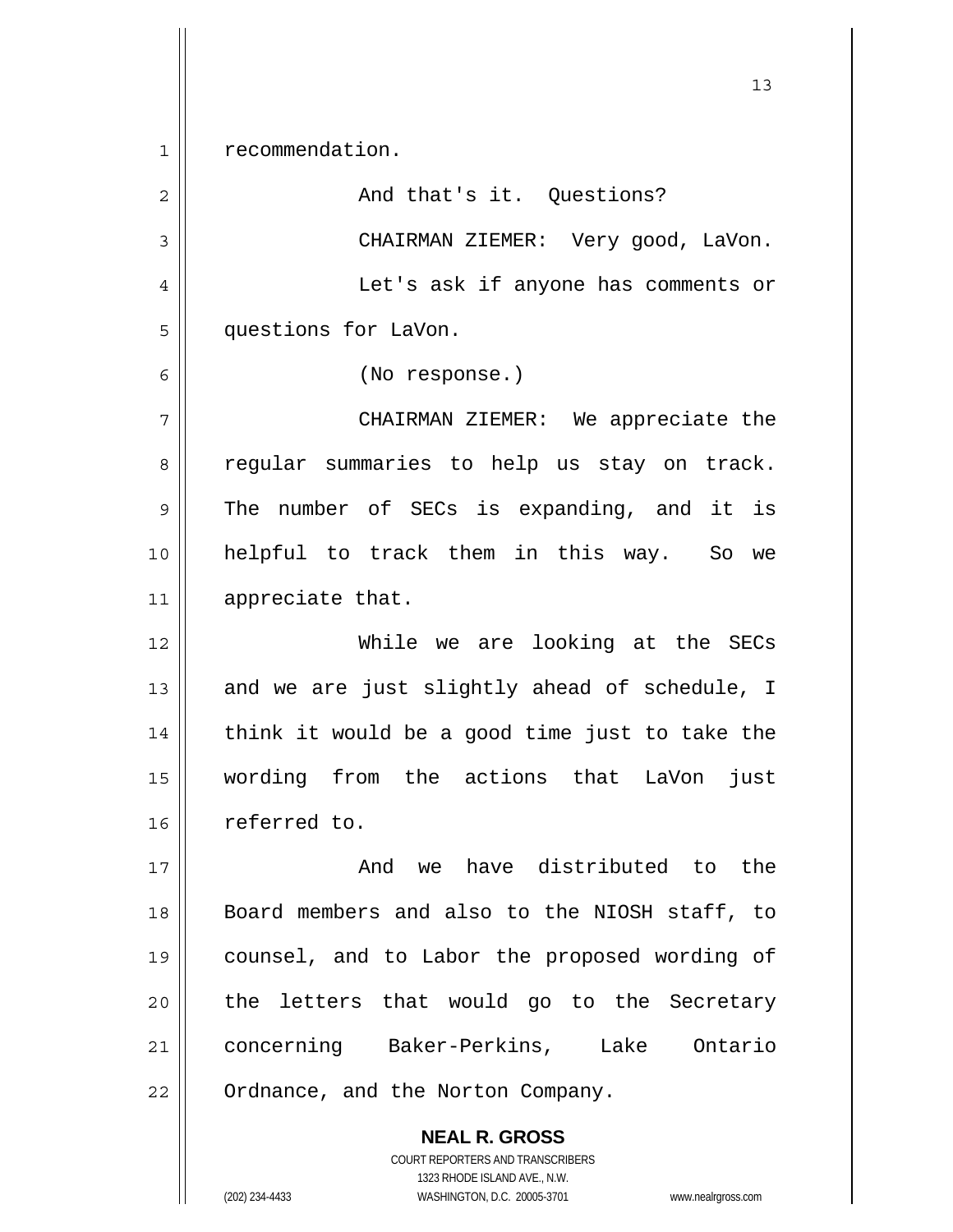recommendation.

And that's it. Questions?

CHAIRMAN ZIEMER: Very good, LaVon.

Let's ask if anyone has comments or questions for LaVon.

(No response.)

CHAIRMAN ZIEMER: We appreciate the regular summaries to help us stay on track. The number of SECs is expanding, and it is helpful to track them in this way. So we appreciate that.

While we are looking at the SECs and we are just slightly ahead of schedule, I think it would be a good time just to take the wording from the actions that LaVon just referred to.

And we have distributed to the Board members and also to the NIOSH staff, to counsel, and to Labor the proposed wording of the letters that would go to the Secretary concerning Baker-Perkins, Lake Ontario Ordnance, and the Norton Company.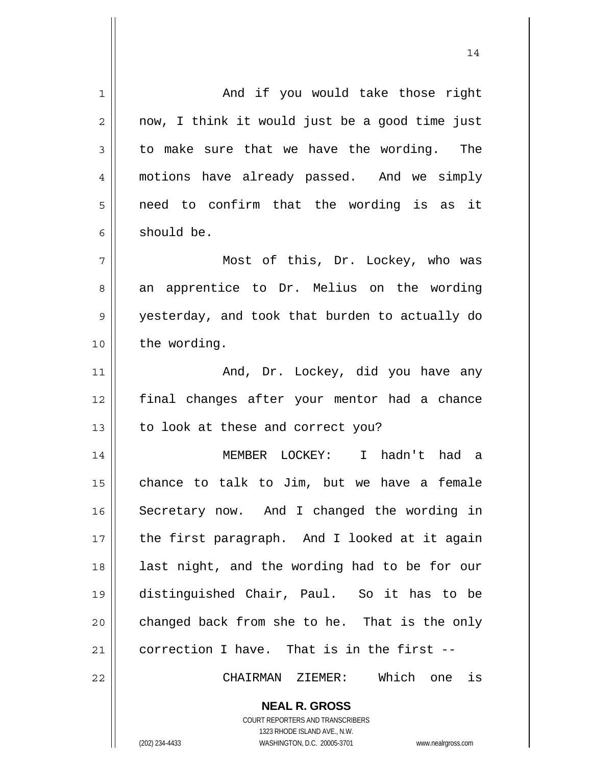And if you would take those right now, I think it would just be a good time just to make sure that we have the wording. The motions have already passed. And we simply need to confirm that the wording is as it should be.

Most of this, Dr. Lockey, who was an apprentice to Dr. Melius on the wording yesterday, and took that burden to actually do the wording.

And, Dr. Lockey, did you have any final changes after your mentor had a chance to look at these and correct you?

MEMBER LOCKEY: I hadn't had a chance to talk to Jim, but we have a female Secretary now. And I changed the wording in the first paragraph. And I looked at it again last night, and the wording had to be for our distinguished Chair, Paul. So it has to be changed back from she to he. That is the only correction I have. That is in the first --

CHAIRMAN ZIEMER: Which one is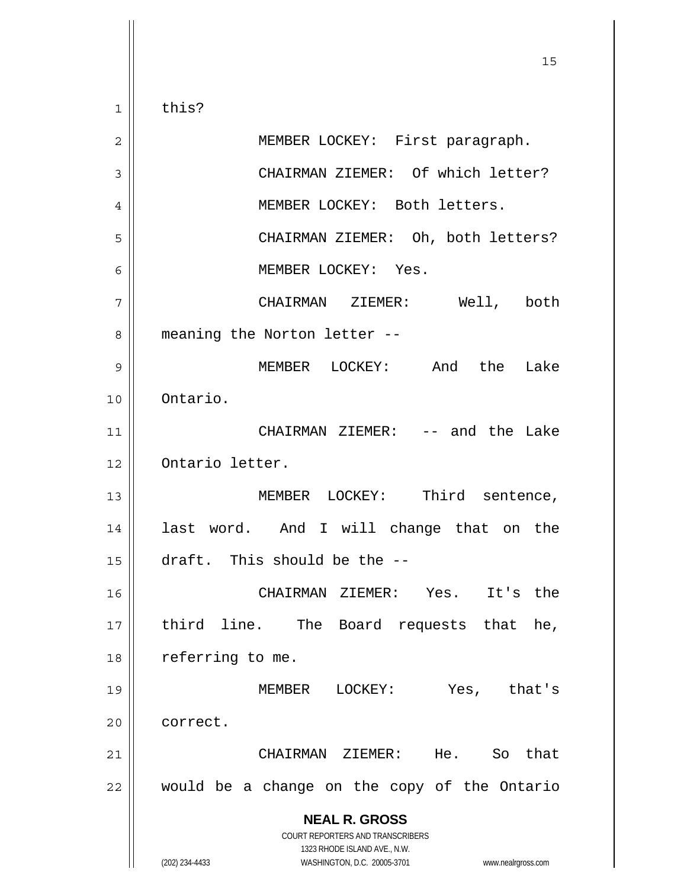this?

MEMBER LOCKEY: First paragraph.

CHAIRMAN ZIEMER: Of which letter?

MEMBER LOCKEY: Both letters.

CHAIRMAN ZIEMER: Oh, both letters?

MEMBER LOCKEY: Yes.

CHAIRMAN ZIEMER: Well, both meaning the Norton letter --

MEMBER LOCKEY: And the Lake Ontario.

CHAIRMAN ZIEMER: -- and the Lake Ontario letter.

MEMBER LOCKEY: Third sentence, last word. And I will change that on the draft. This should be the --

CHAIRMAN ZIEMER: Yes. It's the third line. The Board requests that he, referring to me.

MEMBER LOCKEY: Yes, that's correct.

CHAIRMAN ZIEMER: He. So that would be a change on the copy of the Ontario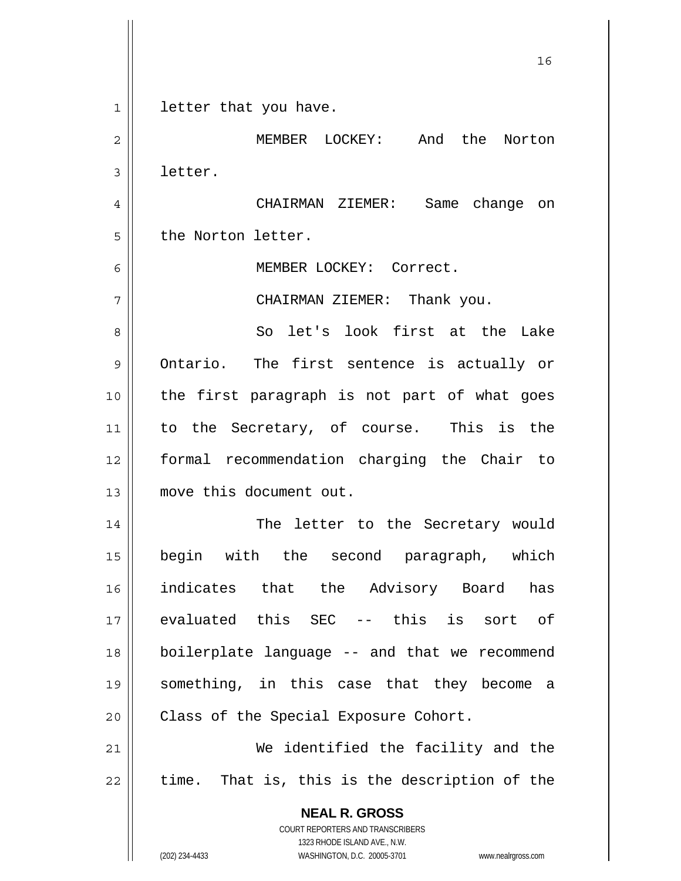letter that you have.

MEMBER LOCKEY: And the Norton letter.

CHAIRMAN ZIEMER: Same change on the Norton letter.

MEMBER LOCKEY: Correct.

CHAIRMAN ZIEMER: Thank you.

So let's look first at the Lake Ontario. The first sentence is actually or the first paragraph is not part of what goes to the Secretary, of course. This is the formal recommendation charging the Chair to move this document out.

The letter to the Secretary would begin with the second paragraph, which indicates that the Advisory Board has evaluated this SEC -- this is sort of boilerplate language -- and that we recommend something, in this case that they become a Class of the Special Exposure Cohort.

We identified the facility and the time. That is, this is the description of the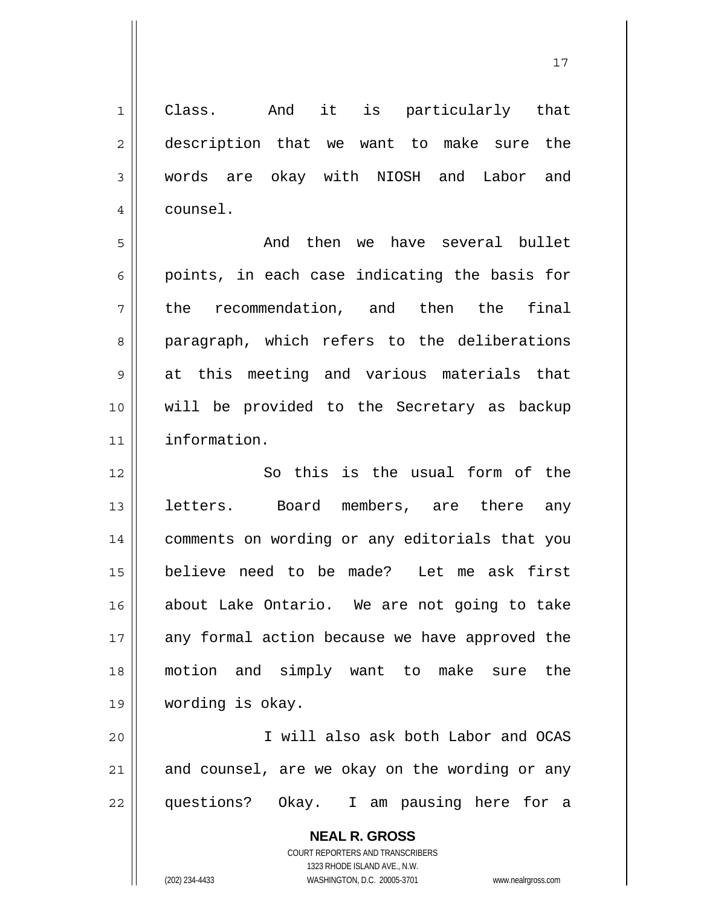Class. And it is particularly that description that we want to make sure the words are okay with NIOSH and Labor and counsel.

And then we have several bullet points, in each case indicating the basis for the recommendation, and then the final paragraph, which refers to the deliberations at this meeting and various materials that will be provided to the Secretary as backup information.

So this is the usual form of the letters. Board members, are there any comments on wording or any editorials that you believe need to be made? Let me ask first about Lake Ontario. We are not going to take any formal action because we have approved the motion and simply want to make sure the wording is okay.

I will also ask both Labor and OCAS and counsel, are we okay on the wording or any questions? Okay. I am pausing here for a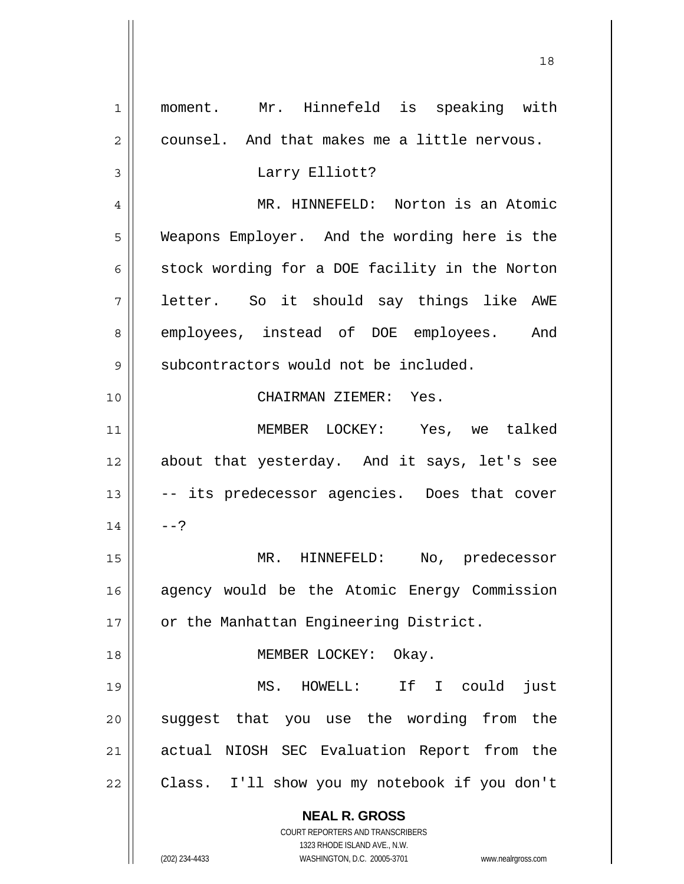moment. Mr. Hinnefeld is speaking with counsel. And that makes me a little nervous.

Larry Elliott?

MR. HINNEFELD: Norton is an Atomic Weapons Employer. And the wording here is the stock wording for a DOE facility in the Norton letter. So it should say things like AWE employees, instead of DOE employees. And subcontractors would not be included.

CHAIRMAN ZIEMER: Yes.

MEMBER LOCKEY: Yes, we talked about that yesterday. And it says, let's see -- its predecessor agencies. Does that cover --?

MR. HINNEFELD: No, predecessor agency would be the Atomic Energy Commission or the Manhattan Engineering District.

MEMBER LOCKEY: Okay.

MS. HOWELL: If I could just suggest that you use the wording from the actual NIOSH SEC Evaluation Report from the Class. I'll show you my notebook if you don't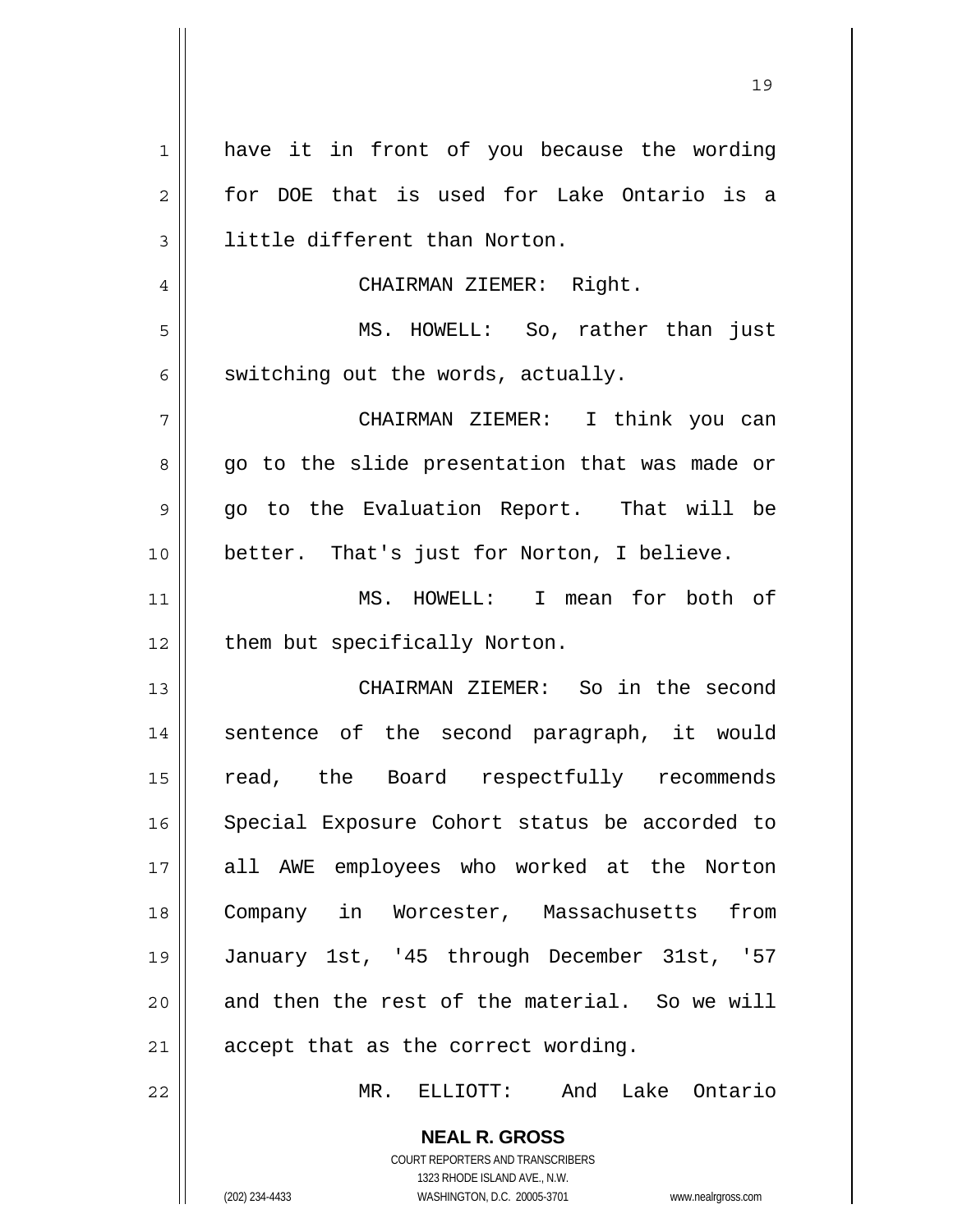have it in front of you because the wording for DOE that is used for Lake Ontario is a little different than Norton.

CHAIRMAN ZIEMER: Right.

MS. HOWELL: So, rather than just switching out the words, actually.

CHAIRMAN ZIEMER: I think you can go to the slide presentation that was made or go to the Evaluation Report. That will be better. That's just for Norton, I believe.

MS. HOWELL: I mean for both of them but specifically Norton.

CHAIRMAN ZIEMER: So in the second sentence of the second paragraph, it would read, the Board respectfully recommends Special Exposure Cohort status be accorded to all AWE employees who worked at the Norton Company in Worcester, Massachusetts from January 1st, '45 through December 31st, '57 and then the rest of the material. So we will accept that as the correct wording.

MR. ELLIOTT: And Lake Ontario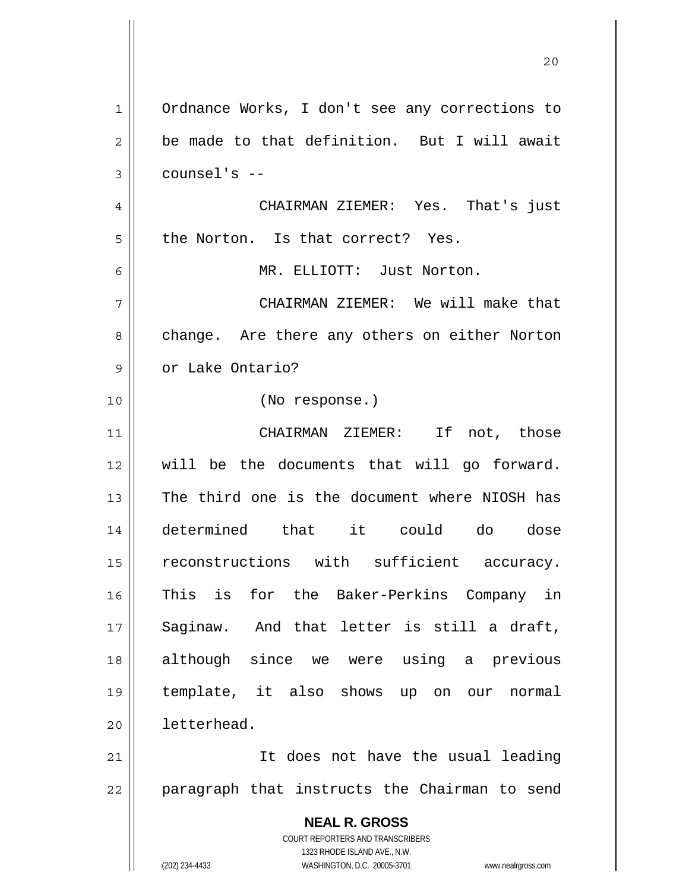Ordnance Works, I don't see any corrections to be made to that definition. But I will await counsel's --

CHAIRMAN ZIEMER: Yes. That's just the Norton. Is that correct? Yes.

MR. ELLIOTT: Just Norton.

CHAIRMAN ZIEMER: We will make that change. Are there any others on either Norton or Lake Ontario?

(No response.)

CHAIRMAN ZIEMER: If not, those will be the documents that will go forward. The third one is the document where NIOSH has determined that it could do dose reconstructions with sufficient accuracy. This is for the Baker-Perkins Company in Saginaw. And that letter is still a draft, although since we were using a previous template, it also shows up on our normal letterhead.

It does not have the usual leading paragraph that instructs the Chairman to send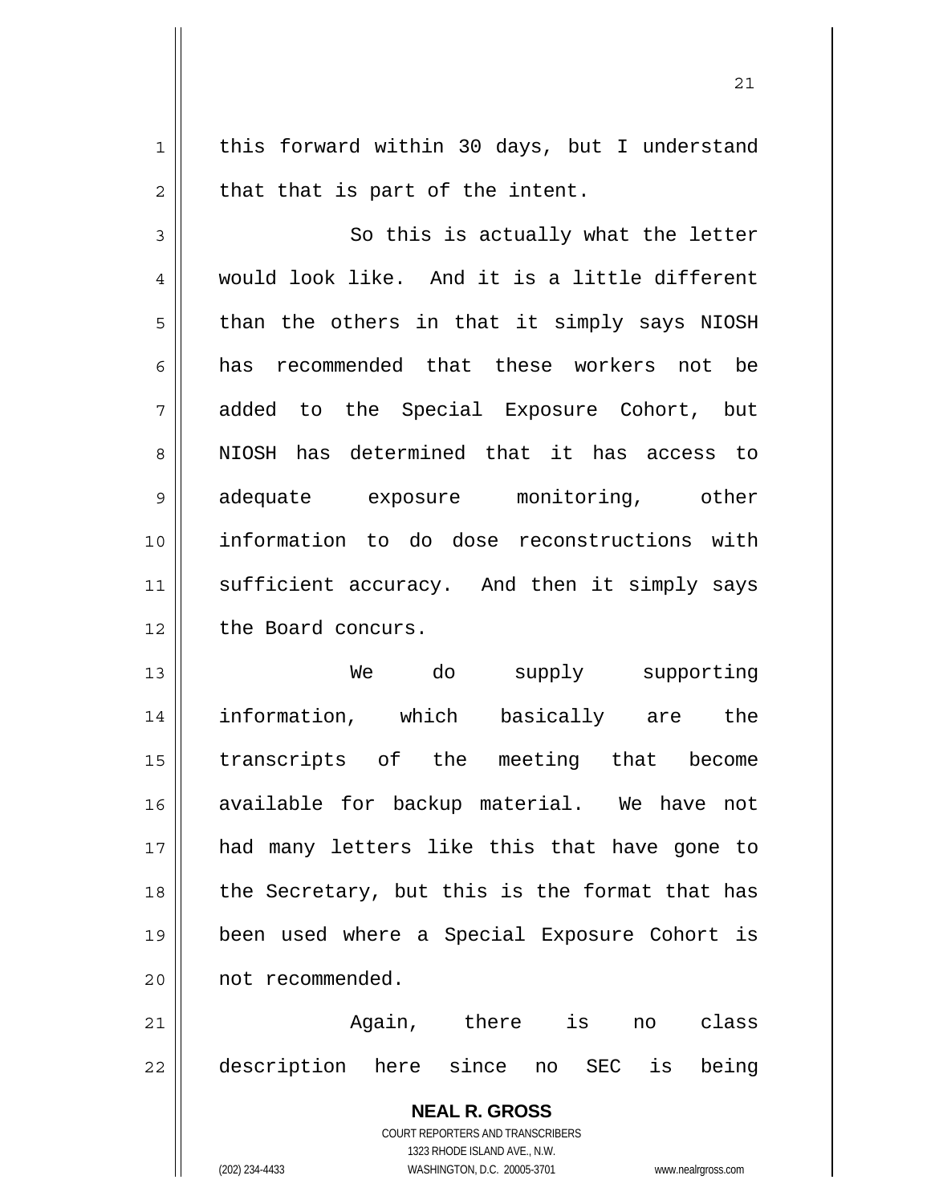this forward within 30 days, but I understand that that is part of the intent.

So this is actually what the letter would look like. And it is a little different than the others in that it simply says NIOSH has recommended that these workers not be added to the Special Exposure Cohort, but NIOSH has determined that it has access to adequate exposure monitoring, other information to do dose reconstructions with sufficient accuracy. And then it simply says the Board concurs.

We do supply supporting information, which basically are the transcripts of the meeting that become available for backup material. We have not had many letters like this that have gone to the Secretary, but this is the format that has been used where a Special Exposure Cohort is not recommended.

Again, there is no class description here since no SEC is being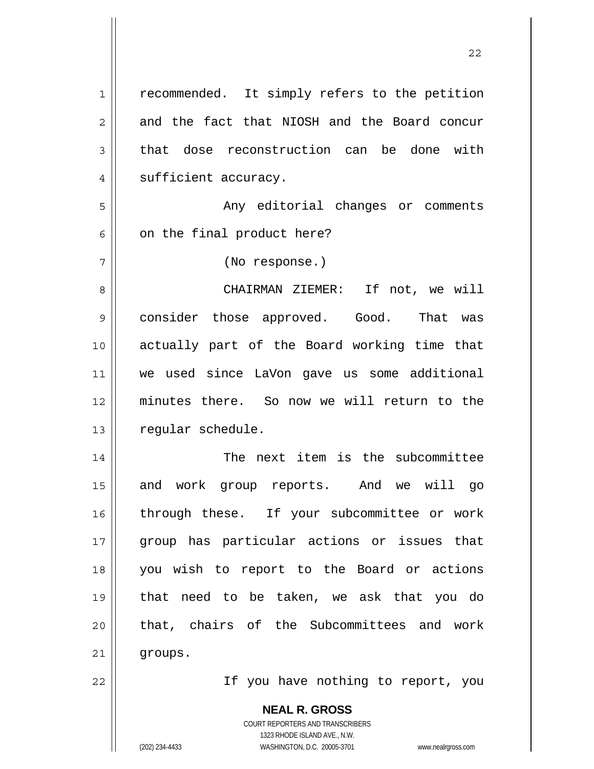recommended. It simply refers to the petition and the fact that NIOSH and the Board concur that dose reconstruction can be done with sufficient accuracy.

Any editorial changes or comments on the final product here?

(No response.)

CHAIRMAN ZIEMER: If not, we will consider those approved. Good. That was actually part of the Board working time that we used since LaVon gave us some additional minutes there. So now we will return to the regular schedule.

The next item is the subcommittee and work group reports. And we will go through these. If your subcommittee or work group has particular actions or issues that you wish to report to the Board or actions that need to be taken, we ask that you do that, chairs of the Subcommittees and work groups.

If you have nothing to report, you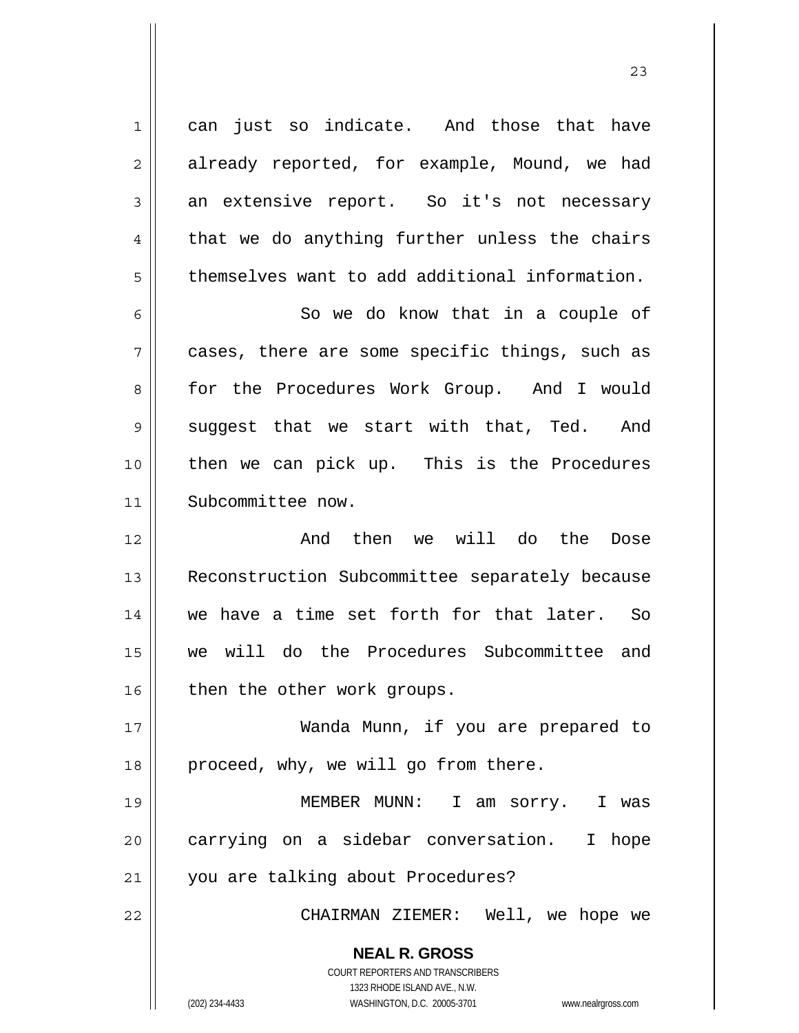can just so indicate. And those that have already reported, for example, Mound, we had an extensive report. So it's not necessary that we do anything further unless the chairs themselves want to add additional information.

So we do know that in a couple of cases, there are some specific things, such as for the Procedures Work Group. And I would suggest that we start with that, Ted. And then we can pick up. This is the Procedures Subcommittee now.

And then we will do the Dose Reconstruction Subcommittee separately because we have a time set forth for that later. So we will do the Procedures Subcommittee and then the other work groups.

Wanda Munn, if you are prepared to proceed, why, we will go from there.

MEMBER MUNN: I am sorry. I was carrying on a sidebar conversation. I hope you are talking about Procedures?

CHAIRMAN ZIEMER: Well, we hope we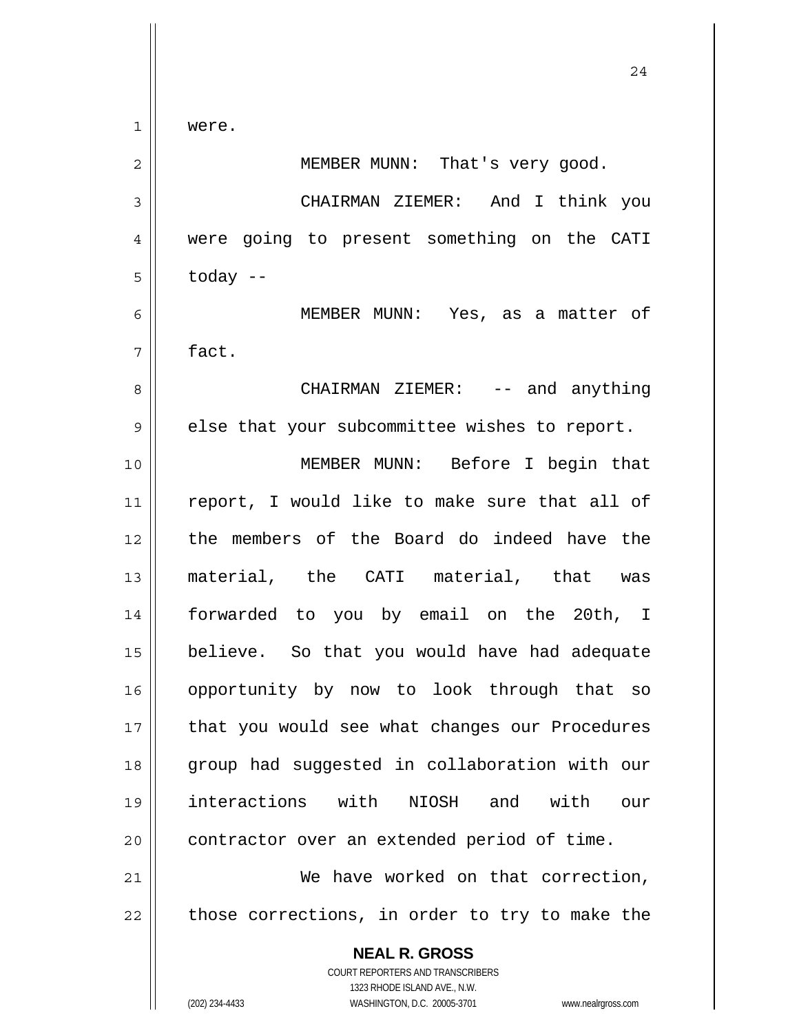were.

MEMBER MUNN: That's very good.

CHAIRMAN ZIEMER: And I think you were going to present something on the CATI today --

MEMBER MUNN: Yes, as a matter of fact.

CHAIRMAN ZIEMER: -- and anything else that your subcommittee wishes to report.

MEMBER MUNN: Before I begin that report, I would like to make sure that all of the members of the Board do indeed have the material, the CATI material, that was forwarded to you by email on the 20th, I believe. So that you would have had adequate opportunity by now to look through that so that you would see what changes our Procedures group had suggested in collaboration with our interactions with NIOSH and with our contractor over an extended period of time.

We have worked on that correction, those corrections, in order to try to make the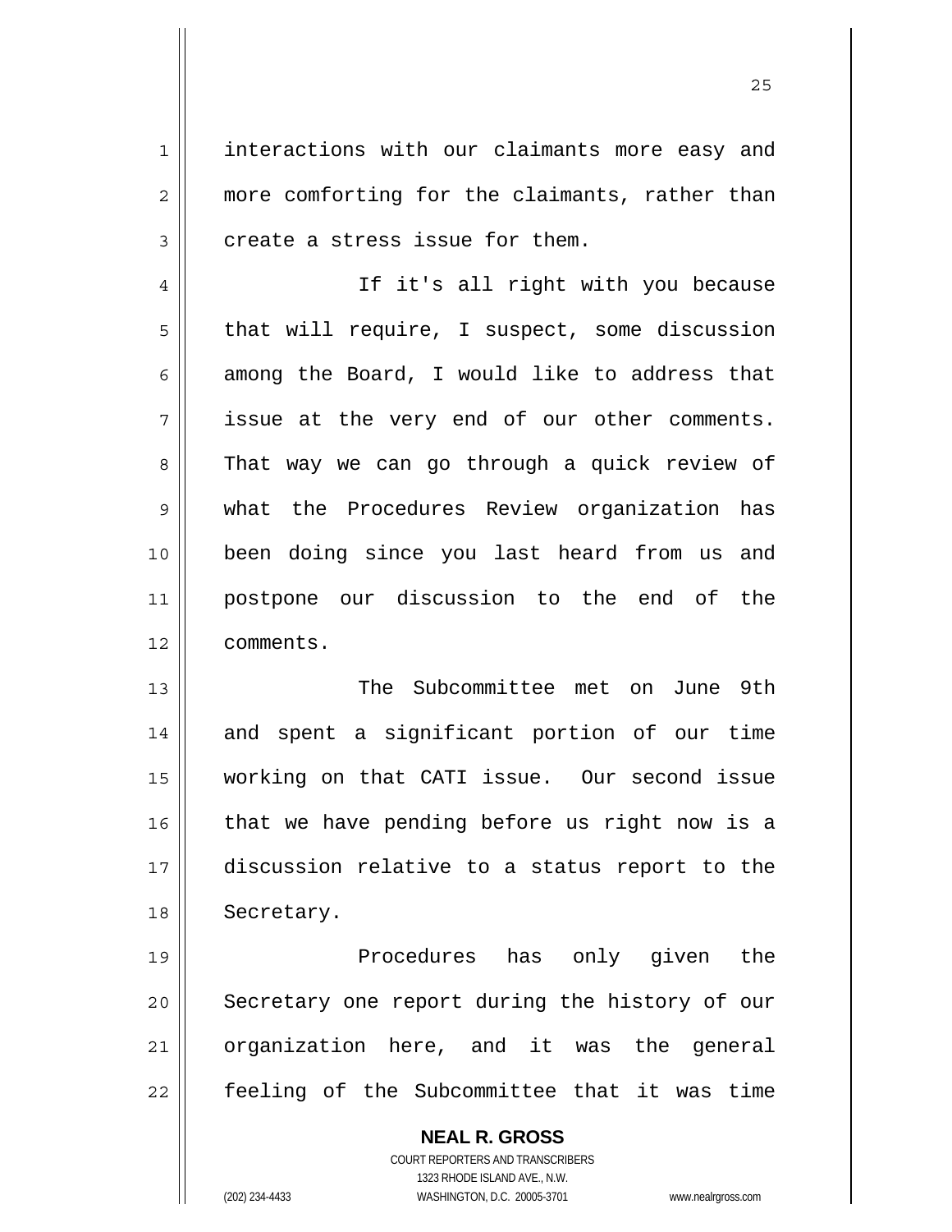interactions with our claimants more easy and more comforting for the claimants, rather than create a stress issue for them.

If it's all right with you because that will require, I suspect, some discussion among the Board, I would like to address that issue at the very end of our other comments. That way we can go through a quick review of what the Procedures Review organization has been doing since you last heard from us and postpone our discussion to the end of the comments.

The Subcommittee met on June 9th and spent a significant portion of our time working on that CATI issue. Our second issue that we have pending before us right now is a discussion relative to a status report to the Secretary.

Procedures has only given the Secretary one report during the history of our organization here, and it was the general feeling of the Subcommittee that it was time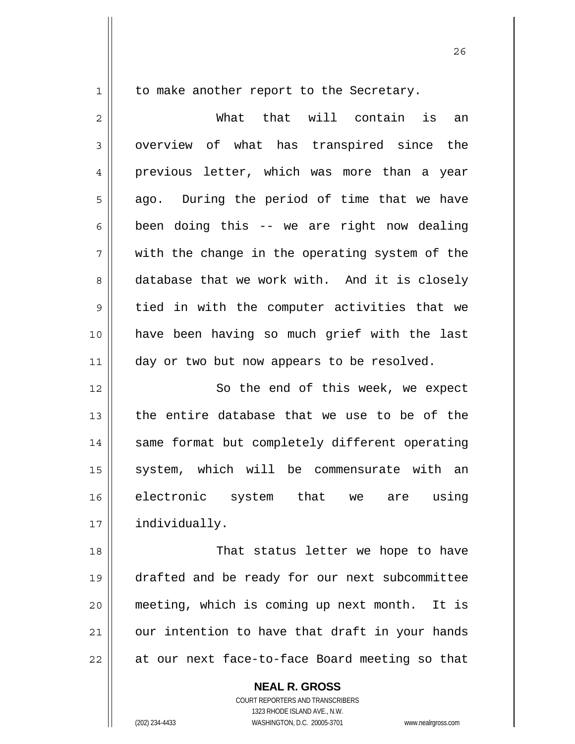to make another report to the Secretary.

What that will contain is an overview of what has transpired since the previous letter, which was more than a year ago. During the period of time that we have been doing this -- we are right now dealing with the change in the operating system of the database that we work with. And it is closely tied in with the computer activities that we have been having so much grief with the last day or two but now appears to be resolved.

So the end of this week, we expect the entire database that we use to be of the same format but completely different operating system, which will be commensurate with an electronic system that we are using individually.

That status letter we hope to have drafted and be ready for our next subcommittee meeting, which is coming up next month. It is our intention to have that draft in your hands at our next face-to-face Board meeting so that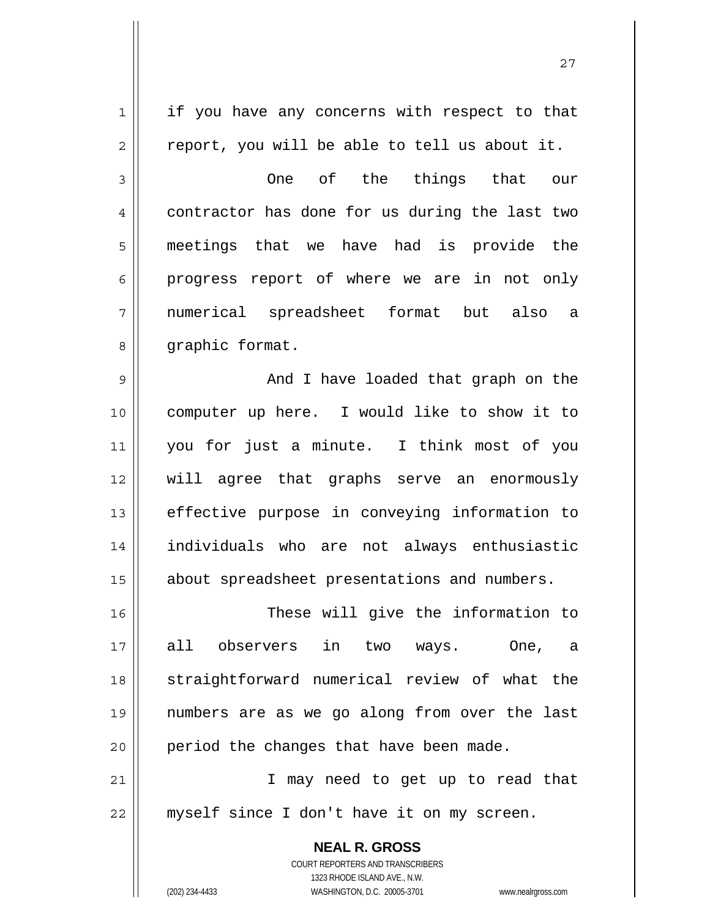if you have any concerns with respect to that report, you will be able to tell us about it.

One of the things that our contractor has done for us during the last two meetings that we have had is provide the progress report of where we are in not only numerical spreadsheet format but also a graphic format.

And I have loaded that graph on the computer up here. I would like to show it to you for just a minute. I think most of you will agree that graphs serve an enormously effective purpose in conveying information to individuals who are not always enthusiastic about spreadsheet presentations and numbers.

These will give the information to all observers in two ways. One, a straightforward numerical review of what the numbers are as we go along from over the last period the changes that have been made.

I may need to get up to read that myself since I don't have it on my screen.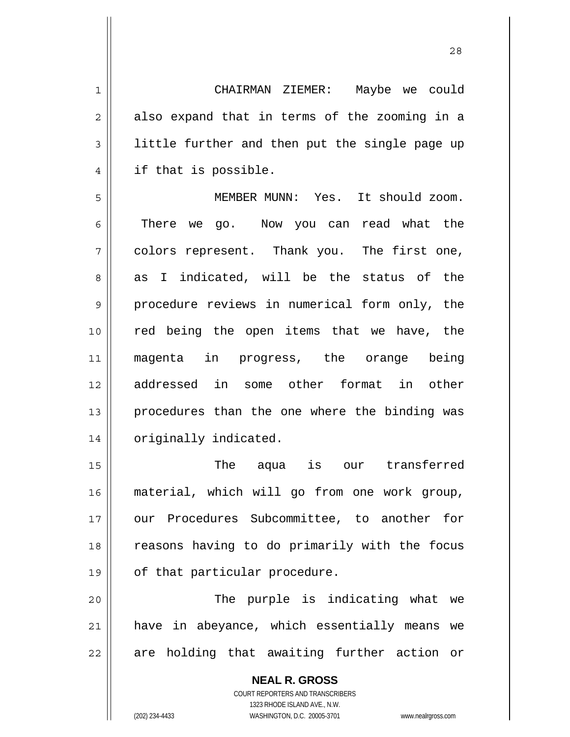CHAIRMAN ZIEMER: Maybe we could also expand that in terms of the zooming in a little further and then put the single page up if that is possible.

MEMBER MUNN: Yes. It should zoom. There we go. Now you can read what the colors represent. Thank you. The first one, as I indicated, will be the status of the procedure reviews in numerical form only, the red being the open items that we have, the magenta in progress, the orange being addressed in some other format in other procedures than the one where the binding was originally indicated.

The aqua is our transferred material, which will go from one work group, our Procedures Subcommittee, to another for reasons having to do primarily with the focus of that particular procedure.

The purple is indicating what we have in abeyance, which essentially means we are holding that awaiting further action or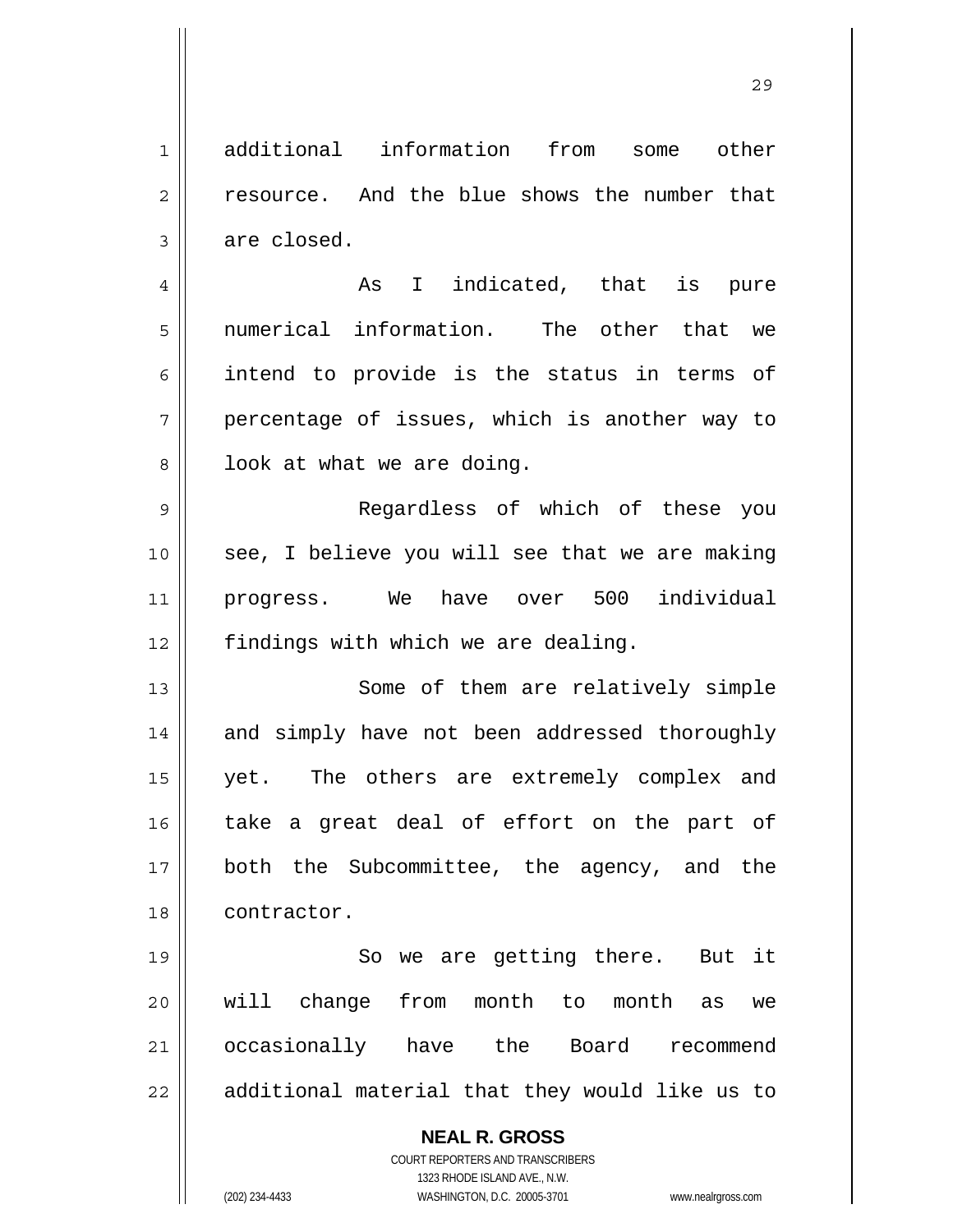additional information from some other resource. And the blue shows the number that are closed.

As I indicated, that is pure numerical information. The other that we intend to provide is the status in terms of percentage of issues, which is another way to look at what we are doing.

Regardless of which of these you see, I believe you will see that we are making progress. We have over 500 individual findings with which we are dealing.

Some of them are relatively simple and simply have not been addressed thoroughly yet. The others are extremely complex and take a great deal of effort on the part of both the Subcommittee, the agency, and the contractor.

So we are getting there. But it will change from month to month as we occasionally have the Board recommend additional material that they would like us to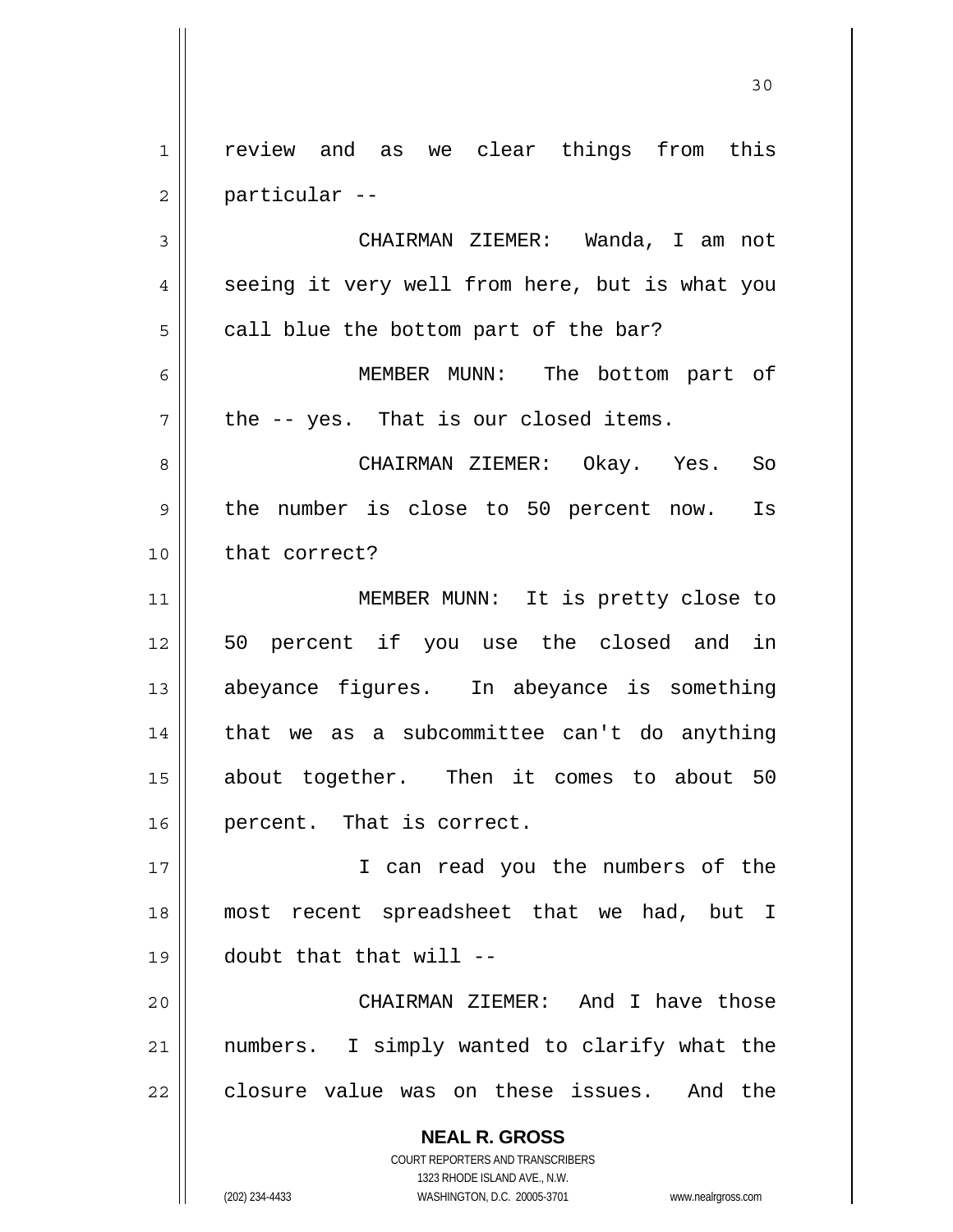review and as we clear things from this particular --

CHAIRMAN ZIEMER: Wanda, I am not seeing it very well from here, but is what you call blue the bottom part of the bar?

MEMBER MUNN: The bottom part of the -- yes. That is our closed items.

CHAIRMAN ZIEMER: Okay. Yes. So the number is close to 50 percent now. Is that correct?

MEMBER MUNN: It is pretty close to 50 percent if you use the closed and in abeyance figures. In abeyance is something that we as a subcommittee can't do anything about together. Then it comes to about 50 percent. That is correct.

I can read you the numbers of the most recent spreadsheet that we had, but I doubt that that will --

CHAIRMAN ZIEMER: And I have those numbers. I simply wanted to clarify what the closure value was on these issues. And the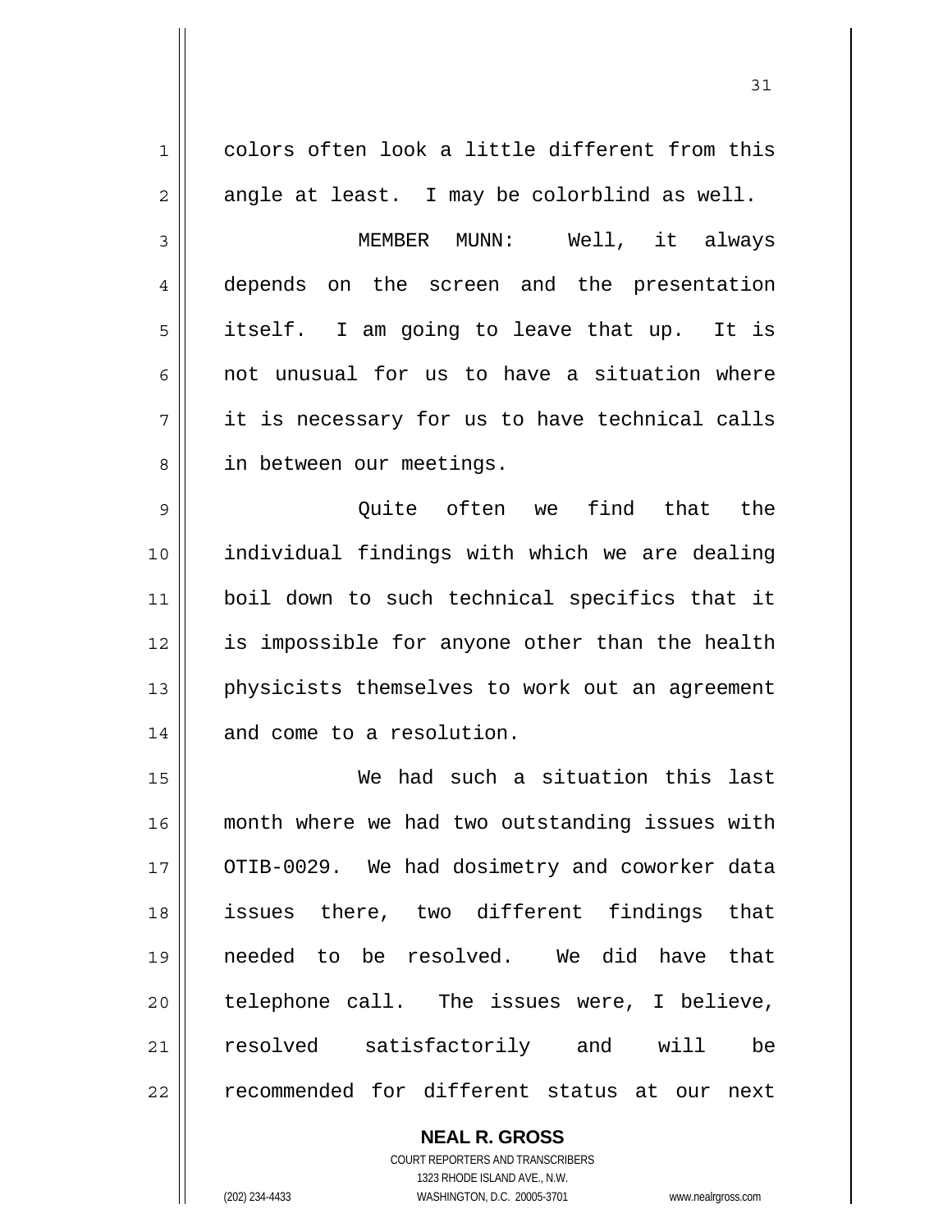colors often look a little different from this angle at least. I may be colorblind as well.

MEMBER MUNN: Well, it always depends on the screen and the presentation itself. I am going to leave that up. It is not unusual for us to have a situation where it is necessary for us to have technical calls in between our meetings.

Quite often we find that the individual findings with which we are dealing boil down to such technical specifics that it is impossible for anyone other than the health physicists themselves to work out an agreement and come to a resolution.

We had such a situation this last month where we had two outstanding issues with OTIB-0029. We had dosimetry and coworker data issues there, two different findings that needed to be resolved. We did have that telephone call. The issues were, I believe, resolved satisfactorily and will be recommended for different status at our next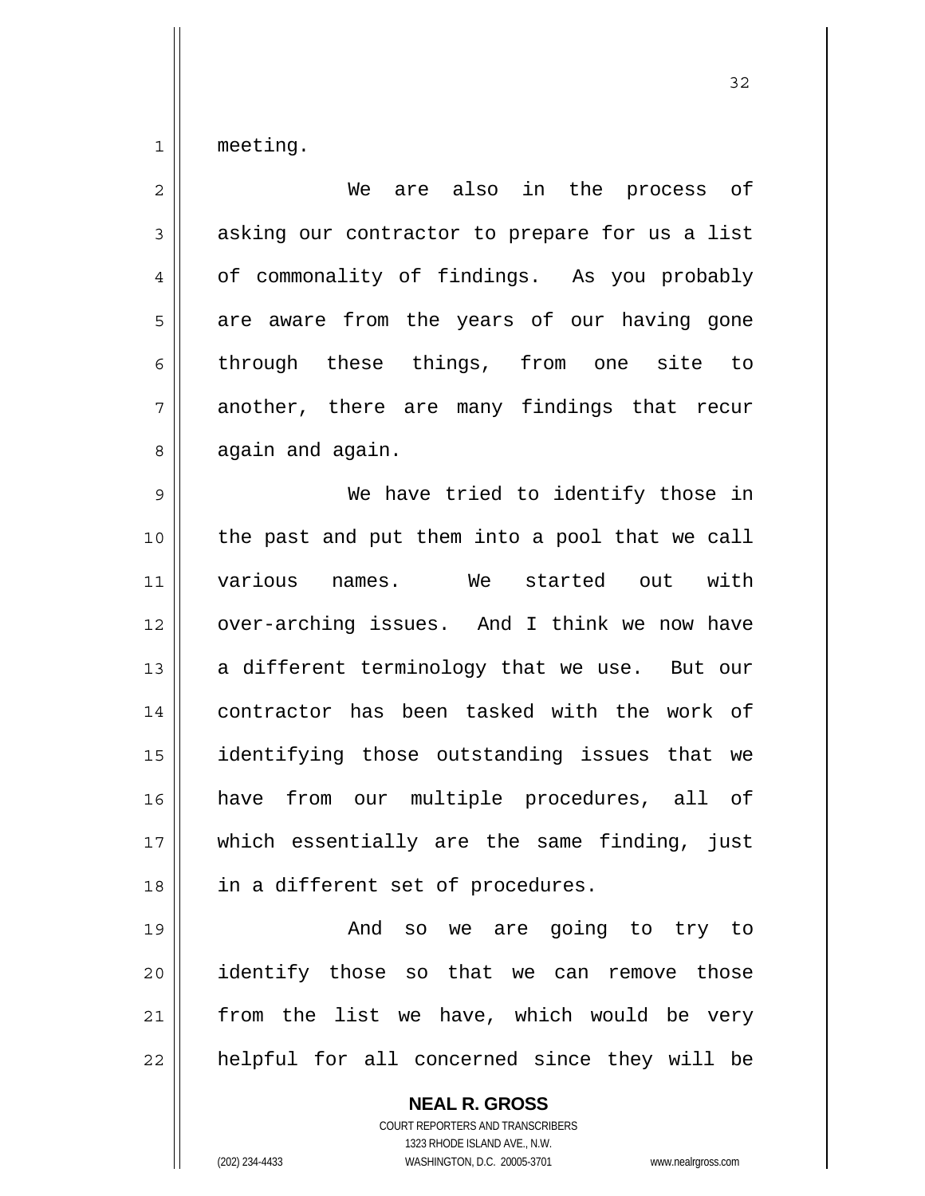meeting.

We are also in the process of asking our contractor to prepare for us a list of commonality of findings. As you probably are aware from the years of our having gone through these things, from one site to another, there are many findings that recur again and again.

We have tried to identify those in the past and put them into a pool that we call various names. We started out with over-arching issues. And I think we now have a different terminology that we use. But our contractor has been tasked with the work of identifying those outstanding issues that we have from our multiple procedures, all of which essentially are the same finding, just in a different set of procedures.

And so we are going to try to identify those so that we can remove those from the list we have, which would be very helpful for all concerned since they will be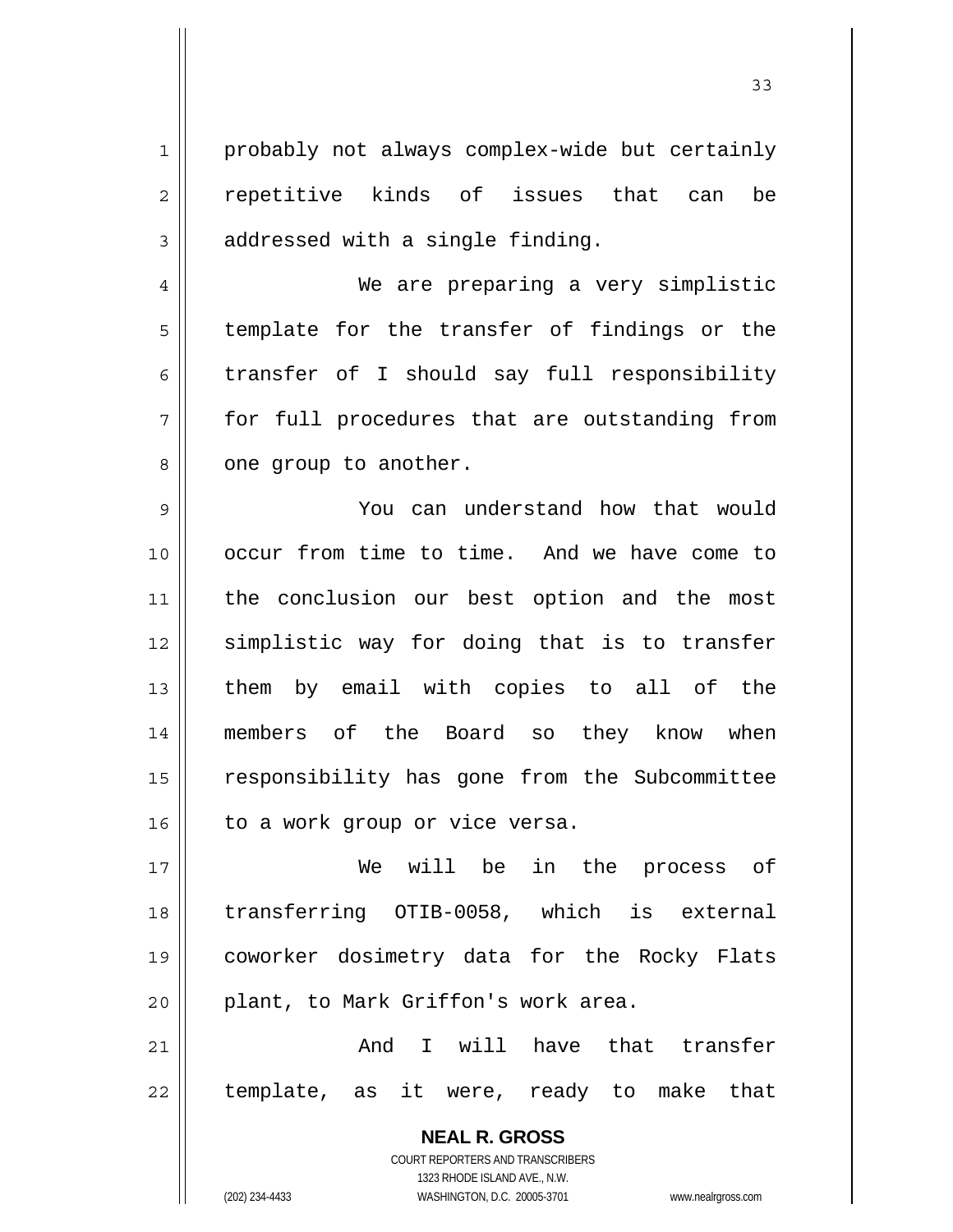probably not always complex-wide but certainly repetitive kinds of issues that can be addressed with a single finding.

We are preparing a very simplistic template for the transfer of findings or the transfer of I should say full responsibility for full procedures that are outstanding from one group to another.

You can understand how that would occur from time to time. And we have come to the conclusion our best option and the most simplistic way for doing that is to transfer them by email with copies to all of the members of the Board so they know when responsibility has gone from the Subcommittee to a work group or vice versa.

We will be in the process of transferring OTIB-0058, which is external coworker dosimetry data for the Rocky Flats plant, to Mark Griffon's work area.

And I will have that transfer template, as it were, ready to make that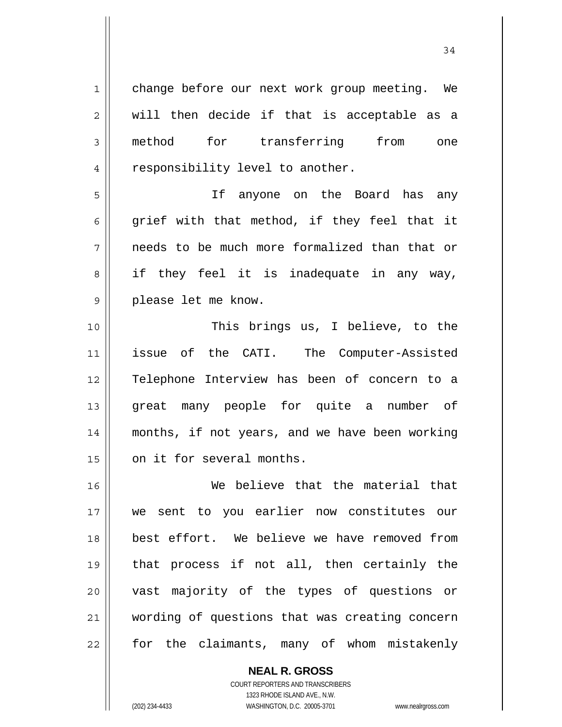change before our next work group meeting. We will then decide if that is acceptable as a method for transferring from one responsibility level to another.

If anyone on the Board has any grief with that method, if they feel that it needs to be much more formalized than that or if they feel it is inadequate in any way, please let me know.

This brings us, I believe, to the issue of the CATI. The Computer-Assisted Telephone Interview has been of concern to a great many people for quite a number of months, if not years, and we have been working on it for several months.

We believe that the material that we sent to you earlier now constitutes our best effort. We believe we have removed from that process if not all, then certainly the vast majority of the types of questions or wording of questions that was creating concern for the claimants, many of whom mistakenly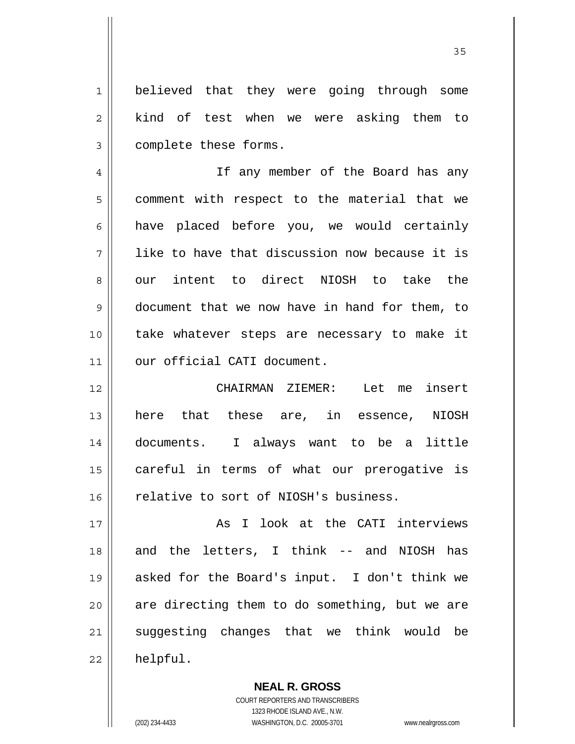believed that they were going through some kind of test when we were asking them to complete these forms.

If any member of the Board has any comment with respect to the material that we have placed before you, we would certainly like to have that discussion now because it is our intent to direct NIOSH to take the document that we now have in hand for them, to take whatever steps are necessary to make it our official CATI document.

CHAIRMAN ZIEMER: Let me insert here that these are, in essence, NIOSH documents. I always want to be a little careful in terms of what our prerogative is relative to sort of NIOSH's business.

As I look at the CATI interviews and the letters, I think -- and NIOSH has asked for the Board's input. I don't think we are directing them to do something, but we are suggesting changes that we think would be helpful.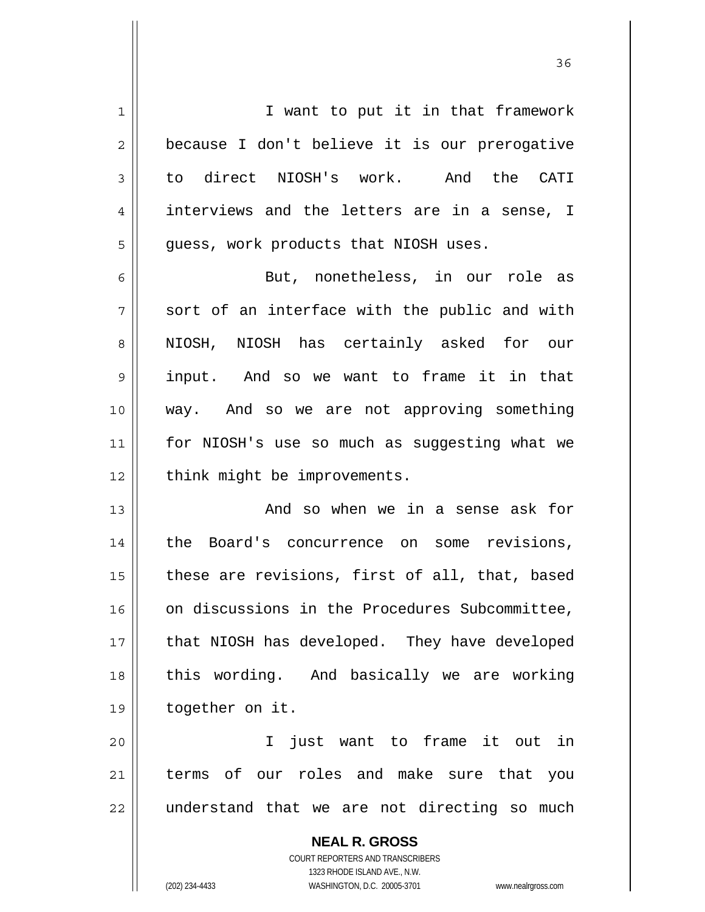I want to put it in that framework because I don't believe it is our prerogative to direct NIOSH's work. And the CATI interviews and the letters are in a sense, I guess, work products that NIOSH uses.

But, nonetheless, in our role as sort of an interface with the public and with NIOSH, NIOSH has certainly asked for our input. And so we want to frame it in that way. And so we are not approving something for NIOSH's use so much as suggesting what we think might be improvements.

And so when we in a sense ask for the Board's concurrence on some revisions, these are revisions, first of all, that, based on discussions in the Procedures Subcommittee, that NIOSH has developed. They have developed this wording. And basically we are working together on it.

I just want to frame it out in terms of our roles and make sure that you understand that we are not directing so much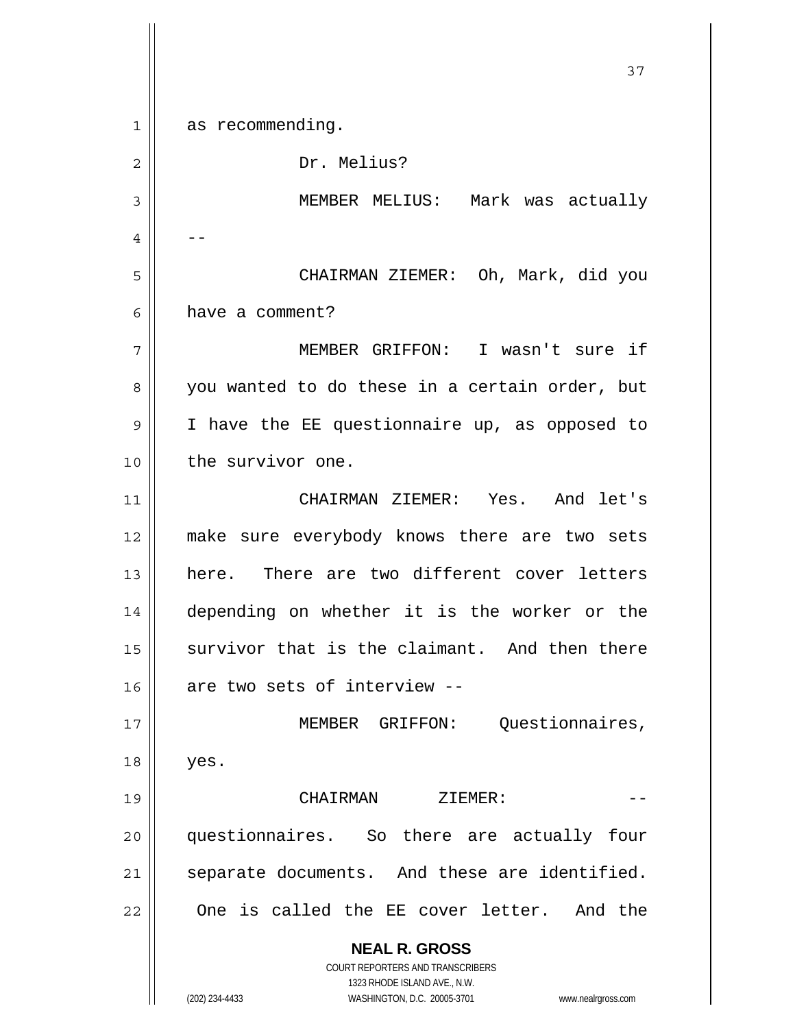as recommending.

Dr. Melius?

MEMBER MELIUS: Mark was actually --

CHAIRMAN ZIEMER: Oh, Mark, did you have a comment?

MEMBER GRIFFON: I wasn't sure if you wanted to do these in a certain order, but I have the EE questionnaire up, as opposed to the survivor one.

CHAIRMAN ZIEMER: Yes. And let's make sure everybody knows there are two sets here. There are two different cover letters depending on whether it is the worker or the survivor that is the claimant. And then there are two sets of interview --

MEMBER GRIFFON: Questionnaires, yes.

CHAIRMAN ZIEMER: -- questionnaires. So there are actually four separate documents. And these are identified. One is called the EE cover letter. And the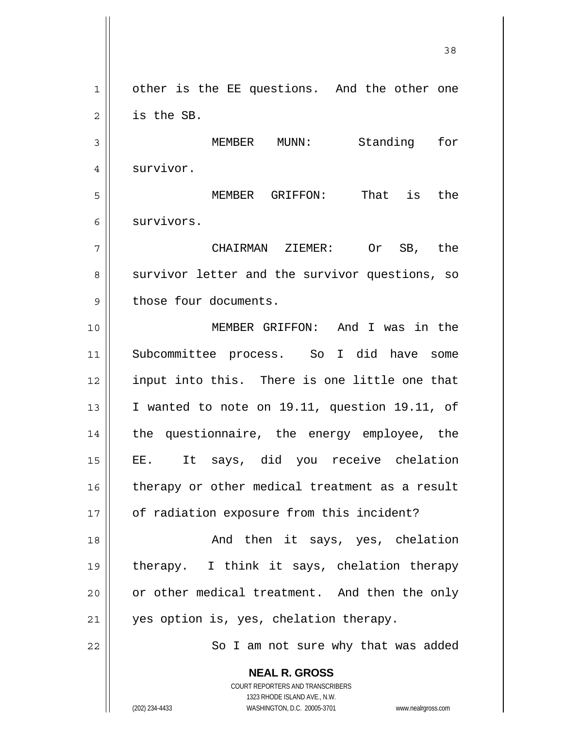other is the EE questions. And the other one is the SB.

MEMBER MUNN: Standing for survivor.

MEMBER GRIFFON: That is the survivors.

CHAIRMAN ZIEMER: Or SB, the survivor letter and the survivor questions, so those four documents.

MEMBER GRIFFON: And I was in the Subcommittee process. So I did have some input into this. There is one little one that I wanted to note on 19.11, question 19.11, of the questionnaire, the energy employee, the EE. It says, did you receive chelation therapy or other medical treatment as a result of radiation exposure from this incident?

And then it says, yes, chelation therapy. I think it says, chelation therapy or other medical treatment. And then the only yes option is, yes, chelation therapy.

So I am not sure why that was added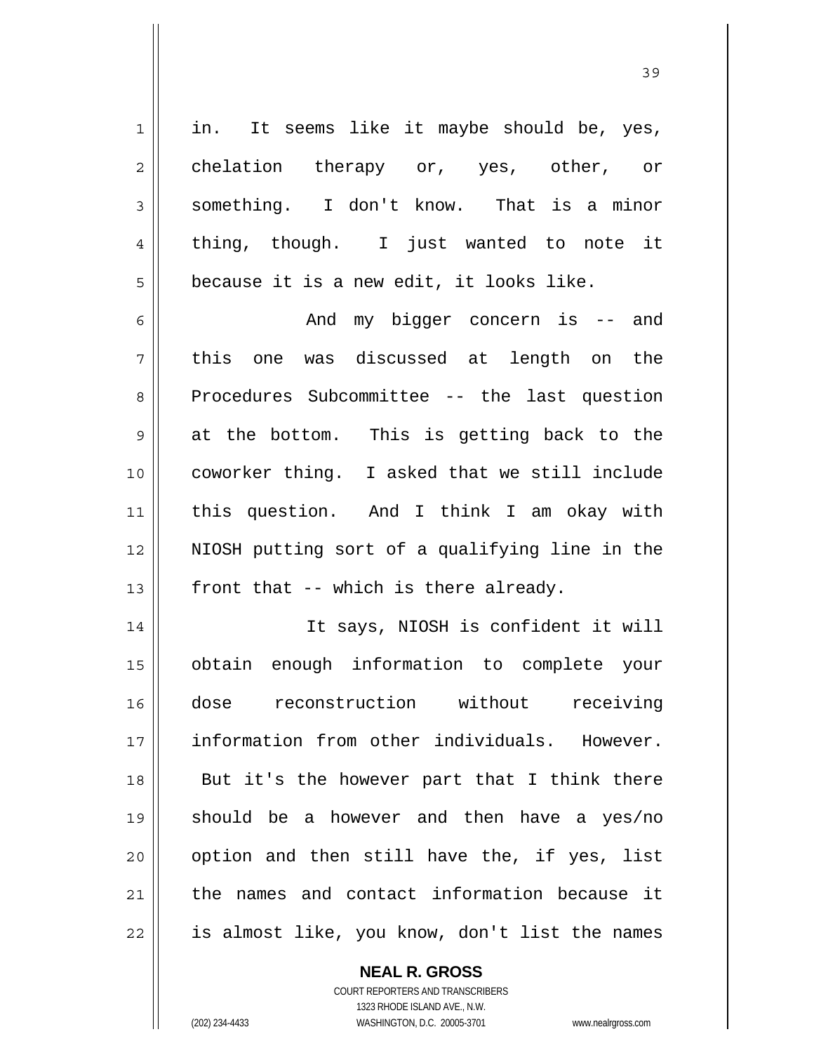in. It seems like it maybe should be, yes, chelation therapy or, yes, other, or something. I don't know. That is a minor thing, though. I just wanted to note it because it is a new edit, it looks like.

And my bigger concern is -- and this one was discussed at length on the Procedures Subcommittee -- the last question at the bottom. This is getting back to the coworker thing. I asked that we still include this question. And I think I am okay with NIOSH putting sort of a qualifying line in the front that -- which is there already.

It says, NIOSH is confident it will obtain enough information to complete your dose reconstruction without receiving information from other individuals. However. But it's the however part that I think there should be a however and then have a yes/no option and then still have the, if yes, list the names and contact information because it is almost like, you know, don't list the names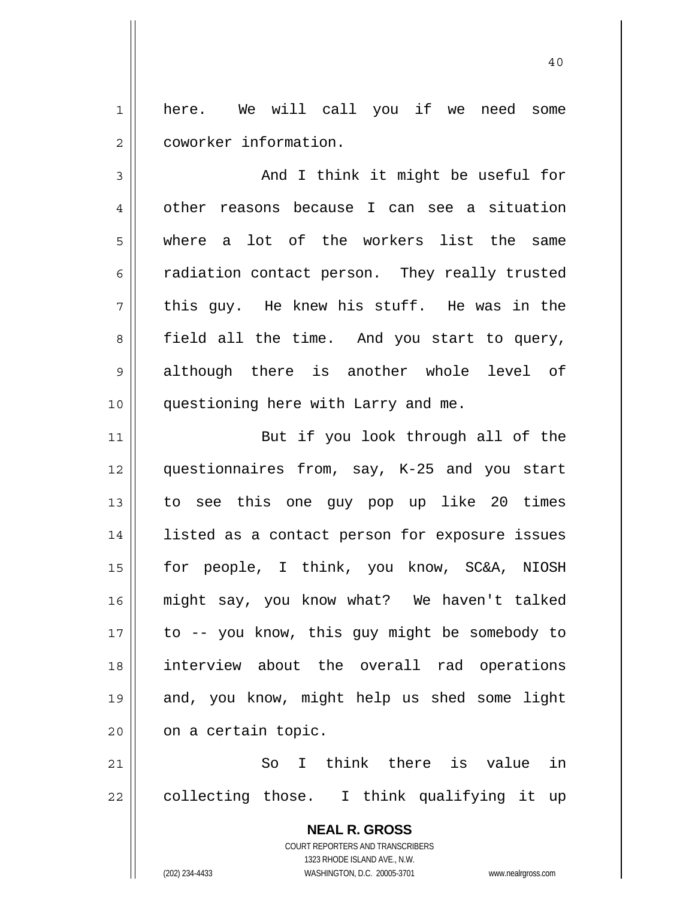here. We will call you if we need some coworker information.

And I think it might be useful for other reasons because I can see a situation where a lot of the workers list the same radiation contact person. They really trusted this guy. He knew his stuff. He was in the field all the time. And you start to query, although there is another whole level of questioning here with Larry and me.

But if you look through all of the questionnaires from, say, K-25 and you start to see this one guy pop up like 20 times listed as a contact person for exposure issues for people, I think, you know, SC&A, NIOSH might say, you know what? We haven't talked to -- you know, this guy might be somebody to interview about the overall rad operations and, you know, might help us shed some light on a certain topic.

So I think there is value in collecting those. I think qualifying it up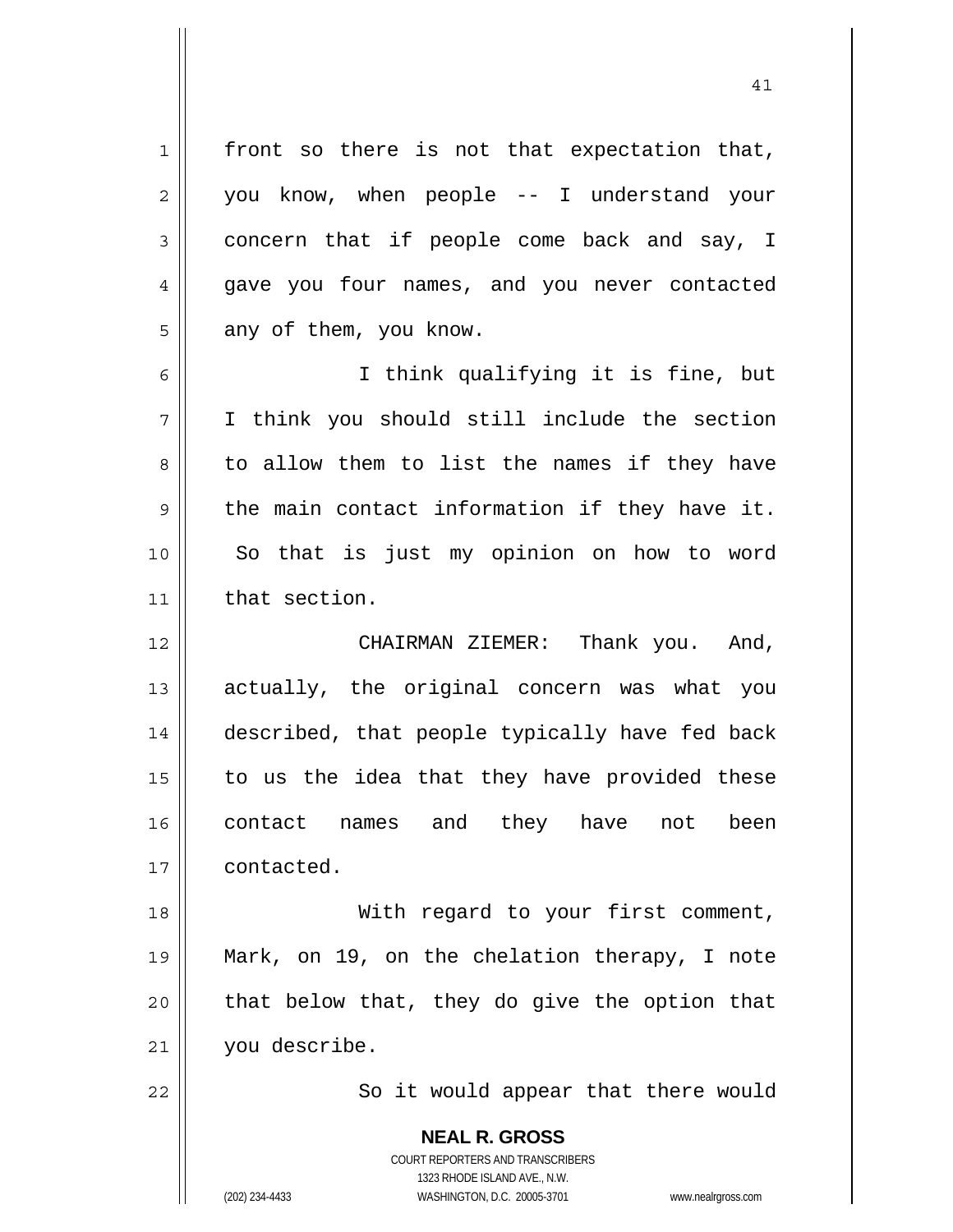front so there is not that expectation that, you know, when people -- I understand your concern that if people come back and say, I gave you four names, and you never contacted any of them, you know.

I think qualifying it is fine, but I think you should still include the section to allow them to list the names if they have the main contact information if they have it. So that is just my opinion on how to word that section.

CHAIRMAN ZIEMER: Thank you. And, actually, the original concern was what you described, that people typically have fed back to us the idea that they have provided these contact names and they have not been contacted.

With regard to your first comment, Mark, on 19, on the chelation therapy, I note that below that, they do give the option that you describe.

So it would appear that there would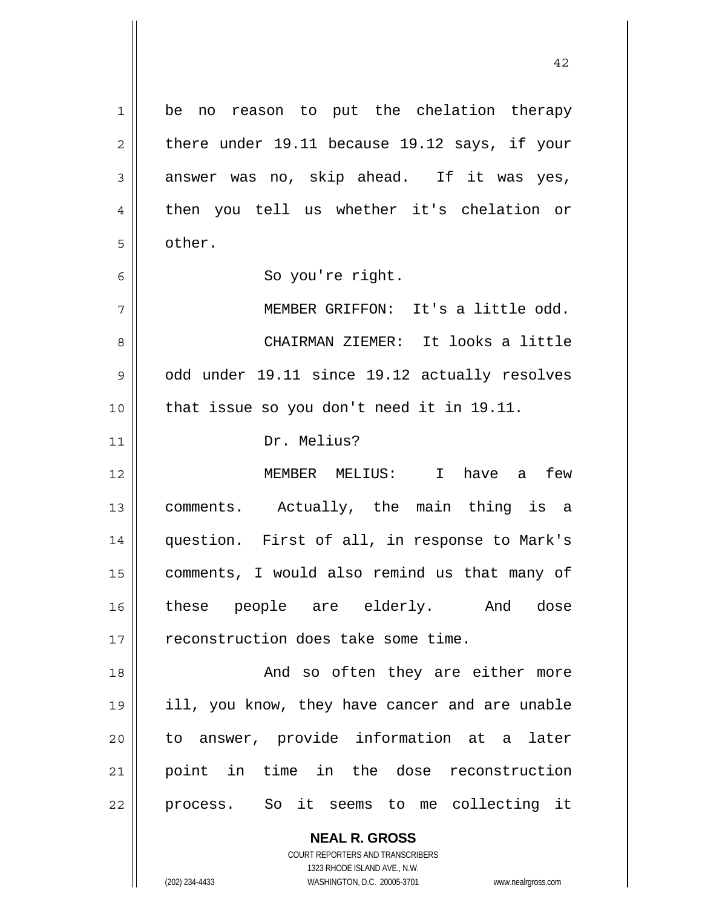be no reason to put the chelation therapy there under 19.11 because 19.12 says, if your answer was no, skip ahead. If it was yes, then you tell us whether it's chelation or other.

So you're right.

MEMBER GRIFFON: It's a little odd.

CHAIRMAN ZIEMER: It looks a little odd under 19.11 since 19.12 actually resolves that issue so you don't need it in 19.11.

Dr. Melius?

MEMBER MELIUS: I have a few comments. Actually, the main thing is a question. First of all, in response to Mark's comments, I would also remind us that many of these people are elderly. And dose reconstruction does take some time.

And so often they are either more ill, you know, they have cancer and are unable to answer, provide information at a later point in time in the dose reconstruction process. So it seems to me collecting it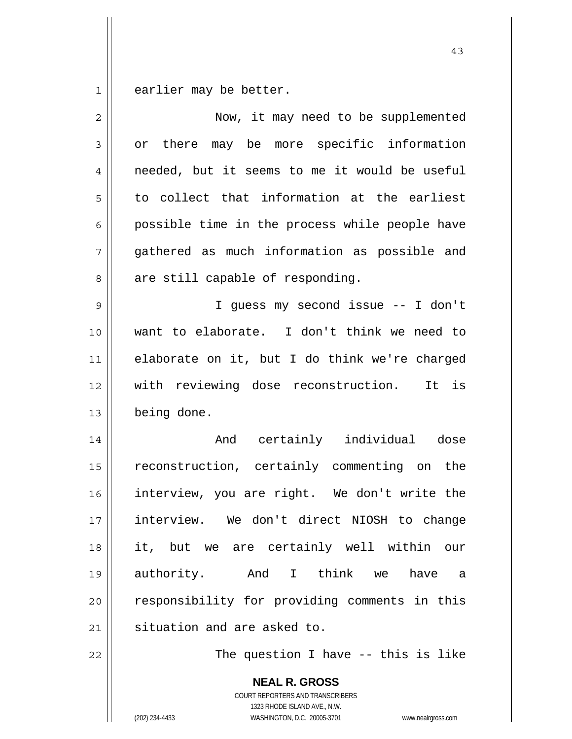earlier may be better.

Now, it may need to be supplemented or there may be more specific information needed, but it seems to me it would be useful to collect that information at the earliest possible time in the process while people have gathered as much information as possible and are still capable of responding.

I guess my second issue -- I don't want to elaborate. I don't think we need to elaborate on it, but I do think we're charged with reviewing dose reconstruction. It is being done.

And certainly individual dose reconstruction, certainly commenting on the interview, you are right. We don't write the interview. We don't direct NIOSH to change it, but we are certainly well within our authority. And I think we have a responsibility for providing comments in this situation and are asked to.

The question I have -- this is like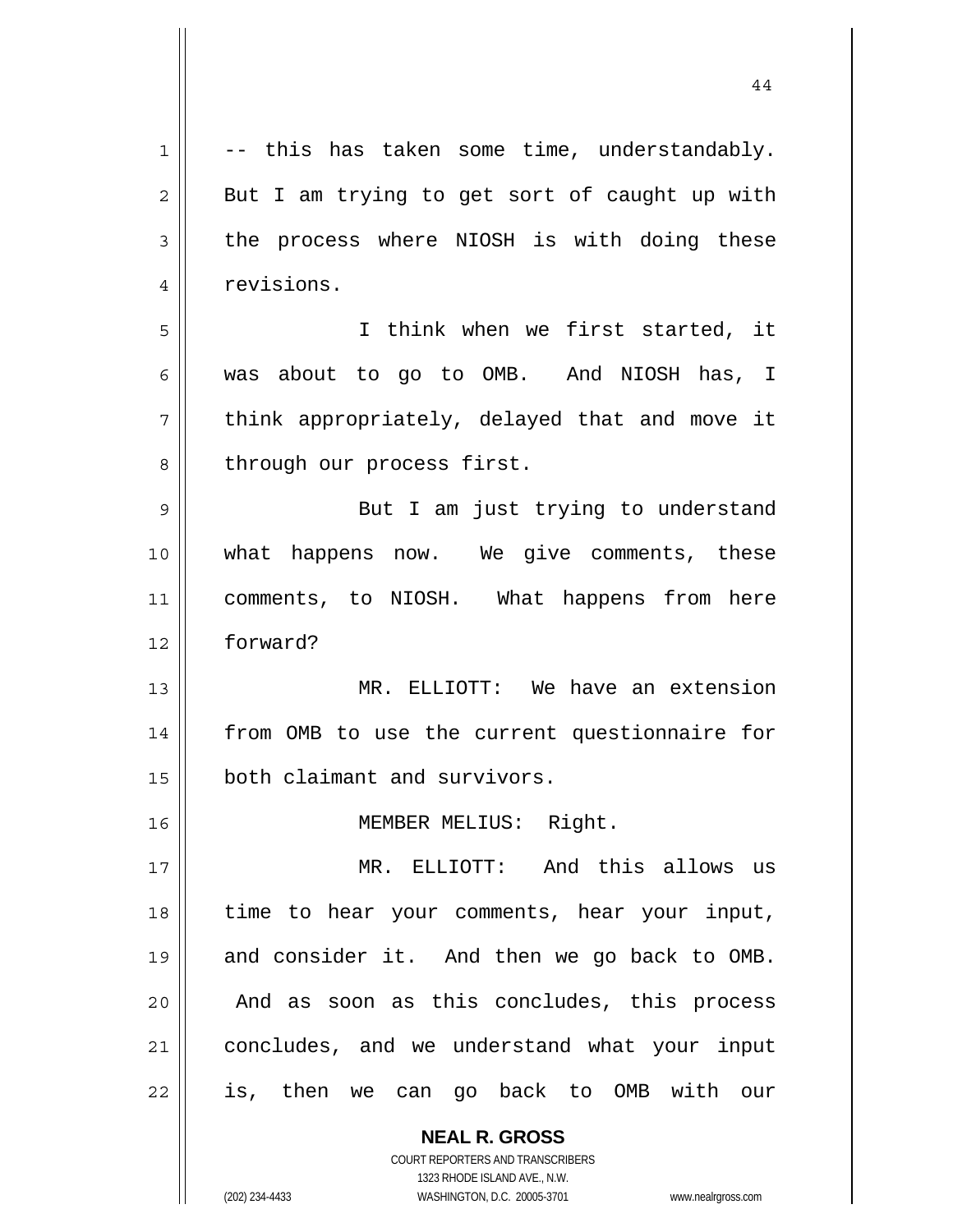-- this has taken some time, understandably. But I am trying to get sort of caught up with the process where NIOSH is with doing these revisions.

I think when we first started, it was about to go to OMB. And NIOSH has, I think appropriately, delayed that and move it through our process first.

But I am just trying to understand what happens now. We give comments, these comments, to NIOSH. What happens from here forward?

MR. ELLIOTT: We have an extension from OMB to use the current questionnaire for both claimant and survivors.

MEMBER MELIUS: Right.

MR. ELLIOTT: And this allows us time to hear your comments, hear your input, and consider it. And then we go back to OMB. And as soon as this concludes, this process concludes, and we understand what your input is, then we can go back to OMB with our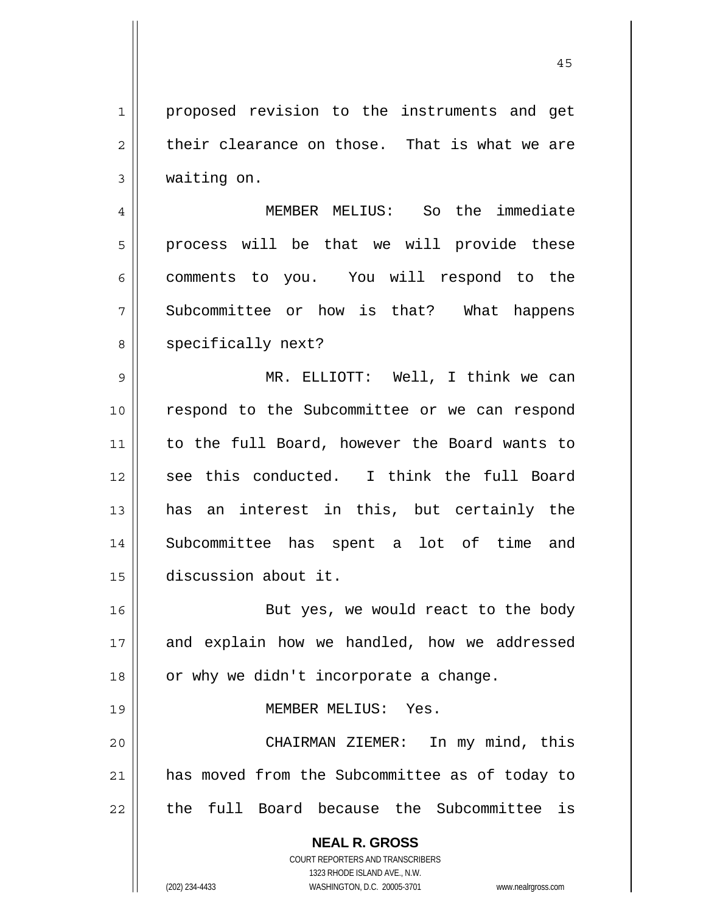proposed revision to the instruments and get their clearance on those. That is what we are waiting on.

MEMBER MELIUS: So the immediate process will be that we will provide these comments to you. You will respond to the Subcommittee or how is that? What happens specifically next?

MR. ELLIOTT: Well, I think we can respond to the Subcommittee or we can respond to the full Board, however the Board wants to see this conducted. I think the full Board has an interest in this, but certainly the Subcommittee has spent a lot of time and discussion about it.

But yes, we would react to the body and explain how we handled, how we addressed or why we didn't incorporate a change.

MEMBER MELIUS: Yes.

CHAIRMAN ZIEMER: In my mind, this has moved from the Subcommittee as of today to the full Board because the Subcommittee is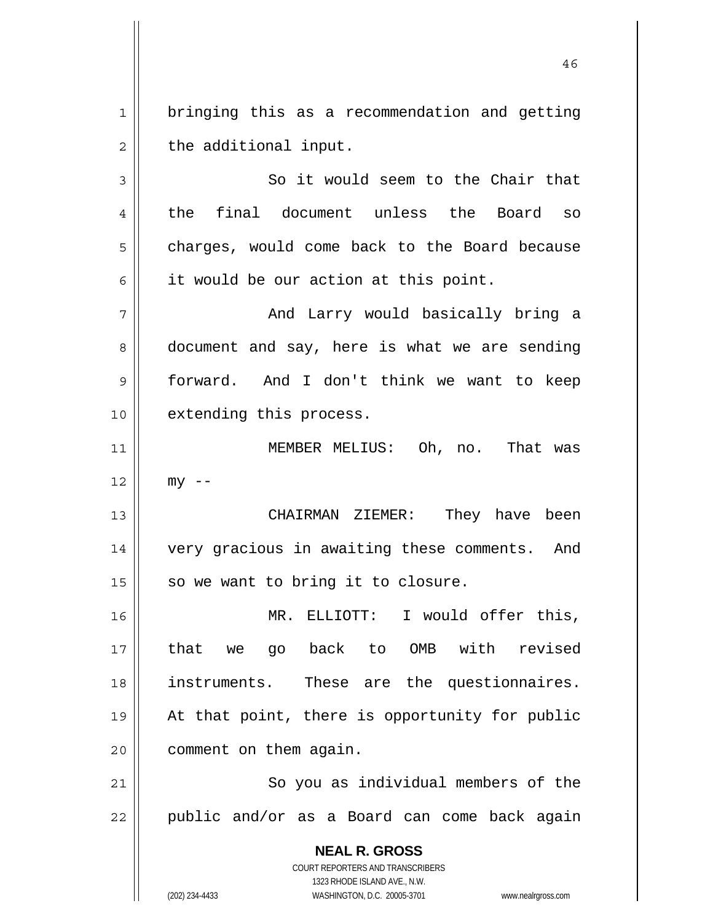bringing this as a recommendation and getting the additional input.

So it would seem to the Chair that the final document unless the Board so charges, would come back to the Board because it would be our action at this point.

And Larry would basically bring a document and say, here is what we are sending forward. And I don't think we want to keep extending this process.

MEMBER MELIUS: Oh, no. That was my --

CHAIRMAN ZIEMER: They have been very gracious in awaiting these comments. And so we want to bring it to closure.

MR. ELLIOTT: I would offer this, that we go back to OMB with revised instruments. These are the questionnaires. At that point, there is opportunity for public comment on them again.

So you as individual members of the public and/or as a Board can come back again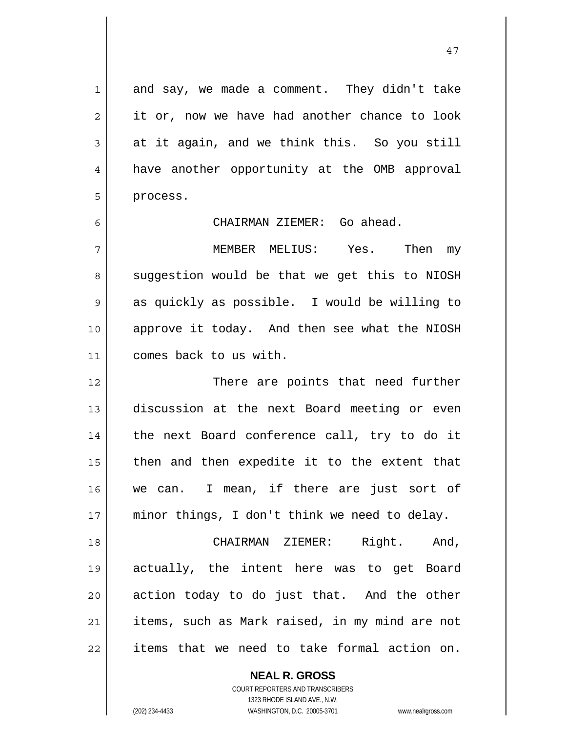and say, we made a comment. They didn't take it or, now we have had another chance to look at it again, and we think this. So you still have another opportunity at the OMB approval process.

CHAIRMAN ZIEMER: Go ahead.

MEMBER MELIUS: Yes. Then my suggestion would be that we get this to NIOSH as quickly as possible. I would be willing to approve it today. And then see what the NIOSH comes back to us with.

There are points that need further discussion at the next Board meeting or even the next Board conference call, try to do it then and then expedite it to the extent that we can. I mean, if there are just sort of minor things, I don't think we need to delay.

CHAIRMAN ZIEMER: Right. And, actually, the intent here was to get Board action today to do just that. And the other items, such as Mark raised, in my mind are not items that we need to take formal action on.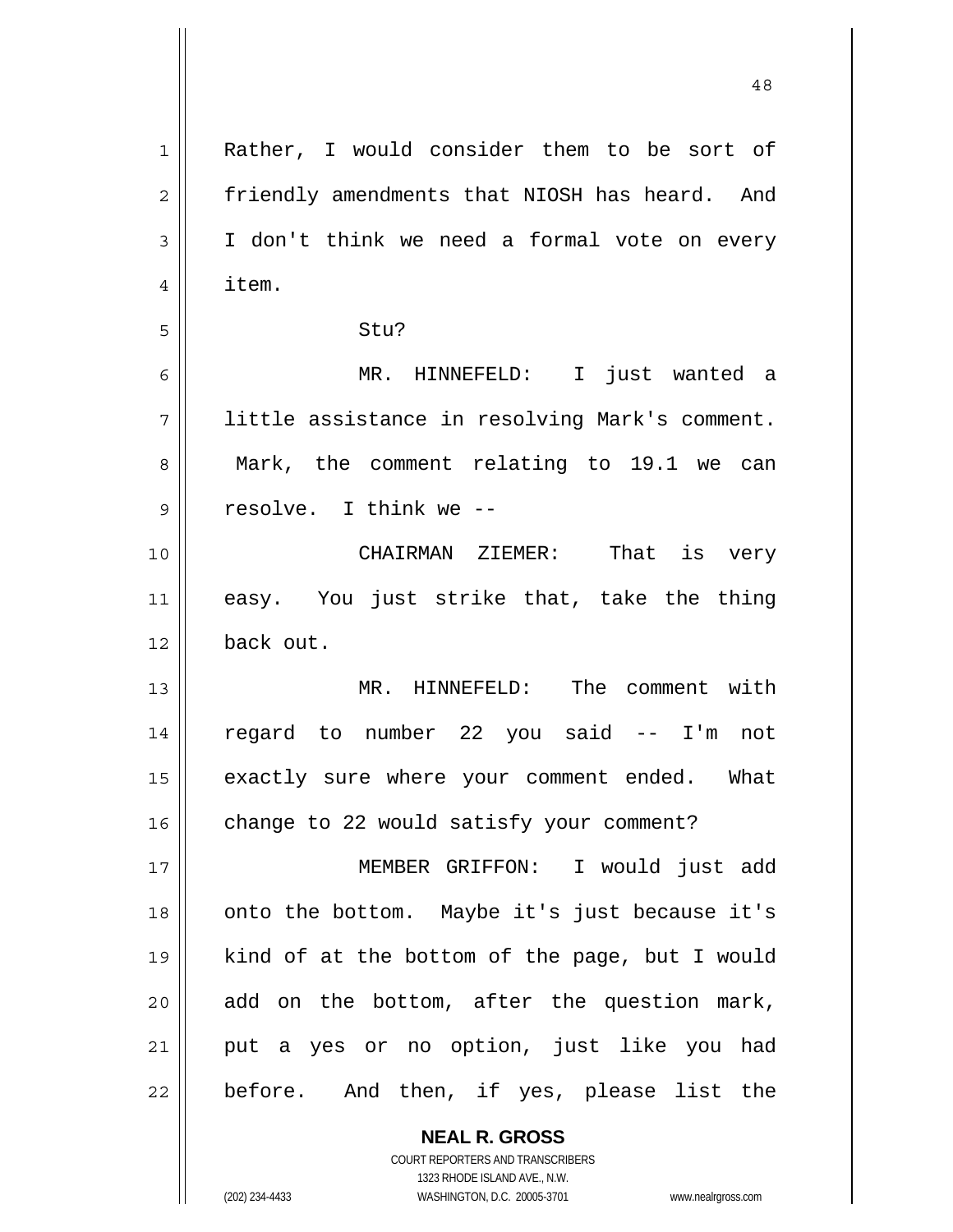Rather, I would consider them to be sort of friendly amendments that NIOSH has heard. And I don't think we need a formal vote on every item.

Stu?

MR. HINNEFELD: I just wanted a little assistance in resolving Mark's comment. Mark, the comment relating to 19.1 we can resolve. I think we --

CHAIRMAN ZIEMER: That is very easy. You just strike that, take the thing back out.

MR. HINNEFELD: The comment with regard to number 22 you said -- I'm not exactly sure where your comment ended. What change to 22 would satisfy your comment?

MEMBER GRIFFON: I would just add onto the bottom. Maybe it's just because it's kind of at the bottom of the page, but I would add on the bottom, after the question mark, put a yes or no option, just like you had before. And then, if yes, please list the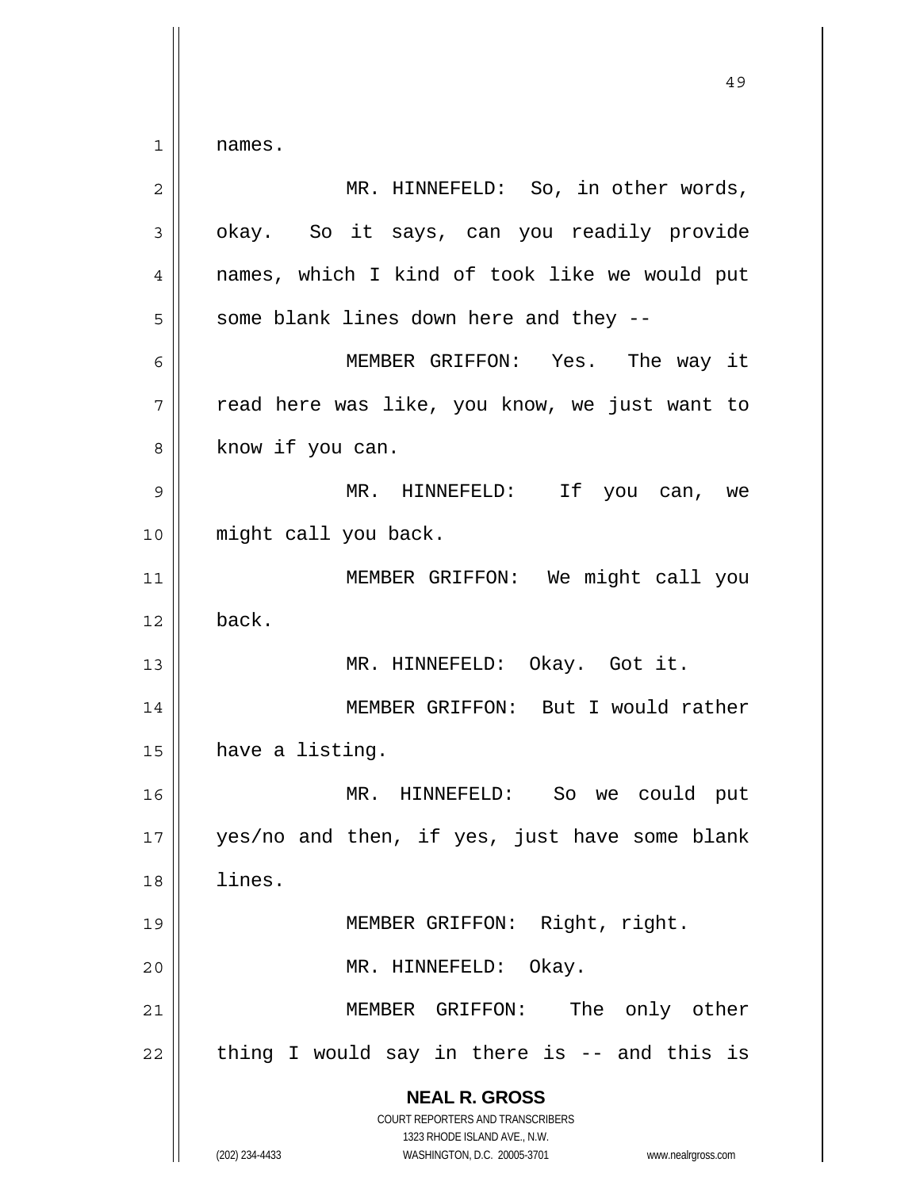names.

MR. HINNEFELD: So, in other words, okay. So it says, can you readily provide names, which I kind of took like we would put some blank lines down here and they --

MEMBER GRIFFON: Yes. The way it read here was like, you know, we just want to know if you can.

MR. HINNEFELD: If you can, we might call you back.

MEMBER GRIFFON: We might call you back.

MR. HINNEFELD: Okay. Got it.

MEMBER GRIFFON: But I would rather have a listing.

MR. HINNEFELD: So we could put yes/no and then, if yes, just have some blank lines.

MEMBER GRIFFON: Right, right.

MR. HINNEFELD: Okay.

MEMBER GRIFFON: The only other thing I would say in there is -- and this is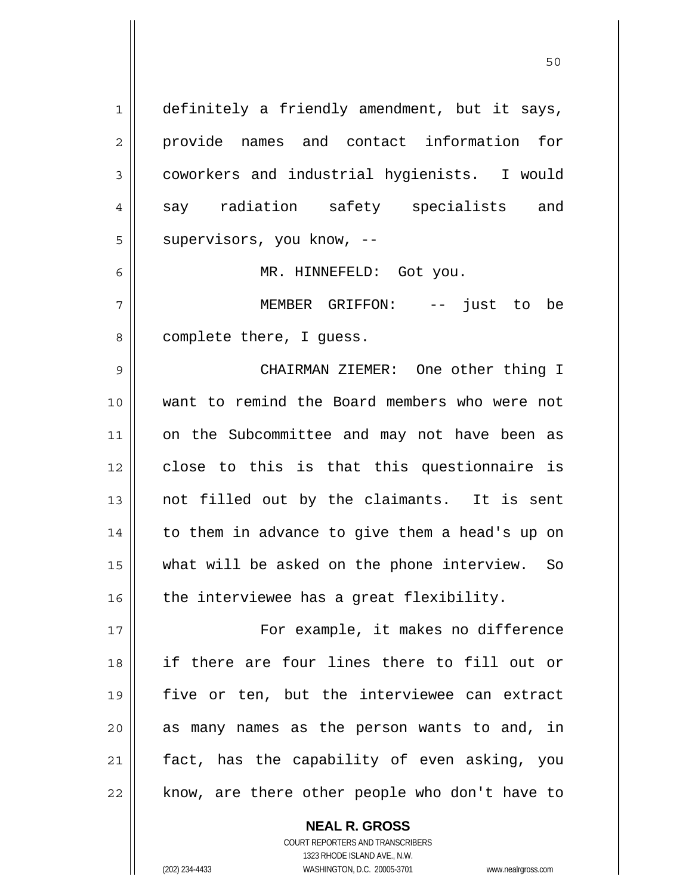definitely a friendly amendment, but it says, provide names and contact information for coworkers and industrial hygienists. I would say radiation safety specialists and supervisors, you know, --

MR. HINNEFELD: Got you.

MEMBER GRIFFON: -- just to be complete there, I guess.

CHAIRMAN ZIEMER: One other thing I want to remind the Board members who were not on the Subcommittee and may not have been as close to this is that this questionnaire is not filled out by the claimants. It is sent to them in advance to give them a head's up on what will be asked on the phone interview. So the interviewee has a great flexibility.

For example, it makes no difference if there are four lines there to fill out or five or ten, but the interviewee can extract as many names as the person wants to and, in fact, has the capability of even asking, you know, are there other people who don't have to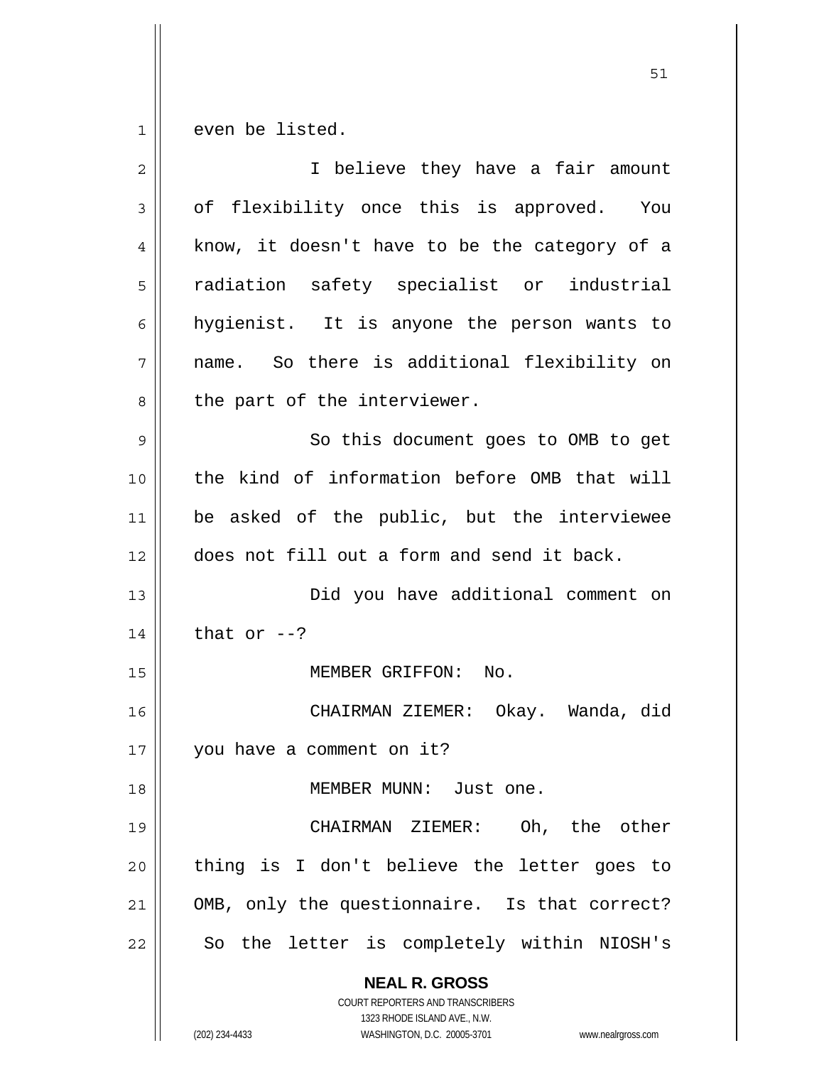even be listed.

I believe they have a fair amount of flexibility once this is approved. You know, it doesn't have to be the category of a radiation safety specialist or industrial hygienist. It is anyone the person wants to name. So there is additional flexibility on the part of the interviewer.

So this document goes to OMB to get the kind of information before OMB that will be asked of the public, but the interviewee does not fill out a form and send it back.

Did you have additional comment on that or --?

MEMBER GRIFFON: No.

CHAIRMAN ZIEMER: Okay. Wanda, did you have a comment on it?

MEMBER MUNN: Just one.

CHAIRMAN ZIEMER: Oh, the other thing is I don't believe the letter goes to OMB, only the questionnaire. Is that correct? So the letter is completely within NIOSH's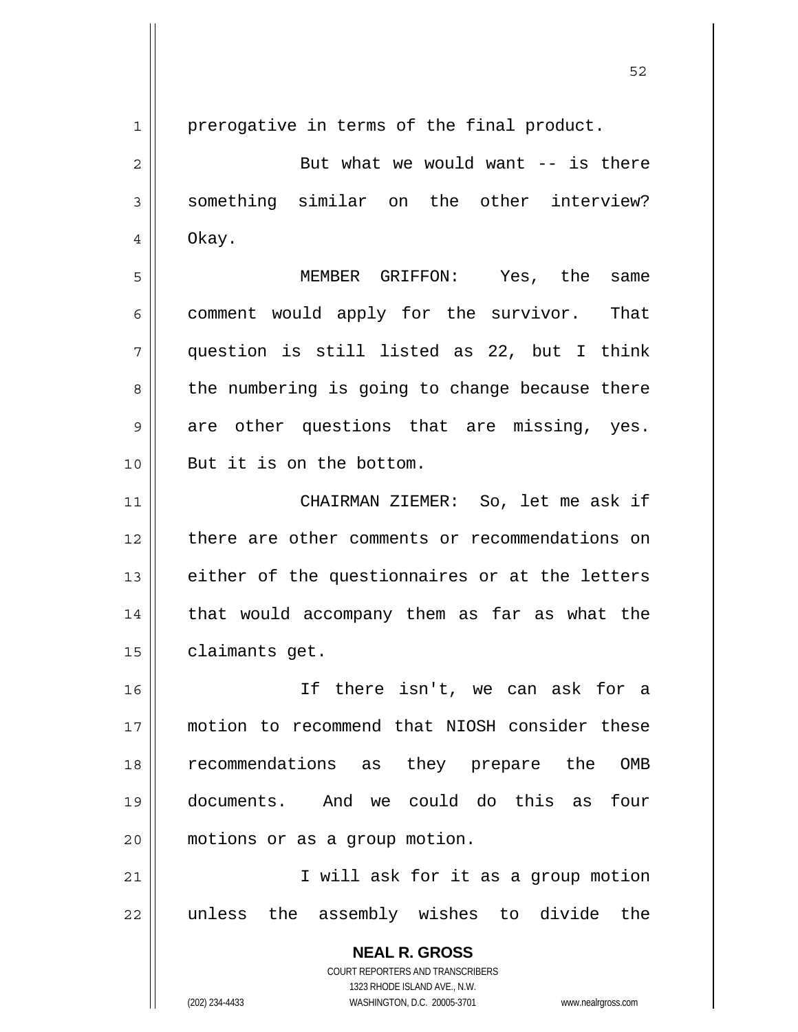prerogative in terms of the final product.

But what we would want -- is there something similar on the other interview? Okay.

MEMBER GRIFFON: Yes, the same comment would apply for the survivor. That question is still listed as 22, but I think the numbering is going to change because there are other questions that are missing, yes. But it is on the bottom.

CHAIRMAN ZIEMER: So, let me ask if there are other comments or recommendations on either of the questionnaires or at the letters that would accompany them as far as what the claimants get.

If there isn't, we can ask for a motion to recommend that NIOSH consider these recommendations as they prepare the OMB documents. And we could do this as four motions or as a group motion.

I will ask for it as a group motion unless the assembly wishes to divide the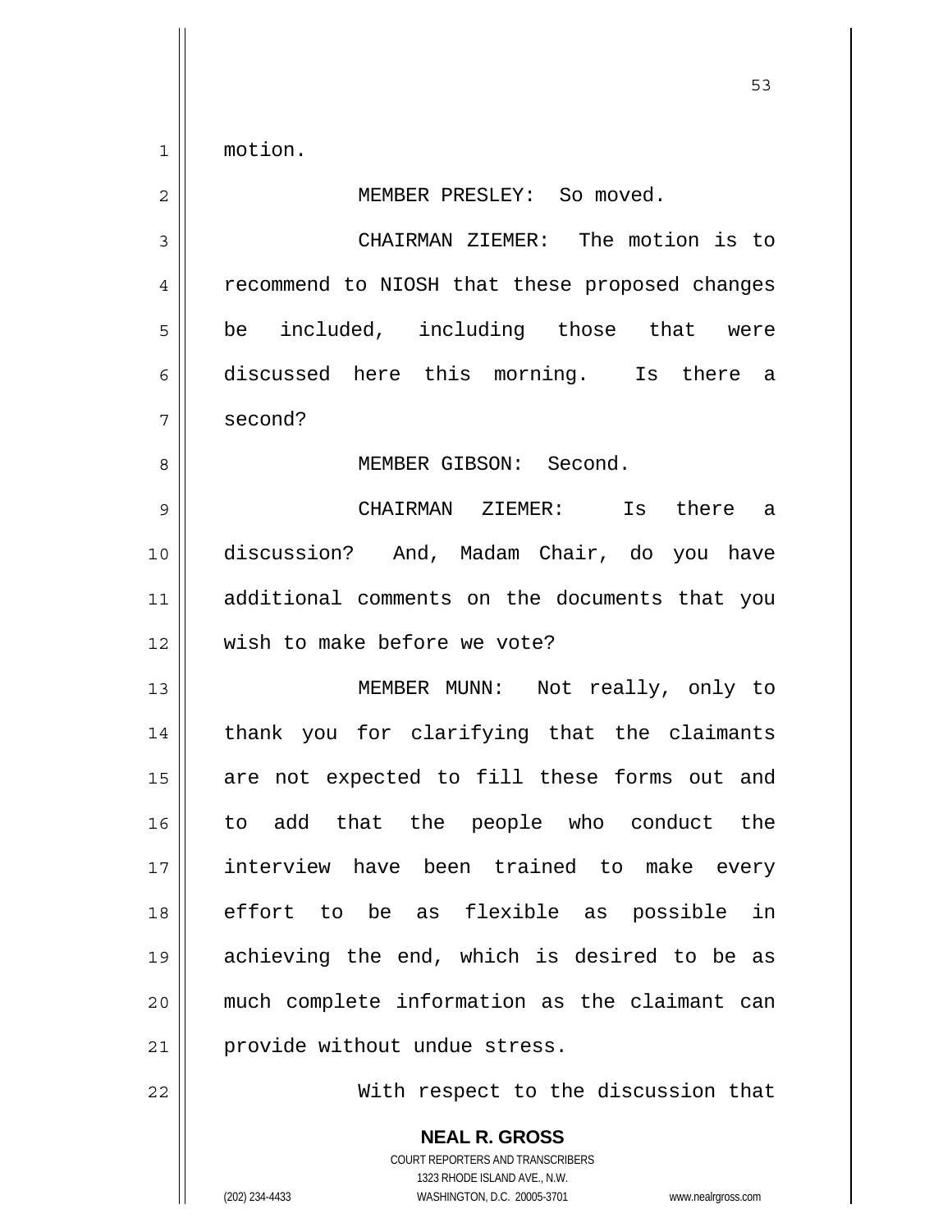motion.

MEMBER PRESLEY: So moved.

CHAIRMAN ZIEMER: The motion is to recommend to NIOSH that these proposed changes be included, including those that were discussed here this morning. Is there a second?

MEMBER GIBSON: Second.

CHAIRMAN ZIEMER: Is there a discussion? And, Madam Chair, do you have additional comments on the documents that you wish to make before we vote?

MEMBER MUNN: Not really, only to thank you for clarifying that the claimants are not expected to fill these forms out and to add that the people who conduct the interview have been trained to make every effort to be as flexible as possible in achieving the end, which is desired to be as much complete information as the claimant can provide without undue stress.

With respect to the discussion that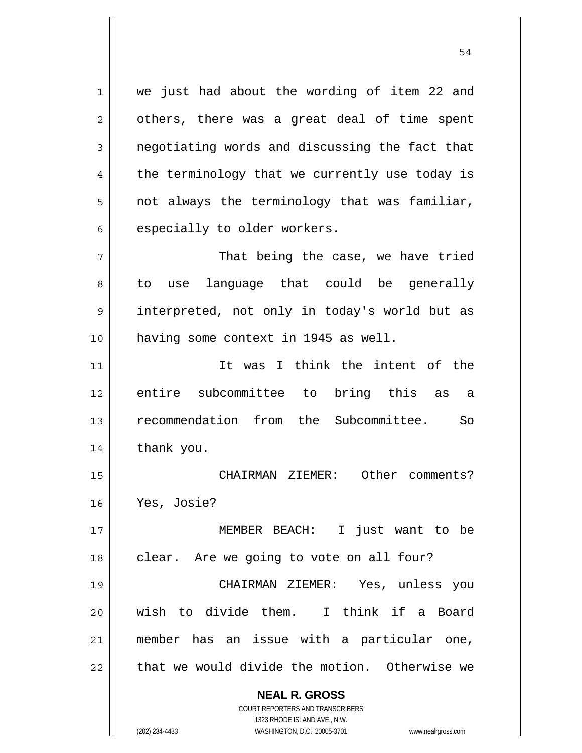we just had about the wording of item 22 and others, there was a great deal of time spent negotiating words and discussing the fact that the terminology that we currently use today is not always the terminology that was familiar, especially to older workers.

That being the case, we have tried to use language that could be generally interpreted, not only in today's world but as having some context in 1945 as well.

It was I think the intent of the entire subcommittee to bring this as a recommendation from the Subcommittee. So thank you.

CHAIRMAN ZIEMER: Other comments? Yes, Josie?

MEMBER BEACH: I just want to be clear. Are we going to vote on all four?

CHAIRMAN ZIEMER: Yes, unless you wish to divide them. I think if a Board member has an issue with a particular one, that we would divide the motion. Otherwise we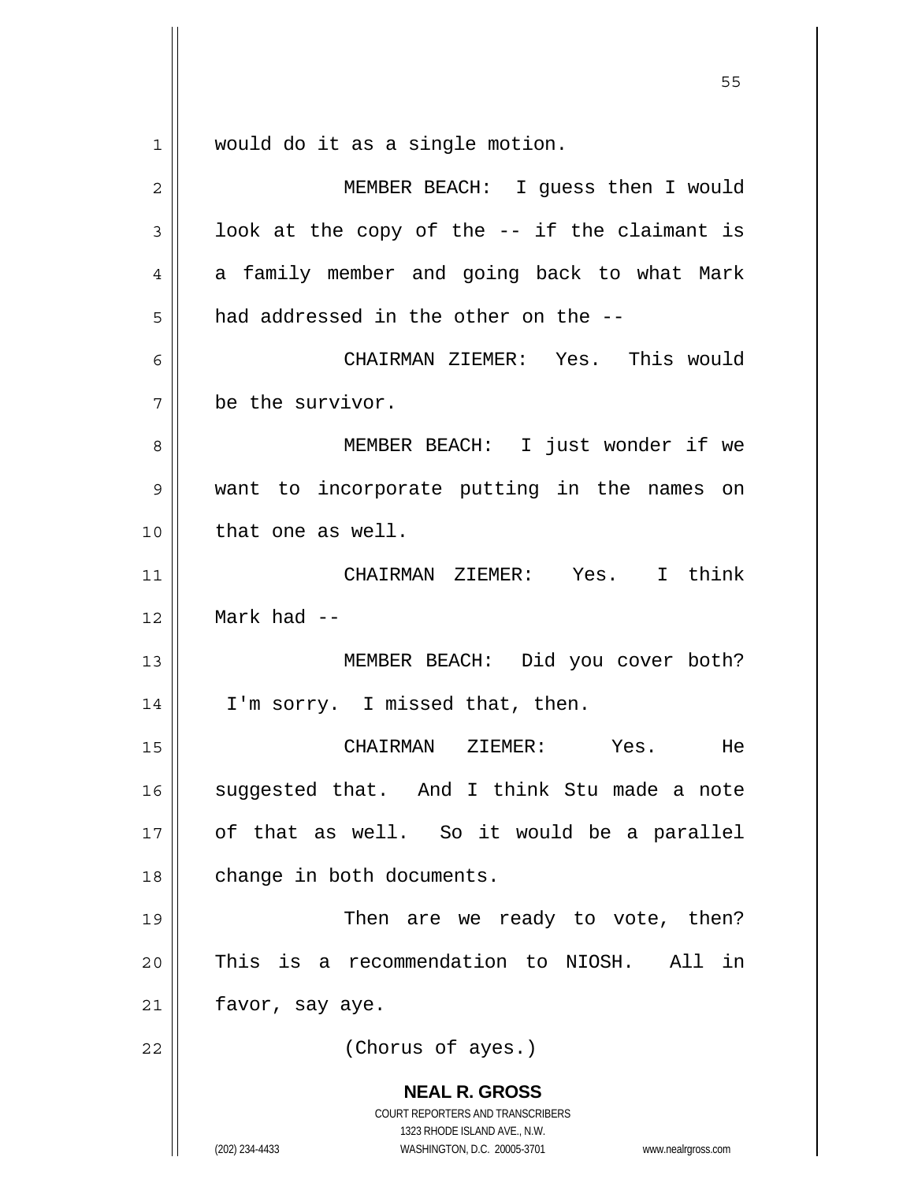would do it as a single motion.

MEMBER BEACH: I guess then I would look at the copy of the -- if the claimant is a family member and going back to what Mark had addressed in the other on the --

CHAIRMAN ZIEMER: Yes. This would be the survivor.

MEMBER BEACH: I just wonder if we want to incorporate putting in the names on that one as well.

CHAIRMAN ZIEMER: Yes. I think Mark had --

MEMBER BEACH: Did you cover both? I'm sorry. I missed that, then.

CHAIRMAN ZIEMER: Yes. He suggested that. And I think Stu made a note of that as well. So it would be a parallel change in both documents.

Then are we ready to vote, then? This is a recommendation to NIOSH. All in favor, say aye.

(Chorus of ayes.)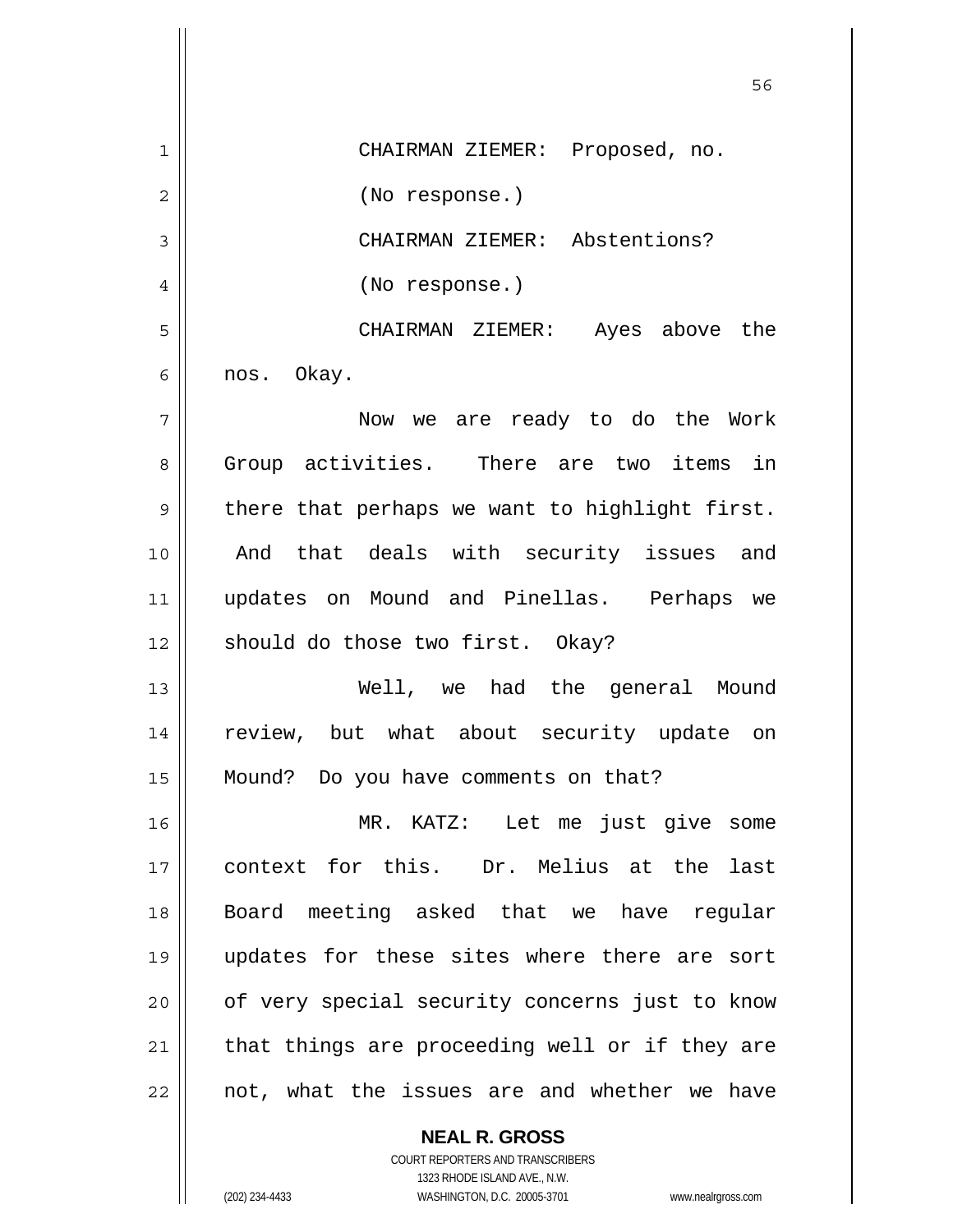CHAIRMAN ZIEMER: Proposed, no.

(No response.)

CHAIRMAN ZIEMER: Abstentions?

(No response.)

CHAIRMAN ZIEMER: Ayes above the nos. Okay.

Now we are ready to do the Work Group activities. There are two items in there that perhaps we want to highlight first. And that deals with security issues and updates on Mound and Pinellas. Perhaps we should do those two first. Okay?

Well, we had the general Mound review, but what about security update on Mound? Do you have comments on that?

MR. KATZ: Let me just give some context for this. Dr. Melius at the last Board meeting asked that we have regular updates for these sites where there are sort of very special security concerns just to know that things are proceeding well or if they are not, what the issues are and whether we have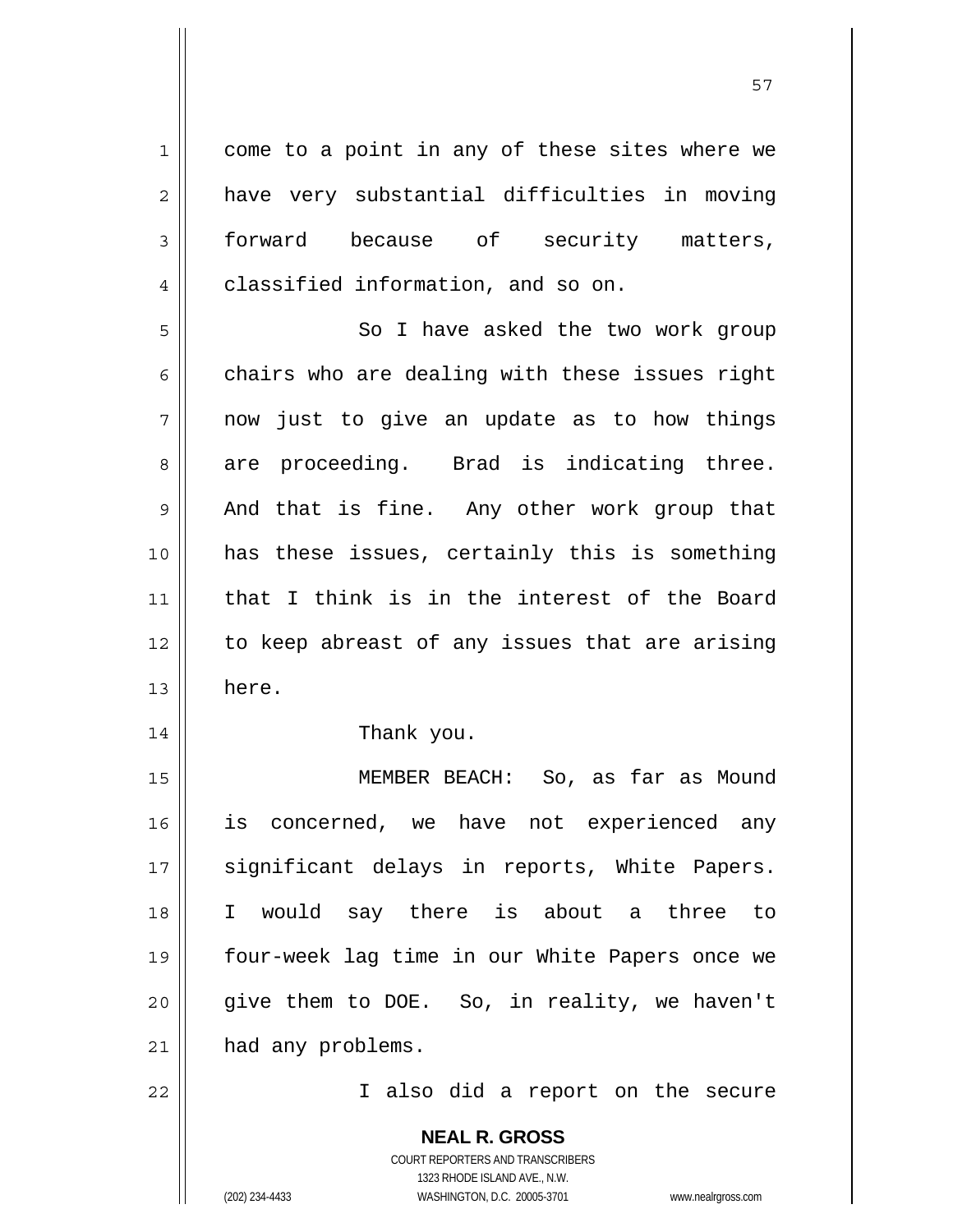come to a point in any of these sites where we have very substantial difficulties in moving forward because of security matters, classified information, and so on.

So I have asked the two work group chairs who are dealing with these issues right now just to give an update as to how things are proceeding. Brad is indicating three. And that is fine. Any other work group that has these issues, certainly this is something that I think is in the interest of the Board to keep abreast of any issues that are arising here.

Thank you.

MEMBER BEACH: So, as far as Mound is concerned, we have not experienced any significant delays in reports, White Papers. I would say there is about a three to four-week lag time in our White Papers once we give them to DOE. So, in reality, we haven't had any problems.

I also did a report on the secure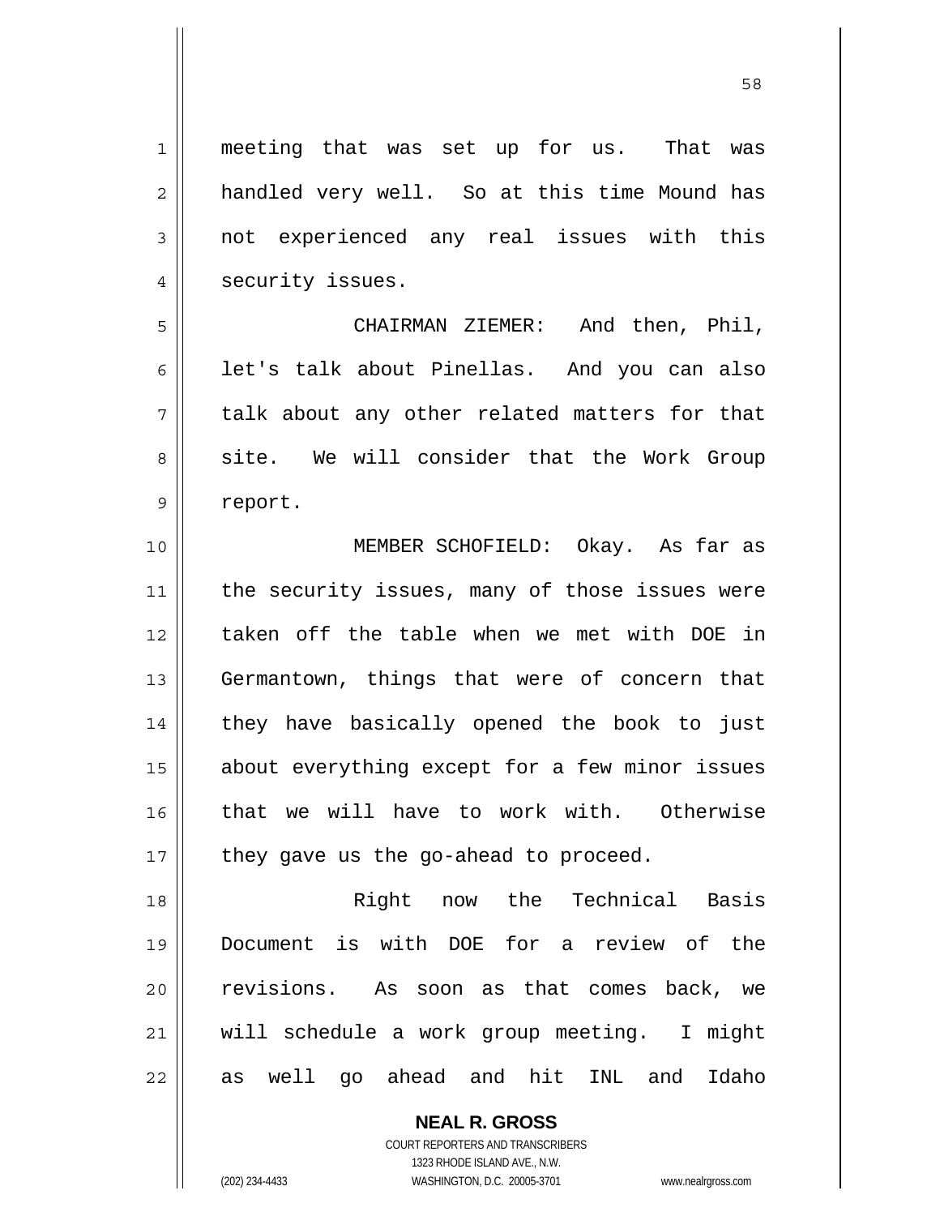meeting that was set up for us. That was handled very well. So at this time Mound has not experienced any real issues with this security issues.

CHAIRMAN ZIEMER: And then, Phil, let's talk about Pinellas. And you can also talk about any other related matters for that site. We will consider that the Work Group report.

MEMBER SCHOFIELD: Okay. As far as the security issues, many of those issues were taken off the table when we met with DOE in Germantown, things that were of concern that they have basically opened the book to just about everything except for a few minor issues that we will have to work with. Otherwise they gave us the go-ahead to proceed.

Right now the Technical Basis Document is with DOE for a review of the revisions. As soon as that comes back, we will schedule a work group meeting. I might as well go ahead and hit INL and Idaho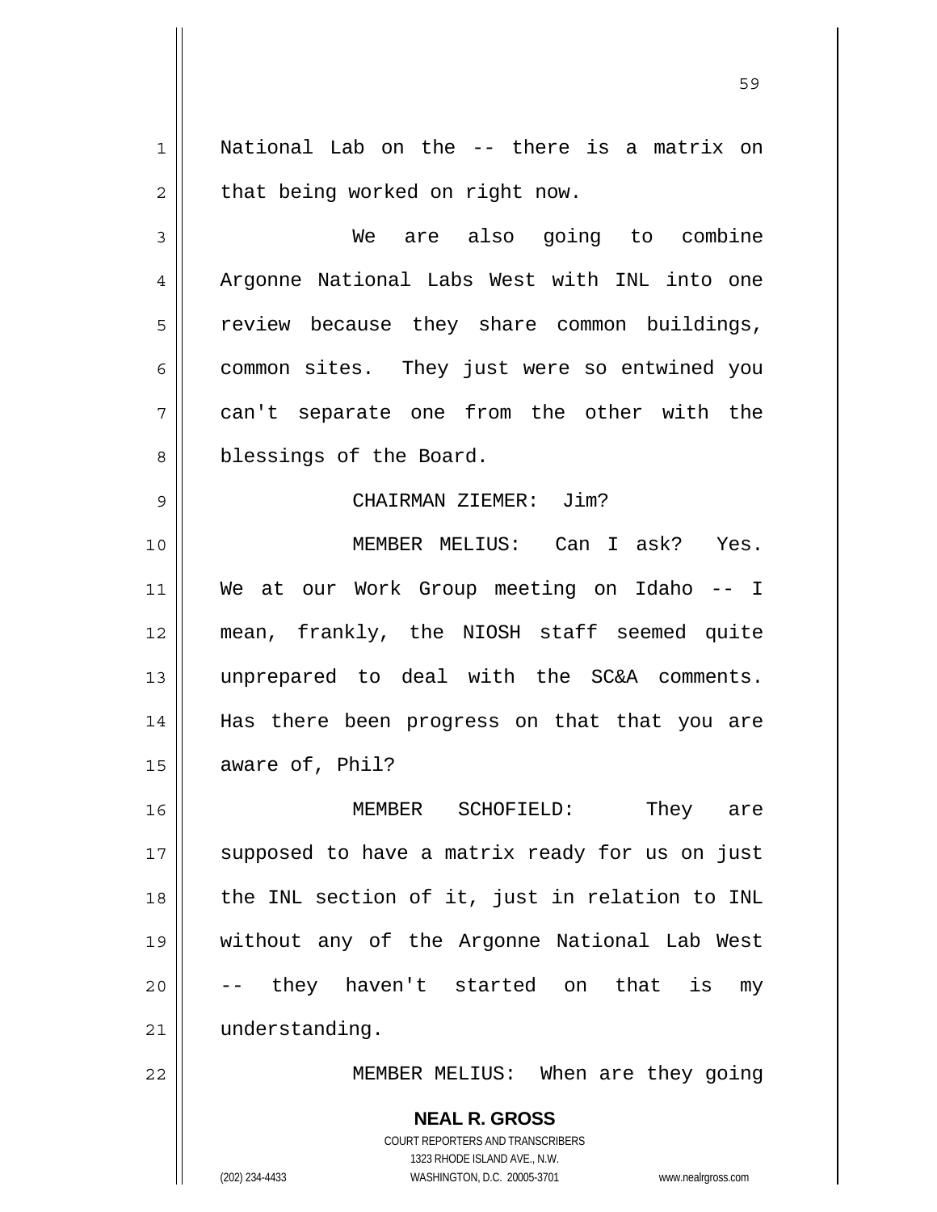National Lab on the -- there is a matrix on that being worked on right now.

We are also going to combine Argonne National Labs West with INL into one review because they share common buildings, common sites. They just were so entwined you can't separate one from the other with the blessings of the Board.

CHAIRMAN ZIEMER: Jim?

MEMBER MELIUS: Can I ask? Yes. We at our Work Group meeting on Idaho -- I mean, frankly, the NIOSH staff seemed quite unprepared to deal with the SC&A comments. Has there been progress on that that you are aware of, Phil?

MEMBER SCHOFIELD: They are supposed to have a matrix ready for us on just the INL section of it, just in relation to INL without any of the Argonne National Lab West -- they haven't started on that is my understanding.

MEMBER MELIUS: When are they going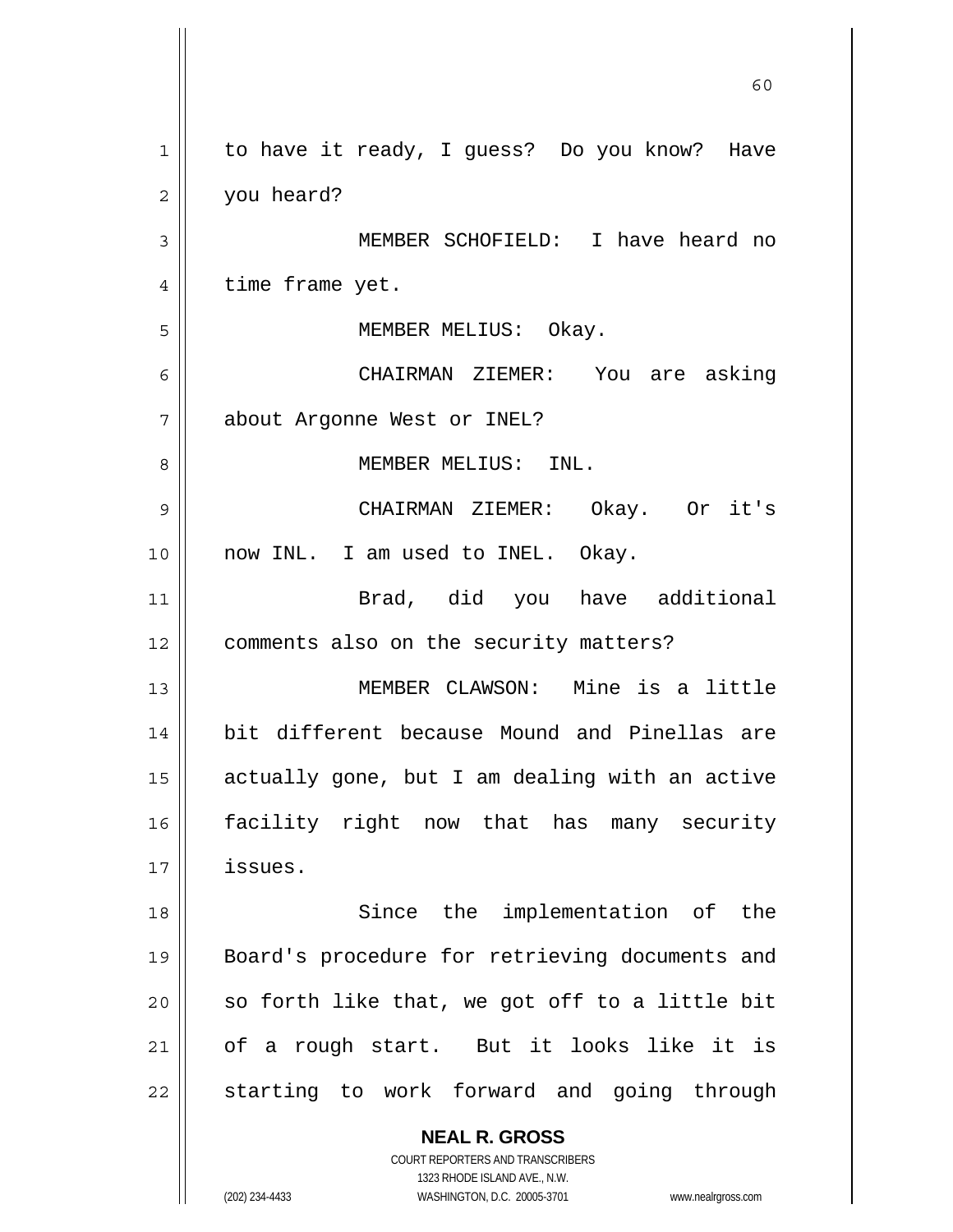to have it ready, I guess? Do you know? Have you heard?

MEMBER SCHOFIELD: I have heard no time frame yet.

MEMBER MELIUS: Okay.

CHAIRMAN ZIEMER: You are asking about Argonne West or INEL?

MEMBER MELIUS: INL.

CHAIRMAN ZIEMER: Okay. Or it's now INL. I am used to INEL. Okay.

Brad, did you have additional comments also on the security matters?

MEMBER CLAWSON: Mine is a little bit different because Mound and Pinellas are actually gone, but I am dealing with an active facility right now that has many security issues.

Since the implementation of the Board's procedure for retrieving documents and so forth like that, we got off to a little bit of a rough start. But it looks like it is starting to work forward and going through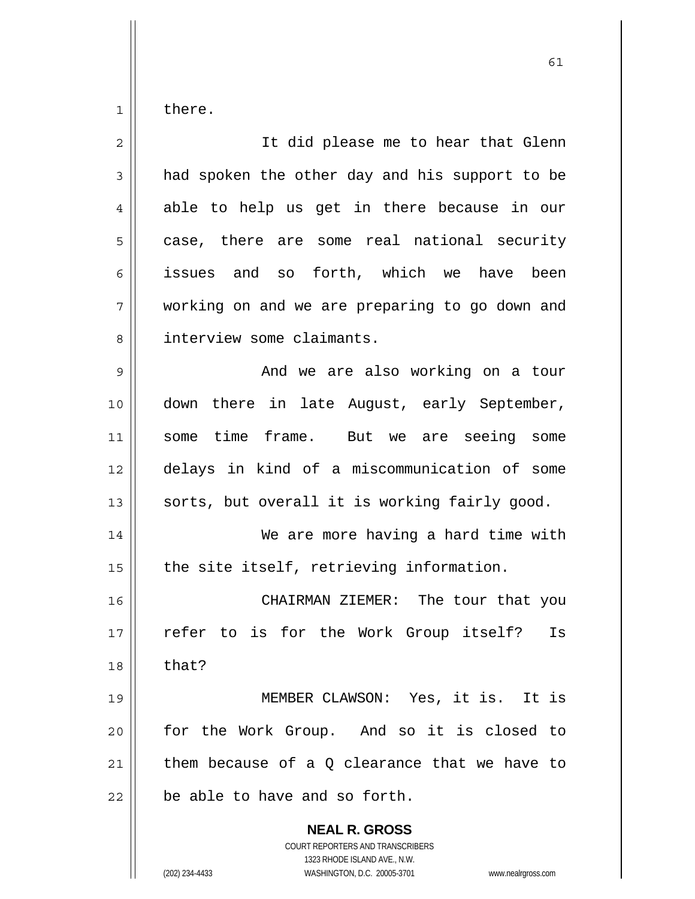there.

It did please me to hear that Glenn had spoken the other day and his support to be able to help us get in there because in our case, there are some real national security issues and so forth, which we have been working on and we are preparing to go down and interview some claimants.

And we are also working on a tour down there in late August, early September, some time frame. But we are seeing some delays in kind of a miscommunication of some sorts, but overall it is working fairly good.

We are more having a hard time with the site itself, retrieving information.

CHAIRMAN ZIEMER: The tour that you refer to is for the Work Group itself? Is that?

MEMBER CLAWSON: Yes, it is. It is for the Work Group. And so it is closed to them because of a Q clearance that we have to be able to have and so forth.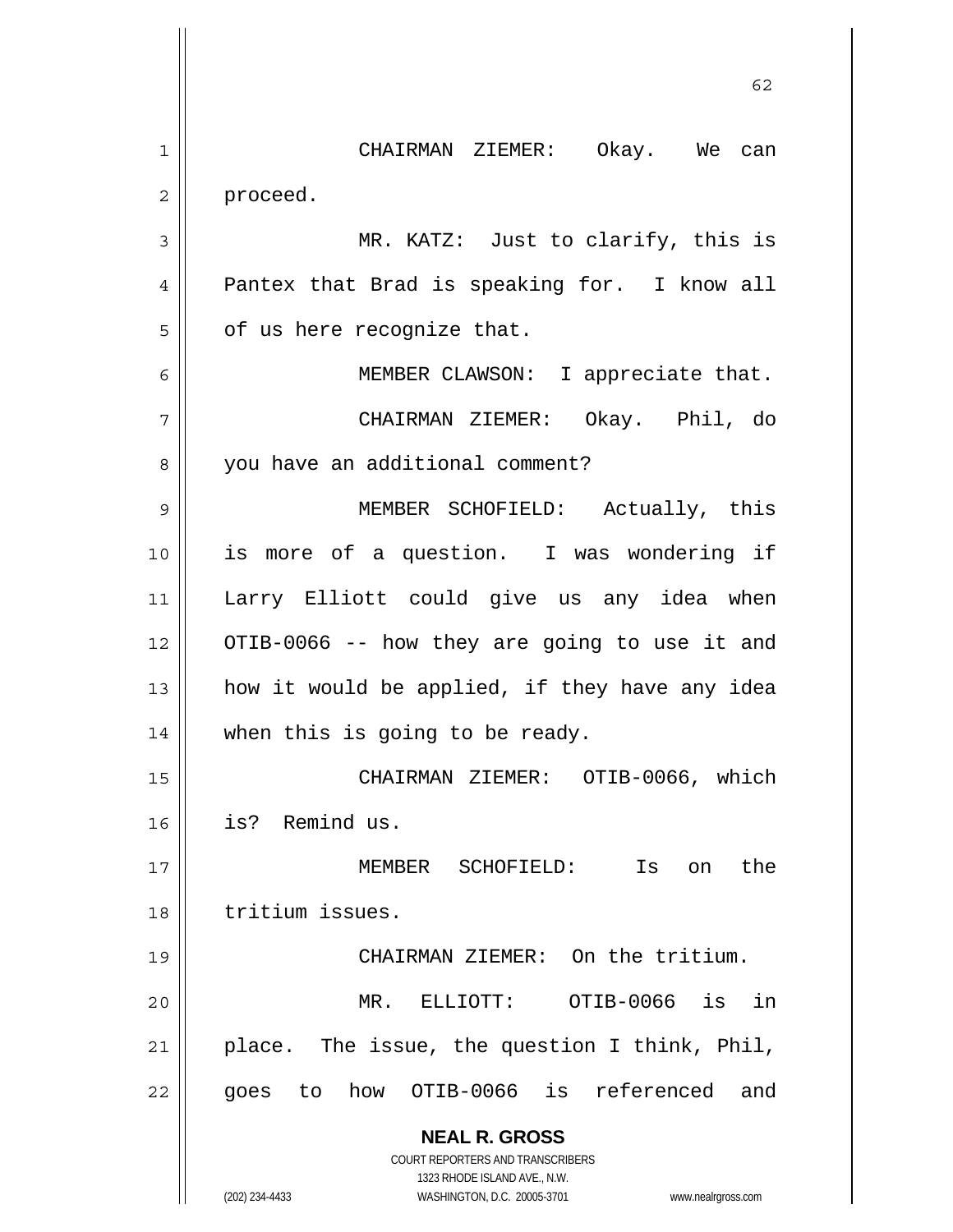CHAIRMAN ZIEMER: Okay. We can proceed.

MR. KATZ: Just to clarify, this is Pantex that Brad is speaking for. I know all of us here recognize that.

MEMBER CLAWSON: I appreciate that.

CHAIRMAN ZIEMER: Okay. Phil, do you have an additional comment?

MEMBER SCHOFIELD: Actually, this is more of a question. I was wondering if Larry Elliott could give us any idea when OTIB-0066 -- how they are going to use it and how it would be applied, if they have any idea when this is going to be ready.

CHAIRMAN ZIEMER: OTIB-0066, which is? Remind us.

MEMBER SCHOFIELD: Is on the tritium issues.

CHAIRMAN ZIEMER: On the tritium.

MR. ELLIOTT: OTIB-0066 is in place. The issue, the question I think, Phil, goes to how OTIB-0066 is referenced and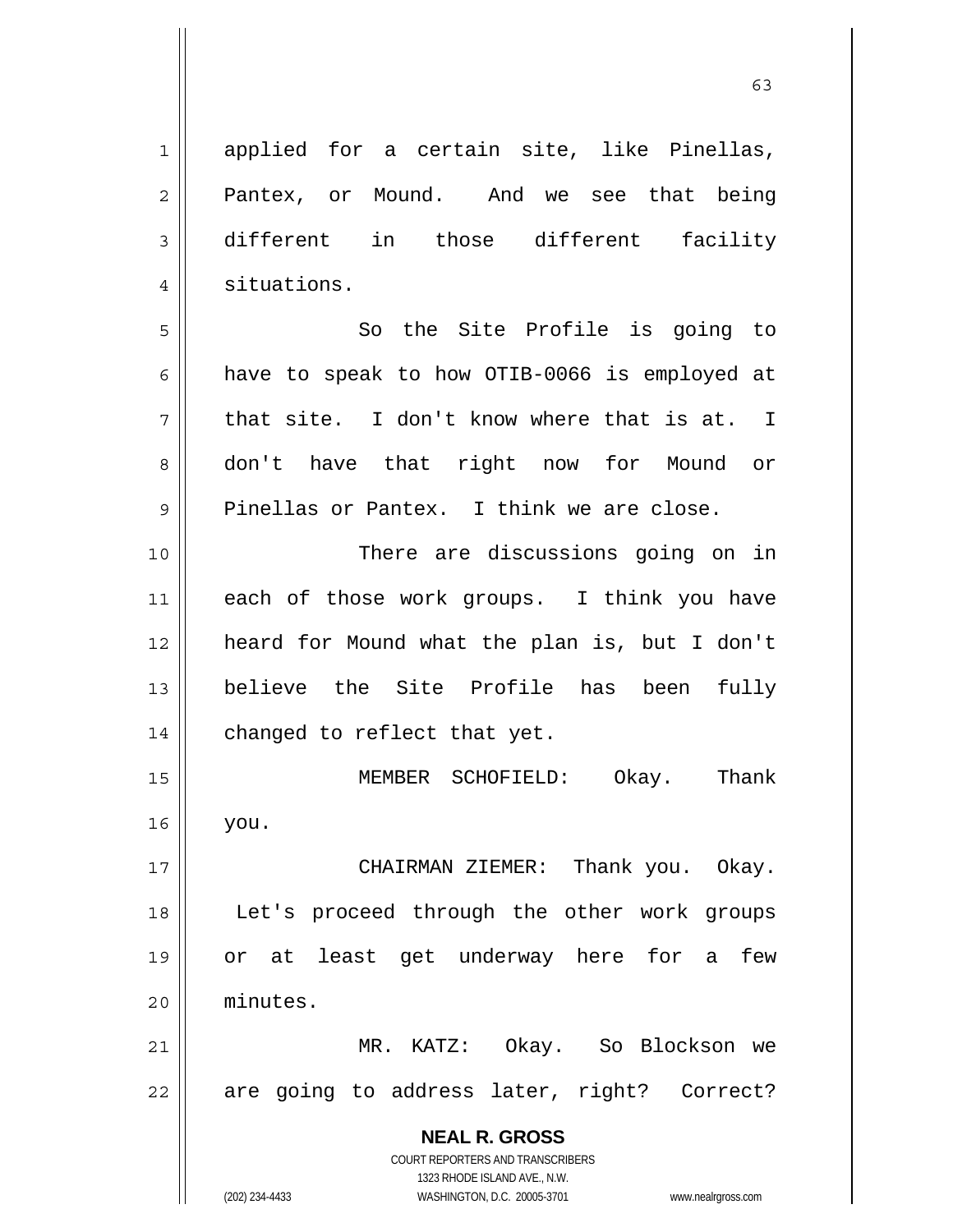applied for a certain site, like Pinellas, Pantex, or Mound. And we see that being different in those different facility situations.

So the Site Profile is going to have to speak to how OTIB-0066 is employed at that site. I don't know where that is at. I don't have that right now for Mound or Pinellas or Pantex. I think we are close.

There are discussions going on in each of those work groups. I think you have heard for Mound what the plan is, but I don't believe the Site Profile has been fully changed to reflect that yet.

MEMBER SCHOFIELD: Okay. Thank you.

CHAIRMAN ZIEMER: Thank you. Okay. Let's proceed through the other work groups or at least get underway here for a few minutes.

MR. KATZ: Okay. So Blockson we are going to address later, right? Correct?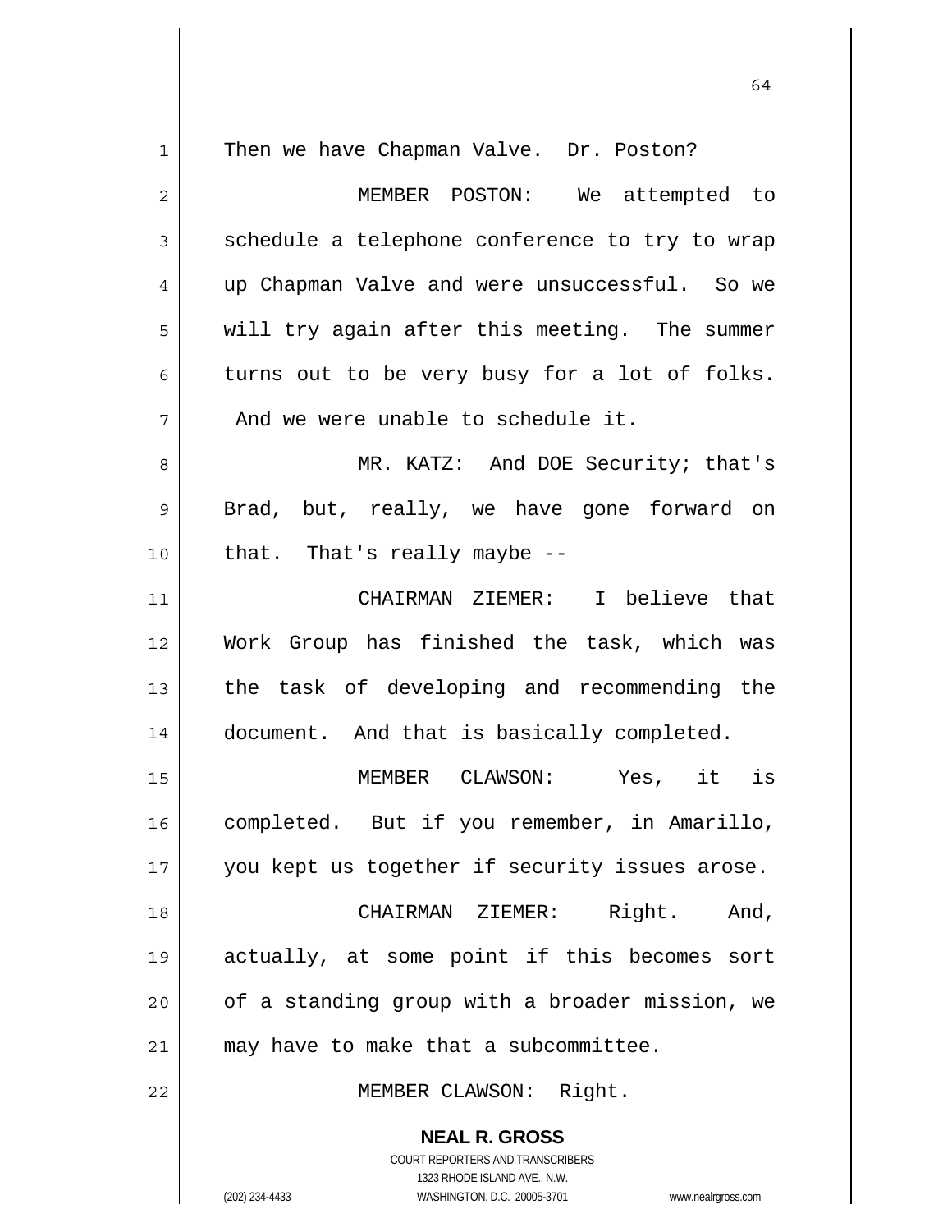Then we have Chapman Valve. Dr. Poston?

MEMBER POSTON: We attempted to schedule a telephone conference to try to wrap up Chapman Valve and were unsuccessful. So we will try again after this meeting. The summer turns out to be very busy for a lot of folks. And we were unable to schedule it.

MR. KATZ: And DOE Security; that's Brad, but, really, we have gone forward on that. That's really maybe --

CHAIRMAN ZIEMER: I believe that Work Group has finished the task, which was the task of developing and recommending the document. And that is basically completed.

MEMBER CLAWSON: Yes, it is completed. But if you remember, in Amarillo, you kept us together if security issues arose.

CHAIRMAN ZIEMER: Right. And, actually, at some point if this becomes sort of a standing group with a broader mission, we may have to make that a subcommittee.

MEMBER CLAWSON: Right.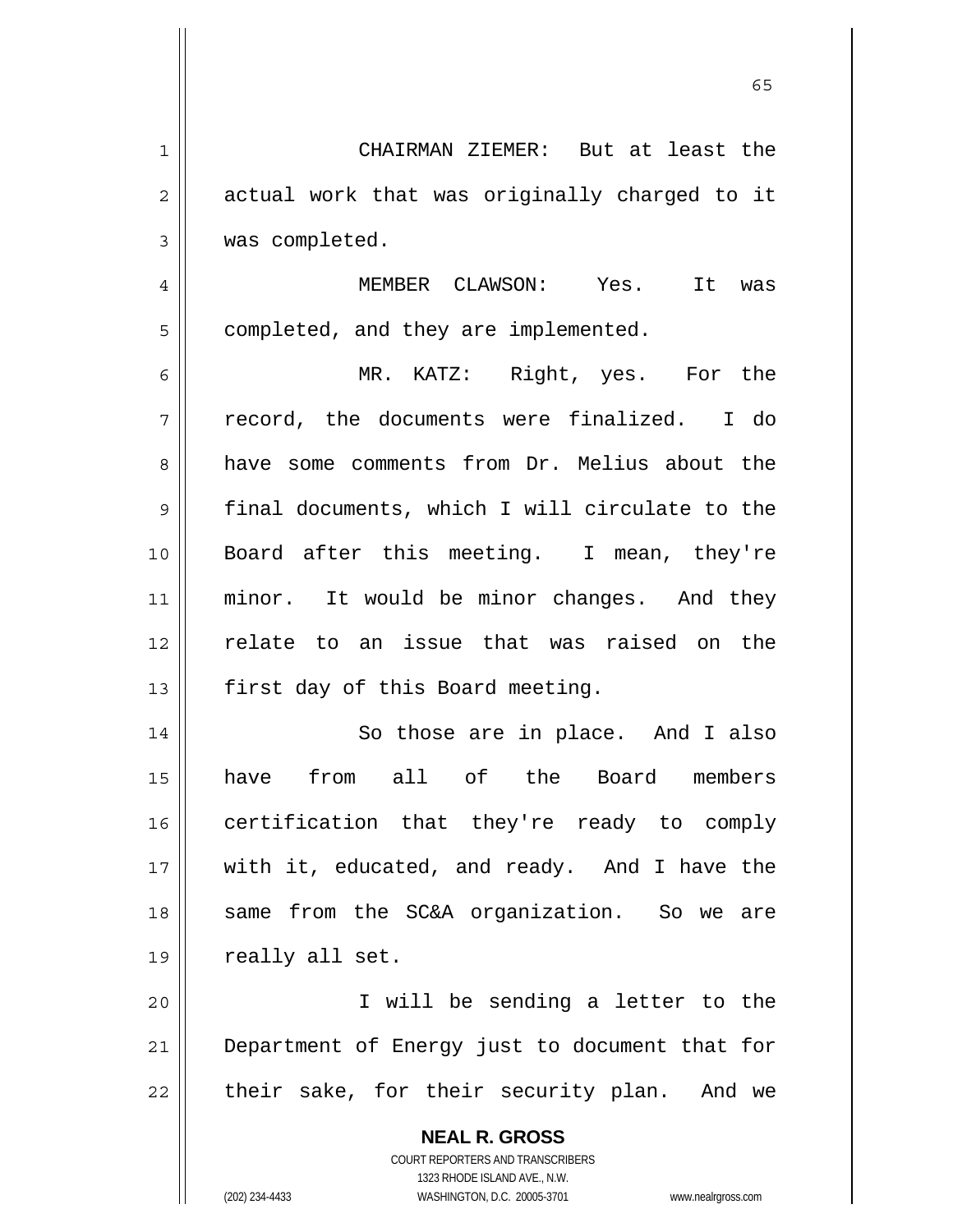CHAIRMAN ZIEMER: But at least the actual work that was originally charged to it was completed.

MEMBER CLAWSON: Yes. It was completed, and they are implemented.

MR. KATZ: Right, yes. For the record, the documents were finalized. I do have some comments from Dr. Melius about the final documents, which I will circulate to the Board after this meeting. I mean, they're minor. It would be minor changes. And they relate to an issue that was raised on the first day of this Board meeting.

So those are in place. And I also have from all of the Board members certification that they're ready to comply with it, educated, and ready. And I have the same from the SC&A organization. So we are really all set.

I will be sending a letter to the Department of Energy just to document that for their sake, for their security plan. And we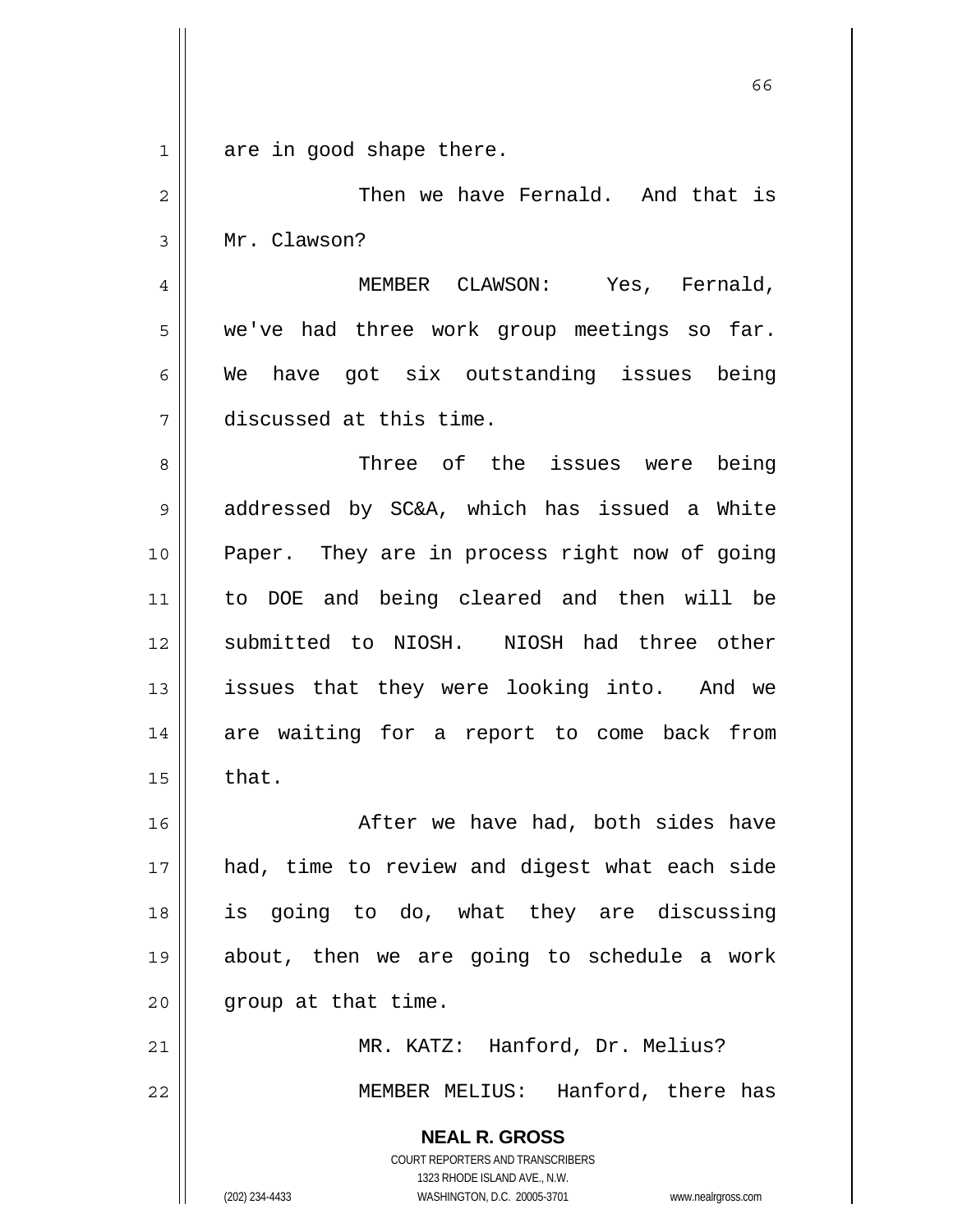are in good shape there.

Then we have Fernald. And that is Mr. Clawson?

MEMBER CLAWSON: Yes, Fernald, we've had three work group meetings so far. We have got six outstanding issues being discussed at this time.

Three of the issues were being addressed by SC&A, which has issued a White Paper. They are in process right now of going to DOE and being cleared and then will be submitted to NIOSH. NIOSH had three other issues that they were looking into. And we are waiting for a report to come back from that.

After we have had, both sides have had, time to review and digest what each side is going to do, what they are discussing about, then we are going to schedule a work group at that time.

MR. KATZ: Hanford, Dr. Melius?

MEMBER MELIUS: Hanford, there has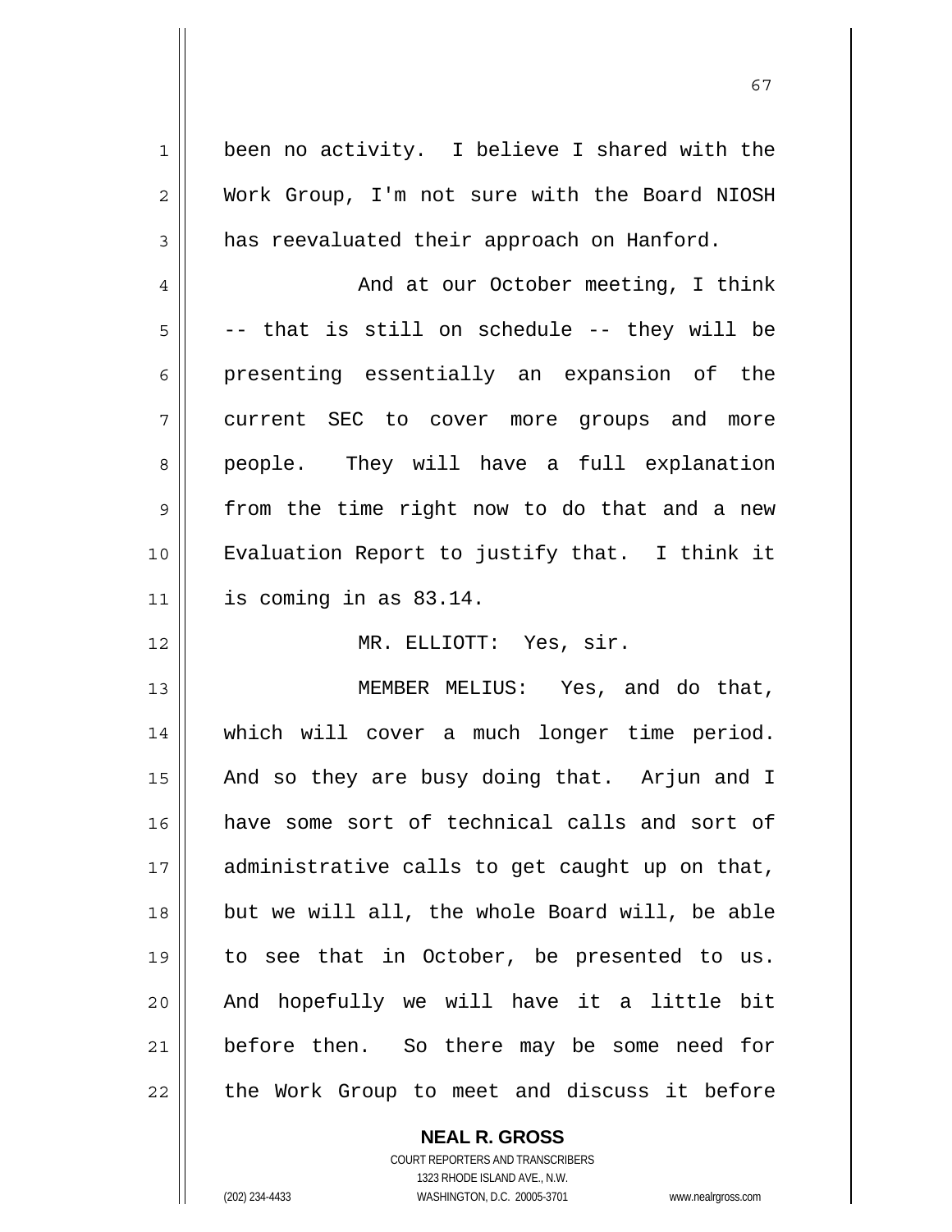been no activity. I believe I shared with the Work Group, I'm not sure with the Board NIOSH has reevaluated their approach on Hanford.

And at our October meeting, I think -- that is still on schedule -- they will be presenting essentially an expansion of the current SEC to cover more groups and more people. They will have a full explanation from the time right now to do that and a new Evaluation Report to justify that. I think it is coming in as 83.14.

MR. ELLIOTT: Yes, sir.

MEMBER MELIUS: Yes, and do that, which will cover a much longer time period. And so they are busy doing that. Arjun and I have some sort of technical calls and sort of administrative calls to get caught up on that, but we will all, the whole Board will, be able to see that in October, be presented to us. And hopefully we will have it a little bit before then. So there may be some need for the Work Group to meet and discuss it before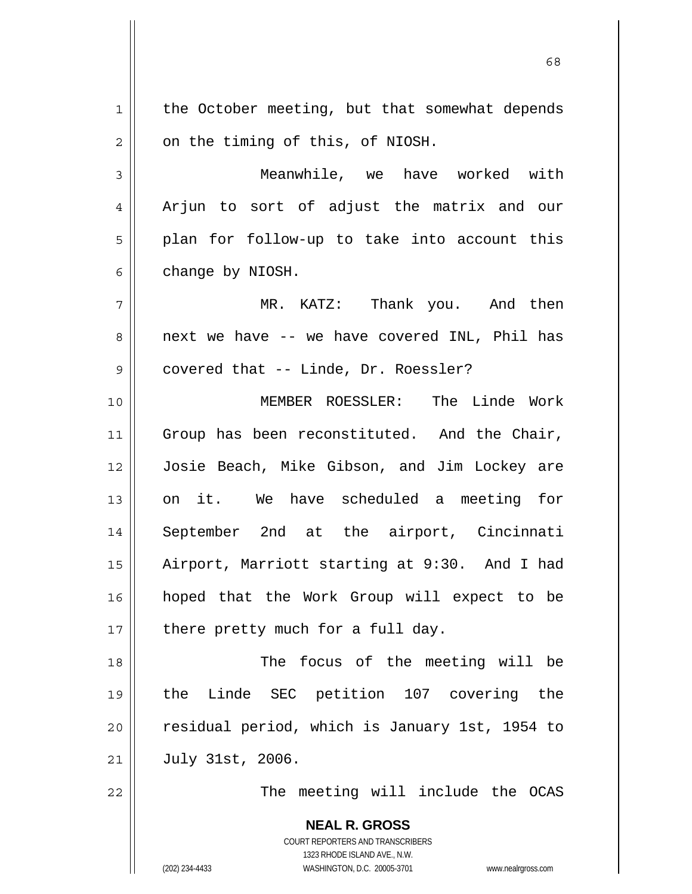the October meeting, but that somewhat depends on the timing of this, of NIOSH.

Meanwhile, we have worked with Arjun to sort of adjust the matrix and our plan for follow-up to take into account this change by NIOSH.

MR. KATZ: Thank you. And then next we have -- we have covered INL, Phil has covered that -- Linde, Dr. Roessler?

MEMBER ROESSLER: The Linde Work Group has been reconstituted. And the Chair, Josie Beach, Mike Gibson, and Jim Lockey are on it. We have scheduled a meeting for September 2nd at the airport, Cincinnati Airport, Marriott starting at 9:30. And I had hoped that the Work Group will expect to be there pretty much for a full day.

The focus of the meeting will be the Linde SEC petition 107 covering the residual period, which is January 1st, 1954 to July 31st, 2006.

The meeting will include the OCAS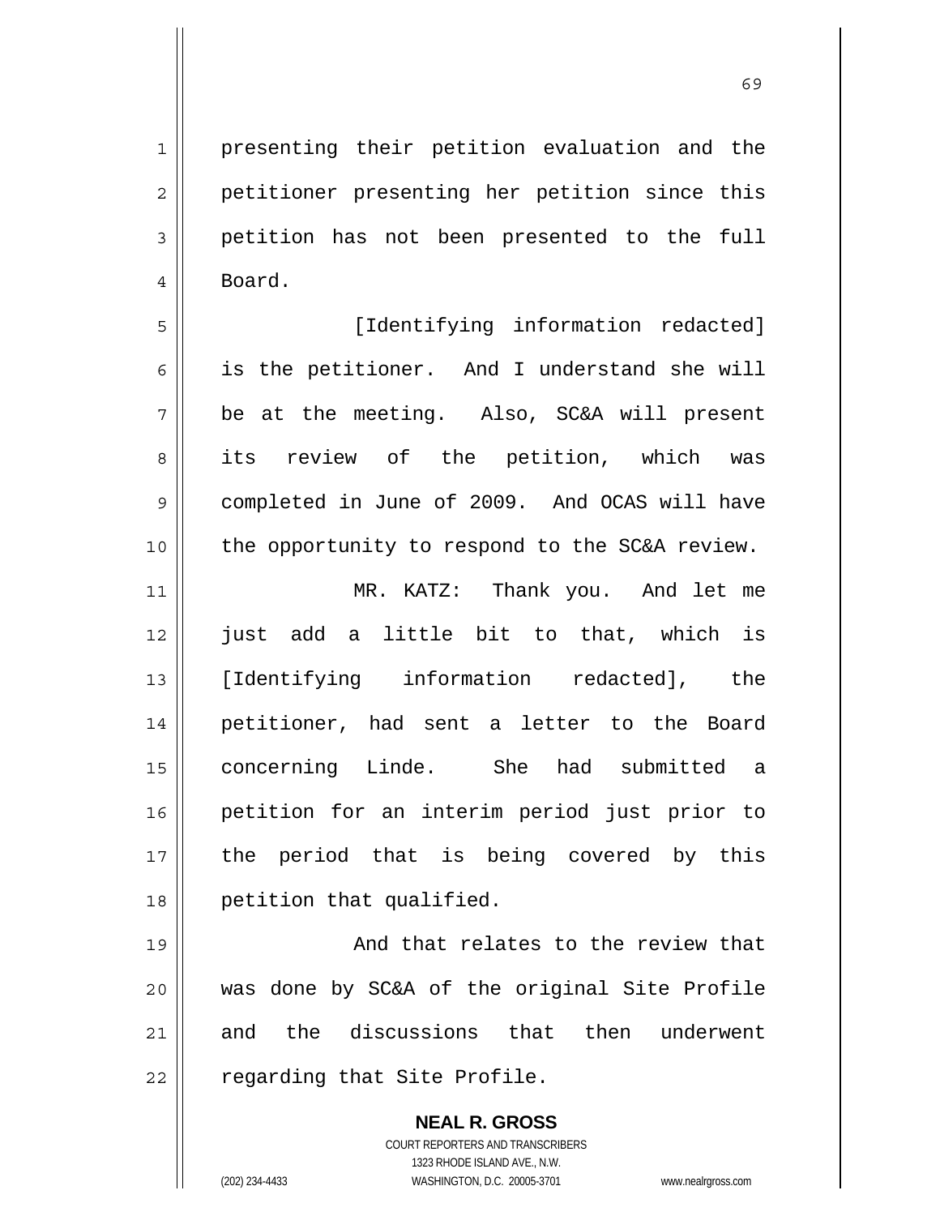presenting their petition evaluation and the petitioner presenting her petition since this petition has not been presented to the full Board.

[Identifying information redacted] is the petitioner. And I understand she will be at the meeting. Also, SC&A will present its review of the petition, which was completed in June of 2009. And OCAS will have the opportunity to respond to the SC&A review.

MR. KATZ: Thank you. And let me just add a little bit to that, which is [Identifying information redacted], the petitioner, had sent a letter to the Board concerning Linde. She had submitted a petition for an interim period just prior to the period that is being covered by this petition that qualified.

And that relates to the review that was done by SC&A of the original Site Profile and the discussions that then underwent regarding that Site Profile.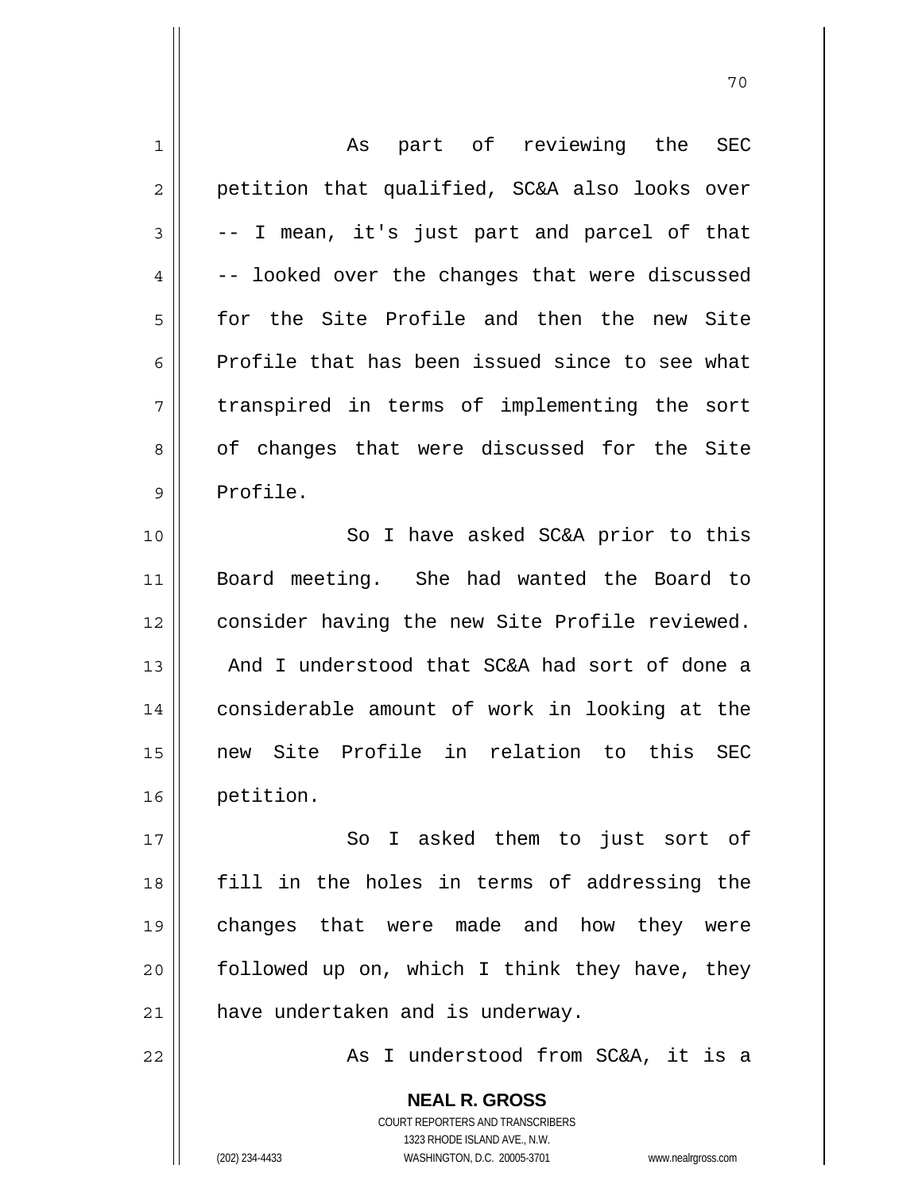As part of reviewing the SEC petition that qualified, SC&A also looks over -- I mean, it's just part and parcel of that -- looked over the changes that were discussed for the Site Profile and then the new Site Profile that has been issued since to see what transpired in terms of implementing the sort of changes that were discussed for the Site Profile.

So I have asked SC&A prior to this Board meeting. She had wanted the Board to consider having the new Site Profile reviewed. And I understood that SC&A had sort of done a considerable amount of work in looking at the new Site Profile in relation to this SEC petition.

So I asked them to just sort of fill in the holes in terms of addressing the changes that were made and how they were followed up on, which I think they have, they have undertaken and is underway.

As I understood from SC&A, it is a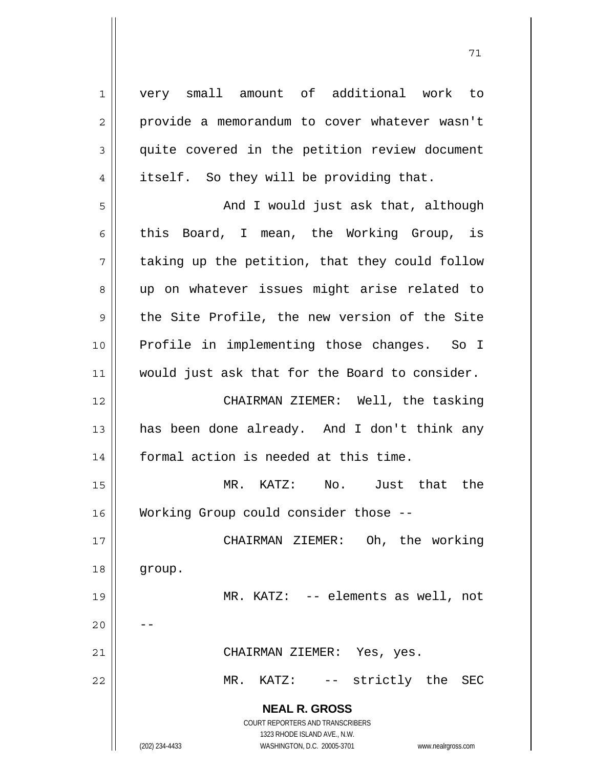very small amount of additional work to provide a memorandum to cover whatever wasn't quite covered in the petition review document itself. So they will be providing that.

And I would just ask that, although this Board, I mean, the Working Group, is taking up the petition, that they could follow up on whatever issues might arise related to the Site Profile, the new version of the Site Profile in implementing those changes. So I would just ask that for the Board to consider.

CHAIRMAN ZIEMER: Well, the tasking has been done already. And I don't think any formal action is needed at this time.

MR. KATZ: No. Just that the Working Group could consider those --

CHAIRMAN ZIEMER: Oh, the working group.

MR. KATZ: -- elements as well, not --

CHAIRMAN ZIEMER: Yes, yes.

MR. KATZ: -- strictly the SEC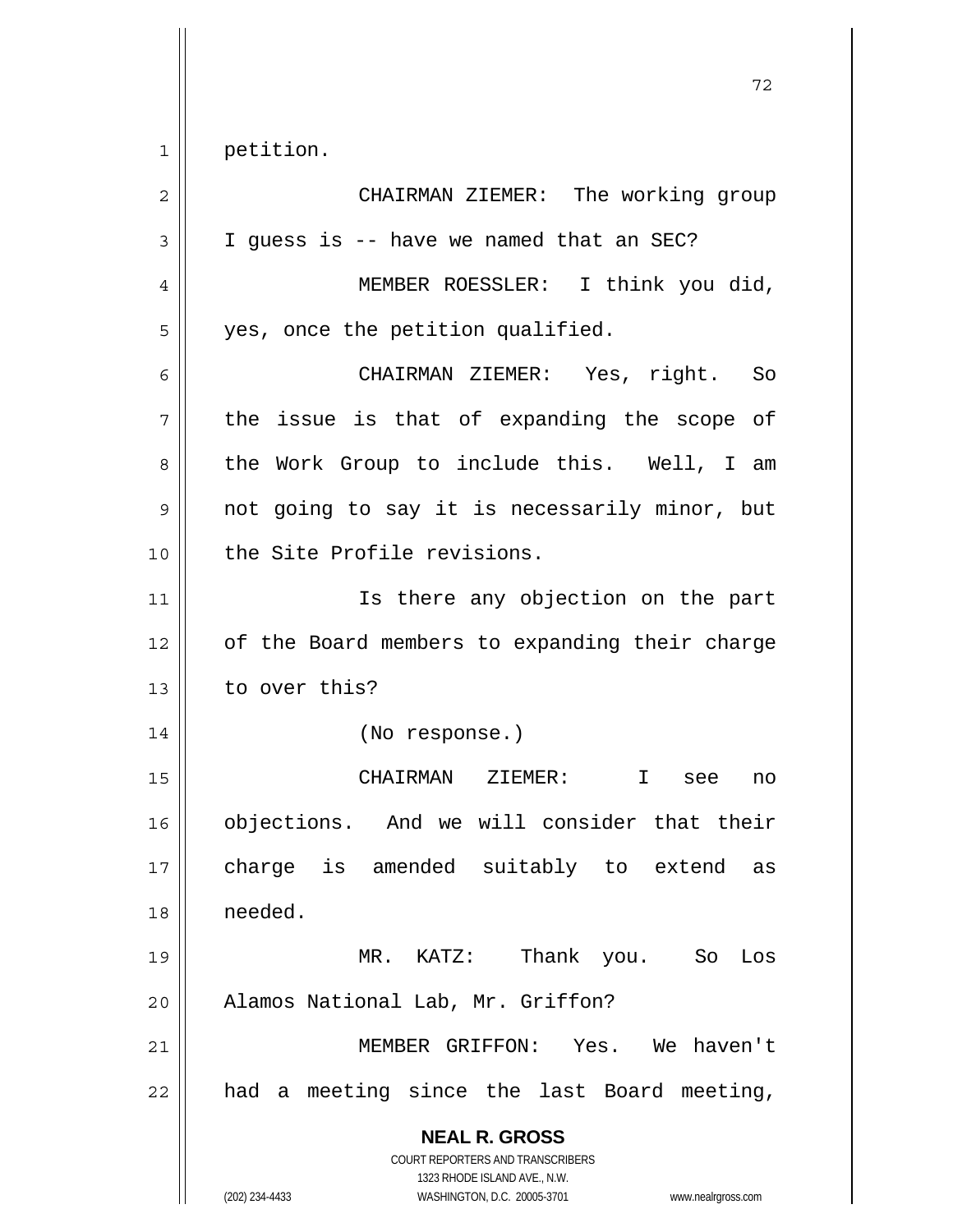petition.

CHAIRMAN ZIEMER: The working group I guess is -- have we named that an SEC?

MEMBER ROESSLER: I think you did, yes, once the petition qualified.

CHAIRMAN ZIEMER: Yes, right. So the issue is that of expanding the scope of the Work Group to include this. Well, I am not going to say it is necessarily minor, but the Site Profile revisions.

Is there any objection on the part of the Board members to expanding their charge to over this?

(No response.)

CHAIRMAN ZIEMER: I see no objections. And we will consider that their charge is amended suitably to extend as needed.

MR. KATZ: Thank you. So Los Alamos National Lab, Mr. Griffon?

MEMBER GRIFFON: Yes. We haven't had a meeting since the last Board meeting,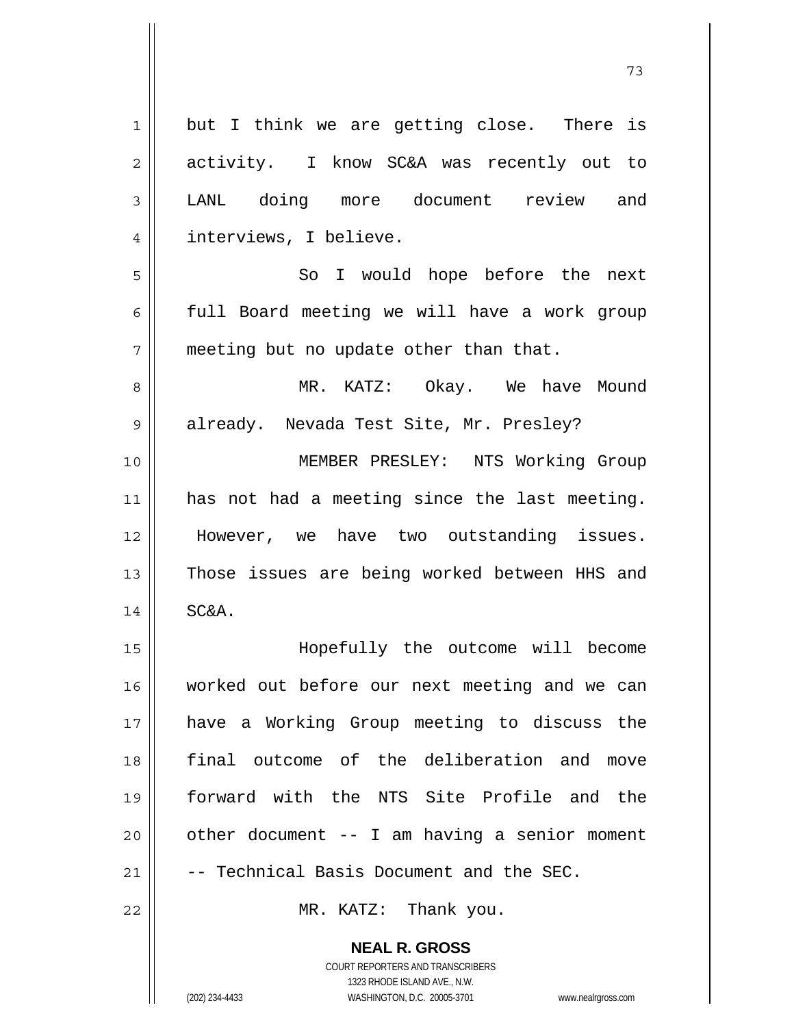but I think we are getting close. There is activity. I know SC&A was recently out to LANL doing more document review and interviews, I believe.

So I would hope before the next full Board meeting we will have a work group meeting but no update other than that.

MR. KATZ: Okay. We have Mound already. Nevada Test Site, Mr. Presley?

MEMBER PRESLEY: NTS Working Group has not had a meeting since the last meeting. However, we have two outstanding issues. Those issues are being worked between HHS and SC&A.

Hopefully the outcome will become worked out before our next meeting and we can have a Working Group meeting to discuss the final outcome of the deliberation and move forward with the NTS Site Profile and the other document -- I am having a senior moment -- Technical Basis Document and the SEC.

MR. KATZ: Thank you.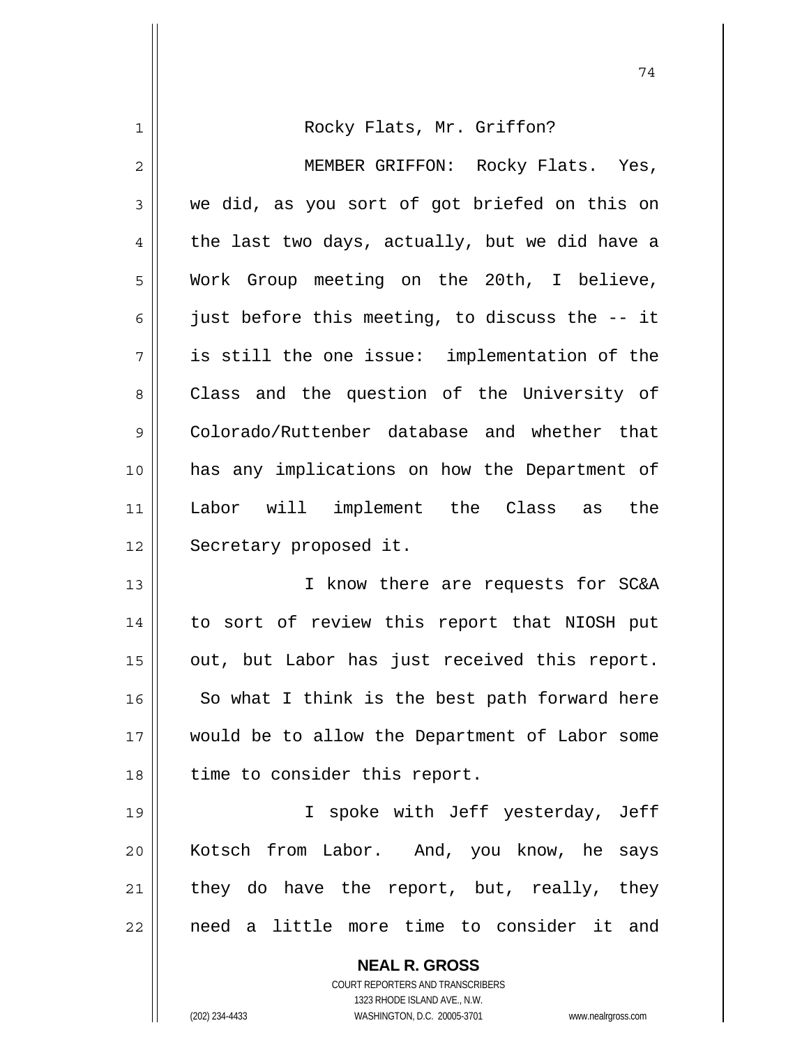Rocky Flats, Mr. Griffon?

MEMBER GRIFFON: Rocky Flats. Yes, we did, as you sort of got briefed on this on the last two days, actually, but we did have a Work Group meeting on the 20th, I believe, just before this meeting, to discuss the -- it is still the one issue: implementation of the Class and the question of the University of Colorado/Ruttenber database and whether that has any implications on how the Department of Labor will implement the Class as the Secretary proposed it.

I know there are requests for SC&A to sort of review this report that NIOSH put out, but Labor has just received this report. So what I think is the best path forward here would be to allow the Department of Labor some time to consider this report.

I spoke with Jeff yesterday, Jeff Kotsch from Labor. And, you know, he says they do have the report, but, really, they need a little more time to consider it and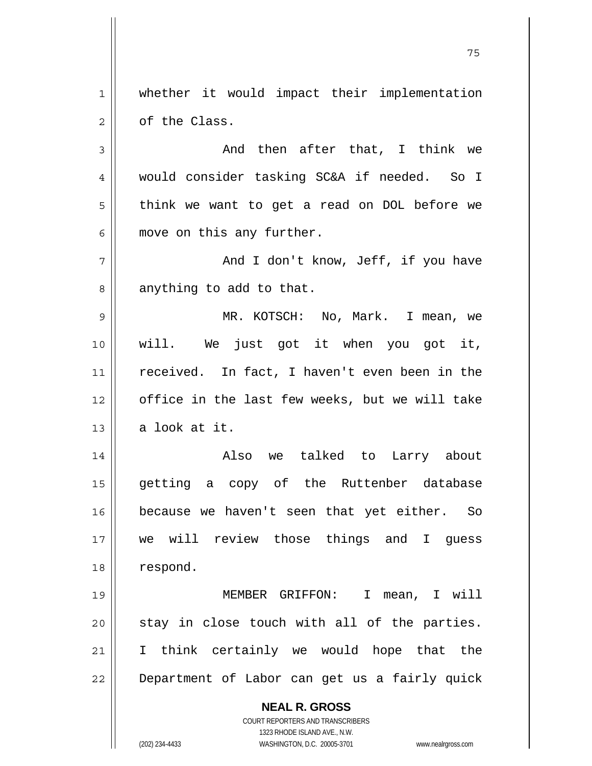whether it would impact their implementation of the Class.

And then after that, I think we would consider tasking SC&A if needed. So I think we want to get a read on DOL before we move on this any further.

And I don't know, Jeff, if you have anything to add to that.

MR. KOTSCH: No, Mark. I mean, we will. We just got it when you got it, received. In fact, I haven't even been in the office in the last few weeks, but we will take a look at it.

Also we talked to Larry about getting a copy of the Ruttenber database because we haven't seen that yet either. So we will review those things and I guess respond.

MEMBER GRIFFON: I mean, I will stay in close touch with all of the parties. I think certainly we would hope that the Department of Labor can get us a fairly quick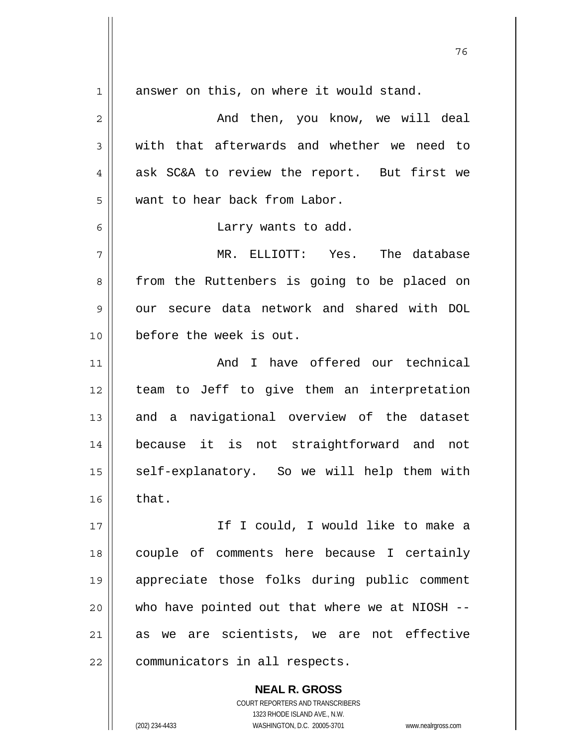answer on this, on where it would stand.

And then, you know, we will deal with that afterwards and whether we need to ask SC&A to review the report. But first we want to hear back from Labor.

Larry wants to add.

MR. ELLIOTT: Yes. The database from the Ruttenbers is going to be placed on our secure data network and shared with DOL before the week is out.

And I have offered our technical team to Jeff to give them an interpretation and a navigational overview of the dataset because it is not straightforward and not self-explanatory. So we will help them with that.

If I could, I would like to make a couple of comments here because I certainly appreciate those folks during public comment who have pointed out that where we at NIOSH -- as we are scientists, we are not effective communicators in all respects.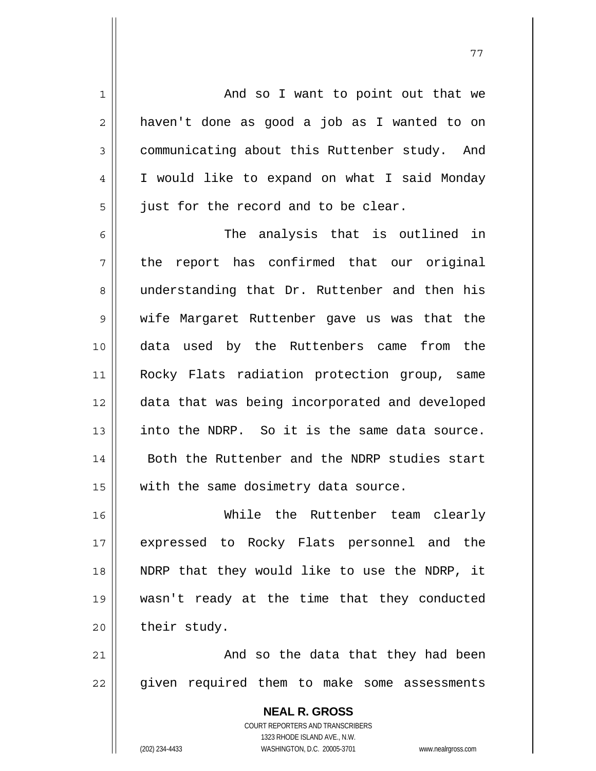And so I want to point out that we haven't done as good a job as I wanted to on communicating about this Ruttenber study. And I would like to expand on what I said Monday just for the record and to be clear.

The analysis that is outlined in the report has confirmed that our original understanding that Dr. Ruttenber and then his wife Margaret Ruttenber gave us was that the data used by the Ruttenbers came from the Rocky Flats radiation protection group, same data that was being incorporated and developed into the NDRP. So it is the same data source. Both the Ruttenber and the NDRP studies start with the same dosimetry data source.

While the Ruttenber team clearly expressed to Rocky Flats personnel and the NDRP that they would like to use the NDRP, it wasn't ready at the time that they conducted their study.

And so the data that they had been given required them to make some assessments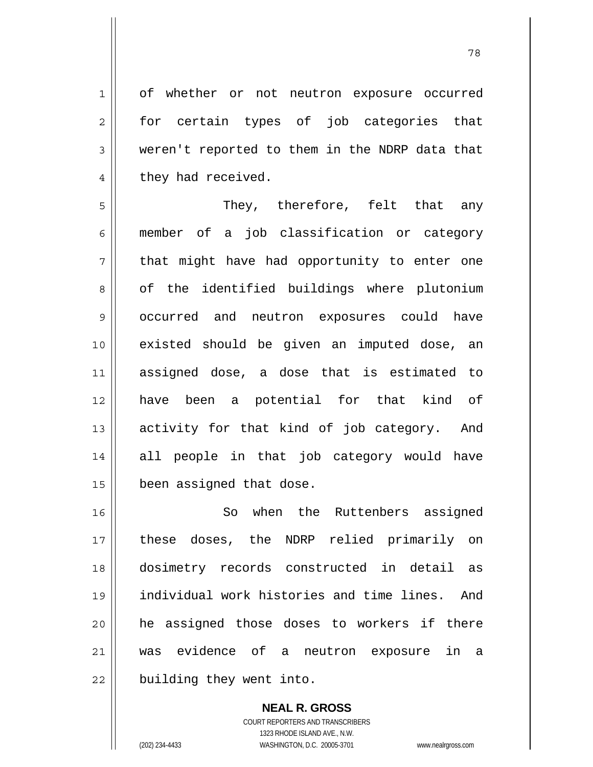of whether or not neutron exposure occurred for certain types of job categories that weren't reported to them in the NDRP data that they had received.

They, therefore, felt that any member of a job classification or category that might have had opportunity to enter one of the identified buildings where plutonium occurred and neutron exposures could have existed should be given an imputed dose, an assigned dose, a dose that is estimated to have been a potential for that kind of activity for that kind of job category. And all people in that job category would have been assigned that dose.

So when the Ruttenbers assigned these doses, the NDRP relied primarily on dosimetry records constructed in detail as individual work histories and time lines. And he assigned those doses to workers if there was evidence of a neutron exposure in a building they went into.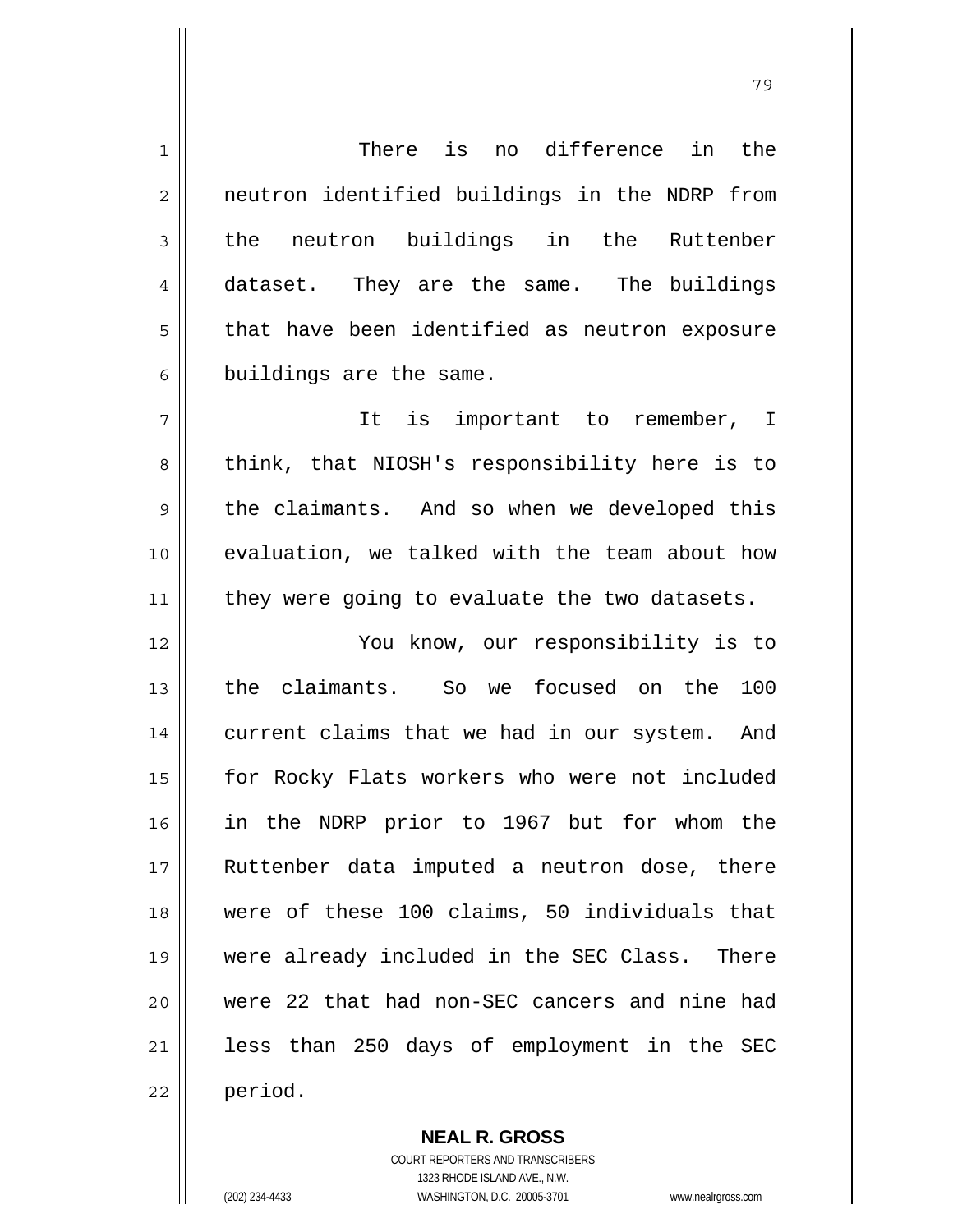There is no difference in the neutron identified buildings in the NDRP from the neutron buildings in the Ruttenber dataset. They are the same. The buildings that have been identified as neutron exposure buildings are the same.

It is important to remember, I think, that NIOSH's responsibility here is to the claimants. And so when we developed this evaluation, we talked with the team about how they were going to evaluate the two datasets.

You know, our responsibility is to the claimants. So we focused on the 100 current claims that we had in our system. And for Rocky Flats workers who were not included in the NDRP prior to 1967 but for whom the Ruttenber data imputed a neutron dose, there were of these 100 claims, 50 individuals that were already included in the SEC Class. There were 22 that had non-SEC cancers and nine had less than 250 days of employment in the SEC period.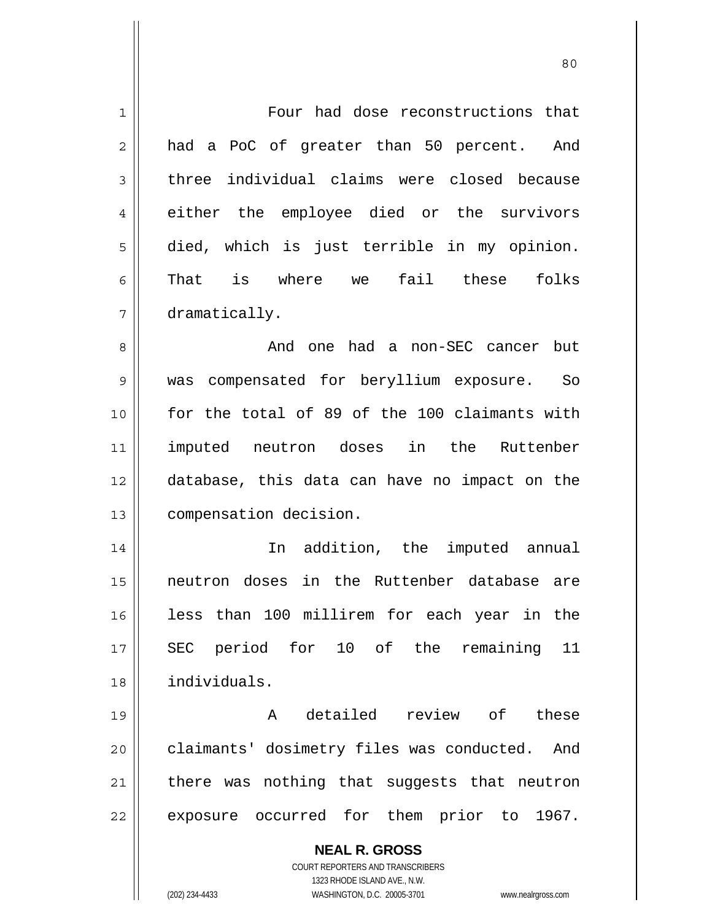Four had dose reconstructions that had a PoC of greater than 50 percent. And three individual claims were closed because either the employee died or the survivors died, which is just terrible in my opinion. That is where we fail these folks dramatically.

And one had a non-SEC cancer but was compensated for beryllium exposure. So for the total of 89 of the 100 claimants with imputed neutron doses in the Ruttenber database, this data can have no impact on the compensation decision.

In addition, the imputed annual neutron doses in the Ruttenber database are less than 100 millirem for each year in the SEC period for 10 of the remaining 11 individuals.

A detailed review of these claimants' dosimetry files was conducted. And there was nothing that suggests that neutron exposure occurred for them prior to 1967.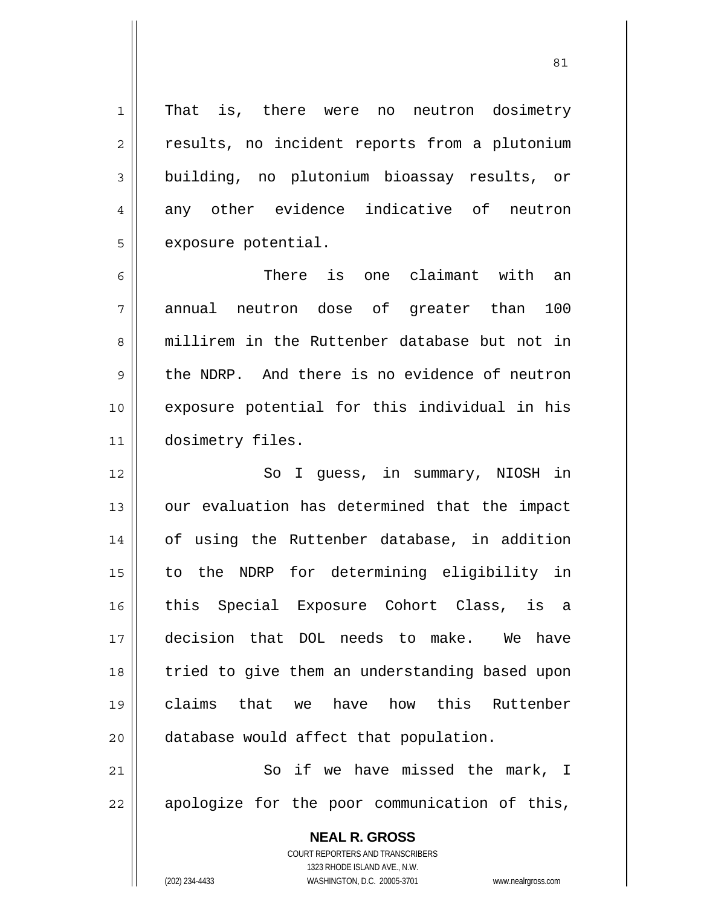That is, there were no neutron dosimetry results, no incident reports from a plutonium building, no plutonium bioassay results, or any other evidence indicative of neutron exposure potential.

There is one claimant with an annual neutron dose of greater than 100 millirem in the Ruttenber database but not in the NDRP. And there is no evidence of neutron exposure potential for this individual in his dosimetry files.

So I guess, in summary, NIOSH in our evaluation has determined that the impact of using the Ruttenber database, in addition to the NDRP for determining eligibility in this Special Exposure Cohort Class, is a decision that DOL needs to make. We have tried to give them an understanding based upon claims that we have how this Ruttenber database would affect that population.

So if we have missed the mark, I apologize for the poor communication of this,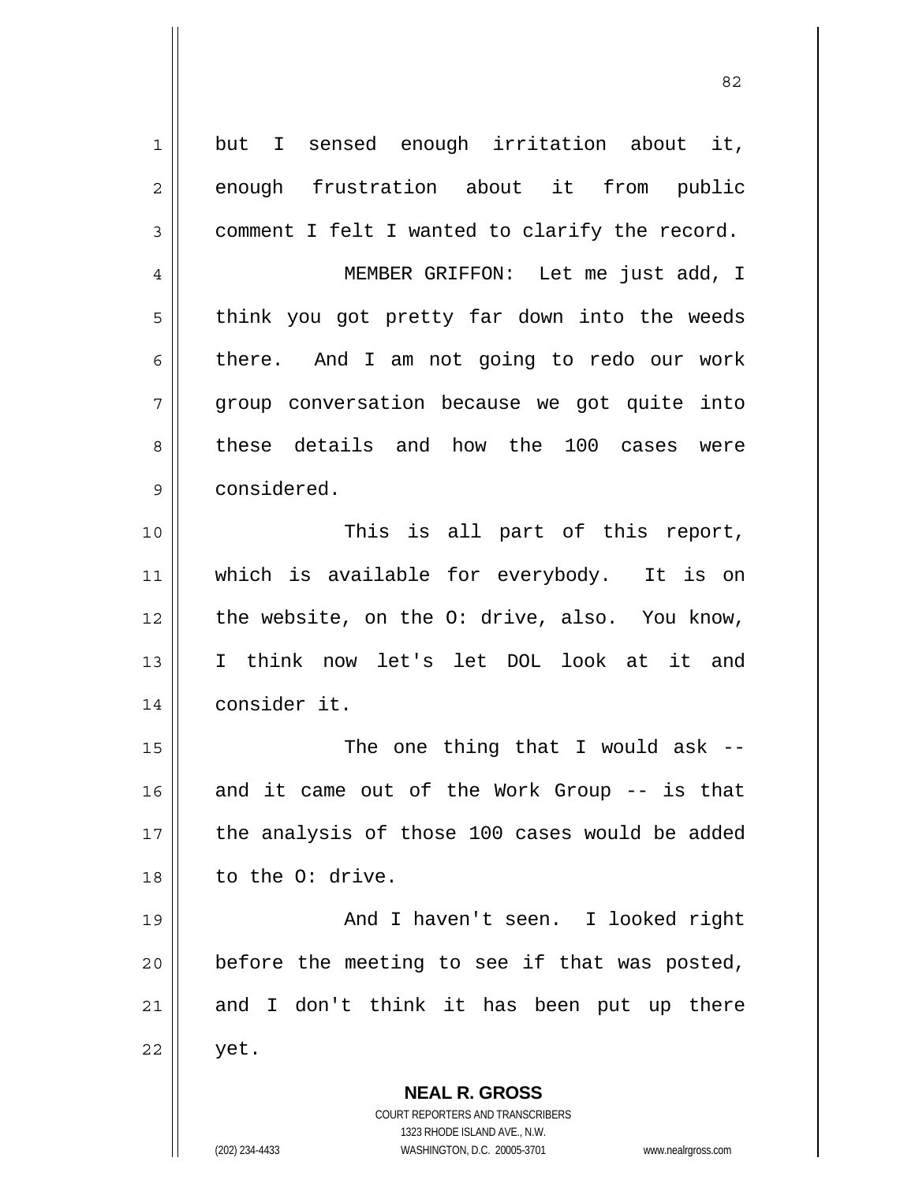but I sensed enough irritation about it, enough frustration about it from public comment I felt I wanted to clarify the record.

MEMBER GRIFFON: Let me just add, I think you got pretty far down into the weeds there. And I am not going to redo our work group conversation because we got quite into these details and how the 100 cases were considered.

This is all part of this report, which is available for everybody. It is on the website, on the O: drive, also. You know, I think now let's let DOL look at it and consider it.

The one thing that I would ask -- and it came out of the Work Group -- is that the analysis of those 100 cases would be added to the O: drive.

And I haven't seen. I looked right before the meeting to see if that was posted, and I don't think it has been put up there yet.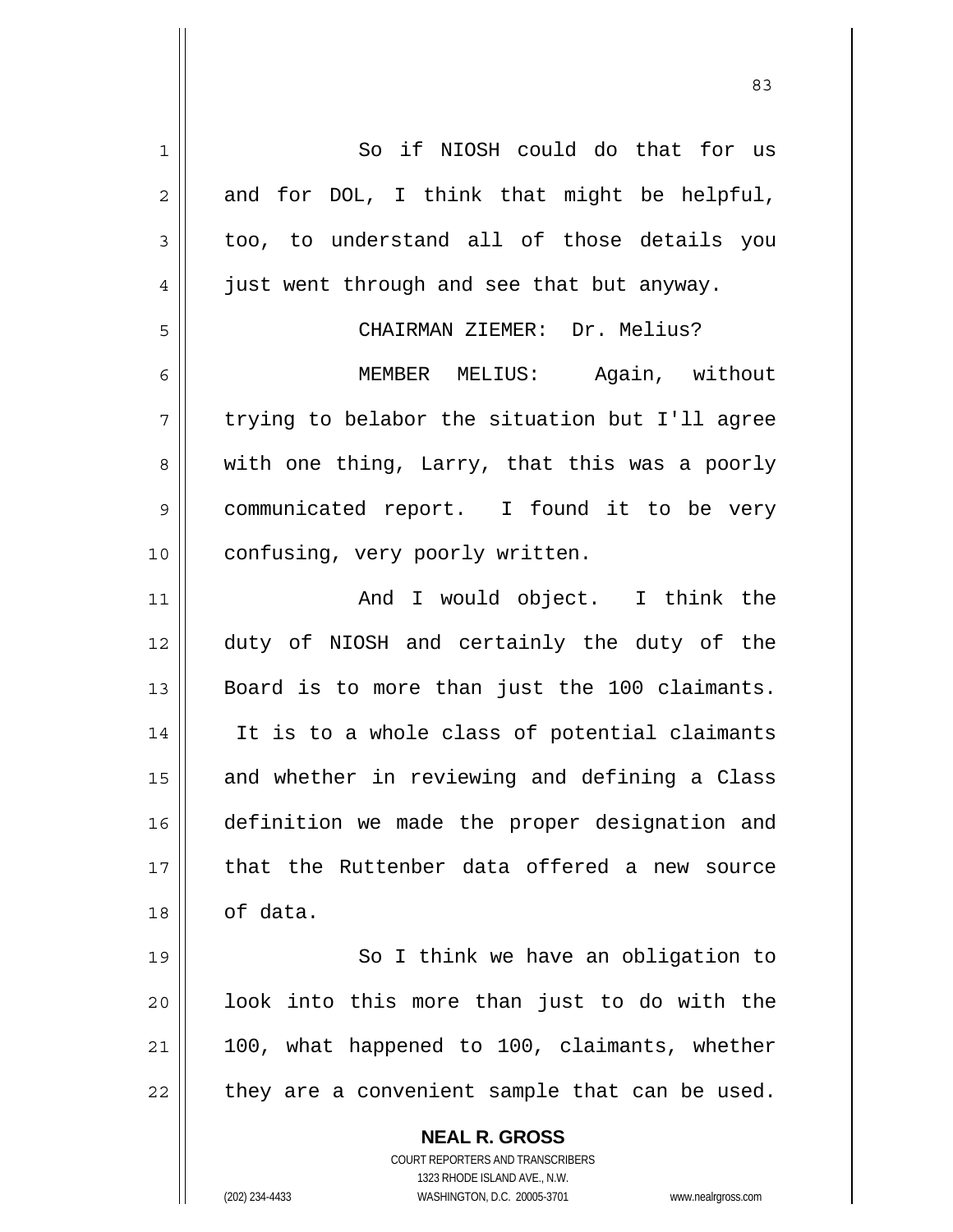So if NIOSH could do that for us and for DOL, I think that might be helpful, too, to understand all of those details you just went through and see that but anyway.

CHAIRMAN ZIEMER: Dr. Melius?

MEMBER MELIUS: Again, without trying to belabor the situation but I'll agree with one thing, Larry, that this was a poorly communicated report. I found it to be very confusing, very poorly written.

And I would object. I think the duty of NIOSH and certainly the duty of the Board is to more than just the 100 claimants. It is to a whole class of potential claimants and whether in reviewing and defining a Class definition we made the proper designation and that the Ruttenber data offered a new source of data.

So I think we have an obligation to look into this more than just to do with the 100, what happened to 100, claimants, whether they are a convenient sample that can be used.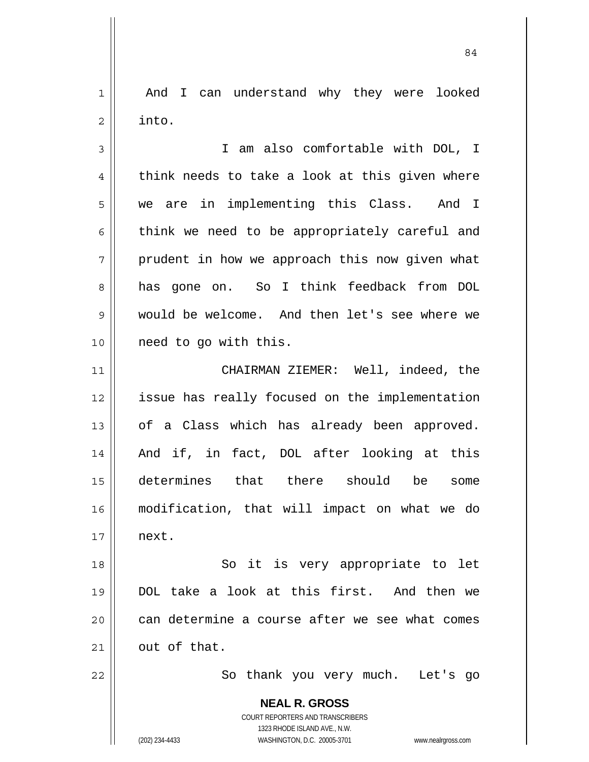And I can understand why they were looked into.

I am also comfortable with DOL, I think needs to take a look at this given where we are in implementing this Class. And I think we need to be appropriately careful and prudent in how we approach this now given what has gone on. So I think feedback from DOL would be welcome. And then let's see where we need to go with this.

CHAIRMAN ZIEMER: Well, indeed, the issue has really focused on the implementation of a Class which has already been approved. And if, in fact, DOL after looking at this determines that there should be some modification, that will impact on what we do next.

So it is very appropriate to let DOL take a look at this first. And then we can determine a course after we see what comes out of that.

So thank you very much. Let's go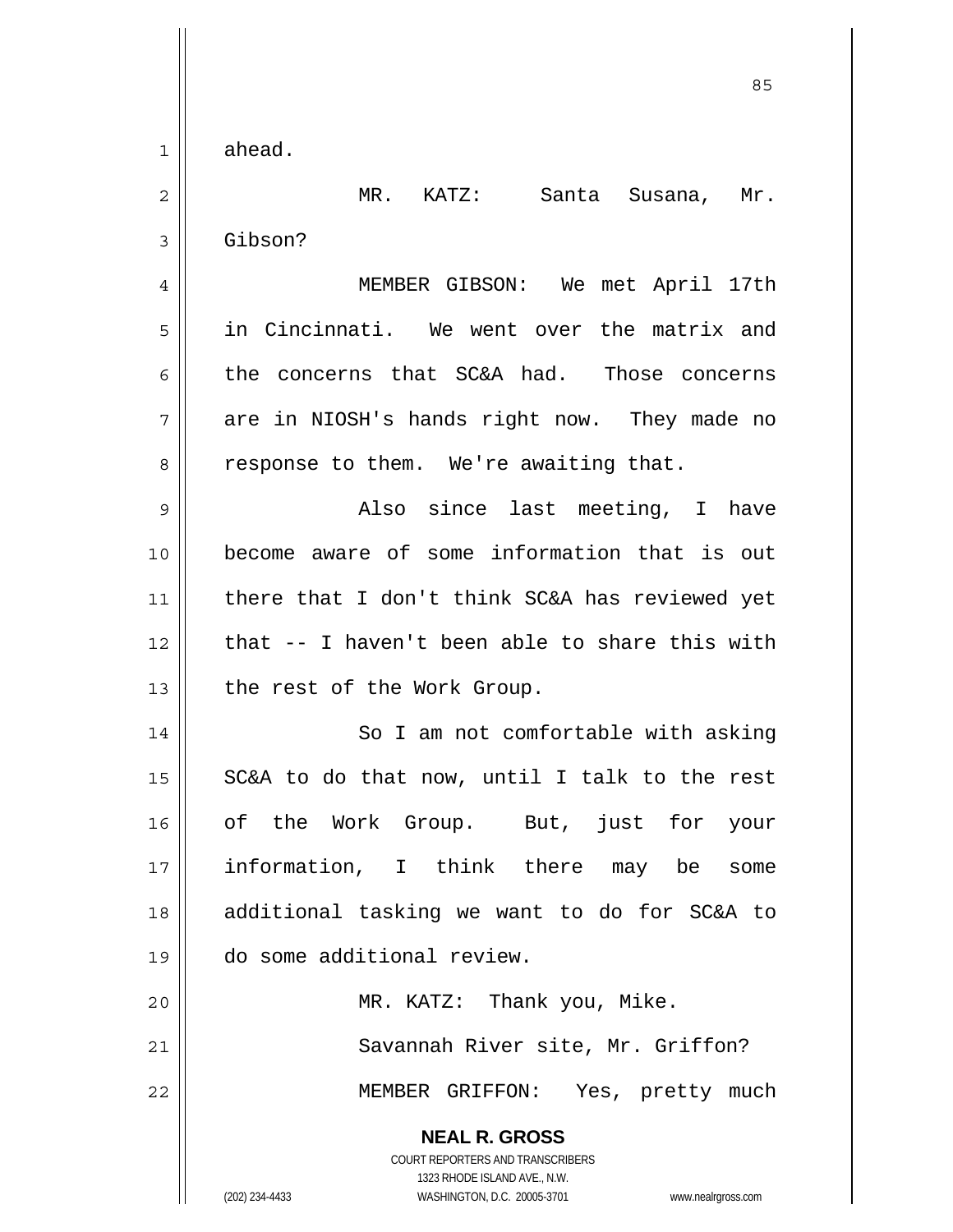ahead.

MR. KATZ: Santa Susana, Mr. Gibson?

MEMBER GIBSON: We met April 17th in Cincinnati. We went over the matrix and the concerns that SC&A had. Those concerns are in NIOSH's hands right now. They made no response to them. We're awaiting that.

Also since last meeting, I have become aware of some information that is out there that I don't think SC&A has reviewed yet that -- I haven't been able to share this with the rest of the Work Group.

So I am not comfortable with asking SC&A to do that now, until I talk to the rest of the Work Group. But, just for your information, I think there may be some additional tasking we want to do for SC&A to do some additional review.

MR. KATZ: Thank you, Mike.

Savannah River site, Mr. Griffon?

MEMBER GRIFFON: Yes, pretty much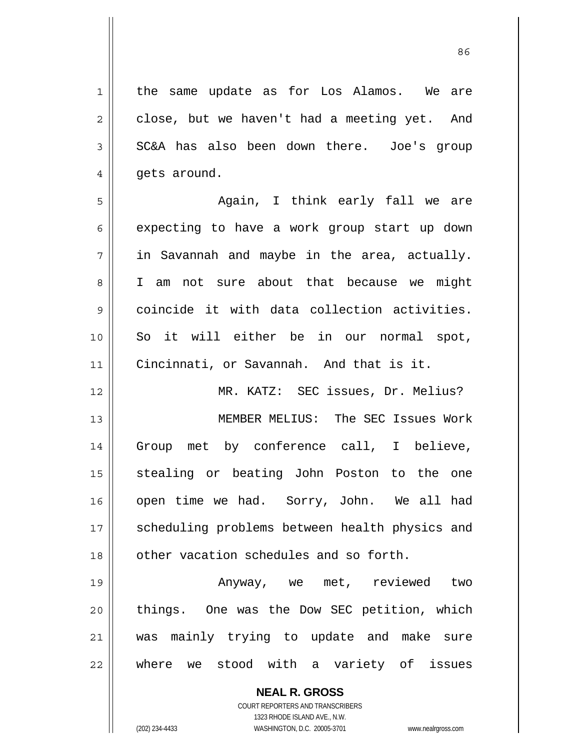the same update as for Los Alamos. We are close, but we haven't had a meeting yet. And SC&A has also been down there. Joe's group gets around.

Again, I think early fall we are expecting to have a work group start up down in Savannah and maybe in the area, actually. I am not sure about that because we might coincide it with data collection activities. So it will either be in our normal spot, Cincinnati, or Savannah. And that is it.

MR. KATZ: SEC issues, Dr. Melius?

MEMBER MELIUS: The SEC Issues Work Group met by conference call, I believe, stealing or beating John Poston to the one open time we had. Sorry, John. We all had scheduling problems between health physics and other vacation schedules and so forth.

Anyway, we met, reviewed two things. One was the Dow SEC petition, which was mainly trying to update and make sure where we stood with a variety of issues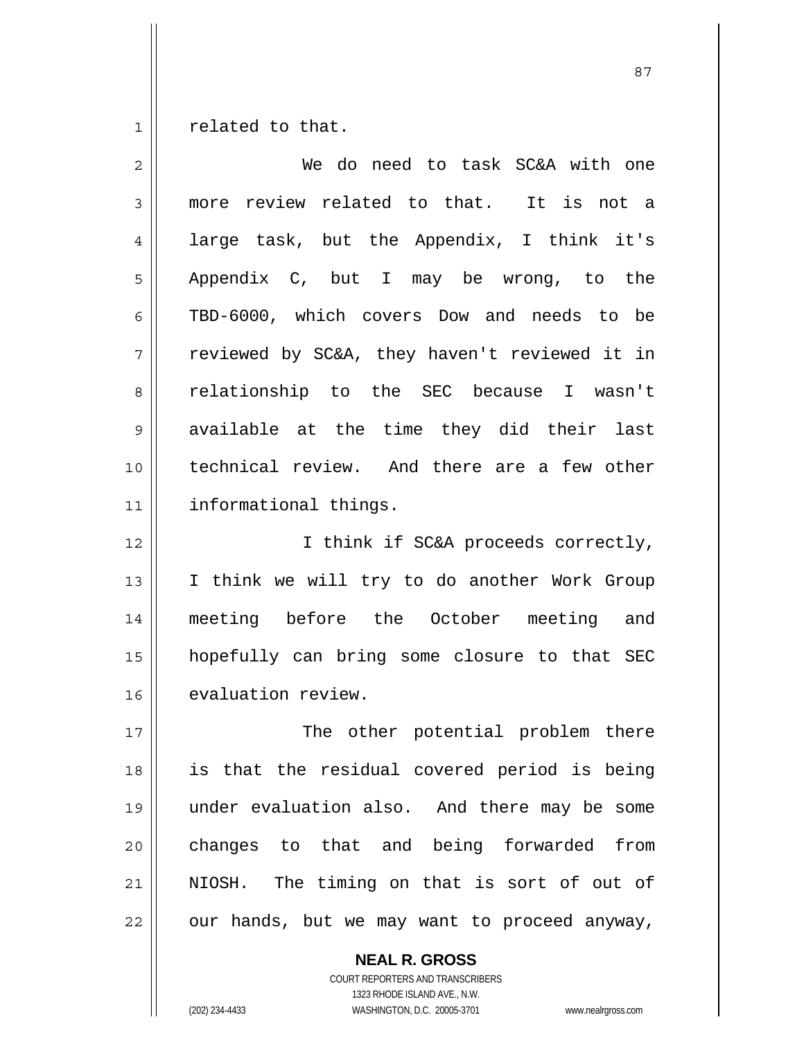related to that.

We do need to task SC&A with one more review related to that. It is not a large task, but the Appendix, I think it's Appendix C, but I may be wrong, to the TBD-6000, which covers Dow and needs to be reviewed by SC&A, they haven't reviewed it in relationship to the SEC because I wasn't available at the time they did their last technical review. And there are a few other informational things.

I think if SC&A proceeds correctly, I think we will try to do another Work Group meeting before the October meeting and hopefully can bring some closure to that SEC evaluation review.

The other potential problem there is that the residual covered period is being under evaluation also. And there may be some changes to that and being forwarded from NIOSH. The timing on that is sort of out of our hands, but we may want to proceed anyway,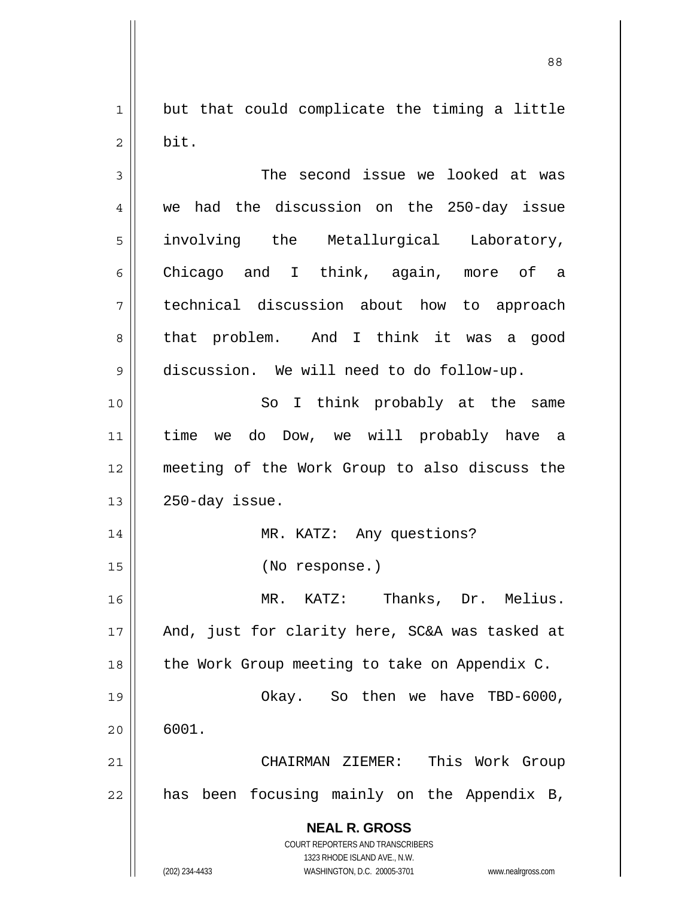but that could complicate the timing a little bit.

The second issue we looked at was we had the discussion on the 250-day issue involving the Metallurgical Laboratory, Chicago and I think, again, more of a technical discussion about how to approach that problem. And I think it was a good discussion. We will need to do follow-up.

So I think probably at the same time we do Dow, we will probably have a meeting of the Work Group to also discuss the 250-day issue.

MR. KATZ: Any questions?

(No response.)

MR. KATZ: Thanks, Dr. Melius. And, just for clarity here, SC&A was tasked at the Work Group meeting to take on Appendix C.

Okay. So then we have TBD-6000, 6001.

CHAIRMAN ZIEMER: This Work Group has been focusing mainly on the Appendix B,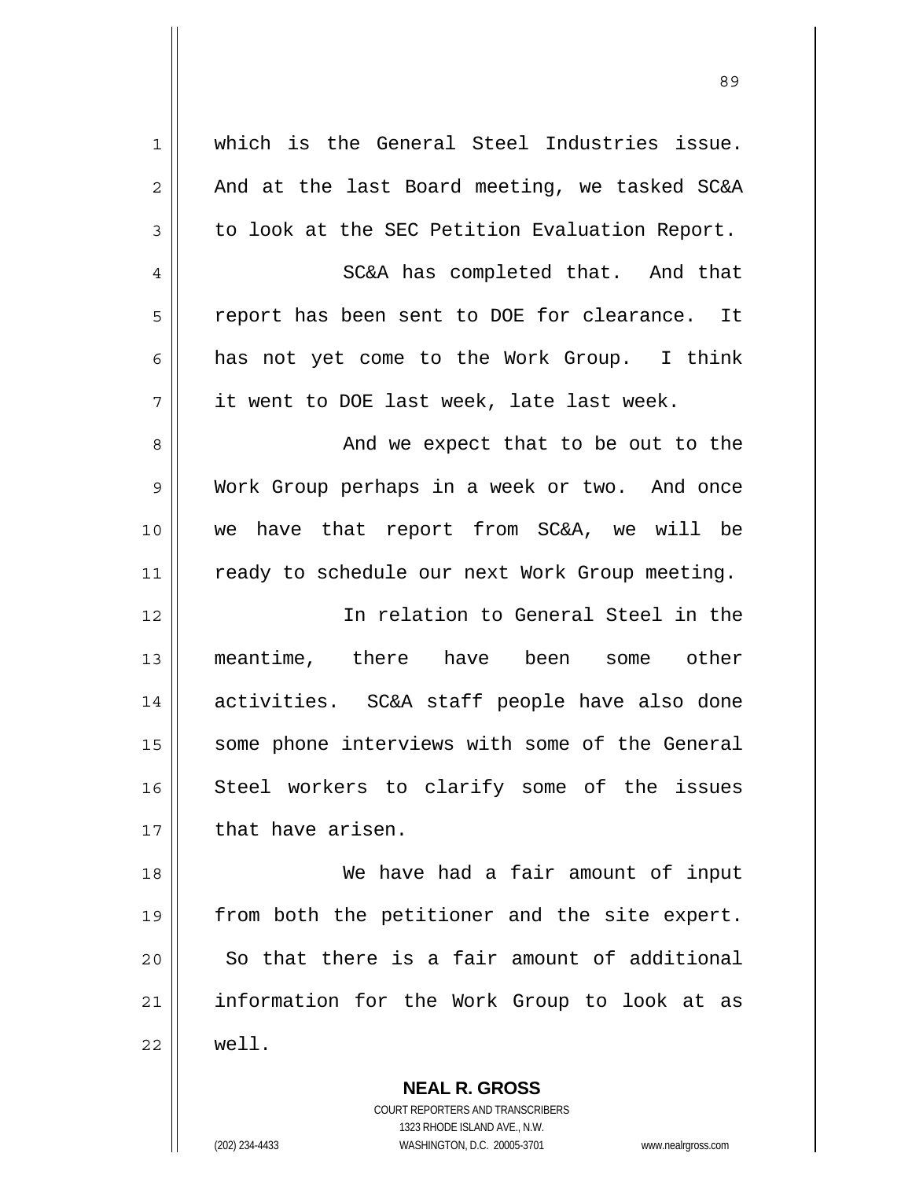which is the General Steel Industries issue. And at the last Board meeting, we tasked SC&A to look at the SEC Petition Evaluation Report.

SC&A has completed that. And that report has been sent to DOE for clearance. It has not yet come to the Work Group. I think it went to DOE last week, late last week.

And we expect that to be out to the Work Group perhaps in a week or two. And once we have that report from SC&A, we will be ready to schedule our next Work Group meeting.

In relation to General Steel in the meantime, there have been some other activities. SC&A staff people have also done some phone interviews with some of the General Steel workers to clarify some of the issues that have arisen.

We have had a fair amount of input from both the petitioner and the site expert. So that there is a fair amount of additional information for the Work Group to look at as well.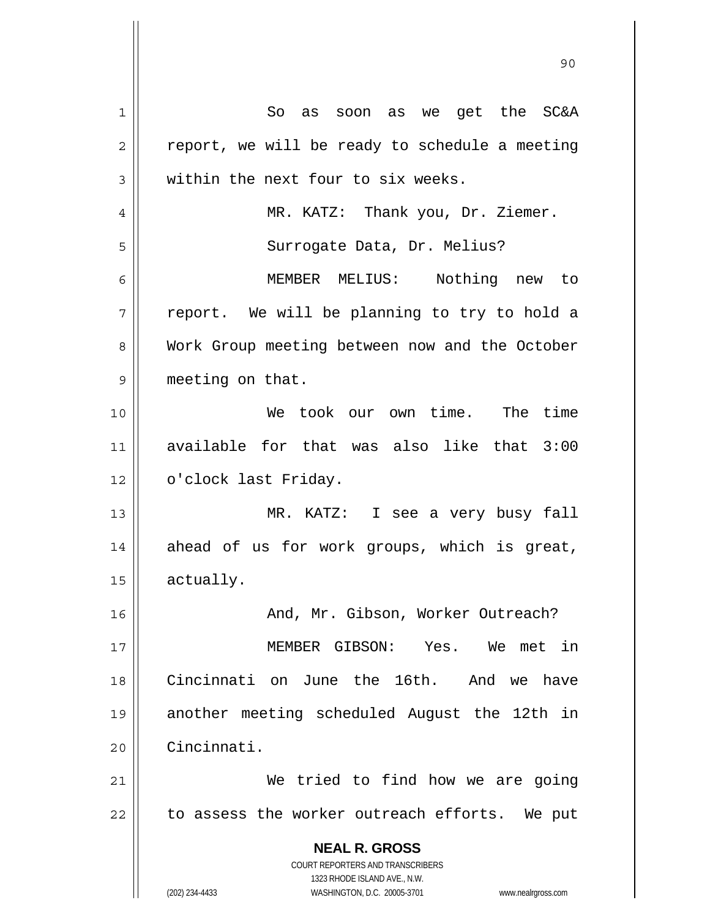So as soon as we get the SC&A report, we will be ready to schedule a meeting within the next four to six weeks.

MR. KATZ: Thank you, Dr. Ziemer.

Surrogate Data, Dr. Melius?

MEMBER MELIUS: Nothing new to report. We will be planning to try to hold a Work Group meeting between now and the October meeting on that.

We took our own time. The time available for that was also like that 3:00 o'clock last Friday.

MR. KATZ: I see a very busy fall ahead of us for work groups, which is great, actually.

And, Mr. Gibson, Worker Outreach?

MEMBER GIBSON: Yes. We met in Cincinnati on June the 16th. And we have another meeting scheduled August the 12th in Cincinnati.

We tried to find how we are going to assess the worker outreach efforts. We put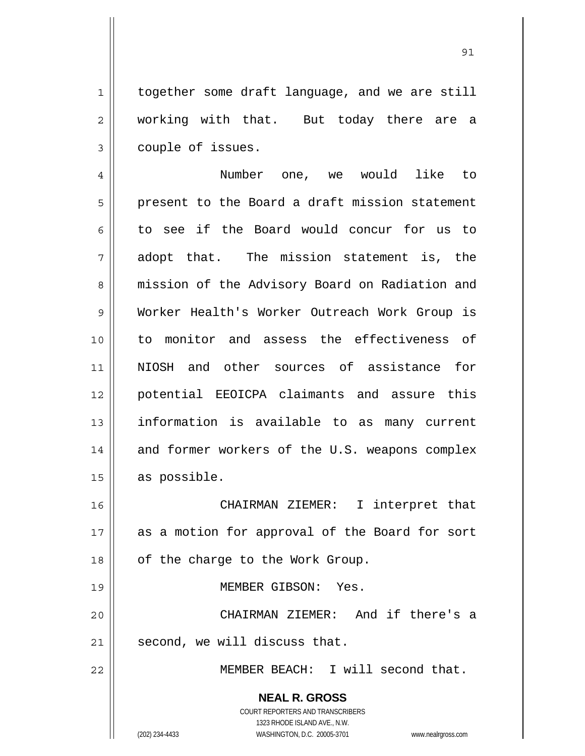together some draft language, and we are still working with that. But today there are a couple of issues.

Number one, we would like to present to the Board a draft mission statement to see if the Board would concur for us to adopt that. The mission statement is, the mission of the Advisory Board on Radiation and Worker Health's Worker Outreach Work Group is to monitor and assess the effectiveness of NIOSH and other sources of assistance for potential EEOICPA claimants and assure this information is available to as many current and former workers of the U.S. weapons complex as possible.

CHAIRMAN ZIEMER: I interpret that as a motion for approval of the Board for sort of the charge to the Work Group.

MEMBER GIBSON: Yes.

CHAIRMAN ZIEMER: And if there's a second, we will discuss that.

MEMBER BEACH: I will second that.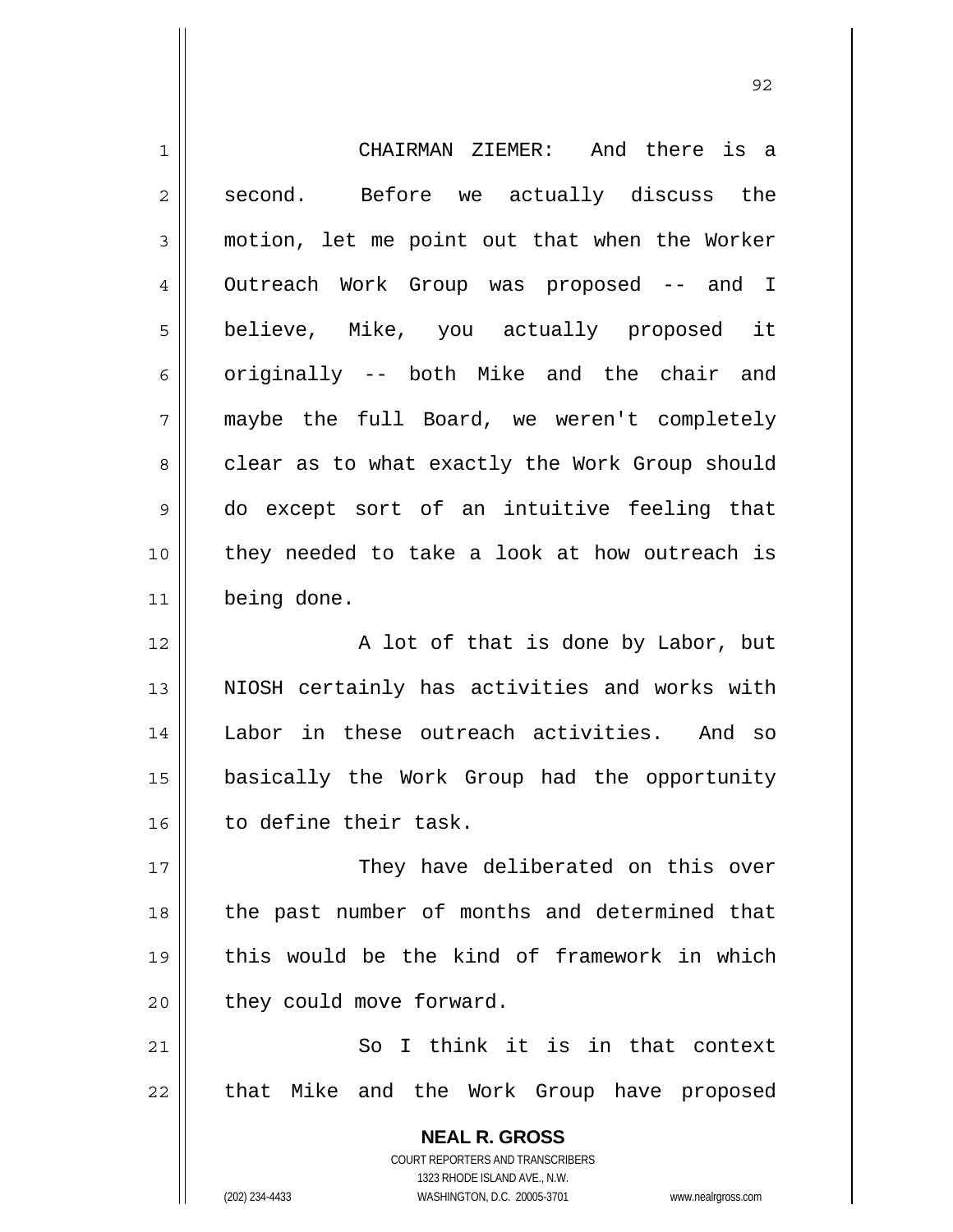CHAIRMAN ZIEMER: And there is a second. Before we actually discuss the motion, let me point out that when the Worker Outreach Work Group was proposed -- and I believe, Mike, you actually proposed it originally -- both Mike and the chair and maybe the full Board, we weren't completely clear as to what exactly the Work Group should do except sort of an intuitive feeling that they needed to take a look at how outreach is being done.

A lot of that is done by Labor, but NIOSH certainly has activities and works with Labor in these outreach activities. And so basically the Work Group had the opportunity to define their task.

They have deliberated on this over the past number of months and determined that this would be the kind of framework in which they could move forward.

So I think it is in that context that Mike and the Work Group have proposed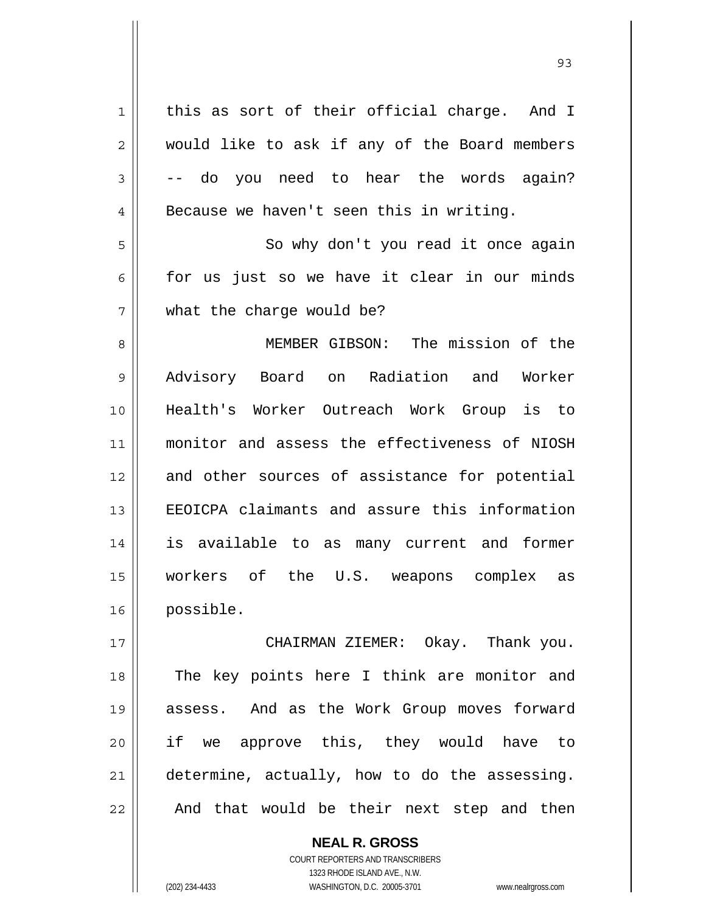this as sort of their official charge. And I would like to ask if any of the Board members -- do you need to hear the words again? Because we haven't seen this in writing.

So why don't you read it once again for us just so we have it clear in our minds what the charge would be?

MEMBER GIBSON: The mission of the Advisory Board on Radiation and Worker Health's Worker Outreach Work Group is to monitor and assess the effectiveness of NIOSH and other sources of assistance for potential EEOICPA claimants and assure this information is available to as many current and former workers of the U.S. weapons complex as possible.

CHAIRMAN ZIEMER: Okay. Thank you. The key points here I think are monitor and assess. And as the Work Group moves forward if we approve this, they would have to determine, actually, how to do the assessing. And that would be their next step and then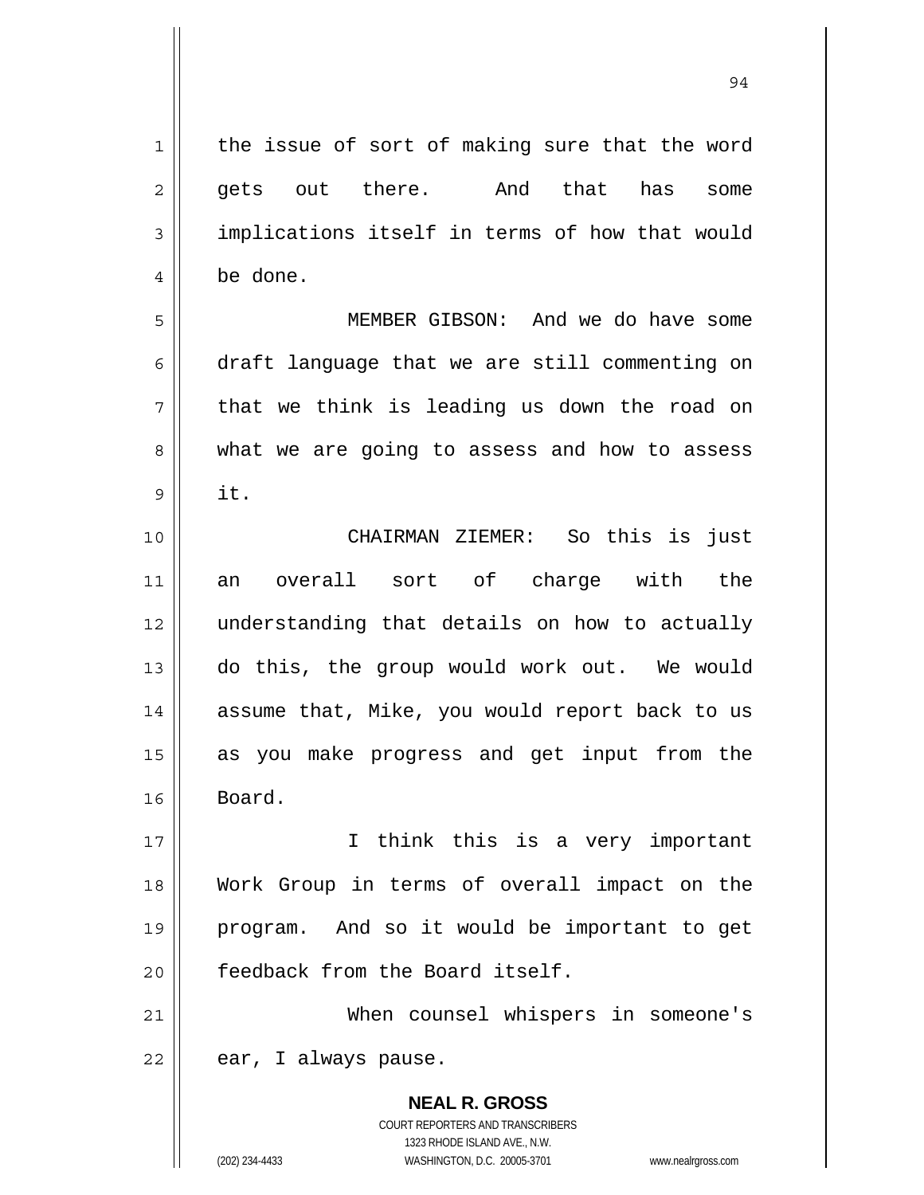the issue of sort of making sure that the word gets out there. And that has some implications itself in terms of how that would be done.

MEMBER GIBSON: And we do have some draft language that we are still commenting on that we think is leading us down the road on what we are going to assess and how to assess it.

CHAIRMAN ZIEMER: So this is just an overall sort of charge with the understanding that details on how to actually do this, the group would work out. We would assume that, Mike, you would report back to us as you make progress and get input from the Board.

I think this is a very important Work Group in terms of overall impact on the program. And so it would be important to get feedback from the Board itself.

When counsel whispers in someone's ear, I always pause.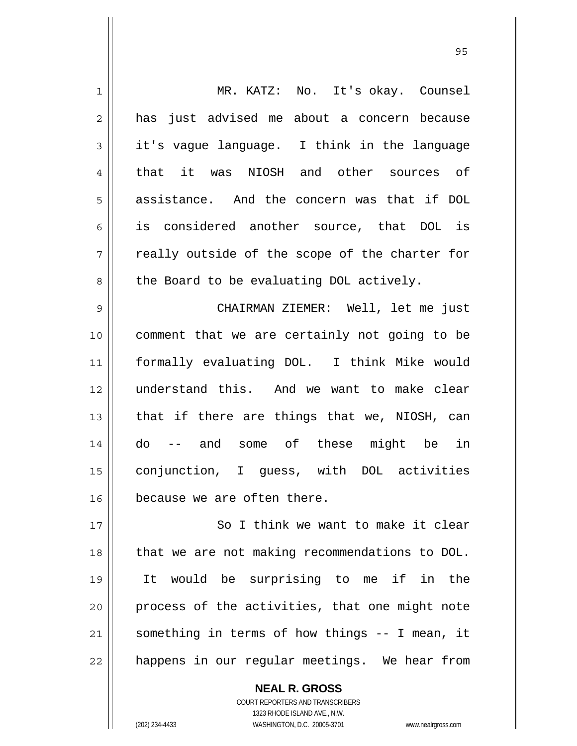MR. KATZ: No. It's okay. Counsel has just advised me about a concern because it's vague language. I think in the language that it was NIOSH and other sources of assistance. And the concern was that if DOL is considered another source, that DOL is really outside of the scope of the charter for the Board to be evaluating DOL actively.

CHAIRMAN ZIEMER: Well, let me just comment that we are certainly not going to be formally evaluating DOL. I think Mike would understand this. And we want to make clear that if there are things that we, NIOSH, can do -- and some of these might be in conjunction, I guess, with DOL activities because we are often there.

So I think we want to make it clear that we are not making recommendations to DOL. It would be surprising to me if in the process of the activities, that one might note something in terms of how things -- I mean, it happens in our regular meetings. We hear from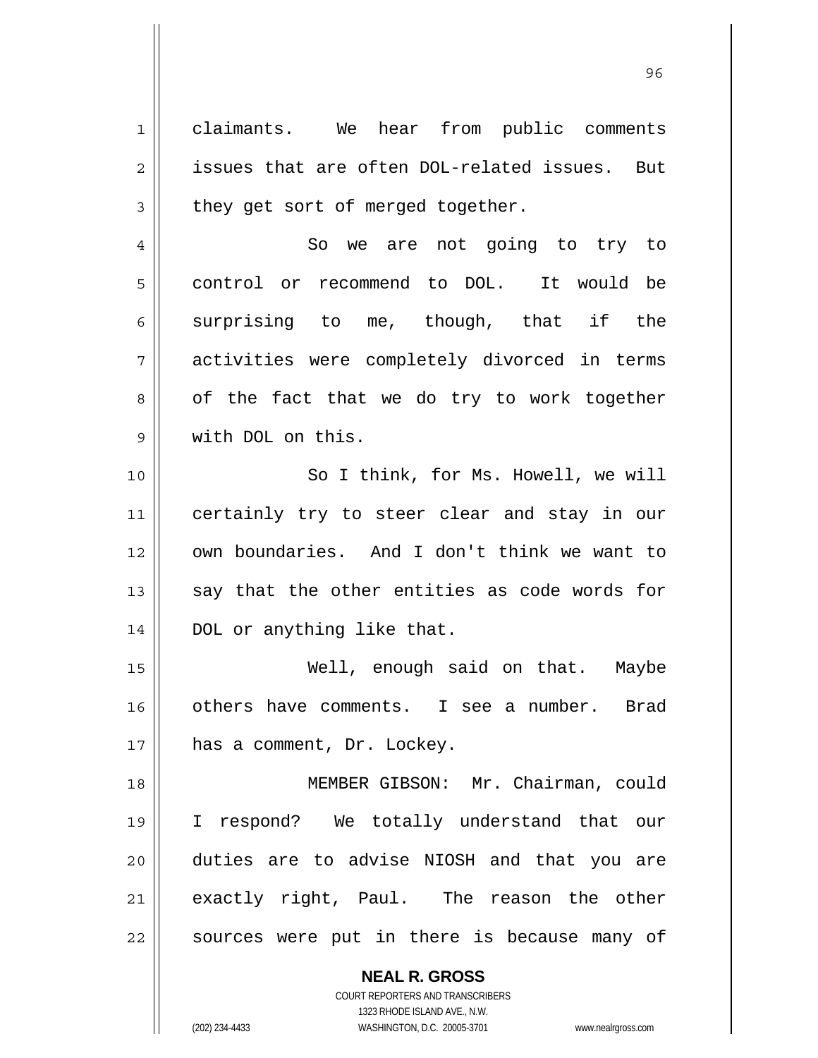claimants. We hear from public comments issues that are often DOL-related issues. But they get sort of merged together.

So we are not going to try to control or recommend to DOL. It would be surprising to me, though, that if the activities were completely divorced in terms of the fact that we do try to work together with DOL on this.

So I think, for Ms. Howell, we will certainly try to steer clear and stay in our own boundaries. And I don't think we want to say that the other entities as code words for DOL or anything like that.

Well, enough said on that. Maybe others have comments. I see a number. Brad has a comment, Dr. Lockey.

MEMBER GIBSON: Mr. Chairman, could I respond? We totally understand that our duties are to advise NIOSH and that you are exactly right, Paul. The reason the other sources were put in there is because many of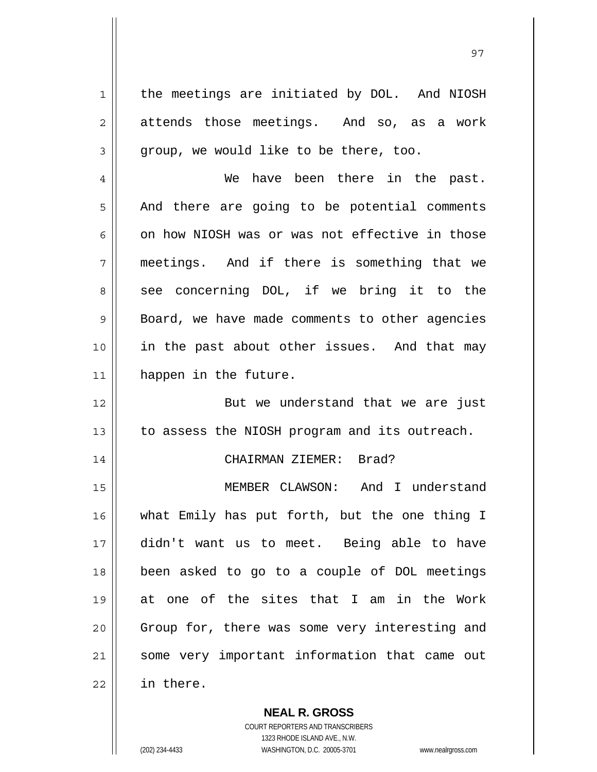the meetings are initiated by DOL. And NIOSH attends those meetings. And so, as a work group, we would like to be there, too.

We have been there in the past. And there are going to be potential comments on how NIOSH was or was not effective in those meetings. And if there is something that we see concerning DOL, if we bring it to the Board, we have made comments to other agencies in the past about other issues. And that may happen in the future.

But we understand that we are just to assess the NIOSH program and its outreach.

CHAIRMAN ZIEMER: Brad?

MEMBER CLAWSON: And I understand what Emily has put forth, but the one thing I didn't want us to meet. Being able to have been asked to go to a couple of DOL meetings at one of the sites that I am in the Work Group for, there was some very interesting and some very important information that came out in there.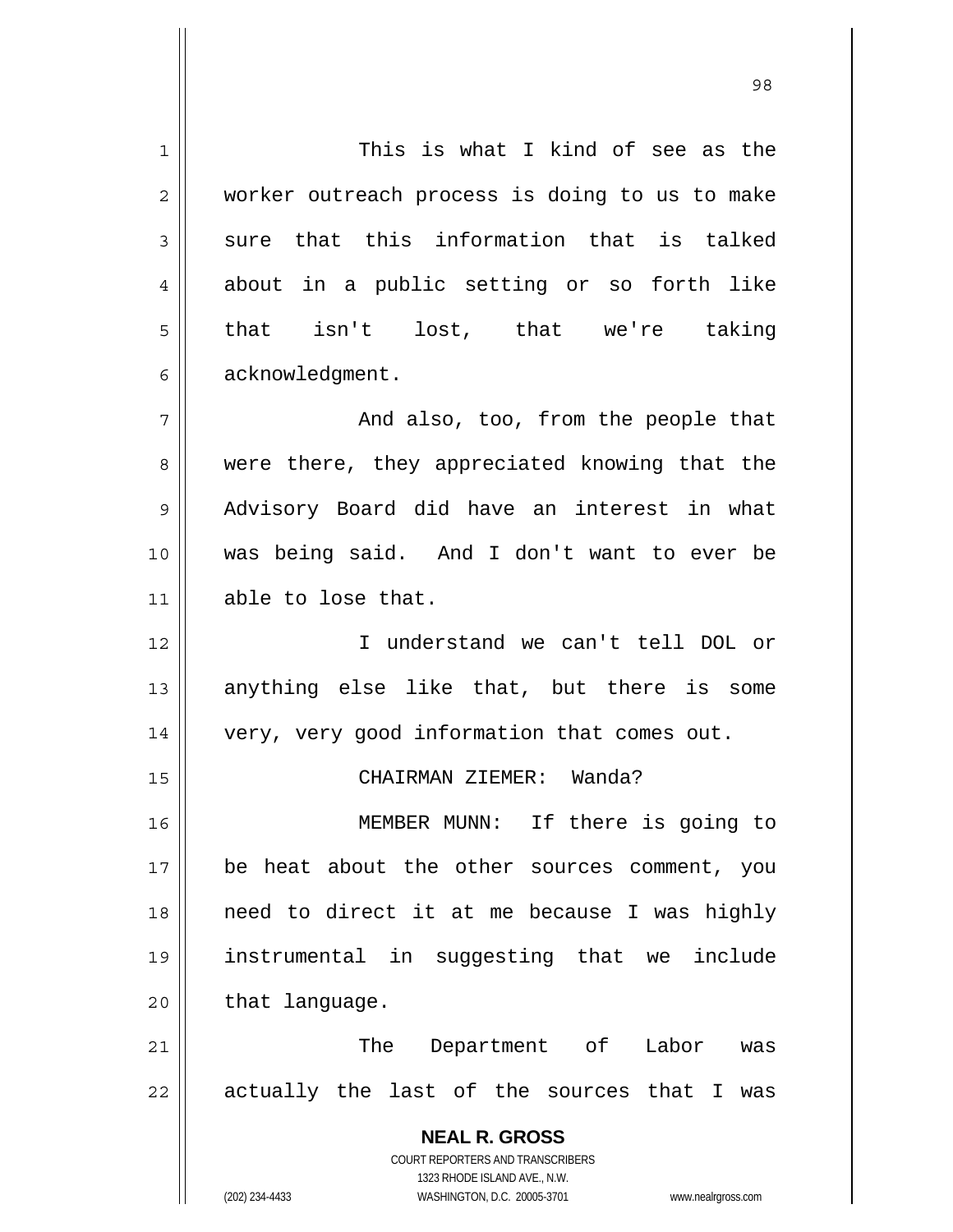This is what I kind of see as the worker outreach process is doing to us to make sure that this information that is talked about in a public setting or so forth like that isn't lost, that we're taking acknowledgment.

And also, too, from the people that were there, they appreciated knowing that the Advisory Board did have an interest in what was being said. And I don't want to ever be able to lose that.

I understand we can't tell DOL or anything else like that, but there is some very, very good information that comes out.

CHAIRMAN ZIEMER: Wanda?

MEMBER MUNN: If there is going to be heat about the other sources comment, you need to direct it at me because I was highly instrumental in suggesting that we include that language.

The Department of Labor was actually the last of the sources that I was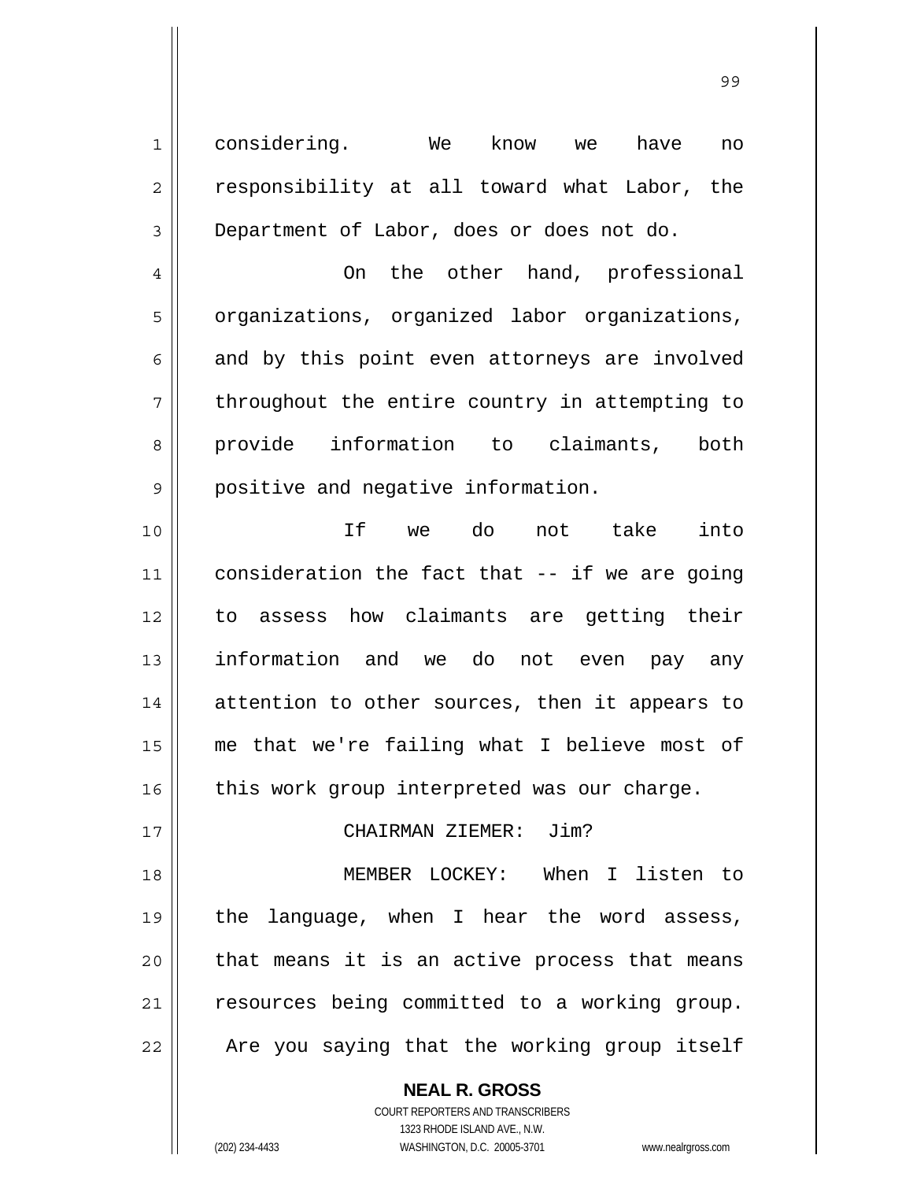considering. We know we have no responsibility at all toward what Labor, the Department of Labor, does or does not do.

On the other hand, professional organizations, organized labor organizations, and by this point even attorneys are involved throughout the entire country in attempting to provide information to claimants, both positive and negative information.

If we do not take into consideration the fact that -- if we are going to assess how claimants are getting their information and we do not even pay any attention to other sources, then it appears to me that we're failing what I believe most of this work group interpreted was our charge.

CHAIRMAN ZIEMER: Jim?

MEMBER LOCKEY: When I listen to the language, when I hear the word assess, that means it is an active process that means resources being committed to a working group. Are you saying that the working group itself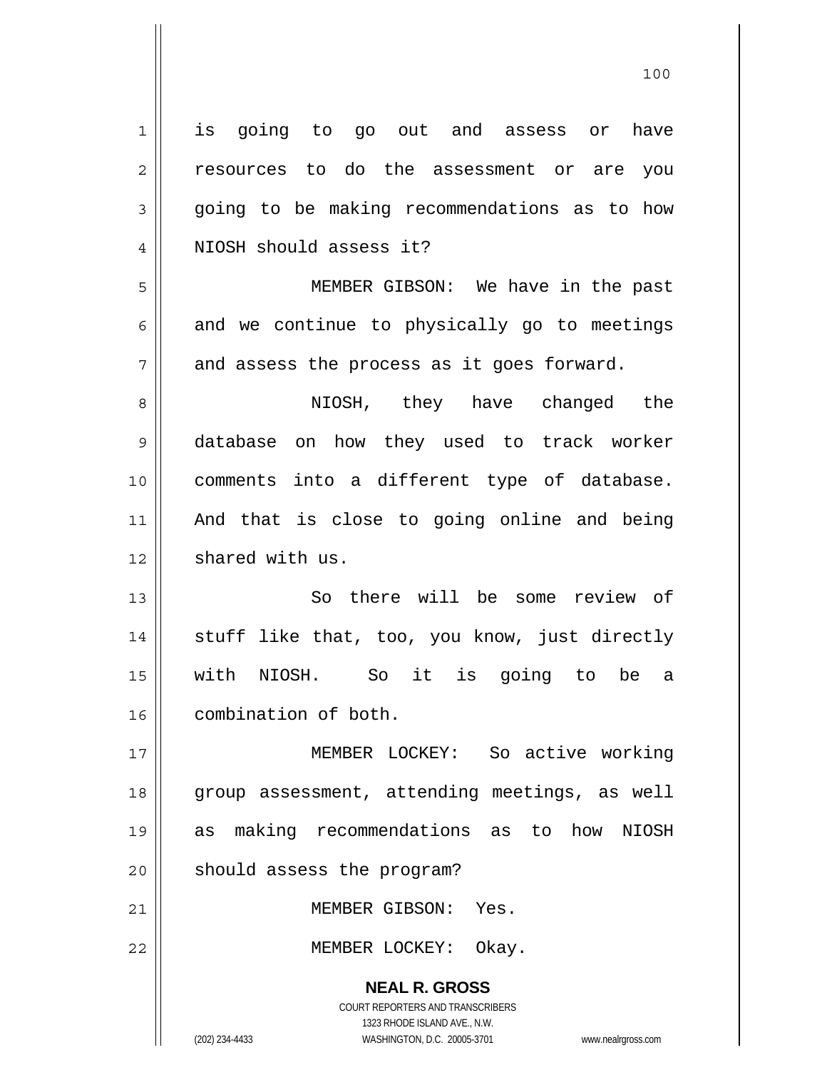is going to go out and assess or have resources to do the assessment or are you going to be making recommendations as to how NIOSH should assess it?

MEMBER GIBSON: We have in the past and we continue to physically go to meetings and assess the process as it goes forward.

NIOSH, they have changed the database on how they used to track worker comments into a different type of database. And that is close to going online and being shared with us.

So there will be some review of stuff like that, too, you know, just directly with NIOSH. So it is going to be a combination of both.

MEMBER LOCKEY: So active working group assessment, attending meetings, as well as making recommendations as to how NIOSH should assess the program?

MEMBER GIBSON: Yes.

MEMBER LOCKEY: Okay.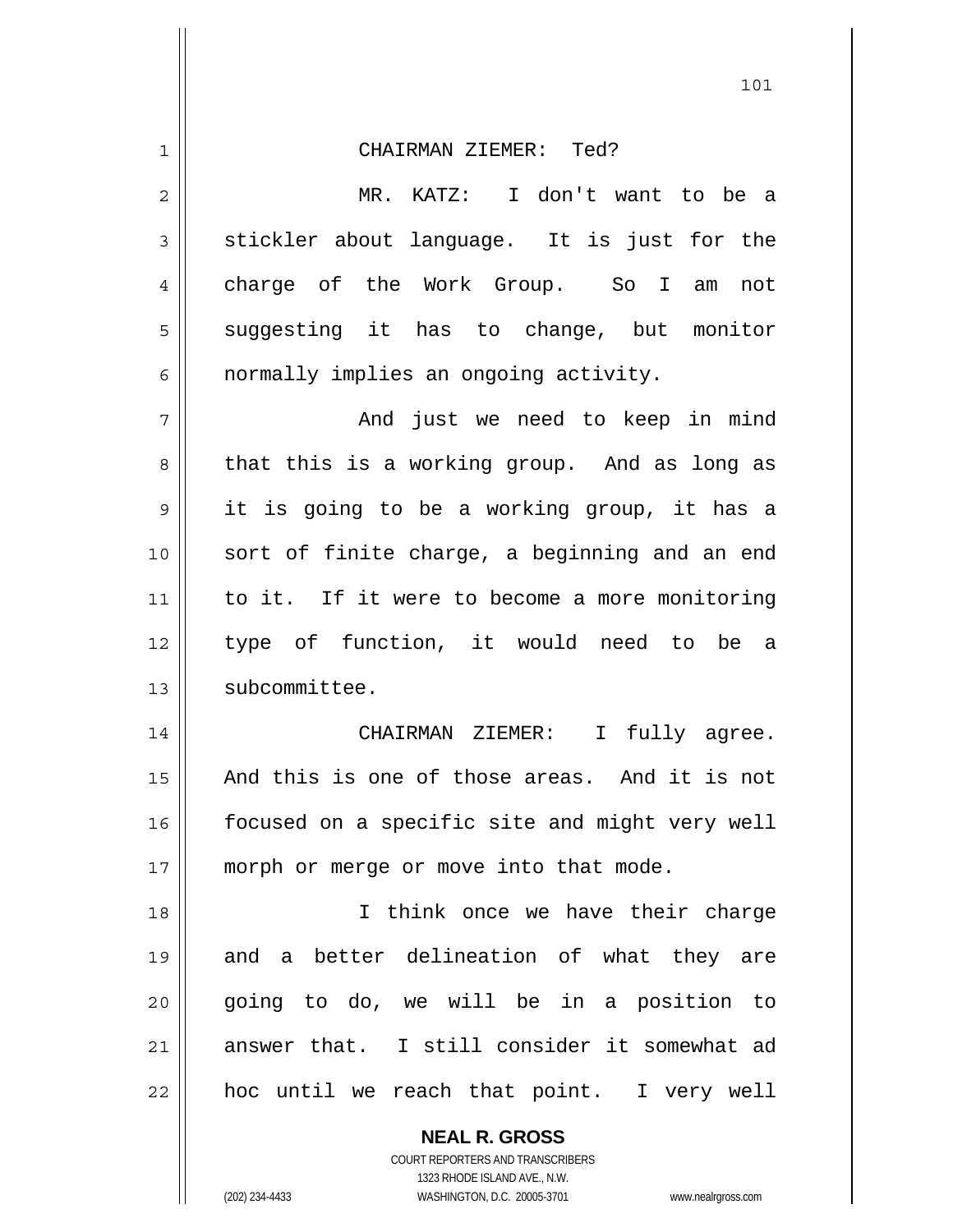CHAIRMAN ZIEMER: Ted?

MR. KATZ: I don't want to be a stickler about language. It is just for the charge of the Work Group. So I am not suggesting it has to change, but monitor normally implies an ongoing activity.

And just we need to keep in mind that this is a working group. And as long as it is going to be a working group, it has a sort of finite charge, a beginning and an end to it. If it were to become a more monitoring type of function, it would need to be a subcommittee.

CHAIRMAN ZIEMER: I fully agree. And this is one of those areas. And it is not focused on a specific site and might very well morph or merge or move into that mode.

I think once we have their charge and a better delineation of what they are going to do, we will be in a position to answer that. I still consider it somewhat ad hoc until we reach that point. I very well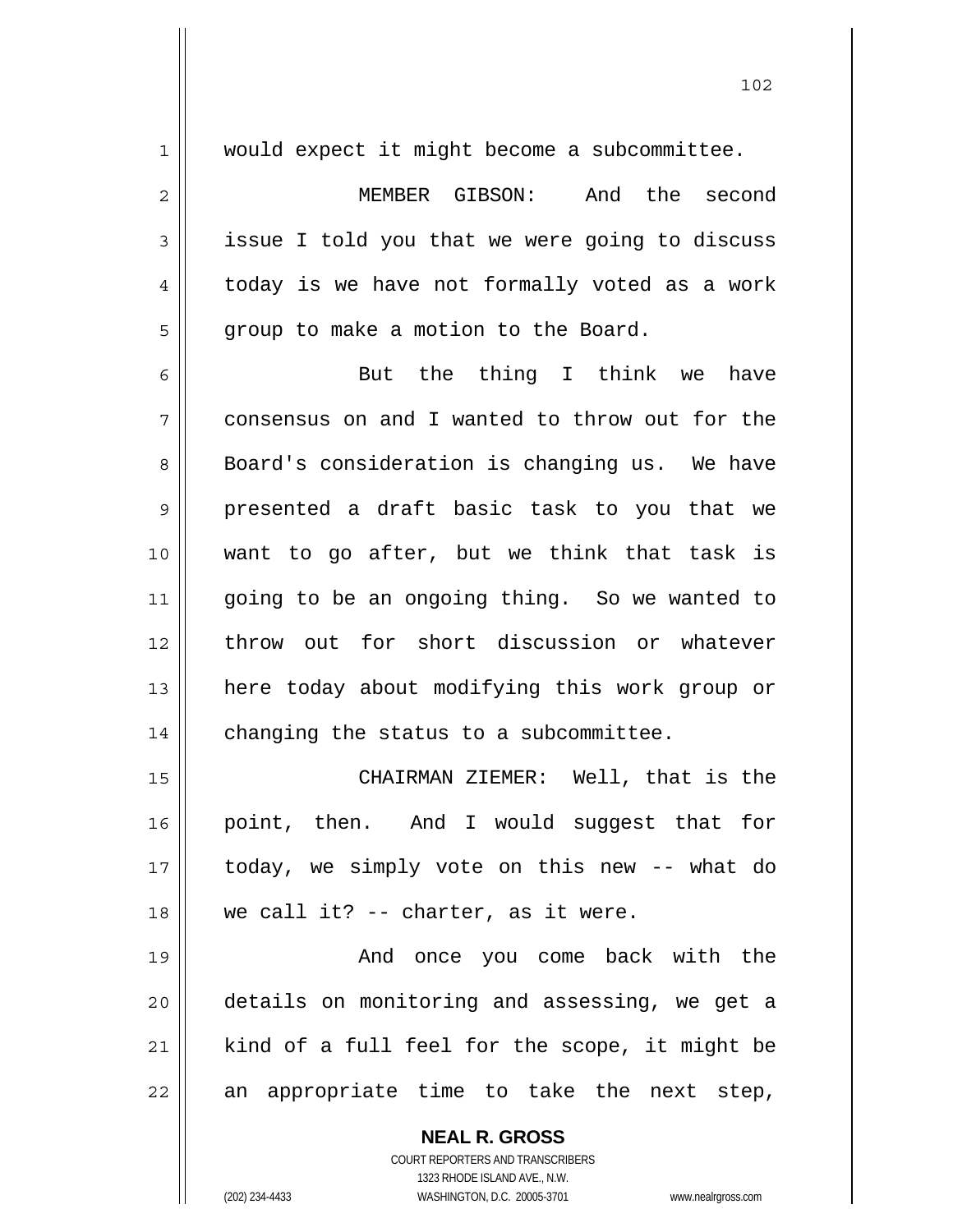would expect it might become a subcommittee.

MEMBER GIBSON: And the second issue I told you that we were going to discuss today is we have not formally voted as a work group to make a motion to the Board.

But the thing I think we have consensus on and I wanted to throw out for the Board's consideration is changing us. We have presented a draft basic task to you that we want to go after, but we think that task is going to be an ongoing thing. So we wanted to throw out for short discussion or whatever here today about modifying this work group or changing the status to a subcommittee.

CHAIRMAN ZIEMER: Well, that is the point, then. And I would suggest that for today, we simply vote on this new -- what do we call it? -- charter, as it were.

And once you come back with the details on monitoring and assessing, we get a kind of a full feel for the scope, it might be an appropriate time to take the next step,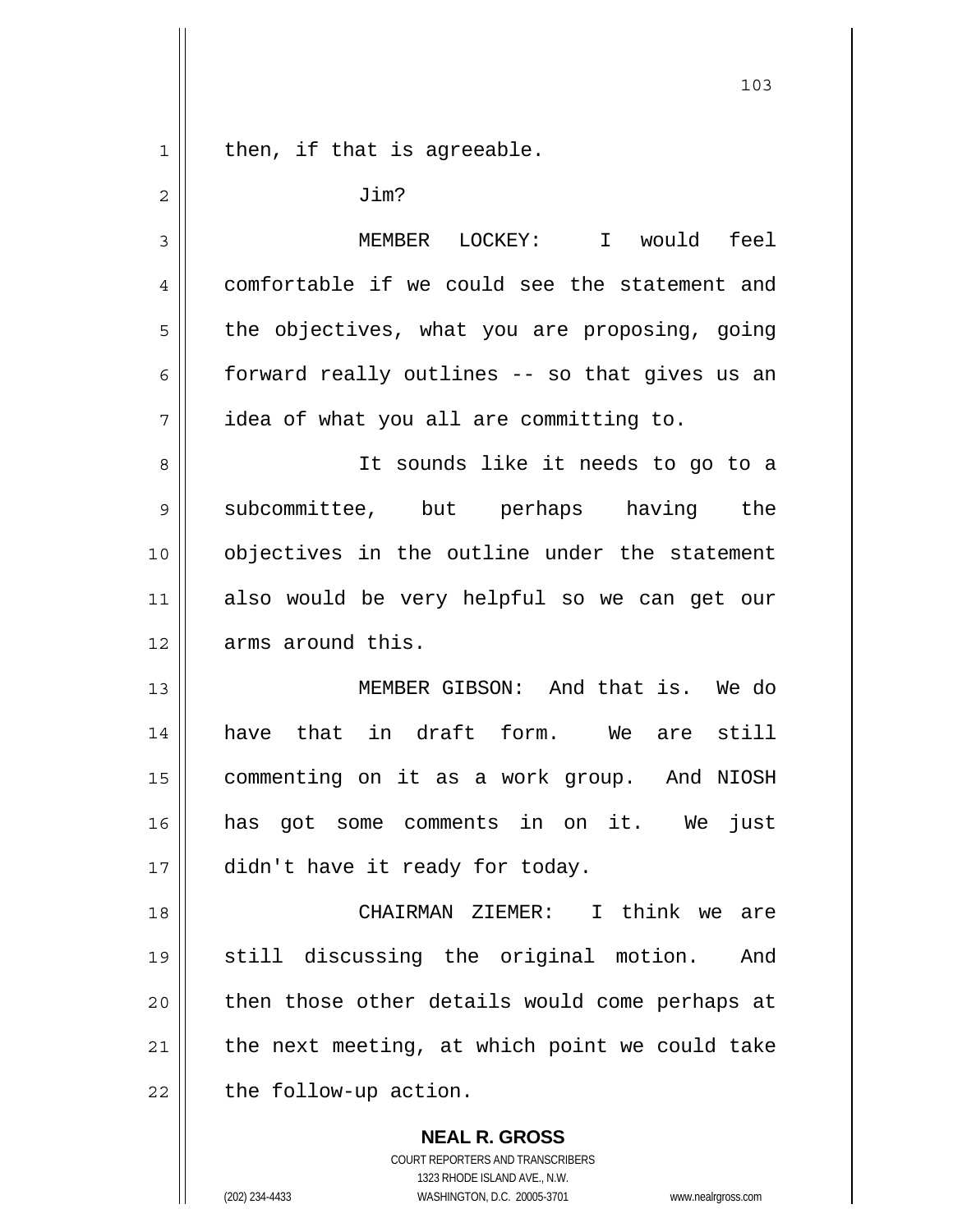then, if that is agreeable.

Jim?

MEMBER LOCKEY: I would feel comfortable if we could see the statement and the objectives, what you are proposing, going forward really outlines -- so that gives us an idea of what you all are committing to.

It sounds like it needs to go to a subcommittee, but perhaps having the objectives in the outline under the statement also would be very helpful so we can get our arms around this.

MEMBER GIBSON: And that is. We do have that in draft form. We are still commenting on it as a work group. And NIOSH has got some comments in on it. We just didn't have it ready for today.

CHAIRMAN ZIEMER: I think we are still discussing the original motion. And then those other details would come perhaps at the next meeting, at which point we could take the follow-up action.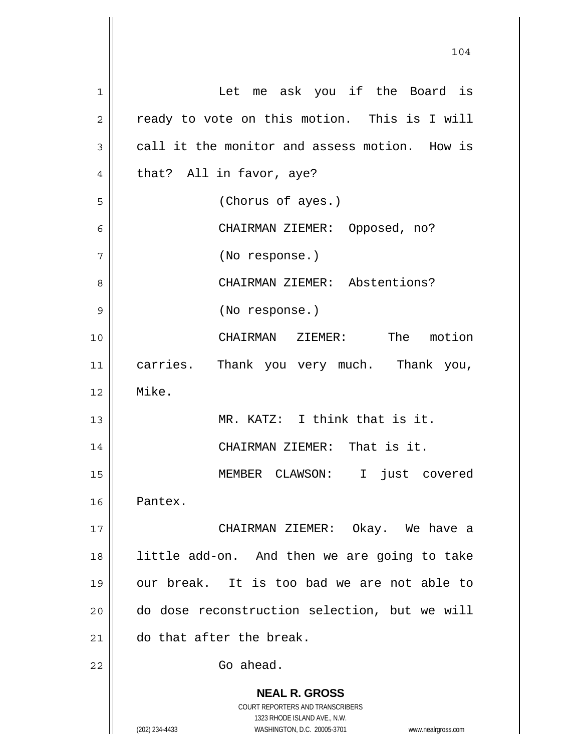Let me ask you if the Board is ready to vote on this motion. This is I will call it the monitor and assess motion. How is that? All in favor, aye?

(Chorus of ayes.)

CHAIRMAN ZIEMER: Opposed, no?

(No response.)

CHAIRMAN ZIEMER: Abstentions?

(No response.)

CHAIRMAN ZIEMER: The motion carries. Thank you very much. Thank you, Mike.

MR. KATZ: I think that is it.

CHAIRMAN ZIEMER: That is it.

MEMBER CLAWSON: I just covered Pantex.

CHAIRMAN ZIEMER: Okay. We have a little add-on. And then we are going to take our break. It is too bad we are not able to do dose reconstruction selection, but we will do that after the break.

Go ahead.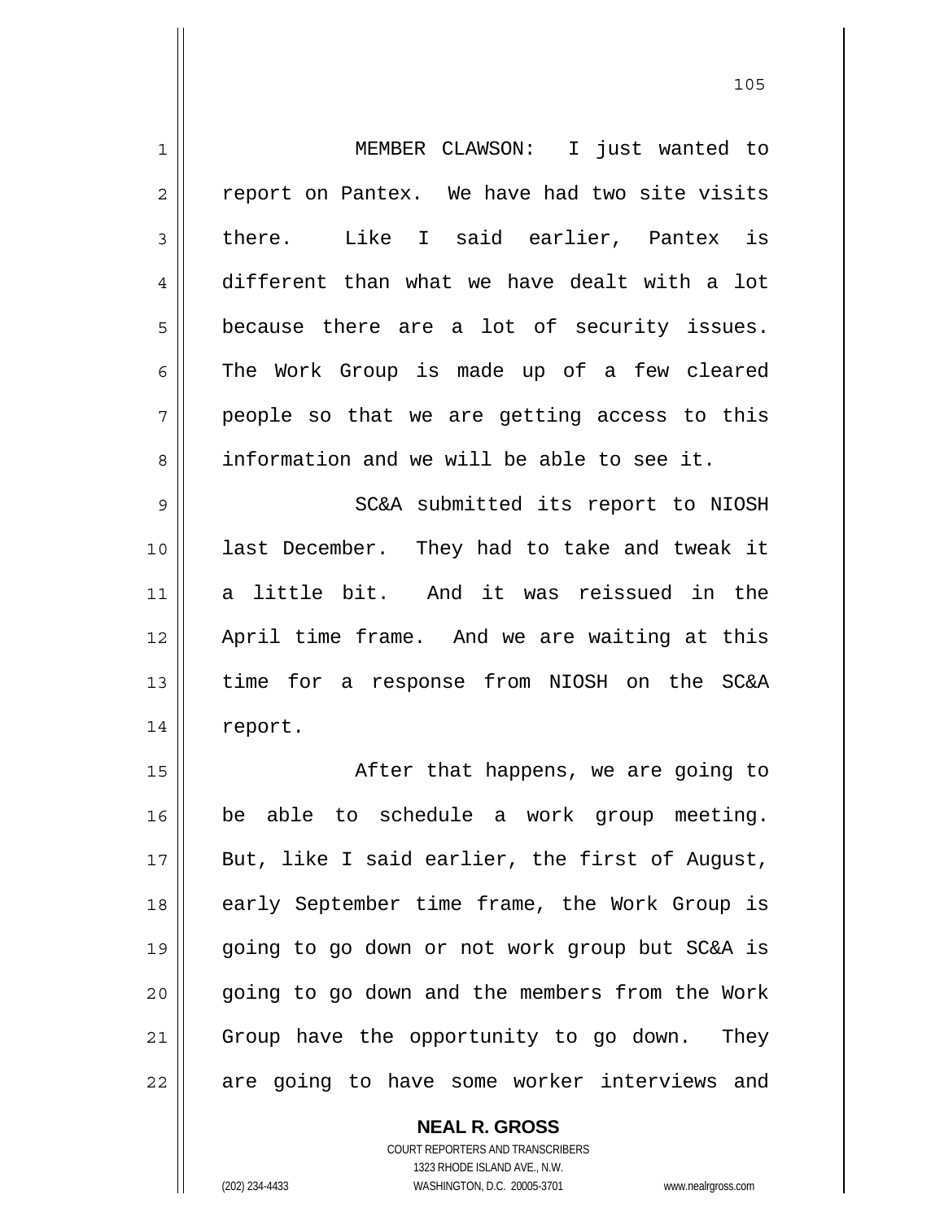MEMBER CLAWSON: I just wanted to report on Pantex. We have had two site visits there. Like I said earlier, Pantex is different than what we have dealt with a lot because there are a lot of security issues. The Work Group is made up of a few cleared people so that we are getting access to this information and we will be able to see it.

SC&A submitted its report to NIOSH last December. They had to take and tweak it a little bit. And it was reissued in the April time frame. And we are waiting at this time for a response from NIOSH on the SC&A report.

After that happens, we are going to be able to schedule a work group meeting. But, like I said earlier, the first of August, early September time frame, the Work Group is going to go down or not work group but SC&A is going to go down and the members from the Work Group have the opportunity to go down. They are going to have some worker interviews and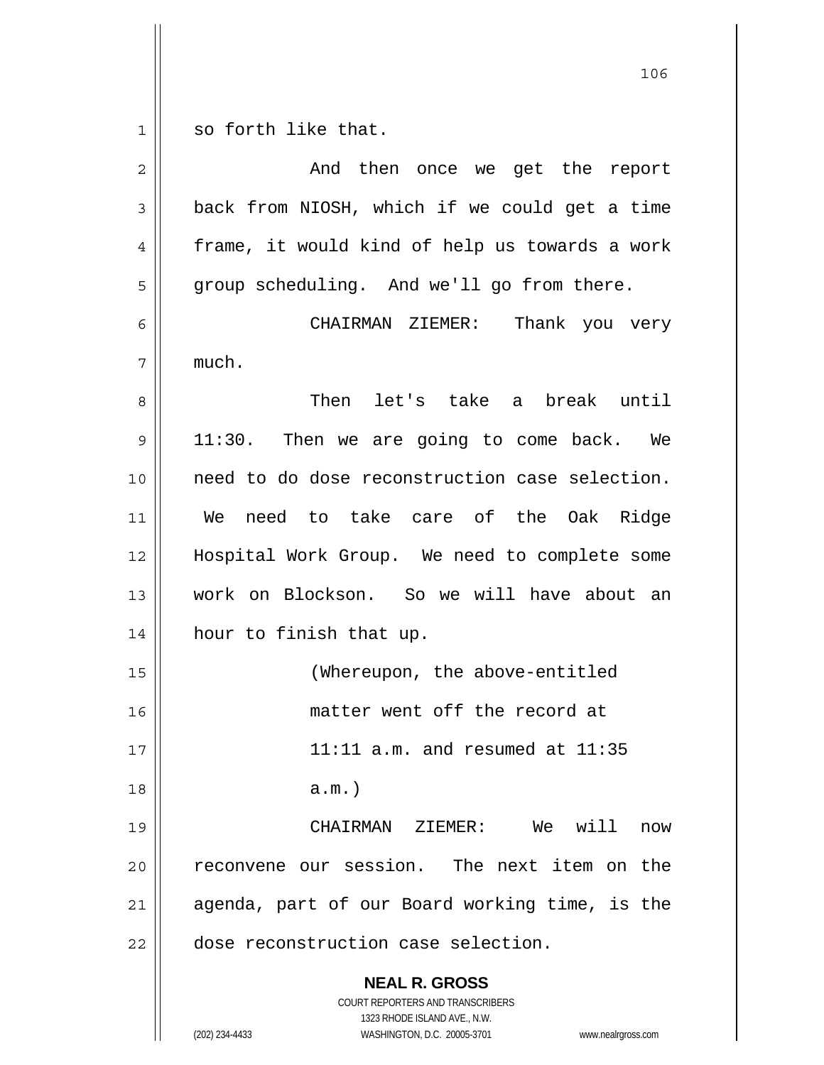so forth like that.

And then once we get the report back from NIOSH, which if we could get a time frame, it would kind of help us towards a work group scheduling. And we'll go from there.

CHAIRMAN ZIEMER: Thank you very much.

Then let's take a break until 11:30. Then we are going to come back. We need to do dose reconstruction case selection. We need to take care of the Oak Ridge Hospital Work Group. We need to complete some work on Blockson. So we will have about an hour to finish that up.

(Whereupon, the above-entitled matter went off the record at 11:11 a.m. and resumed at 11:35 a.m.)

CHAIRMAN ZIEMER: We will now reconvene our session. The next item on the agenda, part of our Board working time, is the dose reconstruction case selection.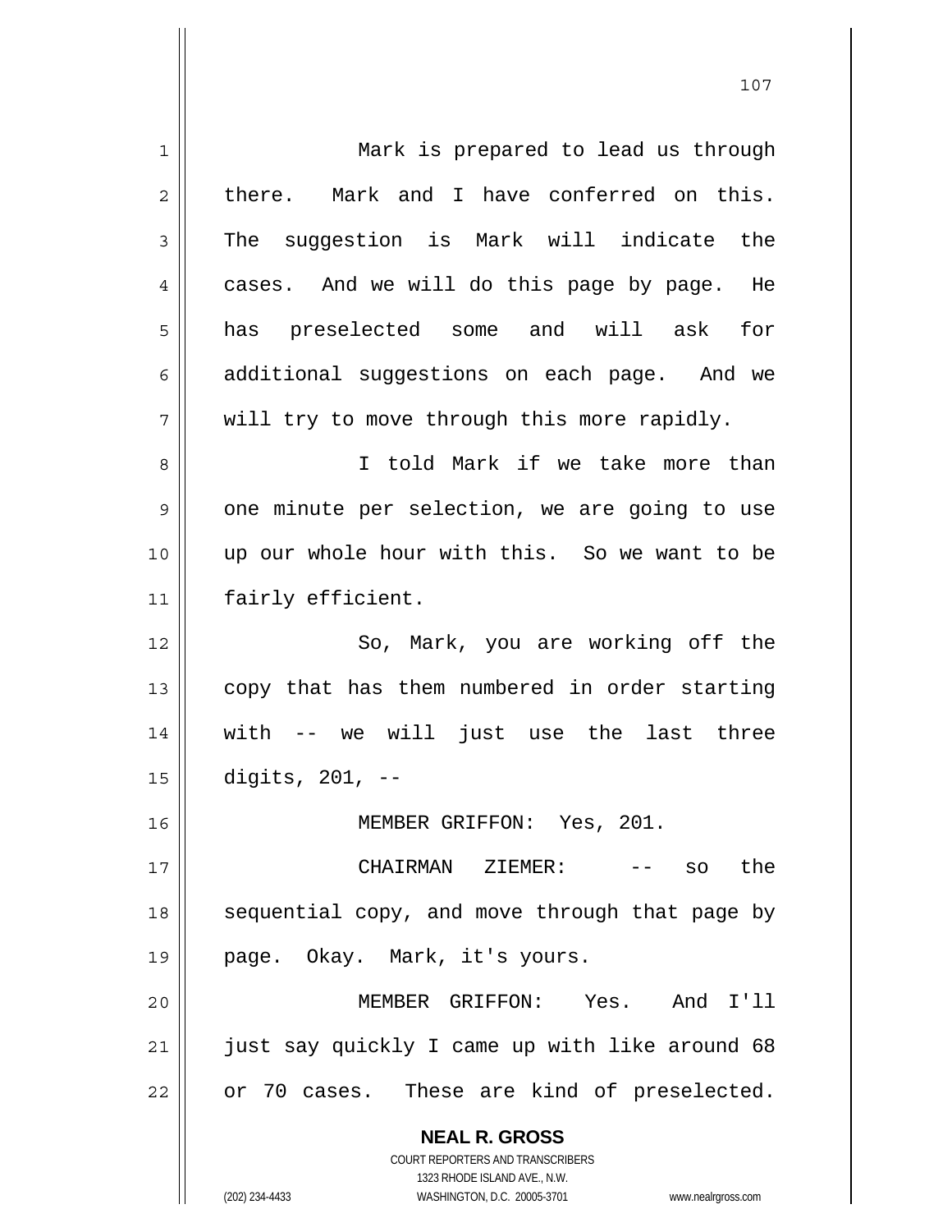Mark is prepared to lead us through there. Mark and I have conferred on this. The suggestion is Mark will indicate the cases. And we will do this page by page. He has preselected some and will ask for additional suggestions on each page. And we will try to move through this more rapidly.

I told Mark if we take more than one minute per selection, we are going to use up our whole hour with this. So we want to be fairly efficient.

So, Mark, you are working off the copy that has them numbered in order starting with -- we will just use the last three digits, 201, --

MEMBER GRIFFON: Yes, 201.

CHAIRMAN ZIEMER: -- so the sequential copy, and move through that page by page. Okay. Mark, it's yours.

MEMBER GRIFFON: Yes. And I'll just say quickly I came up with like around 68 or 70 cases. These are kind of preselected.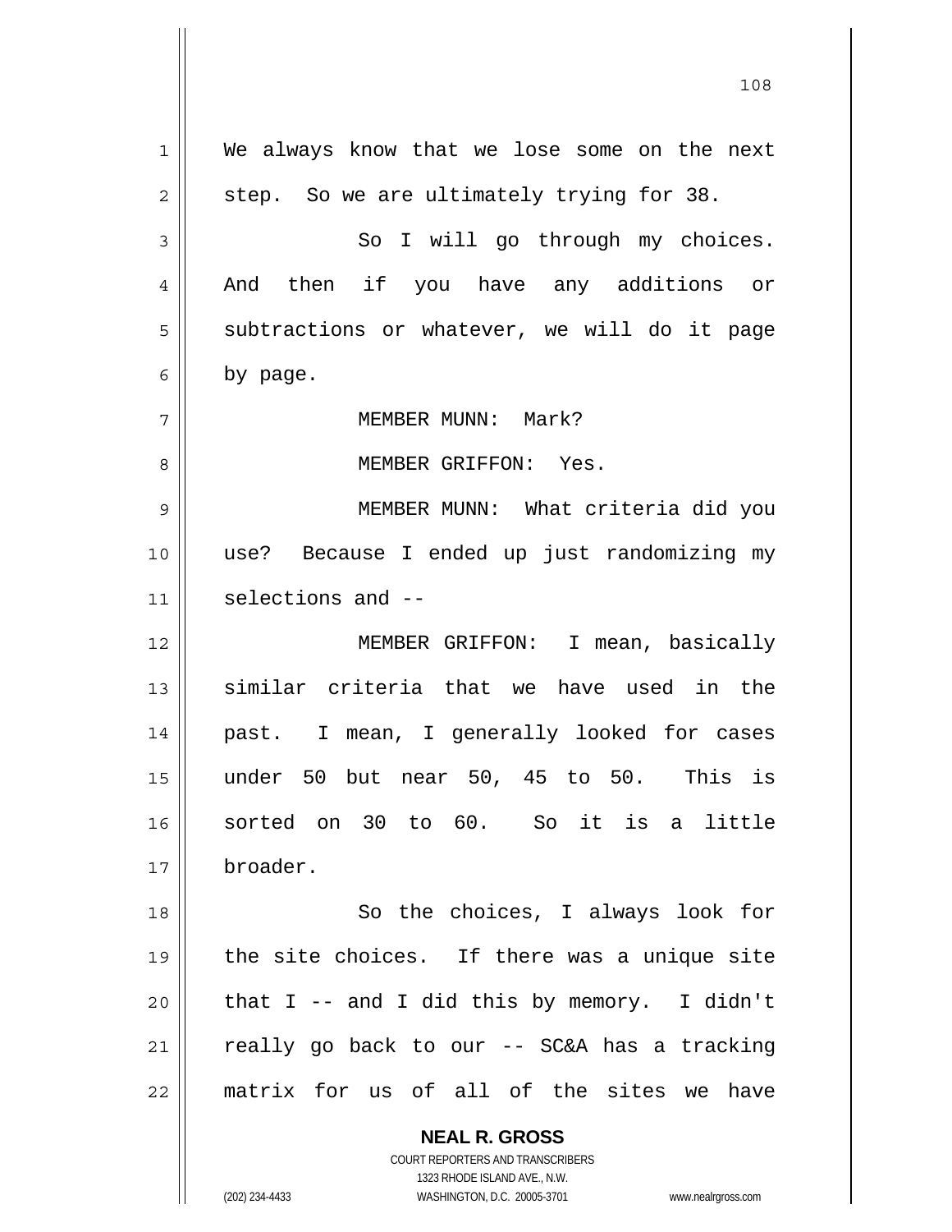We always know that we lose some on the next step. So we are ultimately trying for 38.

So I will go through my choices. And then if you have any additions or subtractions or whatever, we will do it page by page.

MEMBER MUNN: Mark?

MEMBER GRIFFON: Yes.

MEMBER MUNN: What criteria did you use? Because I ended up just randomizing my selections and --

MEMBER GRIFFON: I mean, basically similar criteria that we have used in the past. I mean, I generally looked for cases under 50 but near 50, 45 to 50. This is sorted on 30 to 60. So it is a little broader.

So the choices, I always look for the site choices. If there was a unique site that I -- and I did this by memory. I didn't really go back to our -- SC&A has a tracking matrix for us of all of the sites we have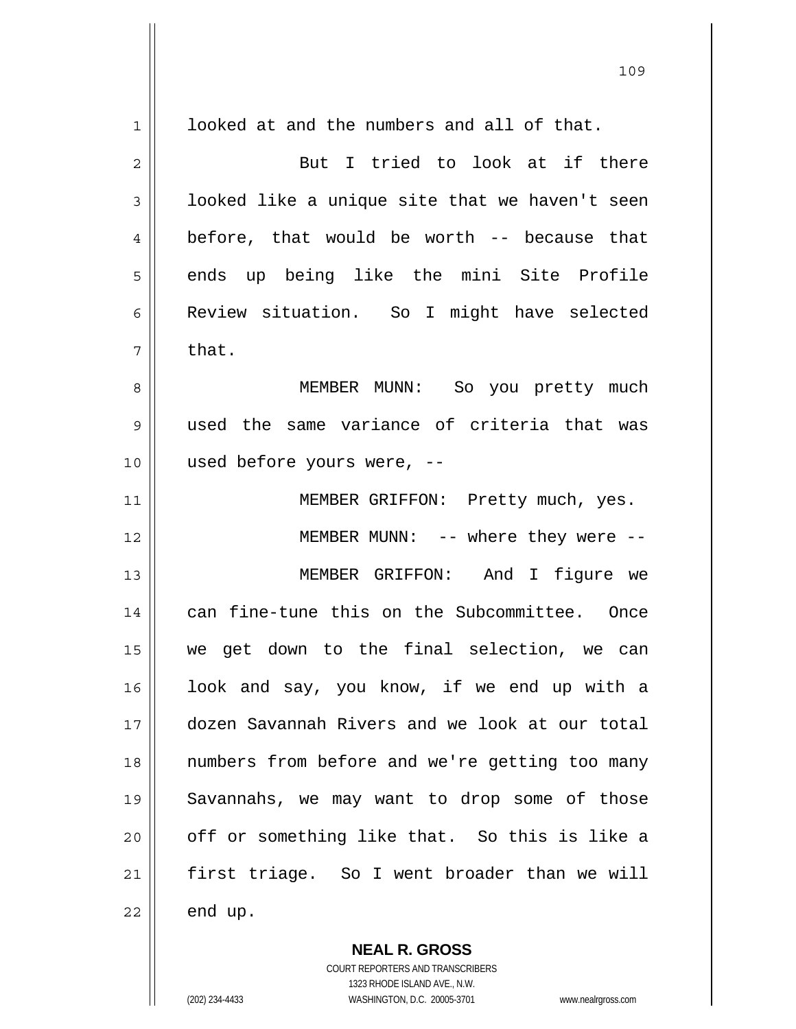looked at and the numbers and all of that.

But I tried to look at if there looked like a unique site that we haven't seen before, that would be worth -- because that ends up being like the mini Site Profile Review situation. So I might have selected that.

MEMBER MUNN: So you pretty much used the same variance of criteria that was used before yours were, --

MEMBER GRIFFON: Pretty much, yes.

MEMBER MUNN: -- where they were --

MEMBER GRIFFON: And I figure we can fine-tune this on the Subcommittee. Once we get down to the final selection, we can look and say, you know, if we end up with a dozen Savannah Rivers and we look at our total numbers from before and we're getting too many Savannahs, we may want to drop some of those off or something like that. So this is like a first triage. So I went broader than we will end up.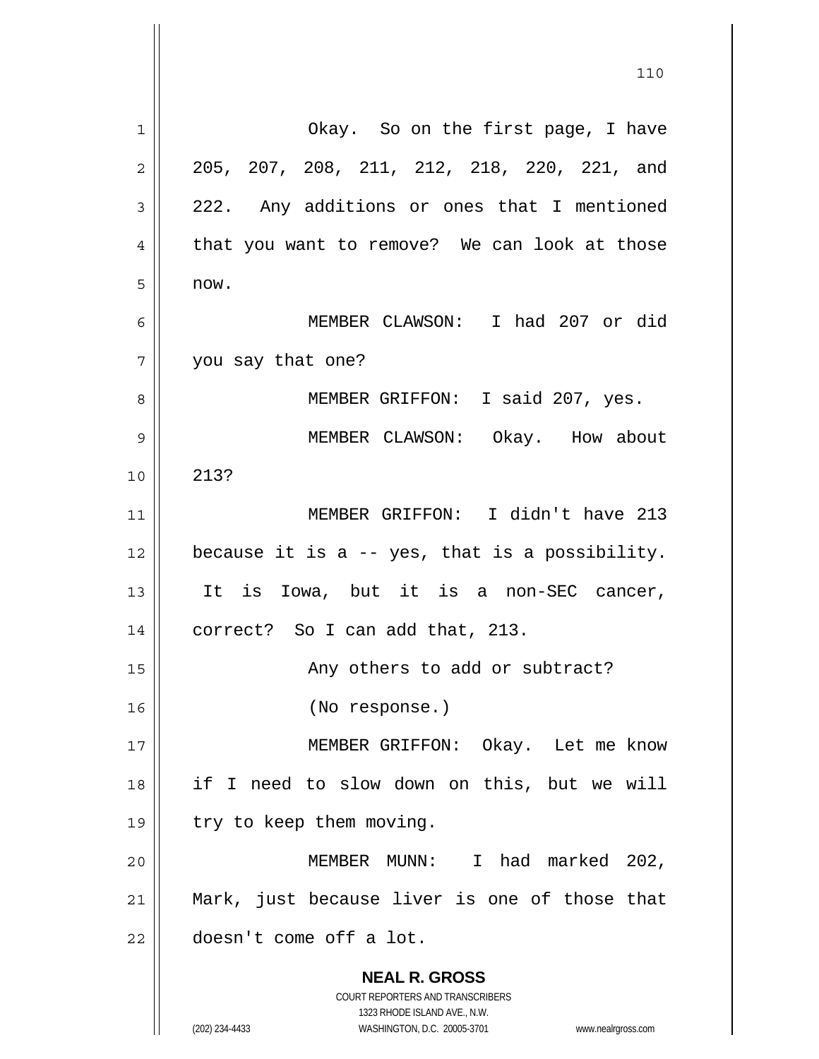Okay. So on the first page, I have 205, 207, 208, 211, 212, 218, 220, 221, and 222. Any additions or ones that I mentioned that you want to remove? We can look at those now.

MEMBER CLAWSON: I had 207 or did you say that one?

MEMBER GRIFFON: I said 207, yes.

MEMBER CLAWSON: Okay. How about 213?

MEMBER GRIFFON: I didn't have 213 because it is a -- yes, that is a possibility. It is Iowa, but it is a non-SEC cancer, correct? So I can add that, 213.

Any others to add or subtract?

(No response.)

MEMBER GRIFFON: Okay. Let me know if I need to slow down on this, but we will try to keep them moving.

MEMBER MUNN: I had marked 202, Mark, just because liver is one of those that doesn't come off a lot.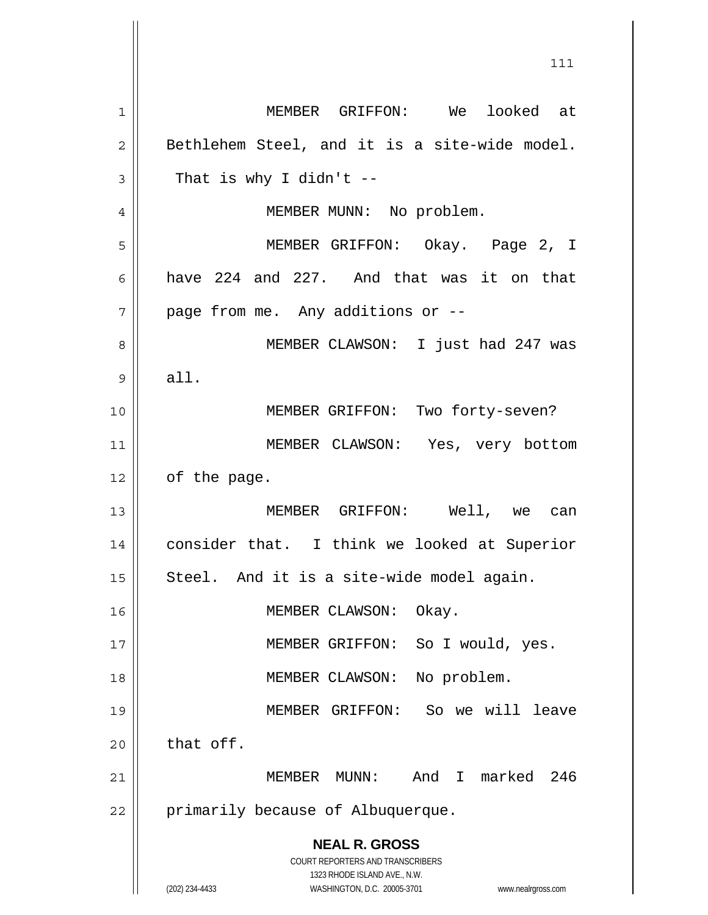MEMBER GRIFFON: We looked at Bethlehem Steel, and it is a site-wide model. That is why I didn't --

MEMBER MUNN: No problem.

MEMBER GRIFFON: Okay. Page 2, I have 224 and 227. And that was it on that page from me. Any additions or --

MEMBER CLAWSON: I just had 247 was all.

MEMBER GRIFFON: Two forty-seven?

MEMBER CLAWSON: Yes, very bottom of the page.

MEMBER GRIFFON: Well, we can consider that. I think we looked at Superior Steel. And it is a site-wide model again.

MEMBER CLAWSON: Okay.

MEMBER GRIFFON: So I would, yes.

MEMBER CLAWSON: No problem.

MEMBER GRIFFON: So we will leave that off.

MEMBER MUNN: And I marked 246 primarily because of Albuquerque.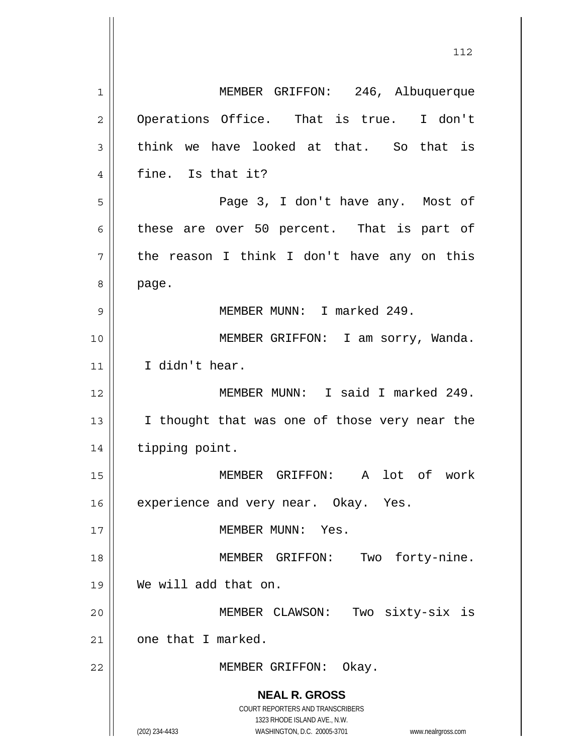MEMBER GRIFFON: 246, Albuquerque Operations Office. That is true. I don't think we have looked at that. So that is fine. Is that it?

Page 3, I don't have any. Most of these are over 50 percent. That is part of the reason I think I don't have any on this page.

MEMBER MUNN: I marked 249.

MEMBER GRIFFON: I am sorry, Wanda. I didn't hear.

MEMBER MUNN: I said I marked 249. I thought that was one of those very near the tipping point.

MEMBER GRIFFON: A lot of work experience and very near. Okay. Yes.

MEMBER MUNN: Yes.

MEMBER GRIFFON: Two forty-nine. We will add that on.

MEMBER CLAWSON: Two sixty-six is one that I marked.

MEMBER GRIFFON: Okay.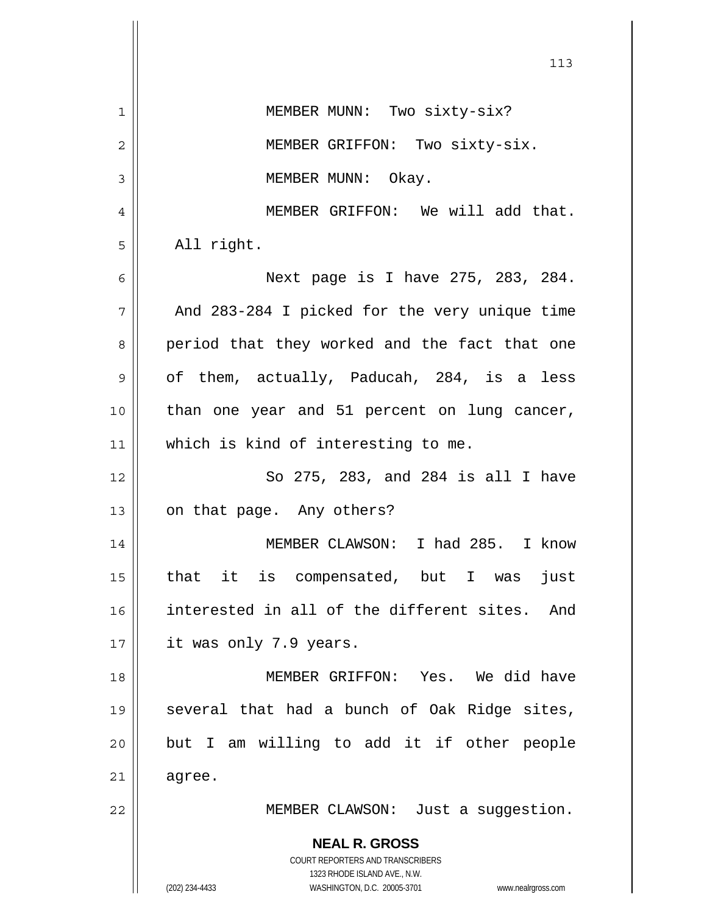MEMBER MUNN: Two sixty-six?

MEMBER GRIFFON: Two sixty-six.

MEMBER MUNN: Okay.

MEMBER GRIFFON: We will add that. All right.

Next page is I have 275, 283, 284. And 283-284 I picked for the very unique time period that they worked and the fact that one of them, actually, Paducah, 284, is a less than one year and 51 percent on lung cancer, which is kind of interesting to me.

So 275, 283, and 284 is all I have on that page. Any others?

MEMBER CLAWSON: I had 285. I know that it is compensated, but I was just interested in all of the different sites. And it was only 7.9 years.

MEMBER GRIFFON: Yes. We did have several that had a bunch of Oak Ridge sites, but I am willing to add it if other people agree.

MEMBER CLAWSON: Just a suggestion.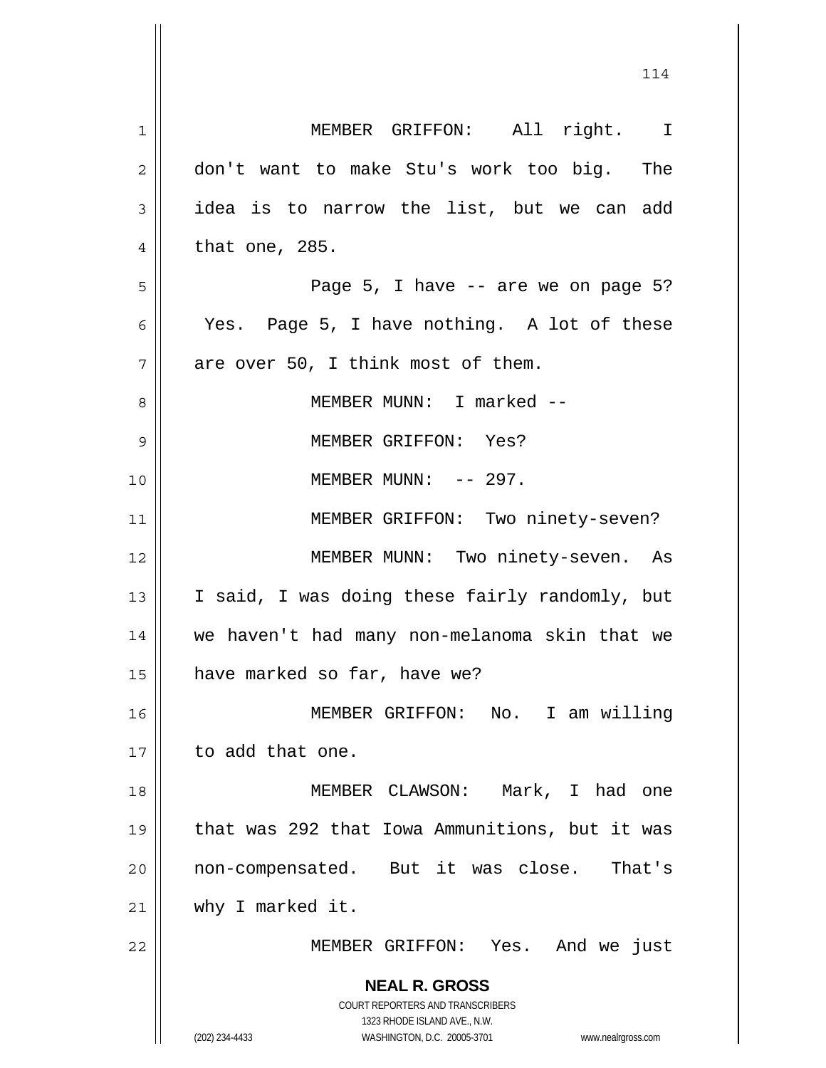MEMBER GRIFFON: All right. I don't want to make Stu's work too big. The idea is to narrow the list, but we can add that one, 285.

Page 5, I have -- are we on page 5? Yes. Page 5, I have nothing. A lot of these are over 50, I think most of them.

MEMBER MUNN: I marked --

MEMBER GRIFFON: Yes?

MEMBER MUNN: -- 297.

MEMBER GRIFFON: Two ninety-seven?

MEMBER MUNN: Two ninety-seven. As I said, I was doing these fairly randomly, but we haven't had many non-melanoma skin that we have marked so far, have we?

MEMBER GRIFFON: No. I am willing to add that one.

MEMBER CLAWSON: Mark, I had one that was 292 that Iowa Ammunitions, but it was non-compensated. But it was close. That's why I marked it.

MEMBER GRIFFON: Yes. And we just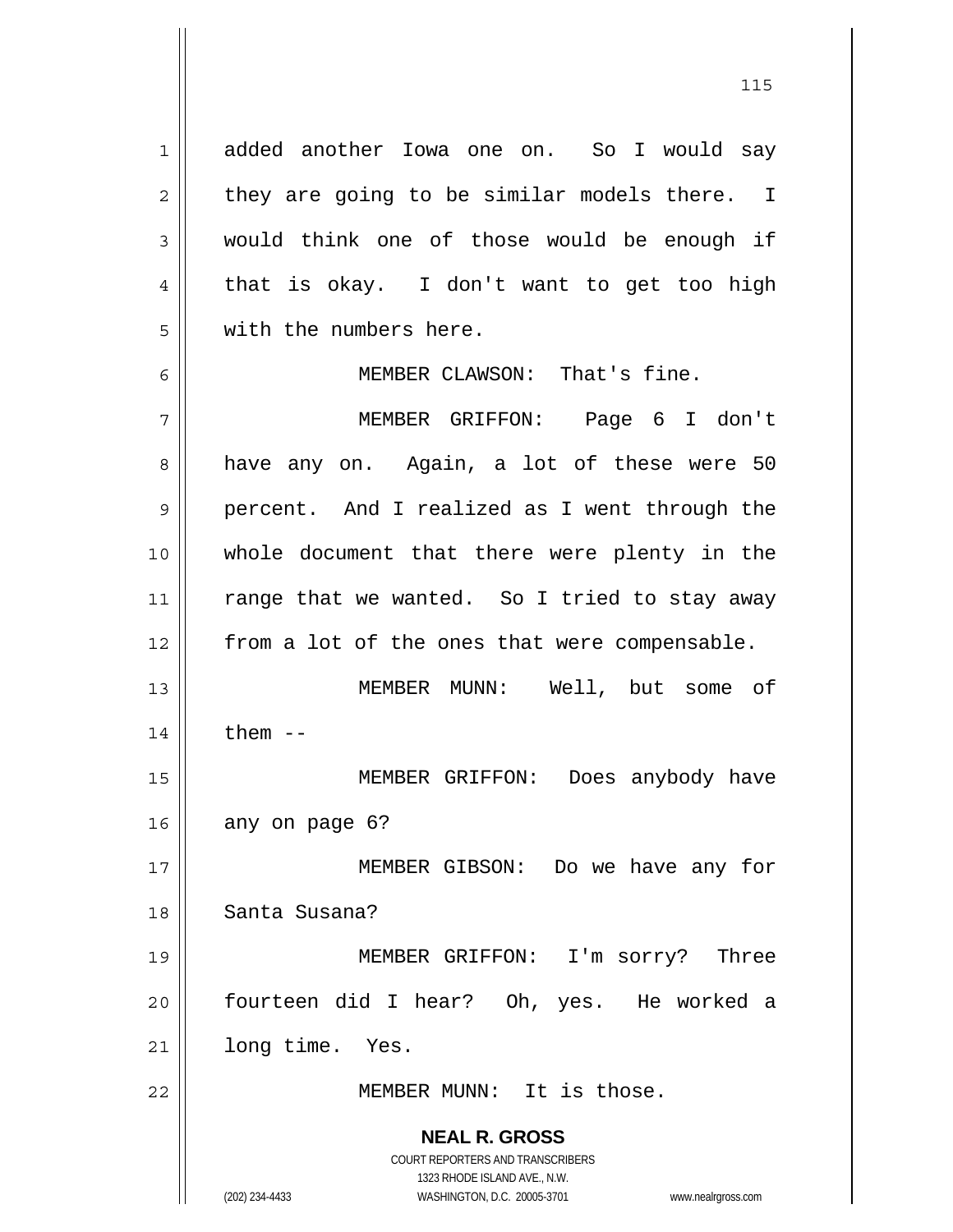added another Iowa one on. So I would say they are going to be similar models there. I would think one of those would be enough if that is okay. I don't want to get too high with the numbers here.

MEMBER CLAWSON: That's fine.

MEMBER GRIFFON: Page 6 I don't have any on. Again, a lot of these were 50 percent. And I realized as I went through the whole document that there were plenty in the range that we wanted. So I tried to stay away from a lot of the ones that were compensable.

MEMBER MUNN: Well, but some of them --

MEMBER GRIFFON: Does anybody have any on page 6?

MEMBER GIBSON: Do we have any for Santa Susana?

MEMBER GRIFFON: I'm sorry? Three fourteen did I hear? Oh, yes. He worked a long time. Yes.

MEMBER MUNN: It is those.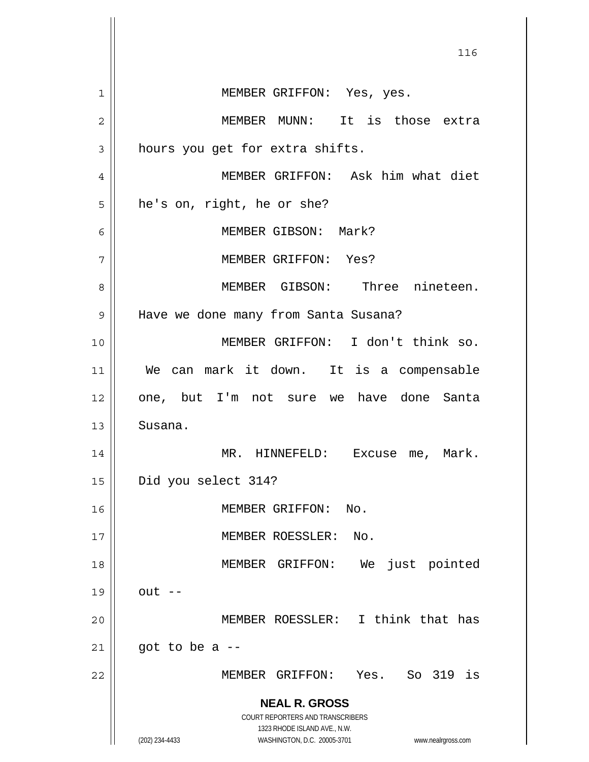MEMBER GRIFFON: Yes, yes.

MEMBER MUNN: It is those extra hours you get for extra shifts.

MEMBER GRIFFON: Ask him what diet he's on, right, he or she?

MEMBER GIBSON: Mark?

MEMBER GRIFFON: Yes?

MEMBER GIBSON: Three nineteen. Have we done many from Santa Susana?

MEMBER GRIFFON: I don't think so. We can mark it down. It is a compensable one, but I'm not sure we have done Santa Susana.

MR. HINNEFELD: Excuse me, Mark. Did you select 314?

MEMBER GRIFFON: No.

MEMBER ROESSLER: No.

MEMBER GRIFFON: We just pointed out --

MEMBER ROESSLER: I think that has got to be a --

MEMBER GRIFFON: Yes. So 319 is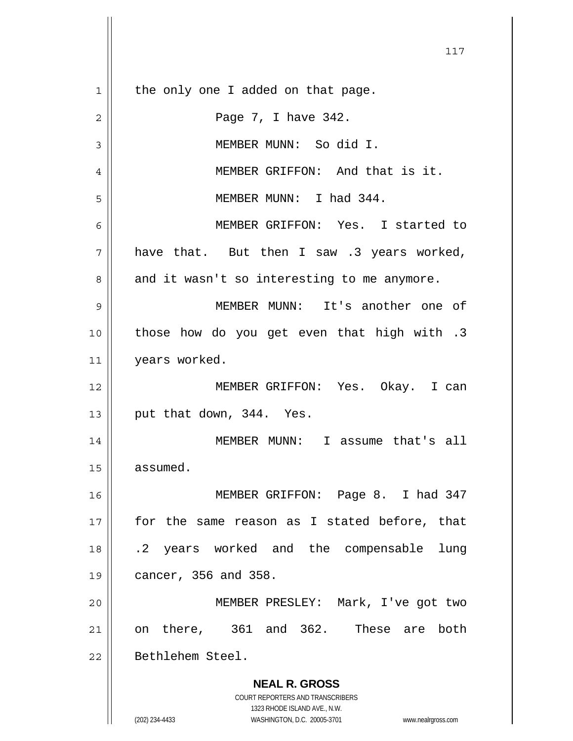the only one I added on that page.

Page 7, I have 342.

MEMBER MUNN: So did I.

MEMBER GRIFFON: And that is it.

MEMBER MUNN: I had 344.

MEMBER GRIFFON: Yes. I started to have that. But then I saw .3 years worked, and it wasn't so interesting to me anymore.

MEMBER MUNN: It's another one of those how do you get even that high with .3 years worked.

MEMBER GRIFFON: Yes. Okay. I can put that down, 344. Yes.

MEMBER MUNN: I assume that's all assumed.

MEMBER GRIFFON: Page 8. I had 347 for the same reason as I stated before, that .2 years worked and the compensable lung cancer, 356 and 358.

MEMBER PRESLEY: Mark, I've got two on there, 361 and 362. These are both Bethlehem Steel.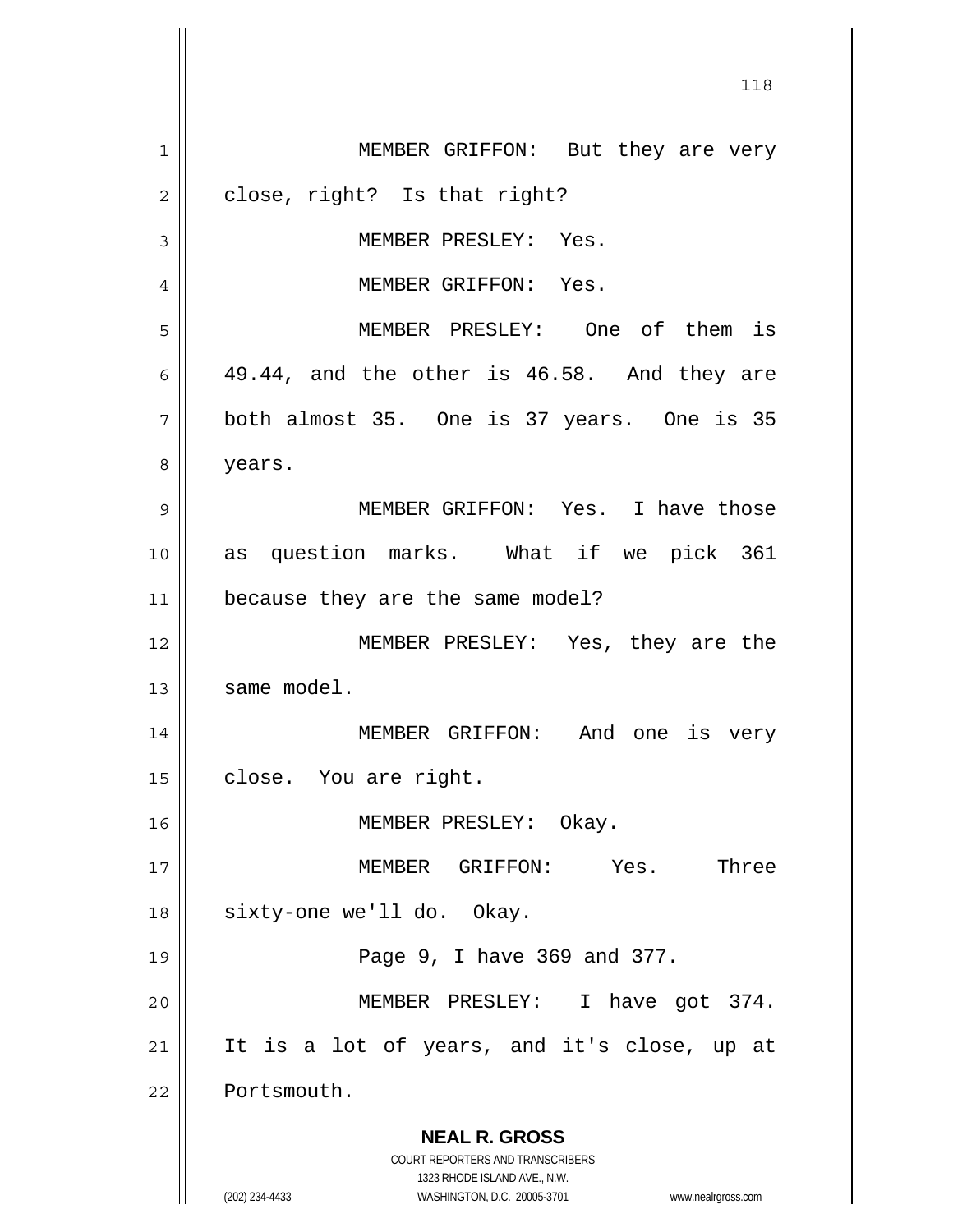MEMBER GRIFFON: But they are very close, right? Is that right?

MEMBER PRESLEY: Yes.

MEMBER GRIFFON: Yes.

MEMBER PRESLEY: One of them is 49.44, and the other is 46.58. And they are both almost 35. One is 37 years. One is 35 years.

MEMBER GRIFFON: Yes. I have those as question marks. What if we pick 361 because they are the same model?

MEMBER PRESLEY: Yes, they are the same model.

MEMBER GRIFFON: And one is very close. You are right.

MEMBER PRESLEY: Okay.

MEMBER GRIFFON: Yes. Three sixty-one we'll do. Okay.

Page 9, I have 369 and 377.

MEMBER PRESLEY: I have got 374. It is a lot of years, and it's close, up at Portsmouth.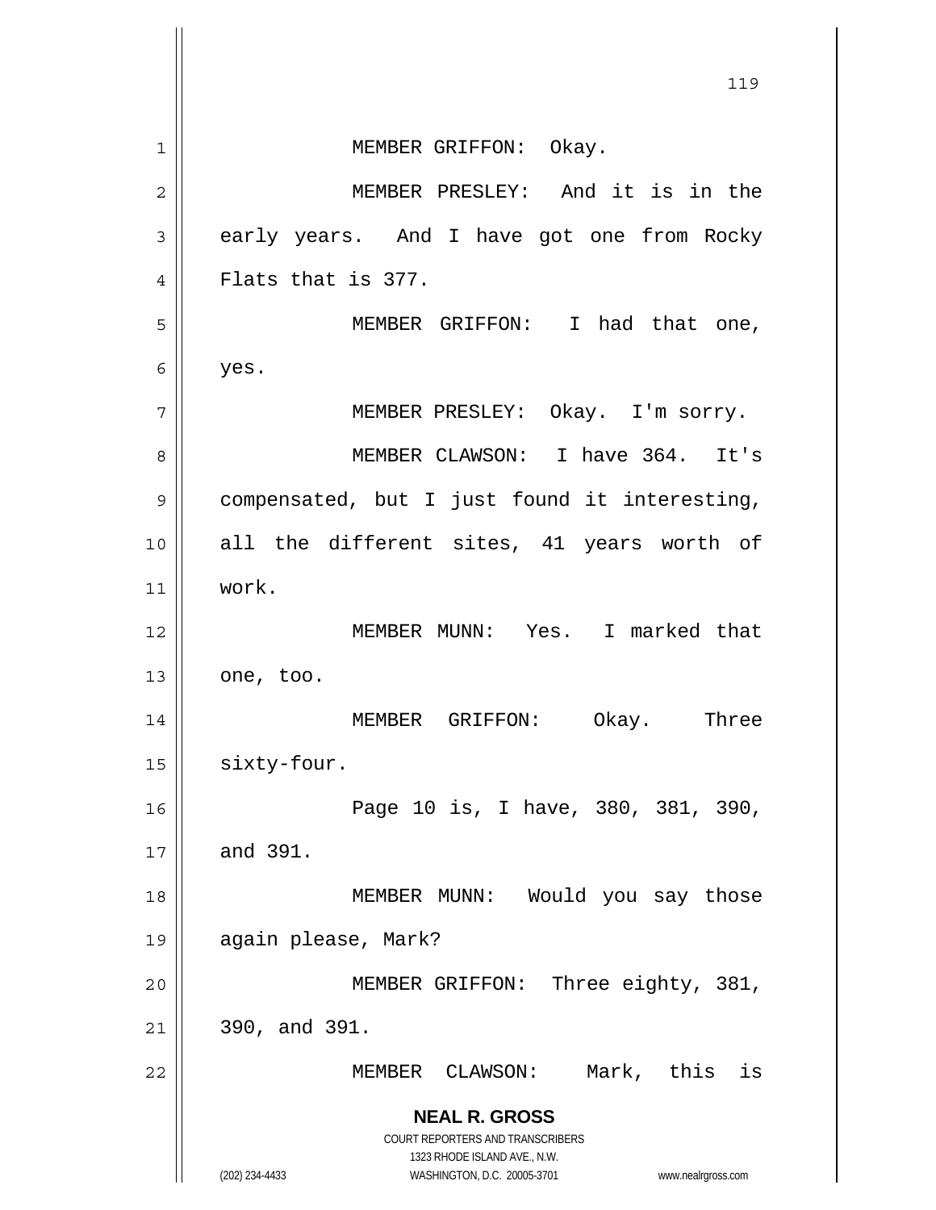MEMBER GRIFFON: Okay.

MEMBER PRESLEY: And it is in the early years. And I have got one from Rocky Flats that is 377.

MEMBER GRIFFON: I had that one, yes.

MEMBER PRESLEY: Okay. I'm sorry.

MEMBER CLAWSON: I have 364. It's compensated, but I just found it interesting, all the different sites, 41 years worth of work.

MEMBER MUNN: Yes. I marked that one, too.

MEMBER GRIFFON: Okay. Three sixty-four.

Page 10 is, I have, 380, 381, 390, and 391.

MEMBER MUNN: Would you say those again please, Mark?

MEMBER GRIFFON: Three eighty, 381, 390, and 391.

MEMBER CLAWSON: Mark, this is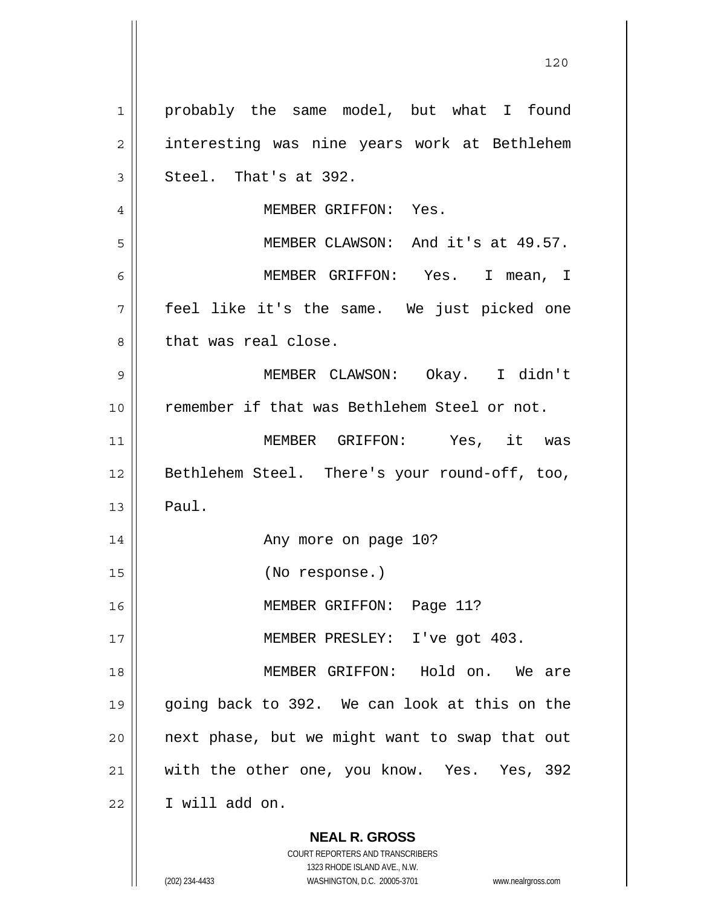probably the same model, but what I found interesting was nine years work at Bethlehem Steel. That's at 392.

MEMBER GRIFFON: Yes.

MEMBER CLAWSON: And it's at 49.57.

MEMBER GRIFFON: Yes. I mean, I feel like it's the same. We just picked one that was real close.

MEMBER CLAWSON: Okay. I didn't remember if that was Bethlehem Steel or not.

MEMBER GRIFFON: Yes, it was Bethlehem Steel. There's your round-off, too, Paul.

Any more on page 10?

(No response.)

MEMBER GRIFFON: Page 11?

MEMBER PRESLEY: I've got 403.

MEMBER GRIFFON: Hold on. We are going back to 392. We can look at this on the next phase, but we might want to swap that out with the other one, you know. Yes. Yes, 392 I will add on.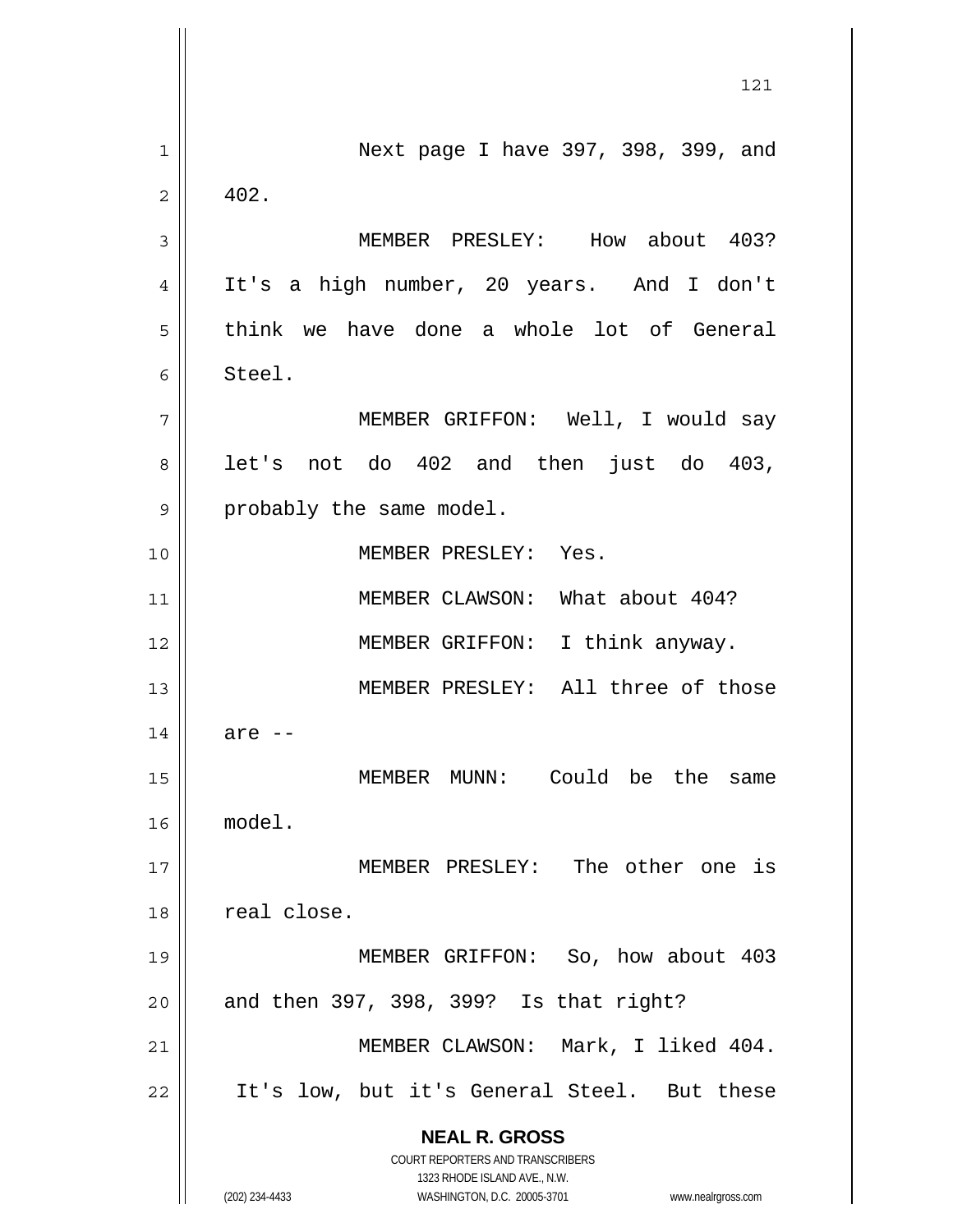Next page I have 397, 398, 399, and 402.

MEMBER PRESLEY: How about 403? It's a high number, 20 years. And I don't think we have done a whole lot of General Steel.

MEMBER GRIFFON: Well, I would say let's not do 402 and then just do 403, probably the same model.

MEMBER PRESLEY: Yes.

MEMBER CLAWSON: What about 404?

MEMBER GRIFFON: I think anyway.

MEMBER PRESLEY: All three of those are --

MEMBER MUNN: Could be the same model.

MEMBER PRESLEY: The other one is real close.

MEMBER GRIFFON: So, how about 403 and then 397, 398, 399? Is that right?

MEMBER CLAWSON: Mark, I liked 404. It's low, but it's General Steel. But these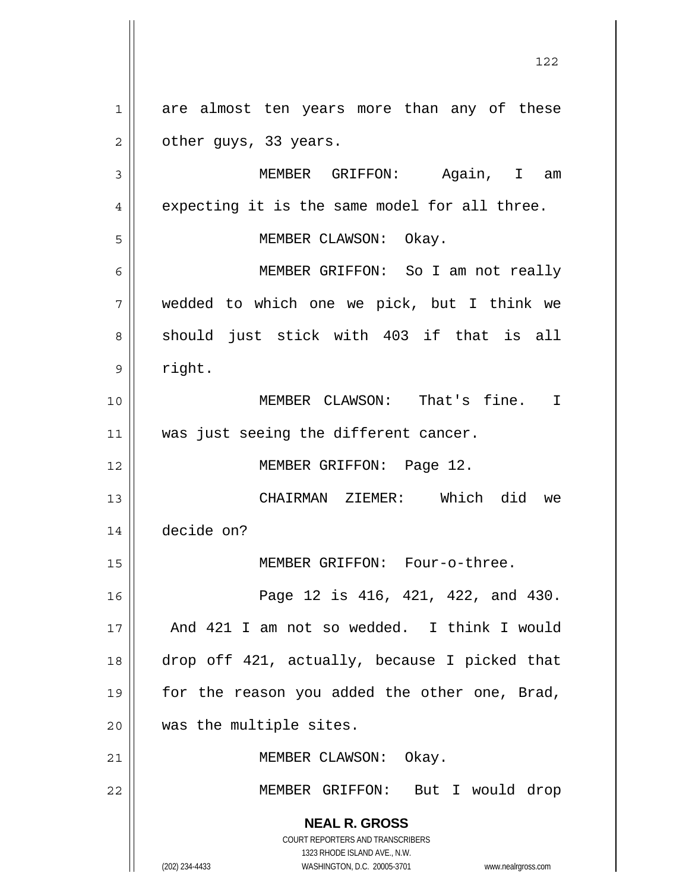are almost ten years more than any of these other guys, 33 years.

MEMBER GRIFFON: Again, I am expecting it is the same model for all three.

MEMBER CLAWSON: Okay.

MEMBER GRIFFON: So I am not really wedded to which one we pick, but I think we should just stick with 403 if that is all right.

MEMBER CLAWSON: That's fine. I was just seeing the different cancer.

MEMBER GRIFFON: Page 12.

CHAIRMAN ZIEMER: Which did we decide on?

MEMBER GRIFFON: Four-o-three.

Page 12 is 416, 421, 422, and 430. And 421 I am not so wedded. I think I would drop off 421, actually, because I picked that for the reason you added the other one, Brad, was the multiple sites.

MEMBER CLAWSON: Okay.

MEMBER GRIFFON: But I would drop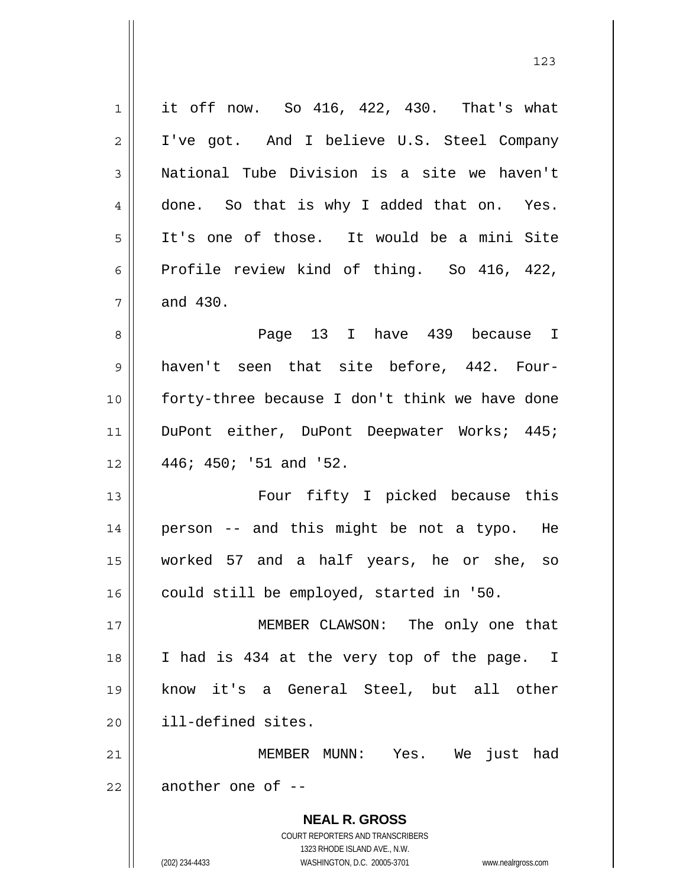it off now. So 416, 422, 430. That's what I've got. And I believe U.S. Steel Company National Tube Division is a site we haven't done. So that is why I added that on. Yes. It's one of those. It would be a mini Site Profile review kind of thing. So 416, 422, and 430.

Page 13 I have 439 because I haven't seen that site before, 442. Four-forty-three because I don't think we have done DuPont either, DuPont Deepwater Works; 445; 446; 450; '51 and '52.

Four fifty I picked because this person -- and this might be not a typo. He worked 57 and a half years, he or she, so could still be employed, started in '50.

MEMBER CLAWSON: The only one that I had is 434 at the very top of the page. I know it's a General Steel, but all other ill-defined sites.

MEMBER MUNN: Yes. We just had another one of --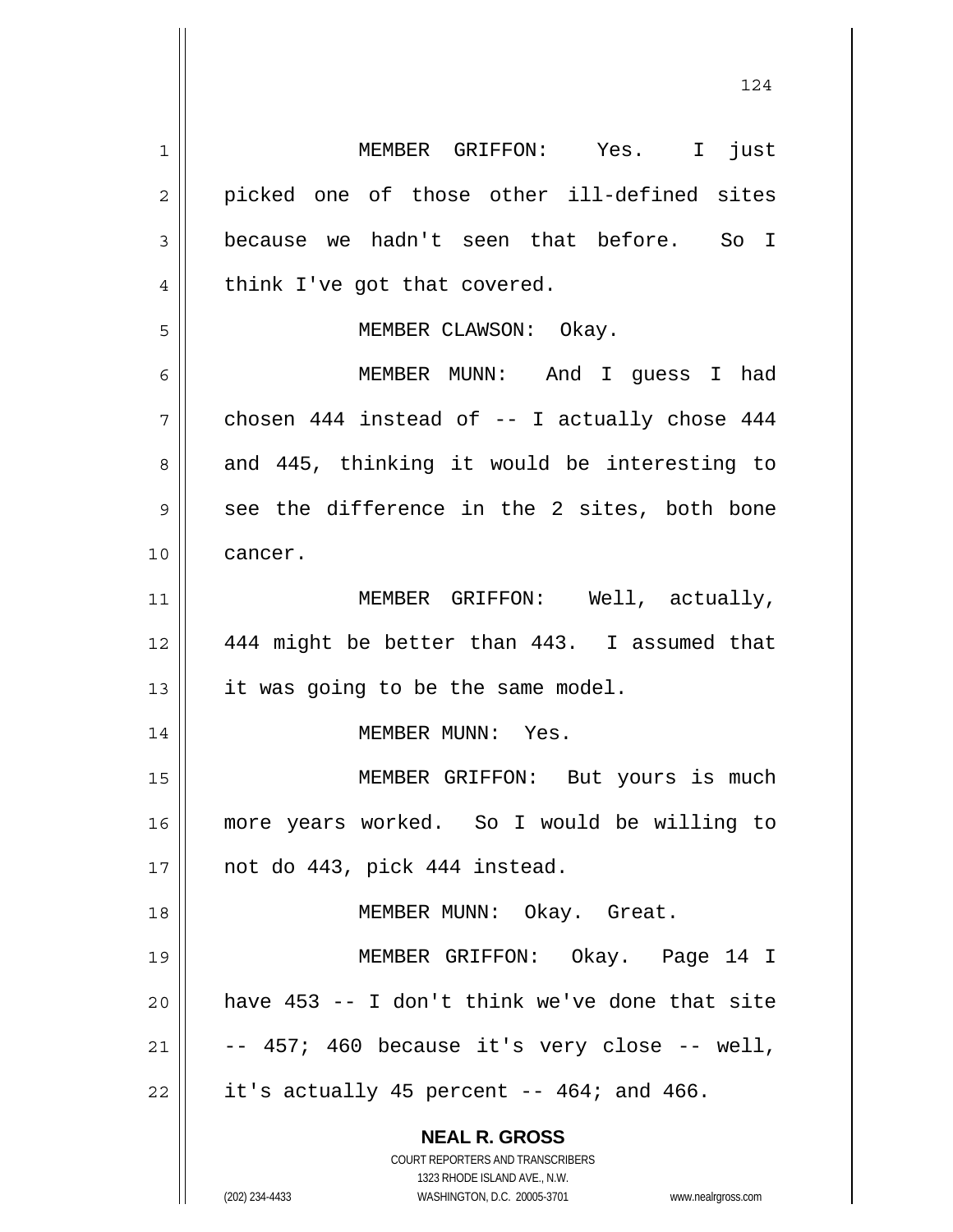MEMBER GRIFFON: Yes. I just picked one of those other ill-defined sites because we hadn't seen that before. So I think I've got that covered.

MEMBER CLAWSON: Okay.

MEMBER MUNN: And I guess I had chosen 444 instead of -- I actually chose 444 and 445, thinking it would be interesting to see the difference in the 2 sites, both bone cancer.

MEMBER GRIFFON: Well, actually, 444 might be better than 443. I assumed that it was going to be the same model.

MEMBER MUNN: Yes.

MEMBER GRIFFON: But yours is much more years worked. So I would be willing to not do 443, pick 444 instead.

MEMBER MUNN: Okay. Great.

MEMBER GRIFFON: Okay. Page 14 I have 453 -- I don't think we've done that site -- 457; 460 because it's very close -- well, it's actually 45 percent -- 464; and 466.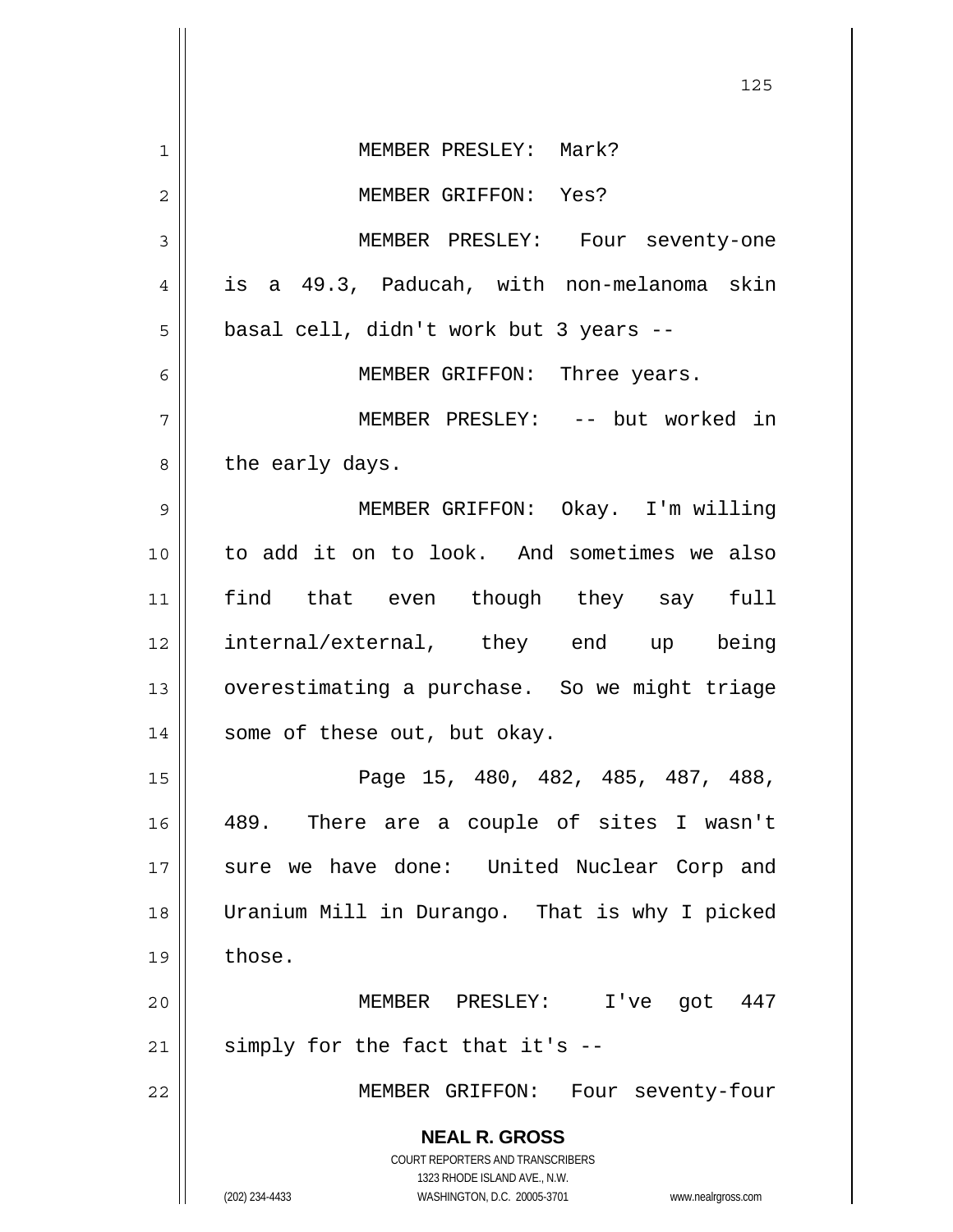MEMBER PRESLEY: Mark?

MEMBER GRIFFON: Yes?

MEMBER PRESLEY: Four seventy-one is a 49.3, Paducah, with non-melanoma skin basal cell, didn't work but 3 years --

MEMBER GRIFFON: Three years.

MEMBER PRESLEY: -- but worked in the early days.

MEMBER GRIFFON: Okay. I'm willing to add it on to look. And sometimes we also find that even though they say full internal/external, they end up being overestimating a purchase. So we might triage some of these out, but okay.

Page 15, 480, 482, 485, 487, 488, 489. There are a couple of sites I wasn't sure we have done: United Nuclear Corp and Uranium Mill in Durango. That is why I picked those.

MEMBER PRESLEY: I've got 447 simply for the fact that it's --

MEMBER GRIFFON: Four seventy-four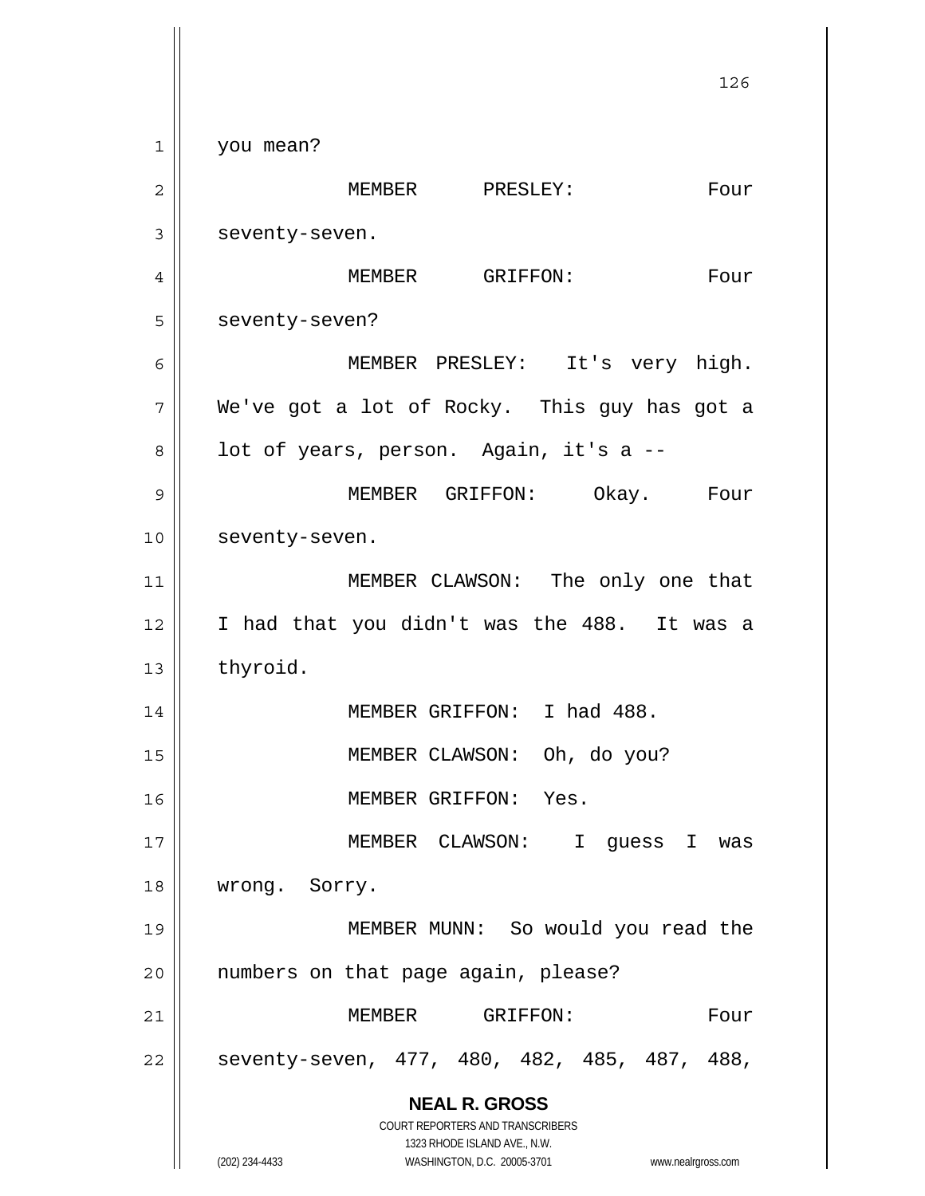you mean?

MEMBER PRESLEY: Four seventy-seven.

MEMBER GRIFFON: Four seventy-seven?

MEMBER PRESLEY: It's very high. We've got a lot of Rocky. This guy has got a lot of years, person. Again, it's a --

MEMBER GRIFFON: Okay. Four seventy-seven.

MEMBER CLAWSON: The only one that I had that you didn't was the 488. It was a thyroid.

MEMBER GRIFFON: I had 488.

MEMBER CLAWSON: Oh, do you?

MEMBER GRIFFON: Yes.

MEMBER CLAWSON: I guess I was wrong. Sorry.

MEMBER MUNN: So would you read the numbers on that page again, please?

MEMBER GRIFFON: Four seventy-seven, 477, 480, 482, 485, 487, 488,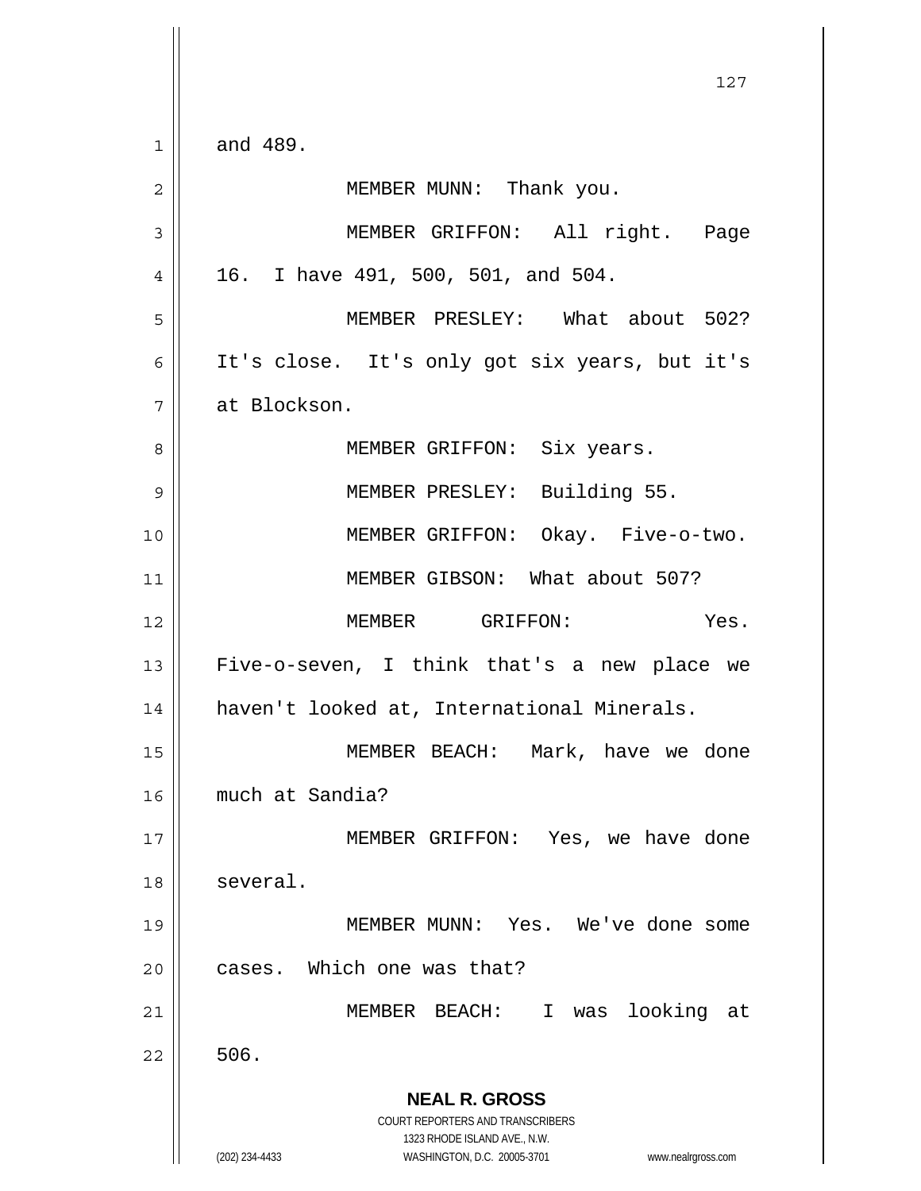and 489.

MEMBER MUNN: Thank you.

MEMBER GRIFFON: All right. Page 16. I have 491, 500, 501, and 504.

MEMBER PRESLEY: What about 502? It's close. It's only got six years, but it's at Blockson.

MEMBER GRIFFON: Six years.

MEMBER PRESLEY: Building 55.

MEMBER GRIFFON: Okay. Five-o-two.

MEMBER GIBSON: What about 507?

MEMBER GRIFFON: Yes. Five-o-seven, I think that's a new place we haven't looked at, International Minerals.

MEMBER BEACH: Mark, have we done much at Sandia?

MEMBER GRIFFON: Yes, we have done several.

MEMBER MUNN: Yes. We've done some cases. Which one was that?

MEMBER BEACH: I was looking at 506.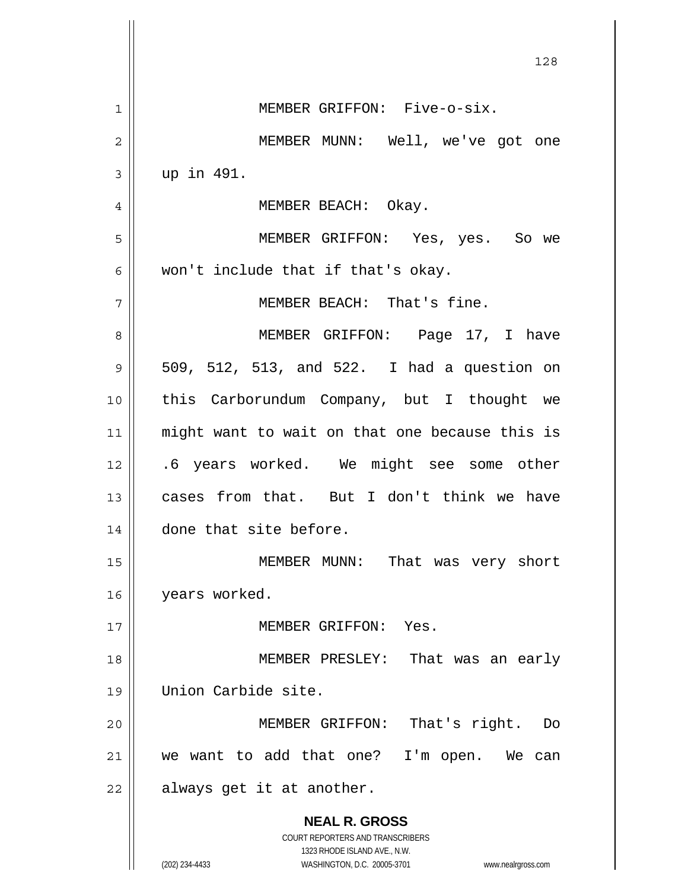MEMBER GRIFFON: Five-o-six.

MEMBER MUNN: Well, we've got one up in 491.

MEMBER BEACH: Okay.

MEMBER GRIFFON: Yes, yes. So we won't include that if that's okay.

MEMBER BEACH: That's fine.

MEMBER GRIFFON: Page 17, I have 509, 512, 513, and 522. I had a question on this Carborundum Company, but I thought we might want to wait on that one because this is .6 years worked. We might see some other cases from that. But I don't think we have done that site before.

MEMBER MUNN: That was very short years worked.

MEMBER GRIFFON: Yes.

MEMBER PRESLEY: That was an early Union Carbide site.

MEMBER GRIFFON: That's right. Do we want to add that one? I'm open. We can always get it at another.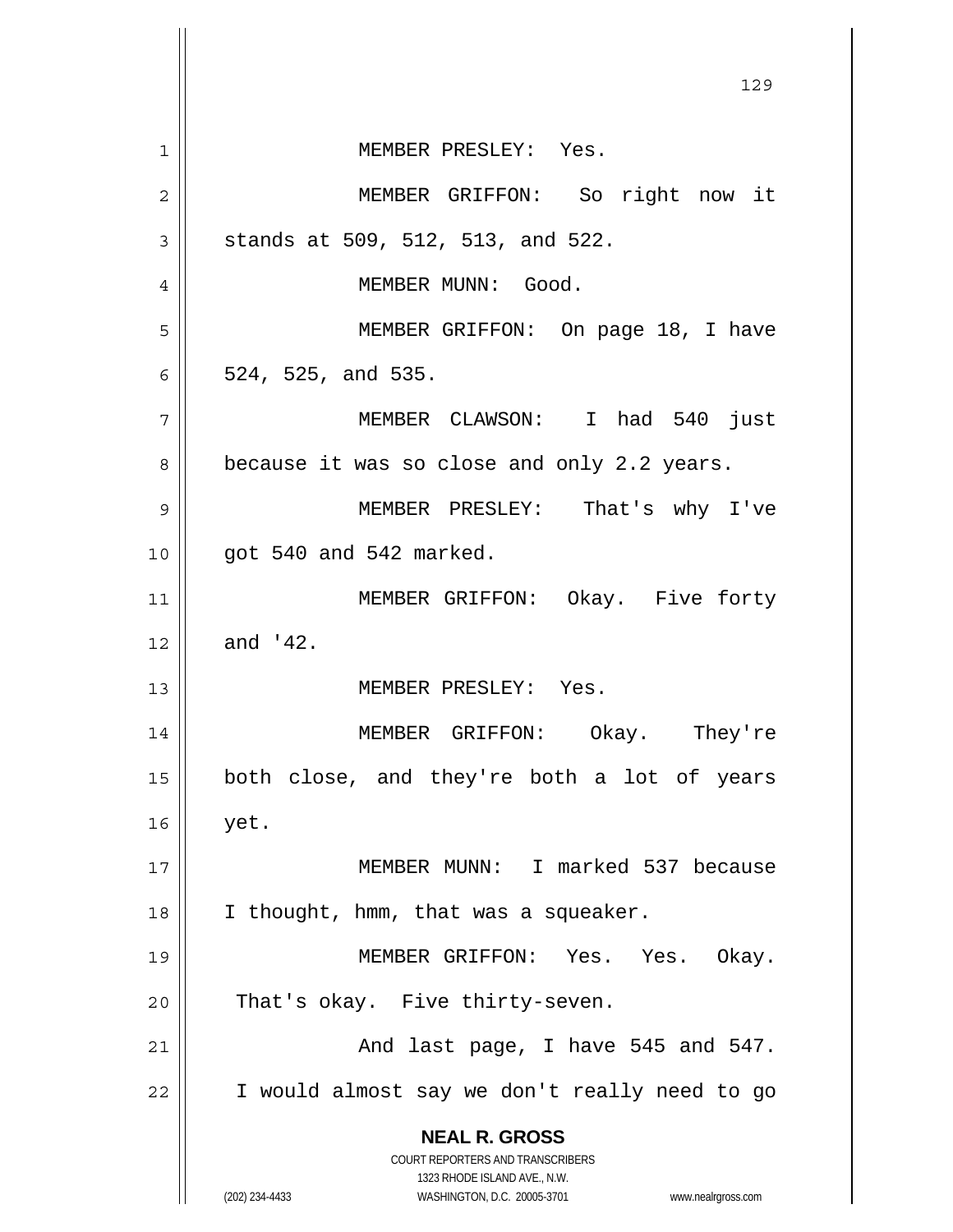MEMBER PRESLEY: Yes.

MEMBER GRIFFON: So right now it stands at 509, 512, 513, and 522.

MEMBER MUNN: Good.

MEMBER GRIFFON: On page 18, I have 524, 525, and 535.

MEMBER CLAWSON: I had 540 just because it was so close and only 2.2 years.

MEMBER PRESLEY: That's why I've got 540 and 542 marked.

MEMBER GRIFFON: Okay. Five forty and '42.

MEMBER PRESLEY: Yes.

MEMBER GRIFFON: Okay. They're both close, and they're both a lot of years yet.

MEMBER MUNN: I marked 537 because I thought, hmm, that was a squeaker.

MEMBER GRIFFON: Yes. Yes. Okay. That's okay. Five thirty-seven.

And last page, I have 545 and 547. I would almost say we don't really need to go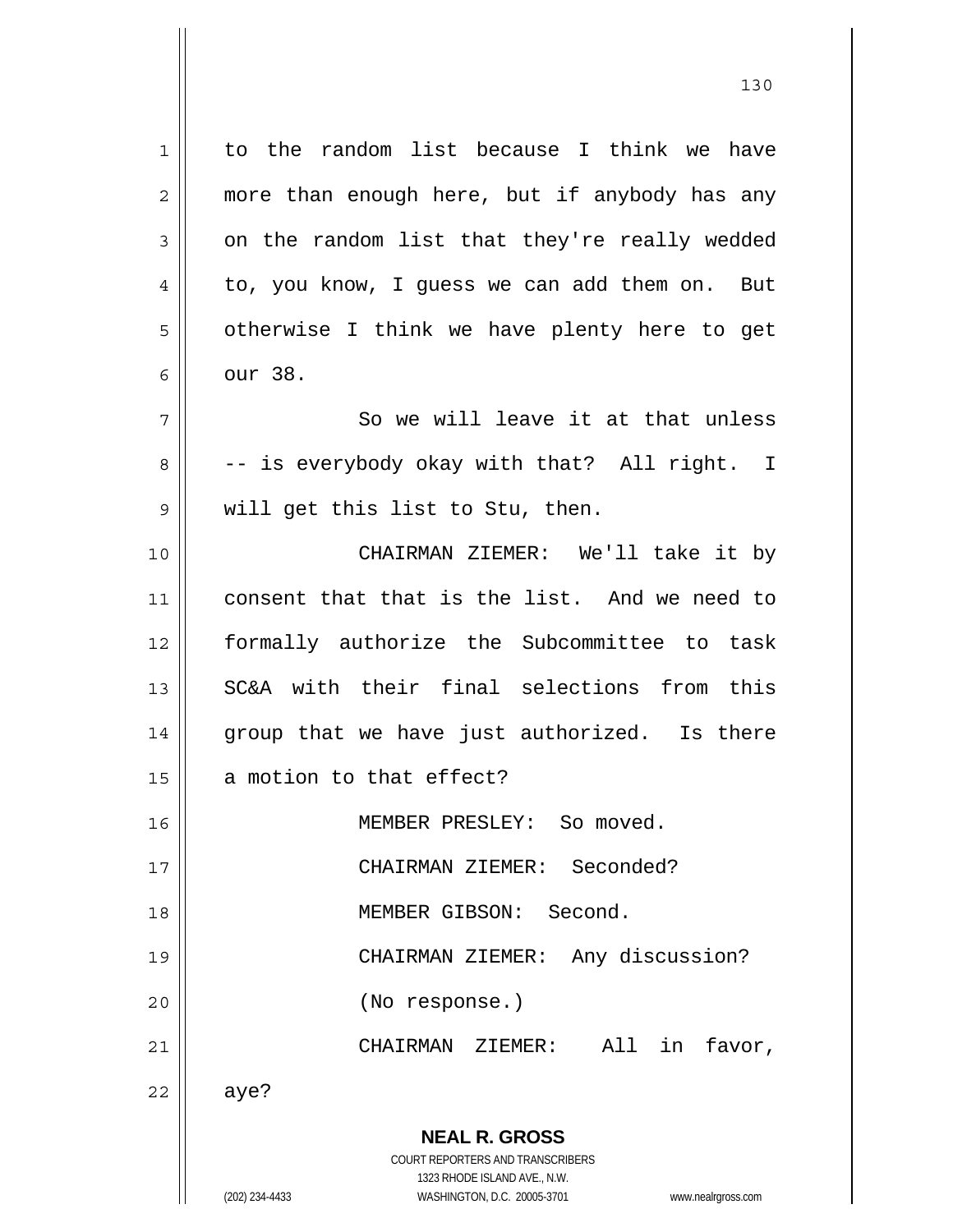to the random list because I think we have more than enough here, but if anybody has any on the random list that they're really wedded to, you know, I guess we can add them on. But otherwise I think we have plenty here to get our 38.

So we will leave it at that unless -- is everybody okay with that? All right. I will get this list to Stu, then.

CHAIRMAN ZIEMER: We'll take it by consent that that is the list. And we need to formally authorize the Subcommittee to task SC&A with their final selections from this group that we have just authorized. Is there a motion to that effect?

MEMBER PRESLEY: So moved.

CHAIRMAN ZIEMER: Seconded?

MEMBER GIBSON: Second.

CHAIRMAN ZIEMER: Any discussion?

(No response.)

CHAIRMAN ZIEMER: All in favor, aye?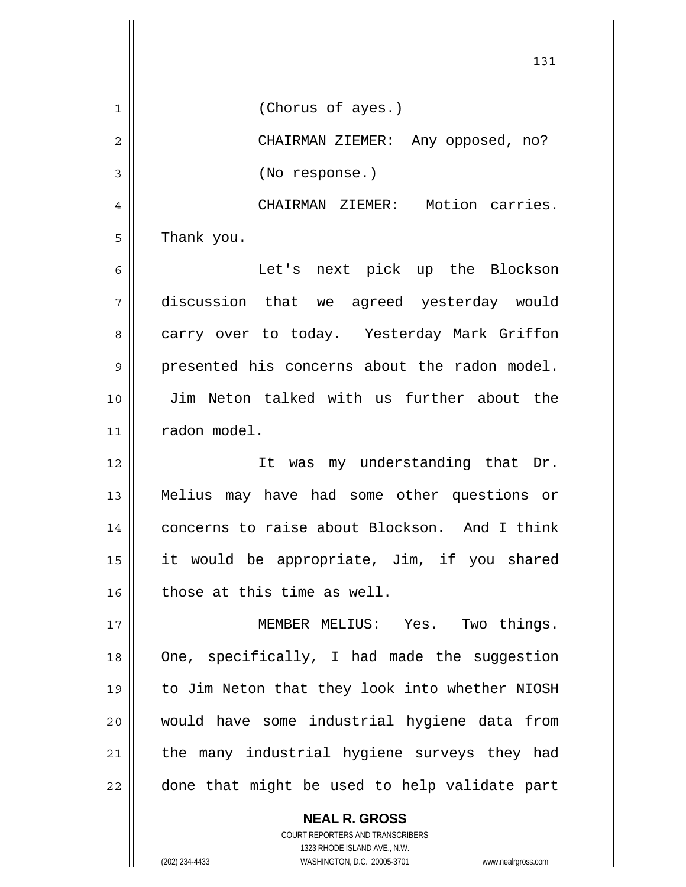(Chorus of ayes.)

CHAIRMAN ZIEMER: Any opposed, no?

(No response.)

CHAIRMAN ZIEMER: Motion carries. Thank you.

Let's next pick up the Blockson discussion that we agreed yesterday would carry over to today. Yesterday Mark Griffon presented his concerns about the radon model. Jim Neton talked with us further about the radon model.

It was my understanding that Dr. Melius may have had some other questions or concerns to raise about Blockson. And I think it would be appropriate, Jim, if you shared those at this time as well.

MEMBER MELIUS: Yes. Two things. One, specifically, I had made the suggestion to Jim Neton that they look into whether NIOSH would have some industrial hygiene data from the many industrial hygiene surveys they had done that might be used to help validate part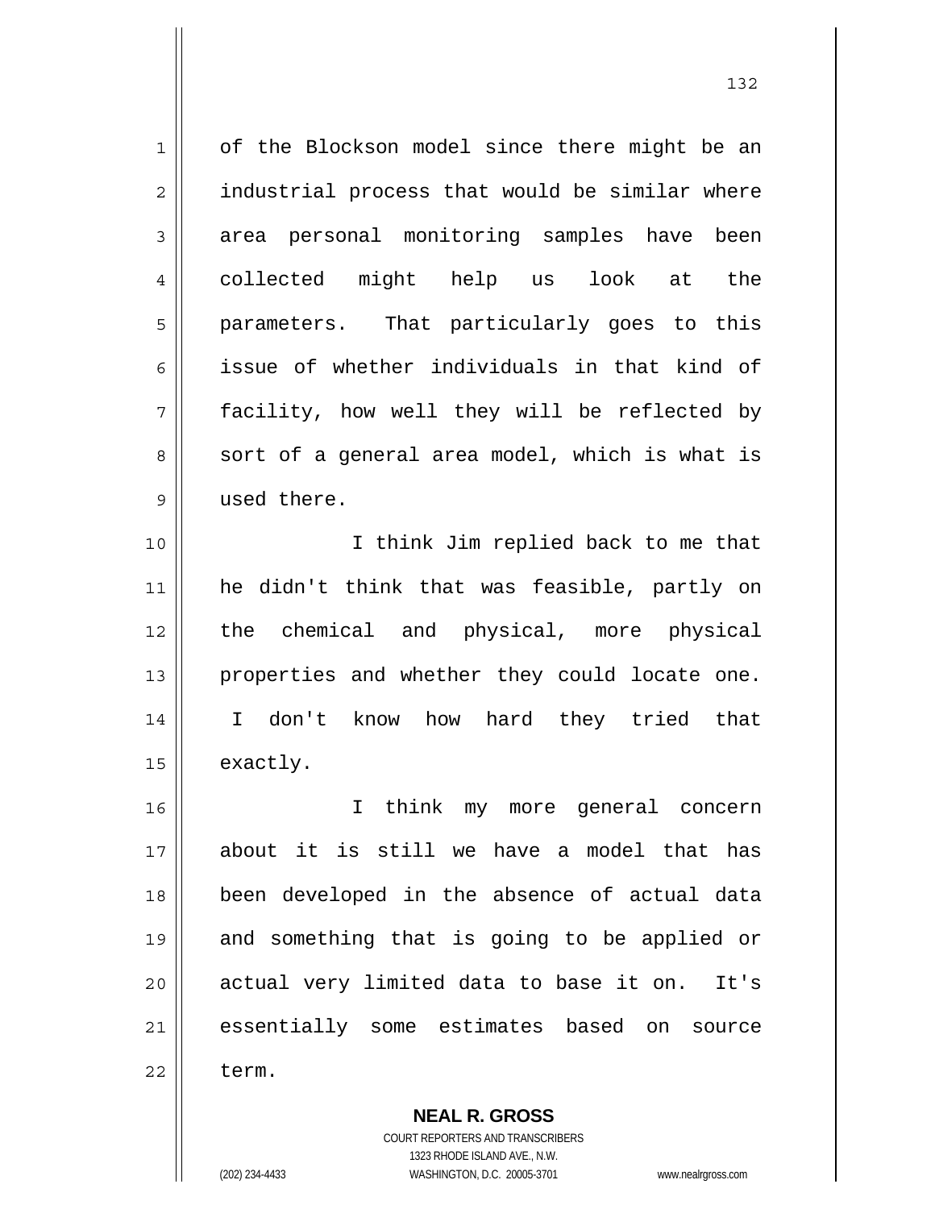of the Blockson model since there might be an industrial process that would be similar where area personal monitoring samples have been collected might help us look at the parameters. That particularly goes to this issue of whether individuals in that kind of facility, how well they will be reflected by sort of a general area model, which is what is used there.

I think Jim replied back to me that he didn't think that was feasible, partly on the chemical and physical, more physical properties and whether they could locate one. I don't know how hard they tried that exactly.

I think my more general concern about it is still we have a model that has been developed in the absence of actual data and something that is going to be applied or actual very limited data to base it on. It's essentially some estimates based on source term.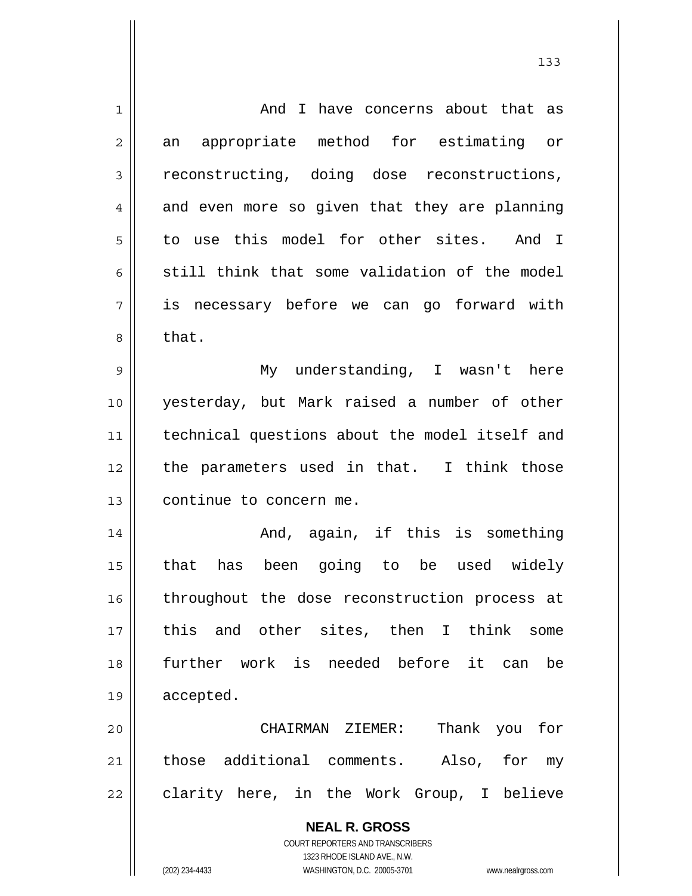And I have concerns about that as an appropriate method for estimating or reconstructing, doing dose reconstructions, and even more so given that they are planning to use this model for other sites. And I still think that some validation of the model is necessary before we can go forward with that.

My understanding, I wasn't here yesterday, but Mark raised a number of other technical questions about the model itself and the parameters used in that. I think those continue to concern me.

And, again, if this is something that has been going to be used widely throughout the dose reconstruction process at this and other sites, then I think some further work is needed before it can be accepted.

CHAIRMAN ZIEMER: Thank you for those additional comments. Also, for my clarity here, in the Work Group, I believe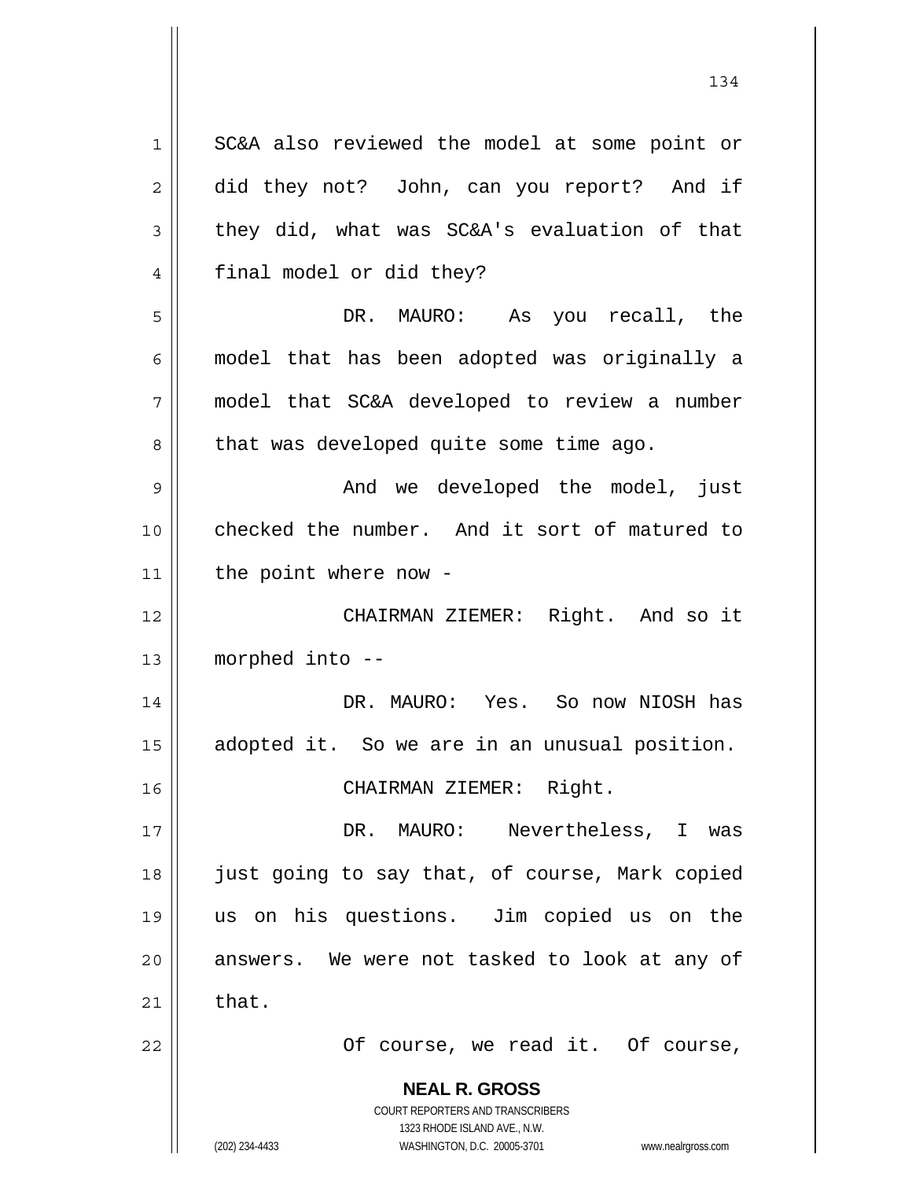SC&A also reviewed the model at some point or did they not? John, can you report? And if they did, what was SC&A's evaluation of that final model or did they?

DR. MAURO: As you recall, the model that has been adopted was originally a model that SC&A developed to review a number that was developed quite some time ago.

And we developed the model, just checked the number. And it sort of matured to the point where now -

CHAIRMAN ZIEMER: Right. And so it morphed into --

DR. MAURO: Yes. So now NIOSH has adopted it. So we are in an unusual position.

CHAIRMAN ZIEMER: Right.

DR. MAURO: Nevertheless, I was just going to say that, of course, Mark copied us on his questions. Jim copied us on the answers. We were not tasked to look at any of that.

Of course, we read it. Of course,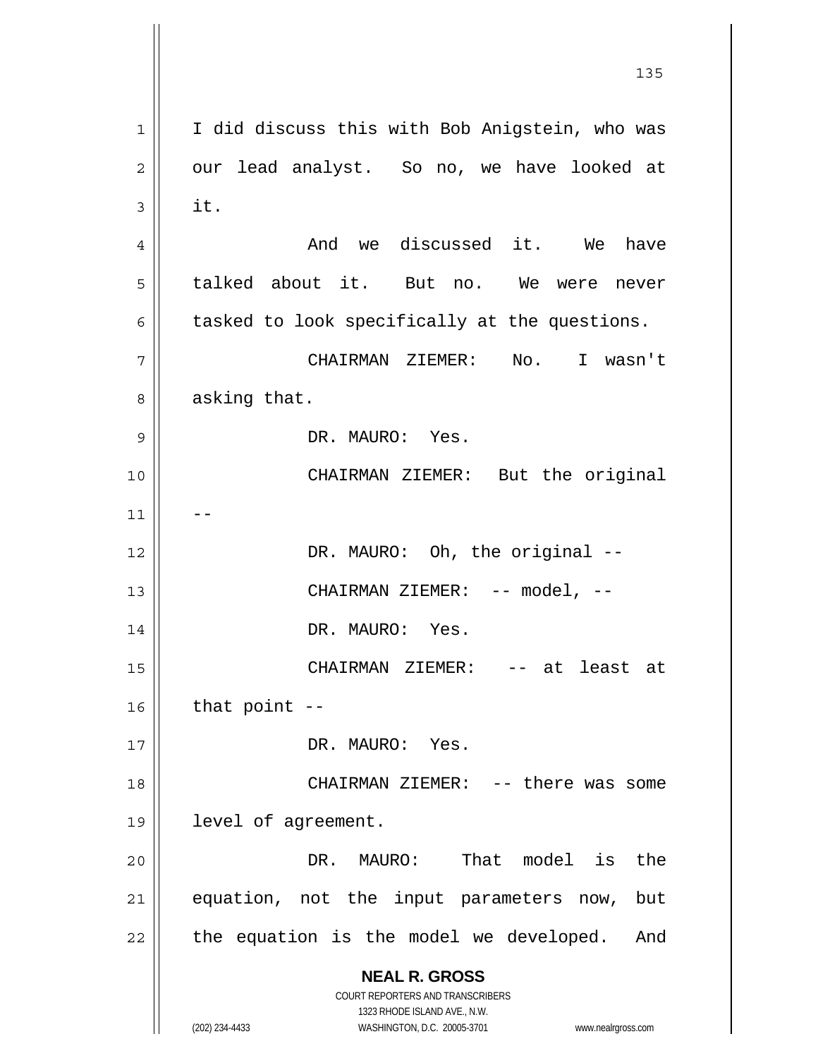I did discuss this with Bob Anigstein, who was our lead analyst. So no, we have looked at it.

And we discussed it. We have talked about it. But no. We were never tasked to look specifically at the questions.

CHAIRMAN ZIEMER: No. I wasn't asking that.

DR. MAURO: Yes.

CHAIRMAN ZIEMER: But the original --

DR. MAURO: Oh, the original --

CHAIRMAN ZIEMER: -- model, --

DR. MAURO: Yes.

CHAIRMAN ZIEMER: -- at least at that point --

DR. MAURO: Yes.

CHAIRMAN ZIEMER: -- there was some level of agreement.

DR. MAURO: That model is the equation, not the input parameters now, but the equation is the model we developed. And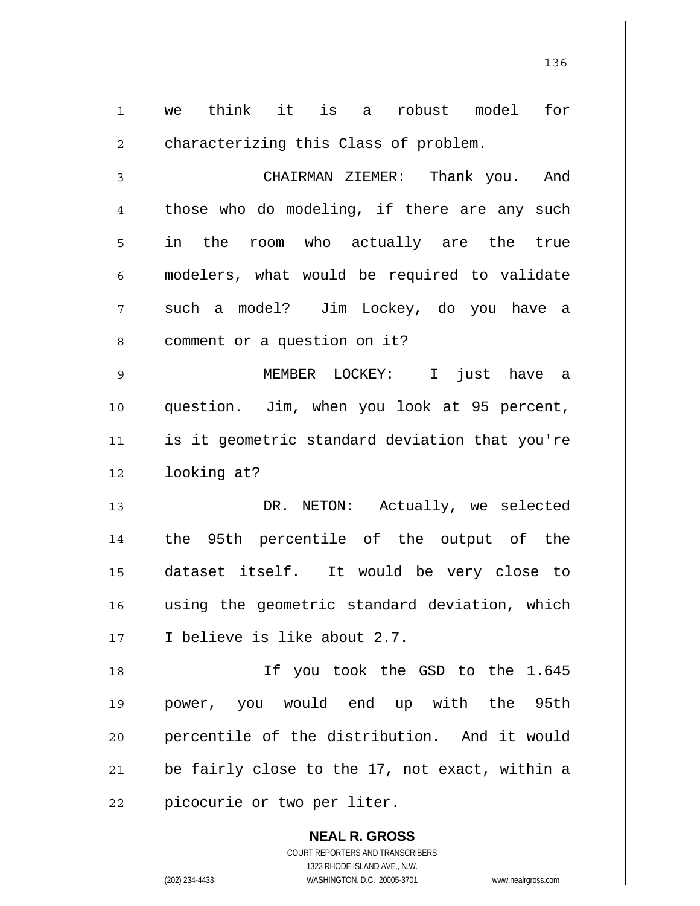we think it is a robust model for characterizing this Class of problem.

CHAIRMAN ZIEMER: Thank you. And those who do modeling, if there are any such in the room who actually are the true modelers, what would be required to validate such a model? Jim Lockey, do you have a comment or a question on it?

MEMBER LOCKEY: I just have a question. Jim, when you look at 95 percent, is it geometric standard deviation that you're looking at?

DR. NETON: Actually, we selected the 95th percentile of the output of the dataset itself. It would be very close to using the geometric standard deviation, which I believe is like about 2.7.

If you took the GSD to the 1.645 power, you would end up with the 95th percentile of the distribution. And it would be fairly close to the 17, not exact, within a picocurie or two per liter.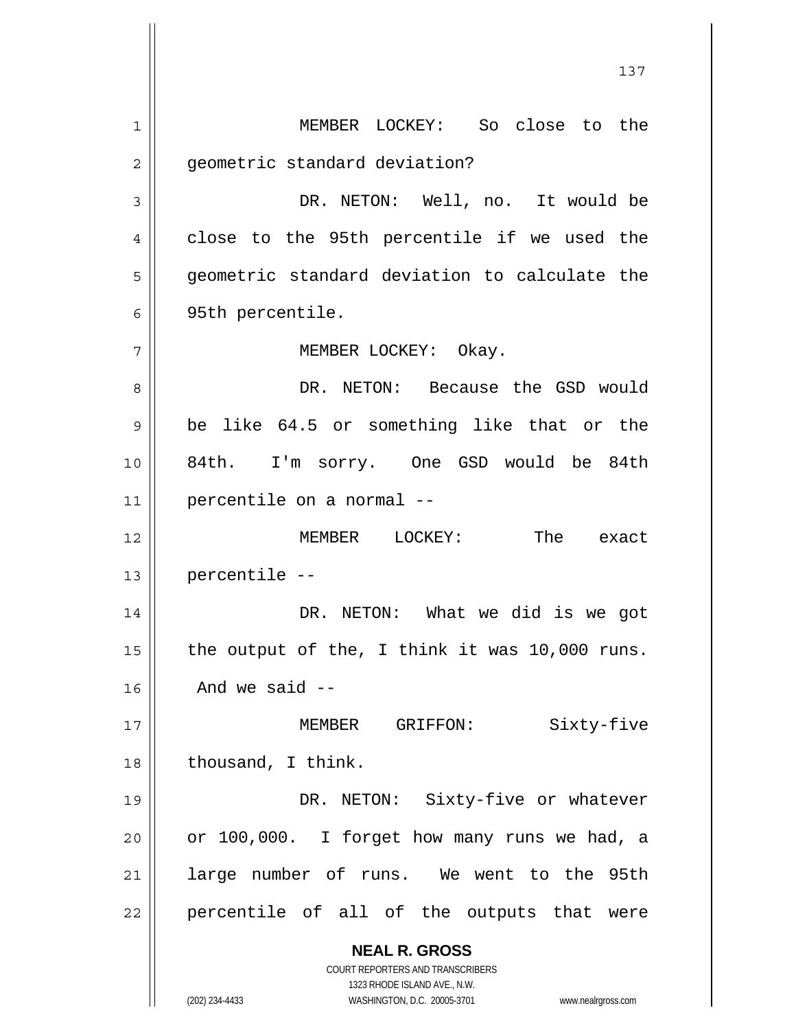MEMBER LOCKEY: So close to the geometric standard deviation?

DR. NETON: Well, no. It would be close to the 95th percentile if we used the geometric standard deviation to calculate the 95th percentile.

MEMBER LOCKEY: Okay.

DR. NETON: Because the GSD would be like 64.5 or something like that or the 84th. I'm sorry. One GSD would be 84th percentile on a normal --

MEMBER LOCKEY: The exact percentile --

DR. NETON: What we did is we got the output of the, I think it was 10,000 runs. And we said --

MEMBER GRIFFON: Sixty-five thousand, I think.

DR. NETON: Sixty-five or whatever or 100,000. I forget how many runs we had, a large number of runs. We went to the 95th percentile of all of the outputs that were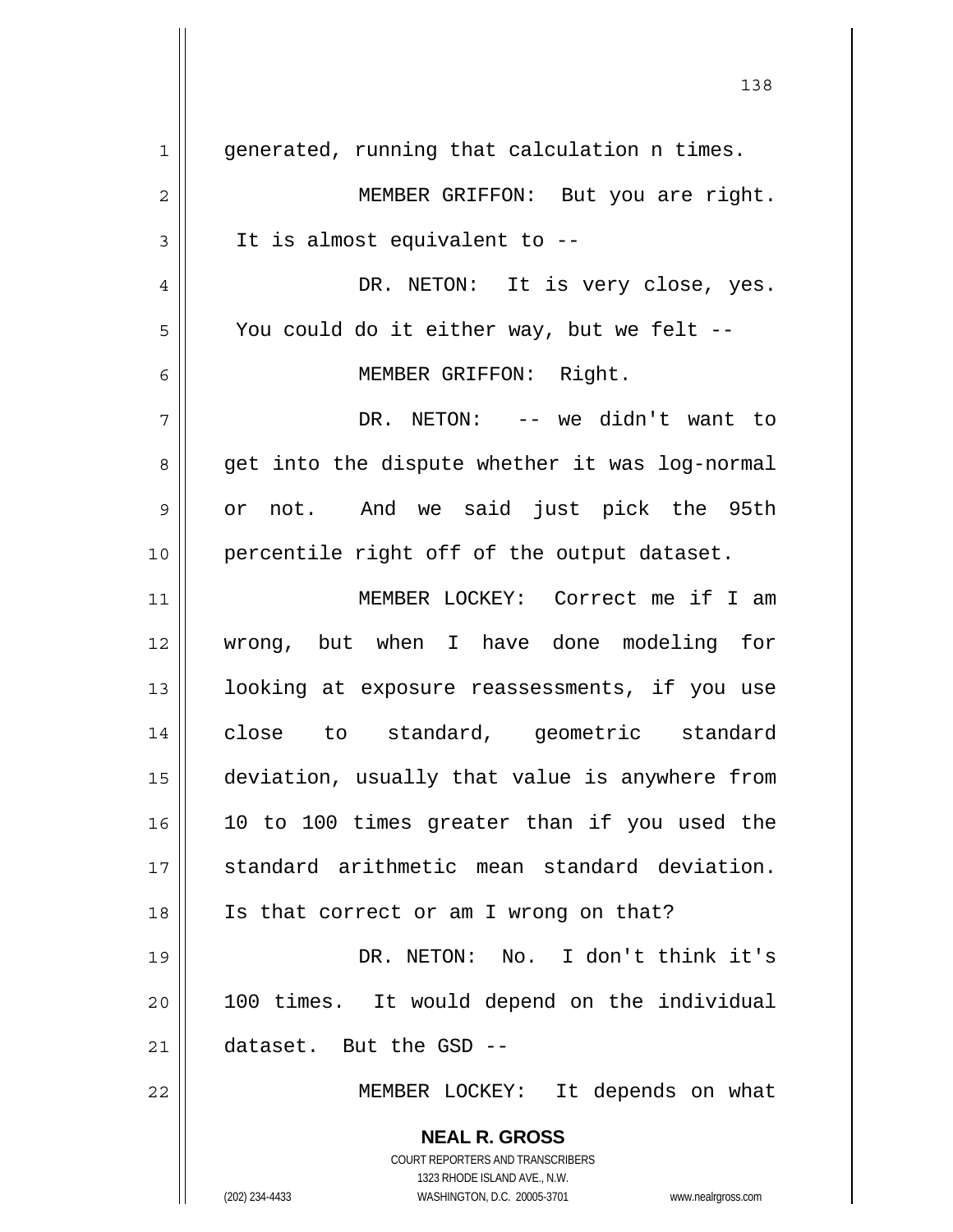generated, running that calculation n times.

MEMBER GRIFFON: But you are right. It is almost equivalent to --

DR. NETON: It is very close, yes. You could do it either way, but we felt --

MEMBER GRIFFON: Right.

DR. NETON: -- we didn't want to get into the dispute whether it was log-normal or not. And we said just pick the 95th percentile right off of the output dataset.

MEMBER LOCKEY: Correct me if I am wrong, but when I have done modeling for looking at exposure reassessments, if you use close to standard, geometric standard deviation, usually that value is anywhere from 10 to 100 times greater than if you used the standard arithmetic mean standard deviation. Is that correct or am I wrong on that?

DR. NETON: No. I don't think it's 100 times. It would depend on the individual dataset. But the GSD --

MEMBER LOCKEY: It depends on what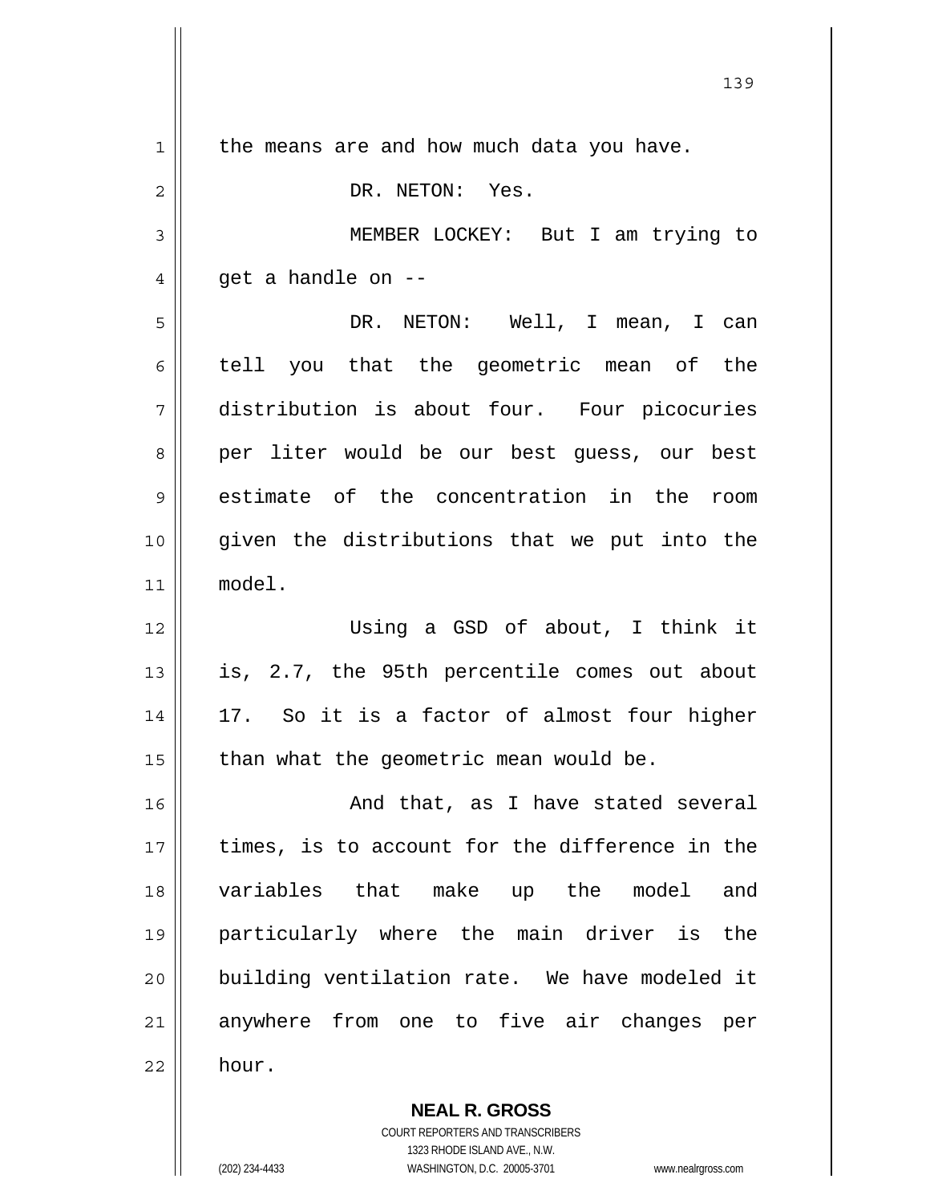the means are and how much data you have.

DR. NETON: Yes.

MEMBER LOCKEY: But I am trying to get a handle on --

DR. NETON: Well, I mean, I can tell you that the geometric mean of the distribution is about four. Four picocuries per liter would be our best guess, our best estimate of the concentration in the room given the distributions that we put into the model.

Using a GSD of about, I think it is, 2.7, the 95th percentile comes out about 17. So it is a factor of almost four higher than what the geometric mean would be.

And that, as I have stated several times, is to account for the difference in the variables that make up the model and particularly where the main driver is the building ventilation rate. We have modeled it anywhere from one to five air changes per hour.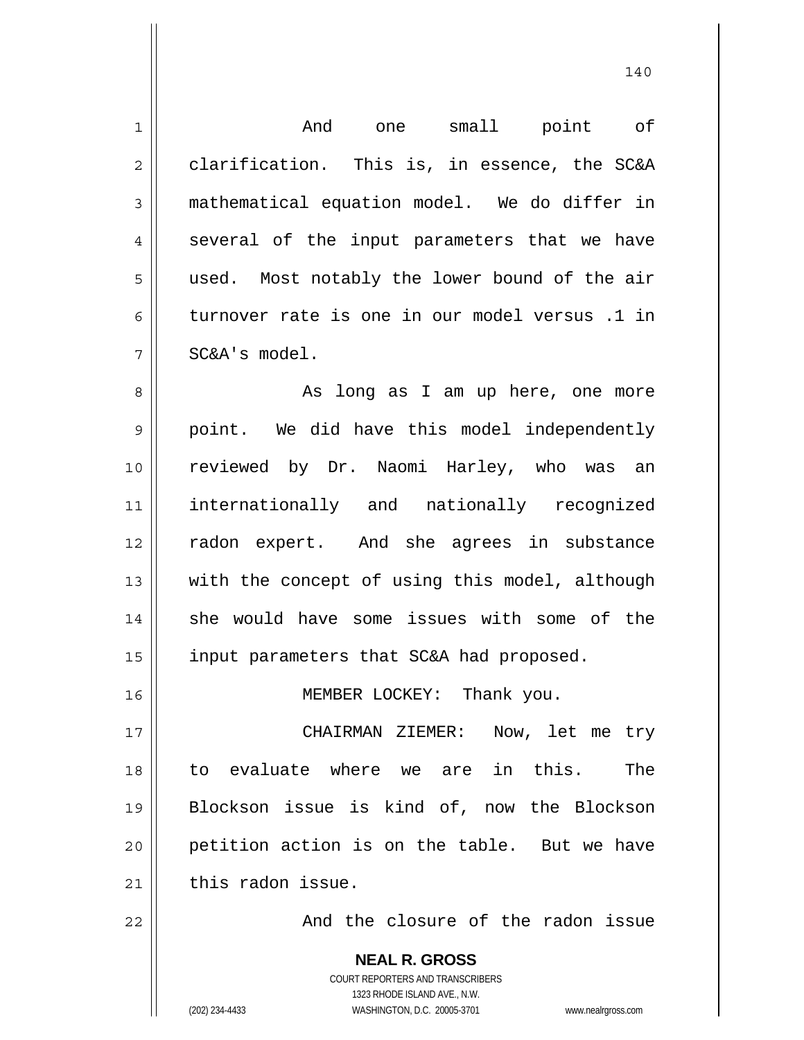And one small point of clarification. This is, in essence, the SC&A mathematical equation model. We do differ in several of the input parameters that we have used. Most notably the lower bound of the air turnover rate is one in our model versus .1 in SC&A's model.

As long as I am up here, one more point. We did have this model independently reviewed by Dr. Naomi Harley, who was an internationally and nationally recognized radon expert. And she agrees in substance with the concept of using this model, although she would have some issues with some of the input parameters that SC&A had proposed.

MEMBER LOCKEY: Thank you.

CHAIRMAN ZIEMER: Now, let me try to evaluate where we are in this. The Blockson issue is kind of, now the Blockson petition action is on the table. But we have this radon issue.

And the closure of the radon issue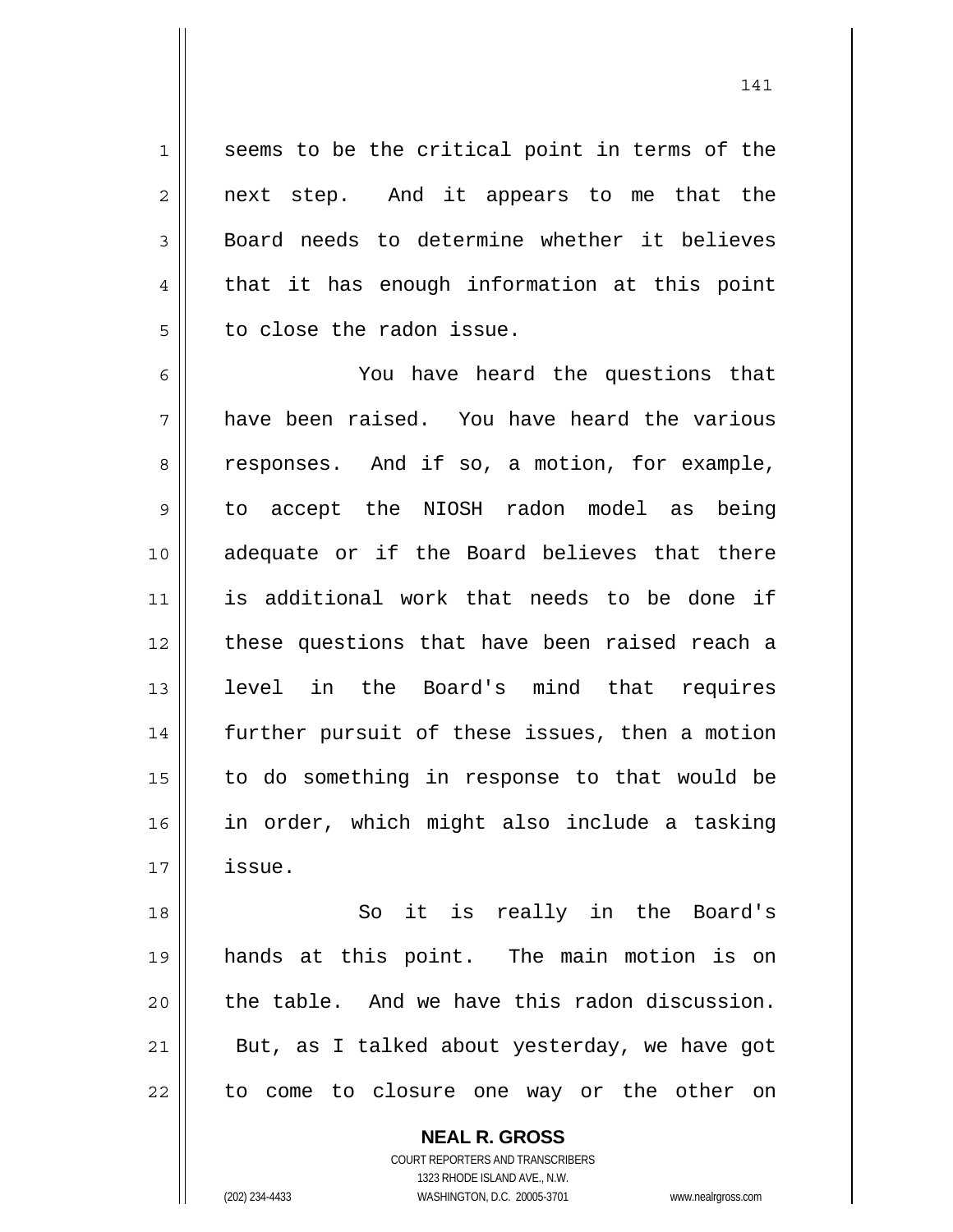seems to be the critical point in terms of the next step. And it appears to me that the Board needs to determine whether it believes that it has enough information at this point to close the radon issue.

You have heard the questions that have been raised. You have heard the various responses. And if so, a motion, for example, to accept the NIOSH radon model as being adequate or if the Board believes that there is additional work that needs to be done if these questions that have been raised reach a level in the Board's mind that requires further pursuit of these issues, then a motion to do something in response to that would be in order, which might also include a tasking issue.

So it is really in the Board's hands at this point. The main motion is on the table. And we have this radon discussion. But, as I talked about yesterday, we have got to come to closure one way or the other on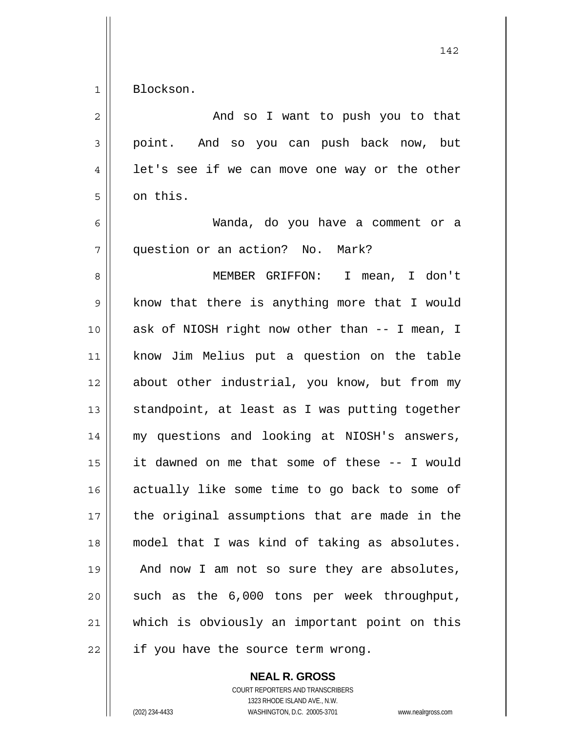Blockson.

And so I want to push you to that point. And so you can push back now, but let's see if we can move one way or the other on this.

Wanda, do you have a comment or a question or an action? No. Mark?

MEMBER GRIFFON: I mean, I don't know that there is anything more that I would ask of NIOSH right now other than -- I mean, I know Jim Melius put a question on the table about other industrial, you know, but from my standpoint, at least as I was putting together my questions and looking at NIOSH's answers, it dawned on me that some of these -- I would actually like some time to go back to some of the original assumptions that are made in the model that I was kind of taking as absolutes. And now I am not so sure they are absolutes, such as the 6,000 tons per week throughput, which is obviously an important point on this if you have the source term wrong.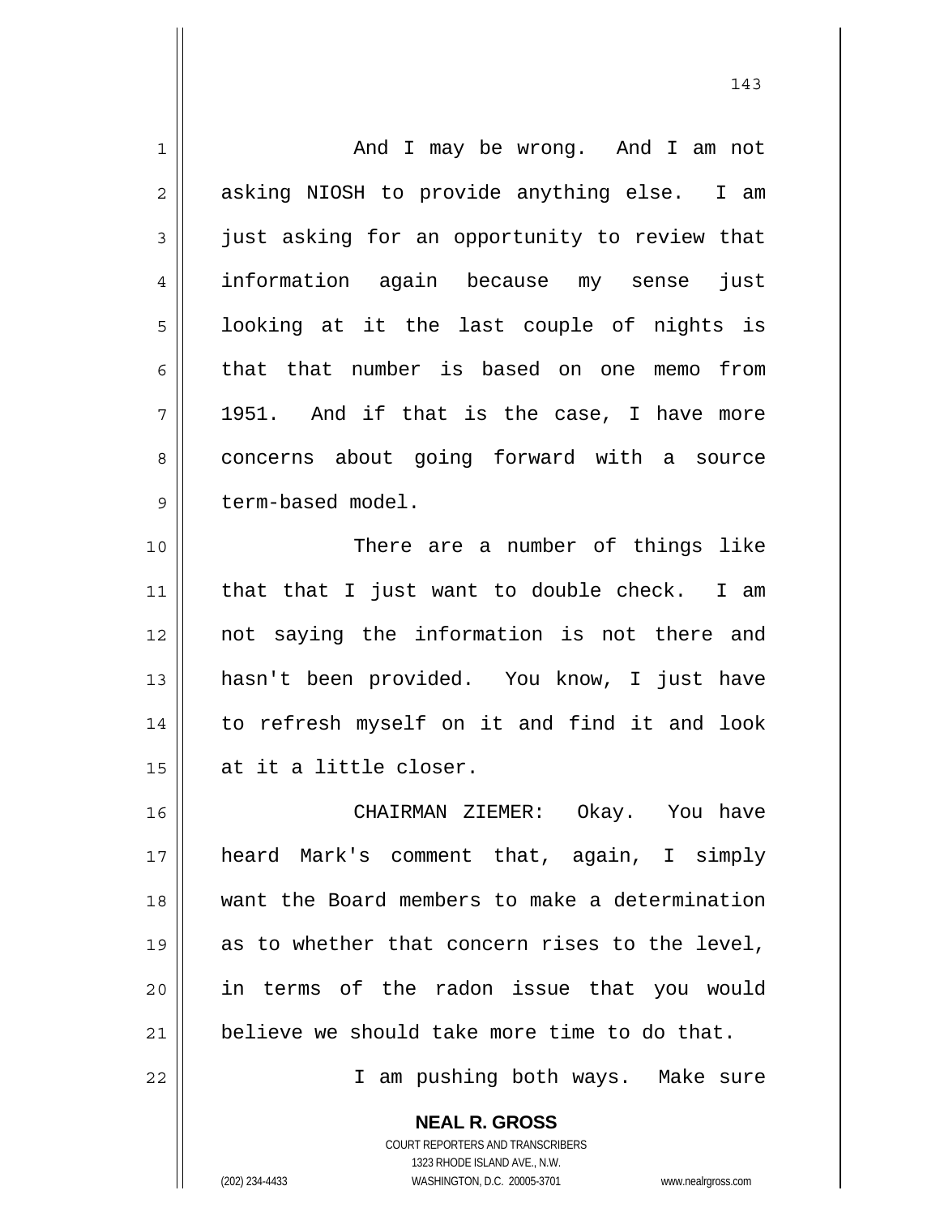And I may be wrong. And I am not asking NIOSH to provide anything else. I am just asking for an opportunity to review that information again because my sense just looking at it the last couple of nights is that that number is based on one memo from 1951. And if that is the case, I have more concerns about going forward with a source term-based model.

There are a number of things like that that I just want to double check. I am not saying the information is not there and hasn't been provided. You know, I just have to refresh myself on it and find it and look at it a little closer.

CHAIRMAN ZIEMER: Okay. You have heard Mark's comment that, again, I simply want the Board members to make a determination as to whether that concern rises to the level, in terms of the radon issue that you would believe we should take more time to do that.

I am pushing both ways. Make sure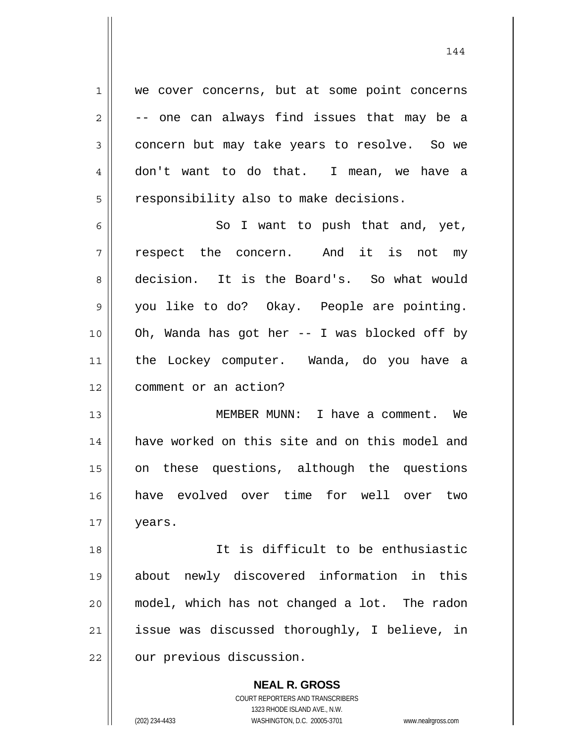we cover concerns, but at some point concerns -- one can always find issues that may be a concern but may take years to resolve. So we don't want to do that. I mean, we have a responsibility also to make decisions.

So I want to push that and, yet, respect the concern. And it is not my decision. It is the Board's. So what would you like to do? Okay. People are pointing. Oh, Wanda has got her -- I was blocked off by the Lockey computer. Wanda, do you have a comment or an action?

MEMBER MUNN: I have a comment. We have worked on this site and on this model and on these questions, although the questions have evolved over time for well over two years.

It is difficult to be enthusiastic about newly discovered information in this model, which has not changed a lot. The radon issue was discussed thoroughly, I believe, in our previous discussion.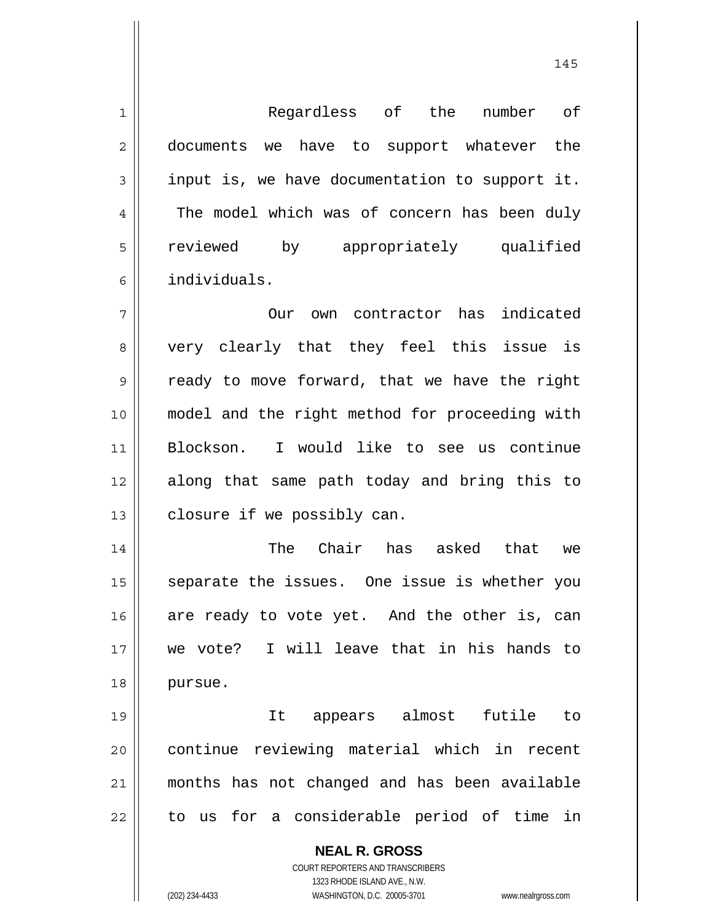Regardless of the number of documents we have to support whatever the input is, we have documentation to support it. The model which was of concern has been duly reviewed by appropriately qualified individuals.

Our own contractor has indicated very clearly that they feel this issue is ready to move forward, that we have the right model and the right method for proceeding with Blockson. I would like to see us continue along that same path today and bring this to closure if we possibly can.

The Chair has asked that we separate the issues. One issue is whether you are ready to vote yet. And the other is, can we vote? I will leave that in his hands to pursue.

It appears almost futile to continue reviewing material which in recent months has not changed and has been available to us for a considerable period of time in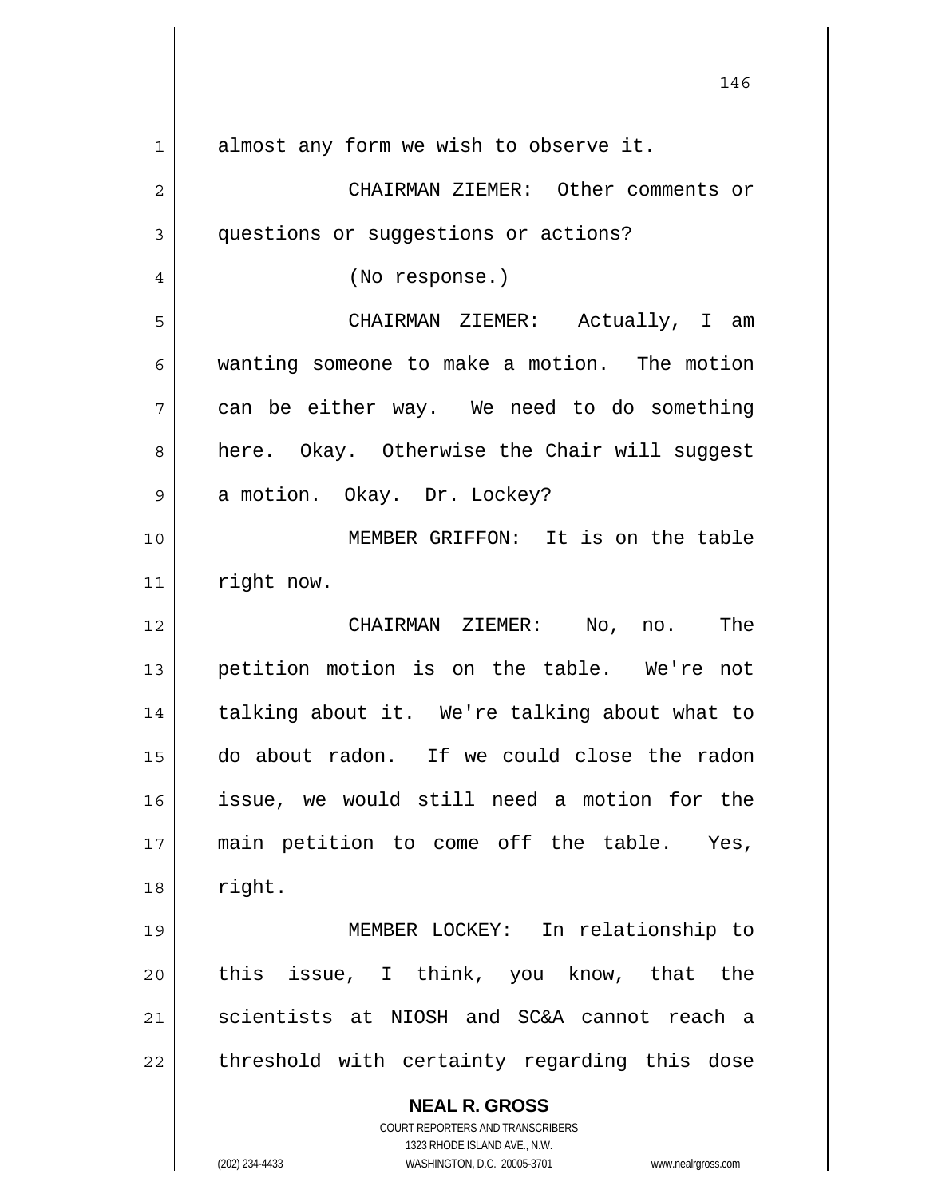almost any form we wish to observe it.

CHAIRMAN ZIEMER: Other comments or questions or suggestions or actions?

(No response.)

CHAIRMAN ZIEMER: Actually, I am wanting someone to make a motion. The motion can be either way. We need to do something here. Okay. Otherwise the Chair will suggest a motion. Okay. Dr. Lockey?

MEMBER GRIFFON: It is on the table right now.

CHAIRMAN ZIEMER: No, no. The petition motion is on the table. We're not talking about it. We're talking about what to do about radon. If we could close the radon issue, we would still need a motion for the main petition to come off the table. Yes, right.

MEMBER LOCKEY: In relationship to this issue, I think, you know, that the scientists at NIOSH and SC&A cannot reach a threshold with certainty regarding this dose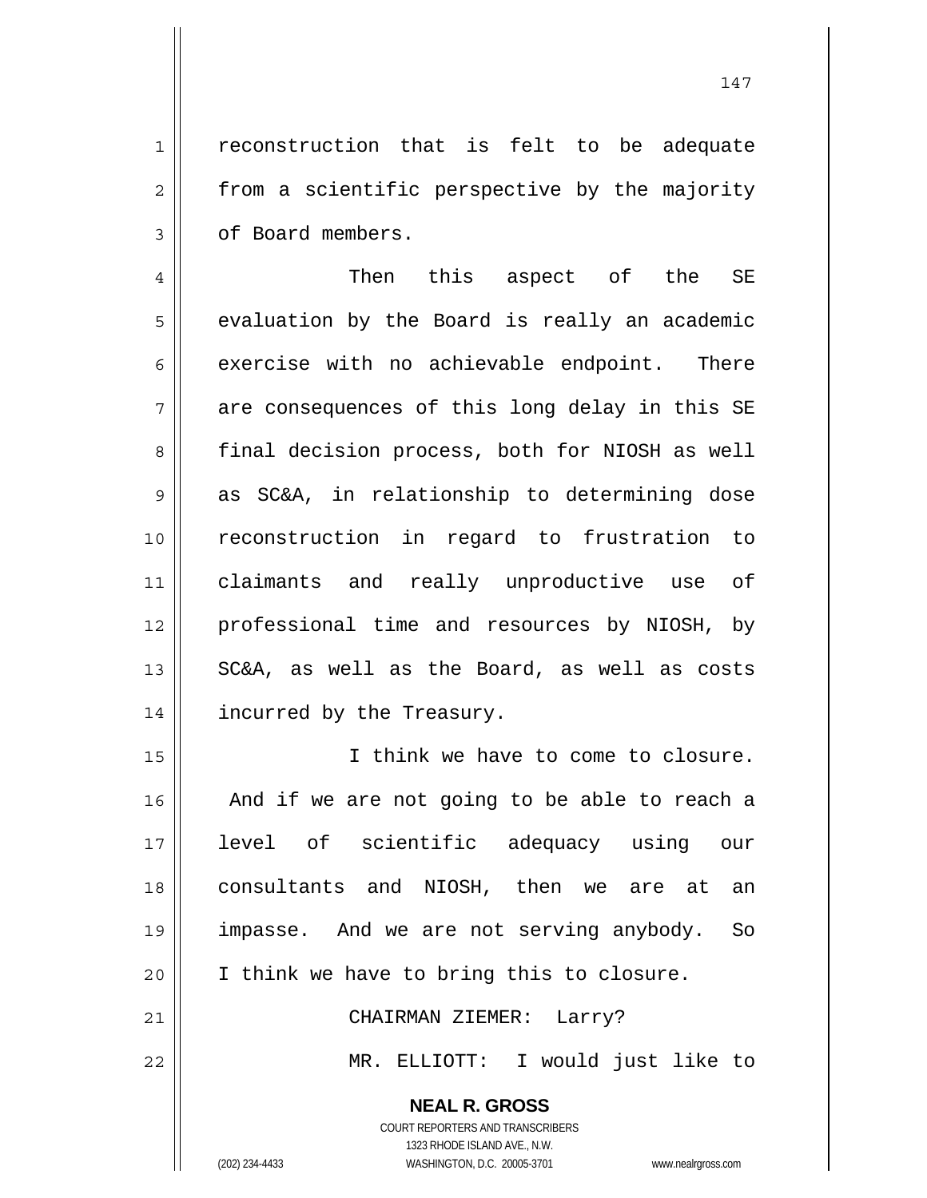reconstruction that is felt to be adequate from a scientific perspective by the majority of Board members.

Then this aspect of the SE evaluation by the Board is really an academic exercise with no achievable endpoint. There are consequences of this long delay in this SE final decision process, both for NIOSH as well as SC&A, in relationship to determining dose reconstruction in regard to frustration to claimants and really unproductive use of professional time and resources by NIOSH, by SC&A, as well as the Board, as well as costs incurred by the Treasury.

I think we have to come to closure. And if we are not going to be able to reach a level of scientific adequacy using our consultants and NIOSH, then we are at an impasse. And we are not serving anybody. So I think we have to bring this to closure.

CHAIRMAN ZIEMER: Larry?

MR. ELLIOTT: I would just like to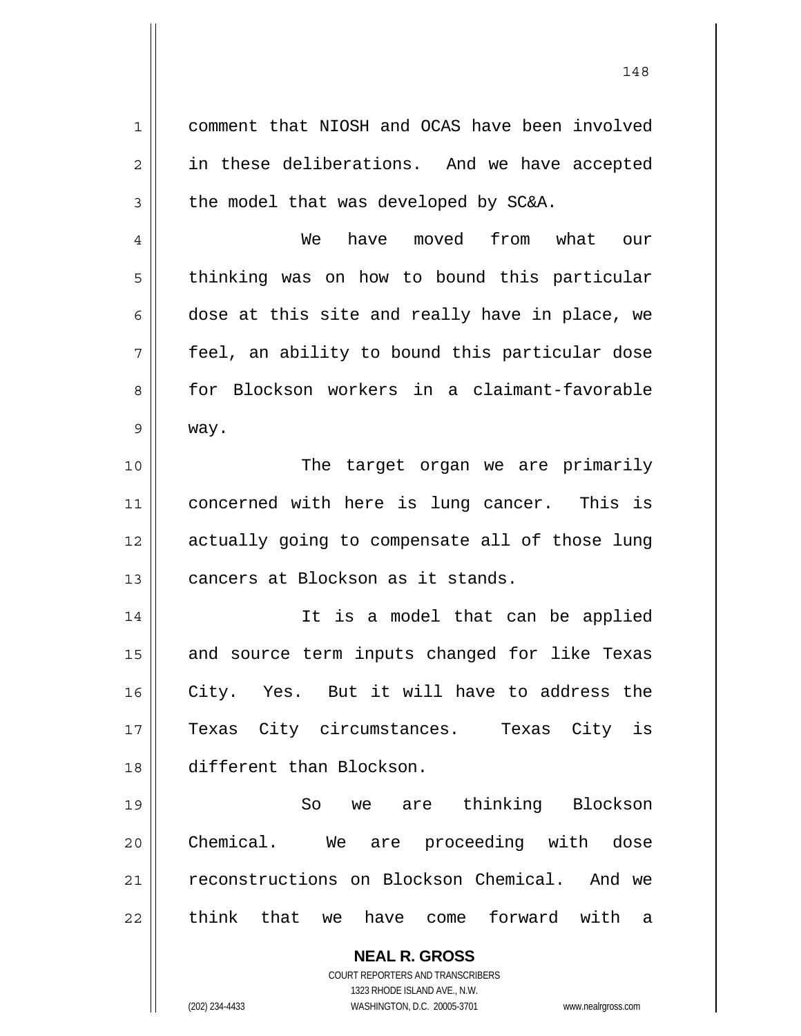comment that NIOSH and OCAS have been involved in these deliberations. And we have accepted the model that was developed by SC&A.

We have moved from what our thinking was on how to bound this particular dose at this site and really have in place, we feel, an ability to bound this particular dose for Blockson workers in a claimant-favorable way.

The target organ we are primarily concerned with here is lung cancer. This is actually going to compensate all of those lung cancers at Blockson as it stands.

It is a model that can be applied and source term inputs changed for like Texas City. Yes. But it will have to address the Texas City circumstances. Texas City is different than Blockson.

So we are thinking Blockson Chemical. We are proceeding with dose reconstructions on Blockson Chemical. And we think that we have come forward with a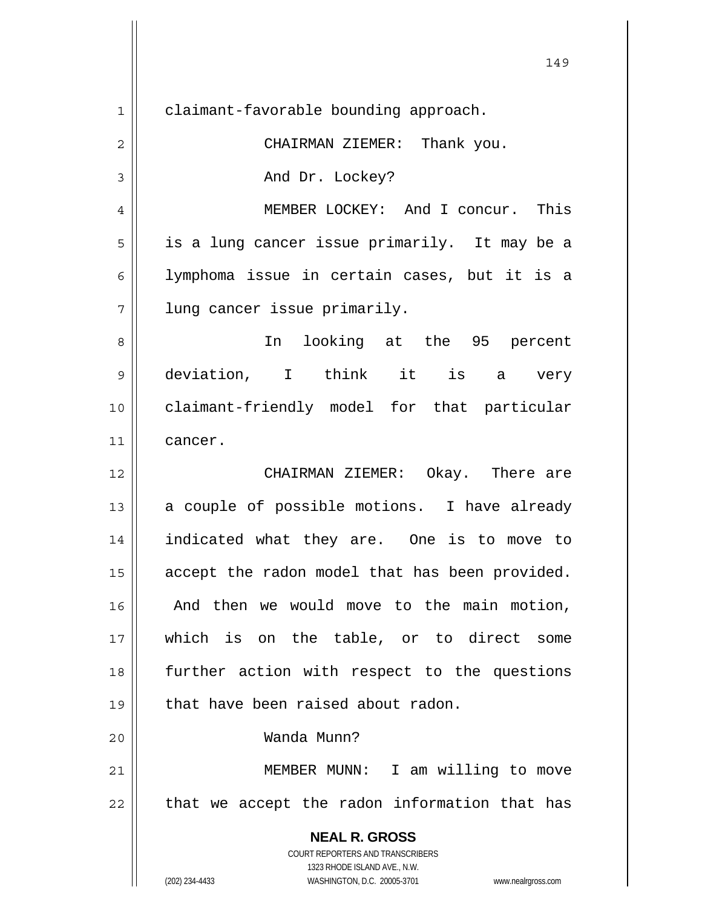claimant-favorable bounding approach.

CHAIRMAN ZIEMER: Thank you.

And Dr. Lockey?

MEMBER LOCKEY: And I concur. This is a lung cancer issue primarily. It may be a lymphoma issue in certain cases, but it is a lung cancer issue primarily.

In looking at the 95 percent deviation, I think it is a very claimant-friendly model for that particular cancer.

CHAIRMAN ZIEMER: Okay. There are a couple of possible motions. I have already indicated what they are. One is to move to accept the radon model that has been provided. And then we would move to the main motion, which is on the table, or to direct some further action with respect to the questions that have been raised about radon.

Wanda Munn?

MEMBER MUNN: I am willing to move that we accept the radon information that has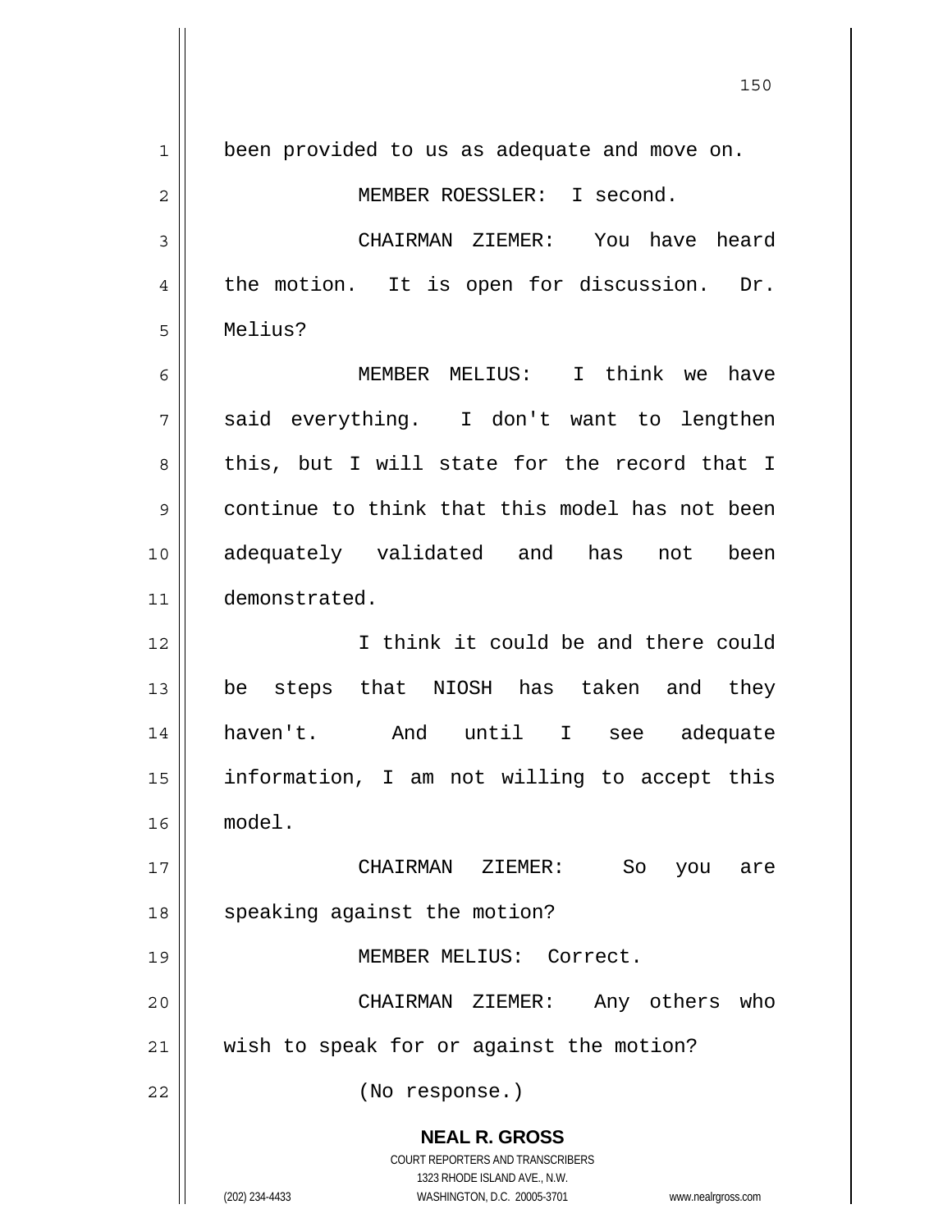been provided to us as adequate and move on.

MEMBER ROESSLER: I second.

CHAIRMAN ZIEMER: You have heard the motion. It is open for discussion. Dr. Melius?

MEMBER MELIUS: I think we have said everything. I don't want to lengthen this, but I will state for the record that I continue to think that this model has not been adequately validated and has not been demonstrated.

I think it could be and there could be steps that NIOSH has taken and they haven't. And until I see adequate information, I am not willing to accept this model.

CHAIRMAN ZIEMER: So you are speaking against the motion?

MEMBER MELIUS: Correct.

CHAIRMAN ZIEMER: Any others who wish to speak for or against the motion?

(No response.)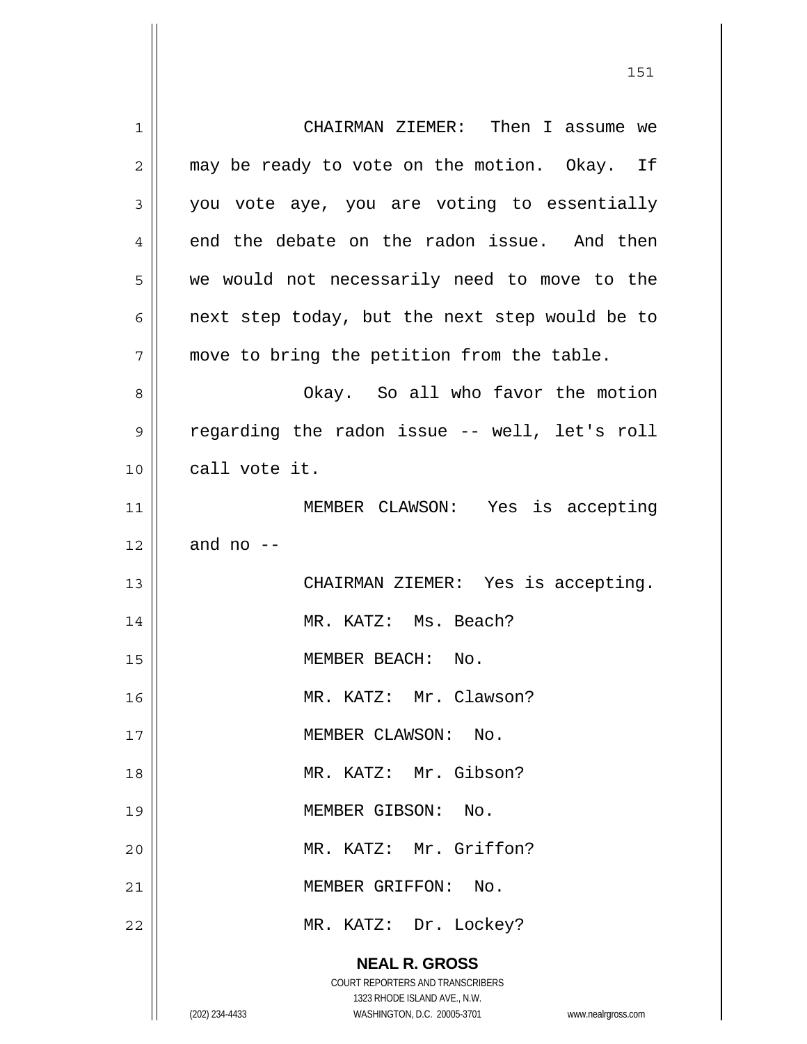CHAIRMAN ZIEMER: Then I assume we may be ready to vote on the motion. Okay. If you vote aye, you are voting to essentially end the debate on the radon issue. And then we would not necessarily need to move to the next step today, but the next step would be to move to bring the petition from the table.

Okay. So all who favor the motion regarding the radon issue -- well, let's roll call vote it.

MEMBER CLAWSON: Yes is accepting and no --

CHAIRMAN ZIEMER: Yes is accepting.

MR. KATZ: Ms. Beach?

MEMBER BEACH: No.

MR. KATZ: Mr. Clawson?

MEMBER CLAWSON: No.

MR. KATZ: Mr. Gibson?

MEMBER GIBSON: No.

MR. KATZ: Mr. Griffon?

MEMBER GRIFFON: No.

MR. KATZ: Dr. Lockey?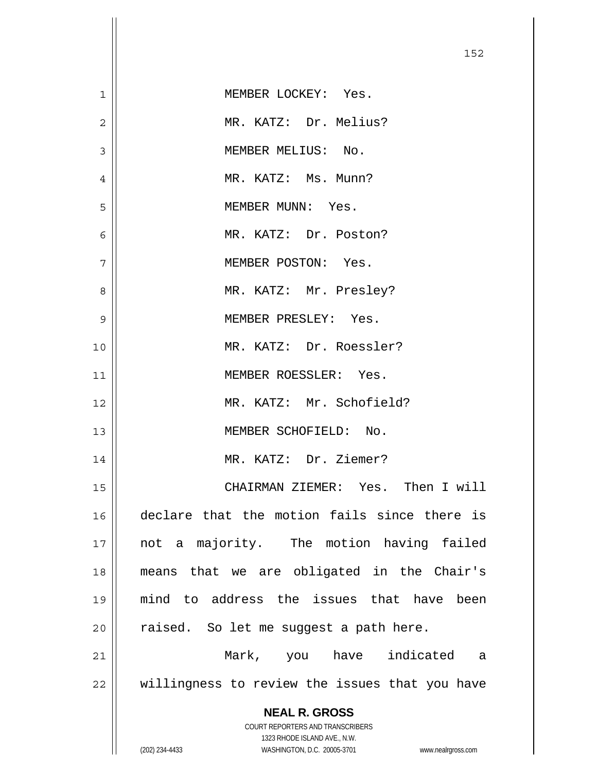MEMBER LOCKEY: Yes.

MR. KATZ: Dr. Melius?

MEMBER MELIUS: No.

MR. KATZ: Ms. Munn?

MEMBER MUNN: Yes.

MR. KATZ: Dr. Poston?

MEMBER POSTON: Yes.

MR. KATZ: Mr. Presley?

MEMBER PRESLEY: Yes.

MR. KATZ: Dr. Roessler?

MEMBER ROESSLER: Yes.

MR. KATZ: Mr. Schofield?

MEMBER SCHOFIELD: No.

MR. KATZ: Dr. Ziemer?

CHAIRMAN ZIEMER: Yes. Then I will declare that the motion fails since there is not a majority. The motion having failed means that we are obligated in the Chair's mind to address the issues that have been raised. So let me suggest a path here.

Mark, you have indicated a willingness to review the issues that you have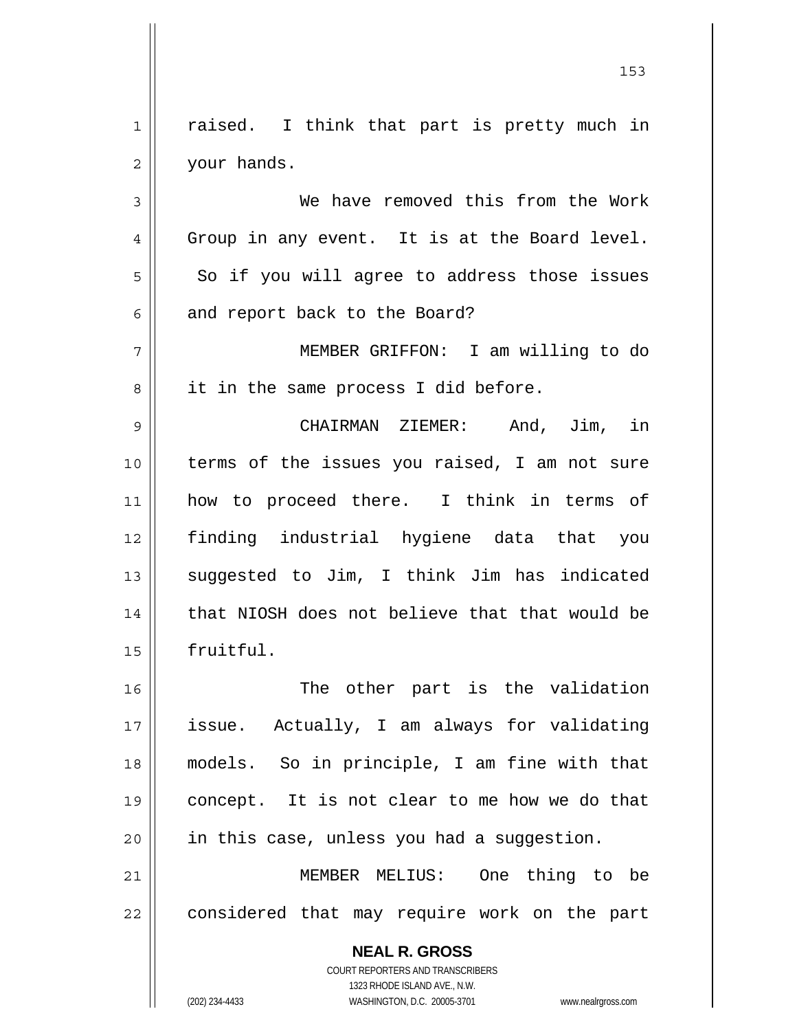raised. I think that part is pretty much in your hands.

We have removed this from the Work Group in any event. It is at the Board level. So if you will agree to address those issues and report back to the Board?

MEMBER GRIFFON: I am willing to do it in the same process I did before.

CHAIRMAN ZIEMER: And, Jim, in terms of the issues you raised, I am not sure how to proceed there. I think in terms of finding industrial hygiene data that you suggested to Jim, I think Jim has indicated that NIOSH does not believe that that would be fruitful.

The other part is the validation issue. Actually, I am always for validating models. So in principle, I am fine with that concept. It is not clear to me how we do that in this case, unless you had a suggestion.

MEMBER MELIUS: One thing to be considered that may require work on the part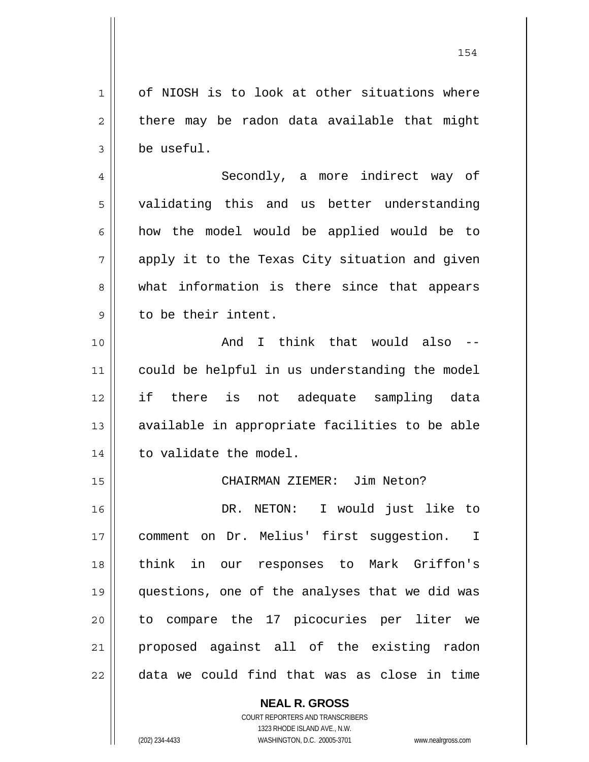of NIOSH is to look at other situations where there may be radon data available that might be useful.

Secondly, a more indirect way of validating this and us better understanding how the model would be applied would be to apply it to the Texas City situation and given what information is there since that appears to be their intent.

And I think that would also -- could be helpful in us understanding the model if there is not adequate sampling data available in appropriate facilities to be able to validate the model.

CHAIRMAN ZIEMER: Jim Neton?

DR. NETON: I would just like to comment on Dr. Melius' first suggestion. I think in our responses to Mark Griffon's questions, one of the analyses that we did was to compare the 17 picocuries per liter we proposed against all of the existing radon data we could find that was as close in time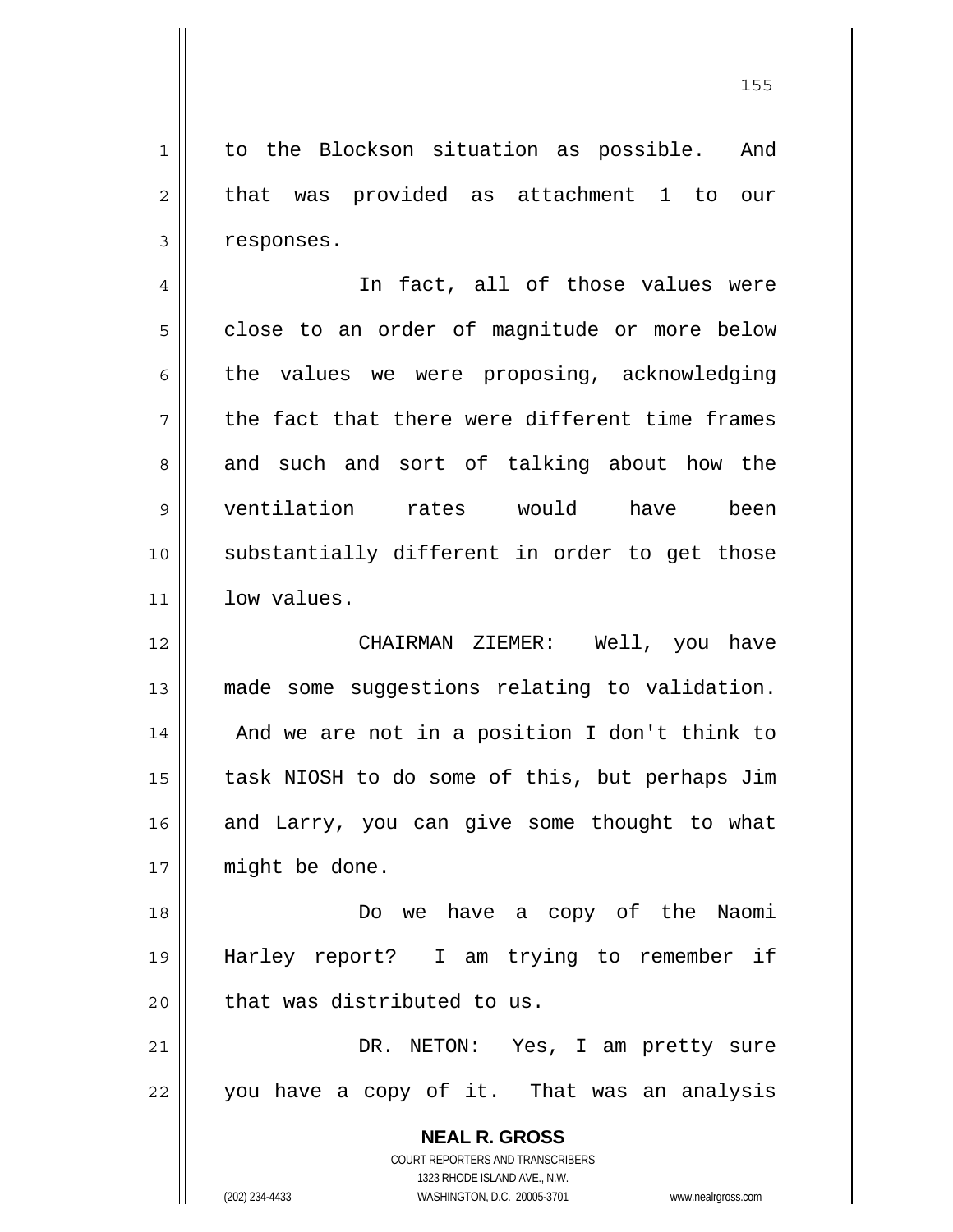to the Blockson situation as possible. And that was provided as attachment 1 to our responses.

In fact, all of those values were close to an order of magnitude or more below the values we were proposing, acknowledging the fact that there were different time frames and such and sort of talking about how the ventilation rates would have been substantially different in order to get those low values.

CHAIRMAN ZIEMER: Well, you have made some suggestions relating to validation. And we are not in a position I don't think to task NIOSH to do some of this, but perhaps Jim and Larry, you can give some thought to what might be done.

Do we have a copy of the Naomi Harley report? I am trying to remember if that was distributed to us.

DR. NETON: Yes, I am pretty sure you have a copy of it. That was an analysis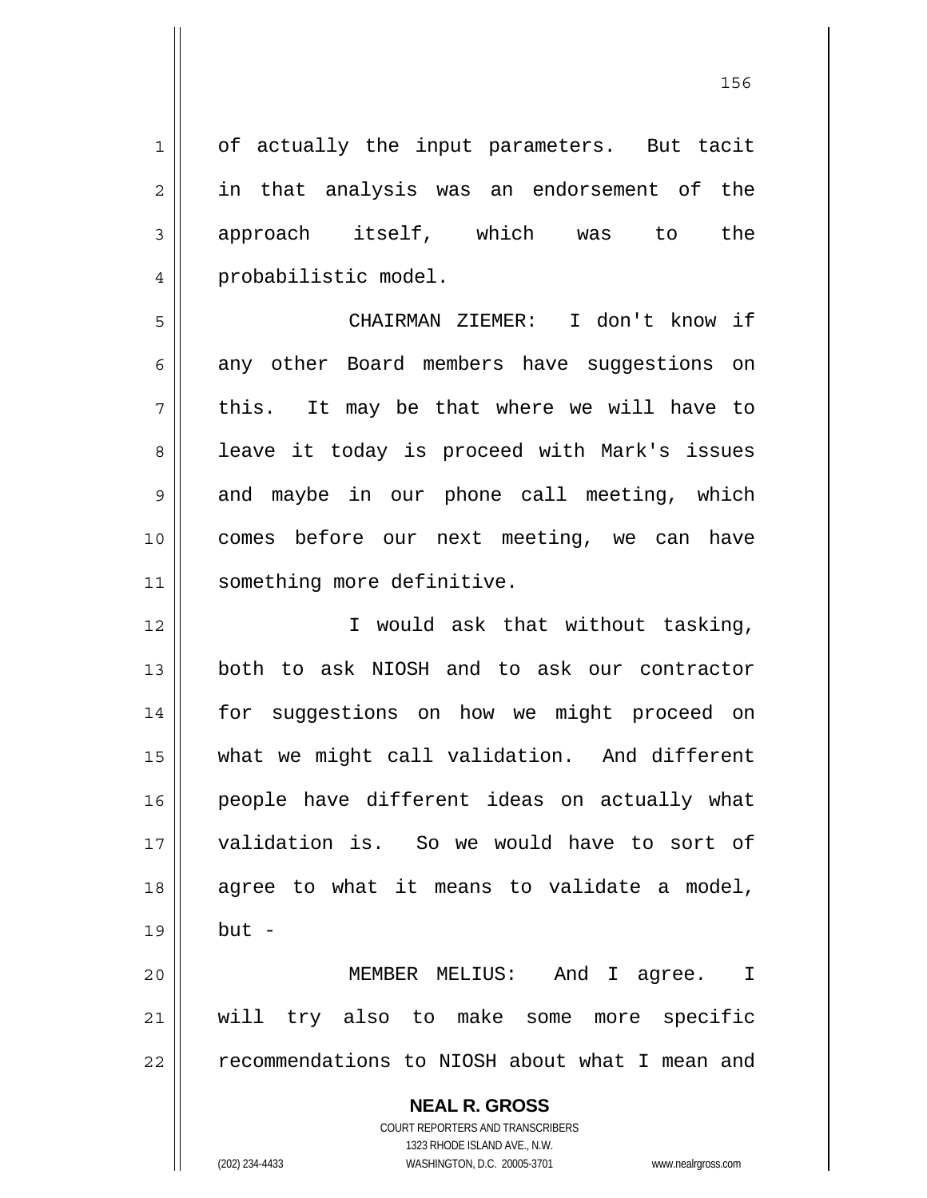of actually the input parameters. But tacit in that analysis was an endorsement of the approach itself, which was to the probabilistic model.

CHAIRMAN ZIEMER: I don't know if any other Board members have suggestions on this. It may be that where we will have to leave it today is proceed with Mark's issues and maybe in our phone call meeting, which comes before our next meeting, we can have something more definitive.

I would ask that without tasking, both to ask NIOSH and to ask our contractor for suggestions on how we might proceed on what we might call validation. And different people have different ideas on actually what validation is. So we would have to sort of agree to what it means to validate a model, but -

MEMBER MELIUS: And I agree. I will try also to make some more specific recommendations to NIOSH about what I mean and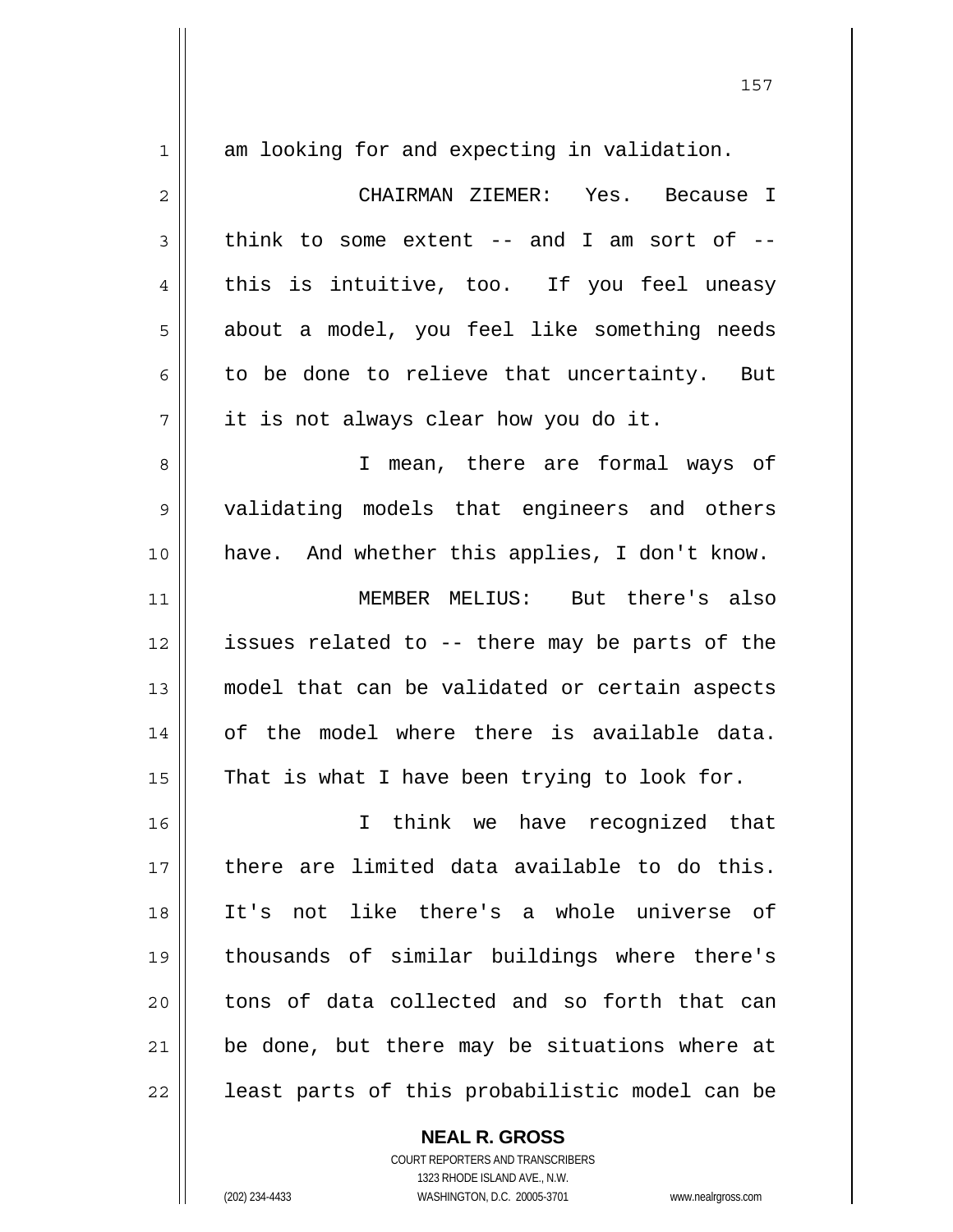am looking for and expecting in validation.

CHAIRMAN ZIEMER: Yes. Because I think to some extent -- and I am sort of -- this is intuitive, too. If you feel uneasy about a model, you feel like something needs to be done to relieve that uncertainty. But it is not always clear how you do it.

I mean, there are formal ways of validating models that engineers and others have. And whether this applies, I don't know.

MEMBER MELIUS: But there's also issues related to -- there may be parts of the model that can be validated or certain aspects of the model where there is available data. That is what I have been trying to look for.

I think we have recognized that there are limited data available to do this. It's not like there's a whole universe of thousands of similar buildings where there's tons of data collected and so forth that can be done, but there may be situations where at least parts of this probabilistic model can be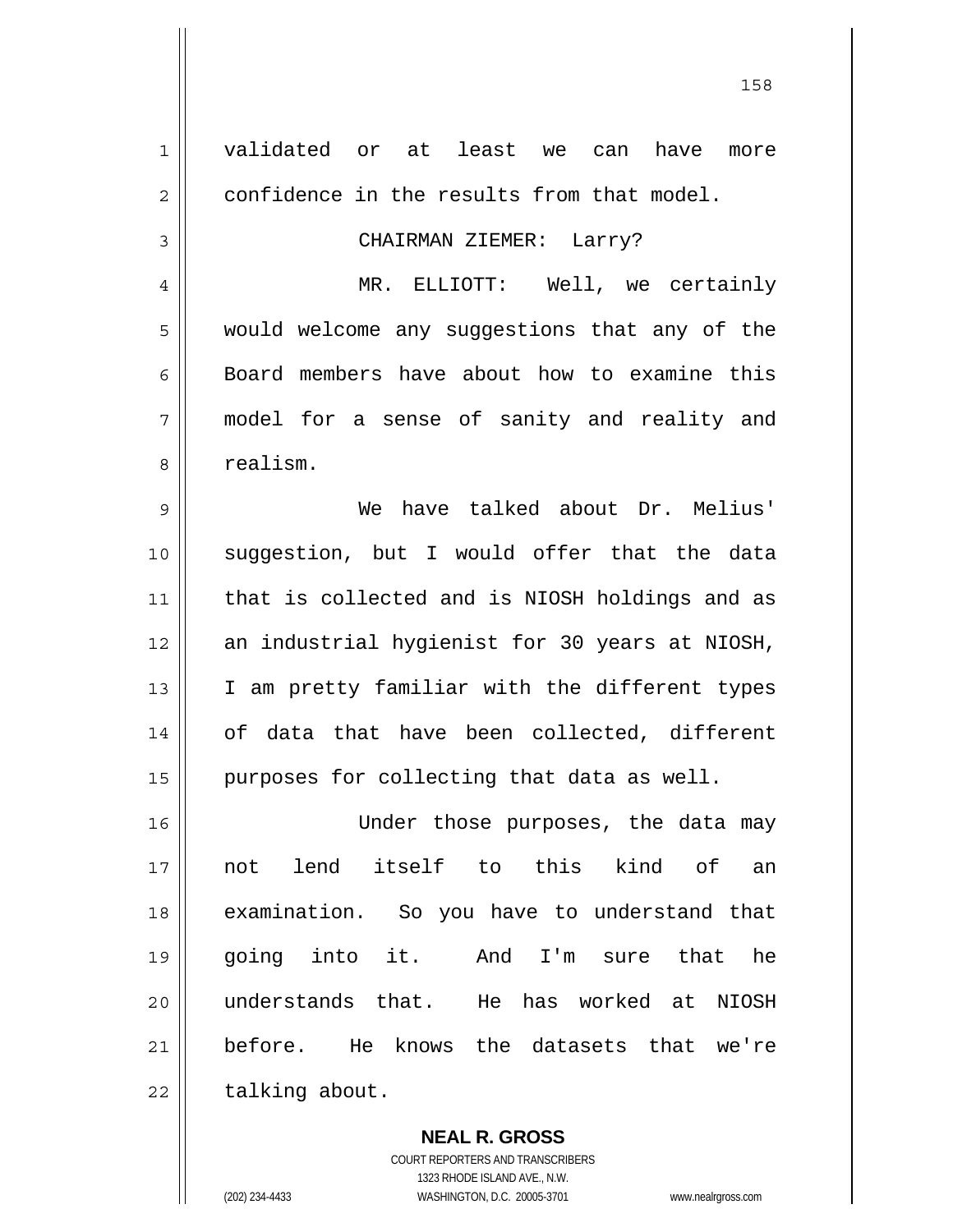validated or at least we can have more confidence in the results from that model.

CHAIRMAN ZIEMER: Larry?

MR. ELLIOTT: Well, we certainly would welcome any suggestions that any of the Board members have about how to examine this model for a sense of sanity and reality and realism.

We have talked about Dr. Melius' suggestion, but I would offer that the data that is collected and is NIOSH holdings and as an industrial hygienist for 30 years at NIOSH, I am pretty familiar with the different types of data that have been collected, different purposes for collecting that data as well.

Under those purposes, the data may not lend itself to this kind of an examination. So you have to understand that going into it. And I'm sure that he understands that. He has worked at NIOSH before. He knows the datasets that we're talking about.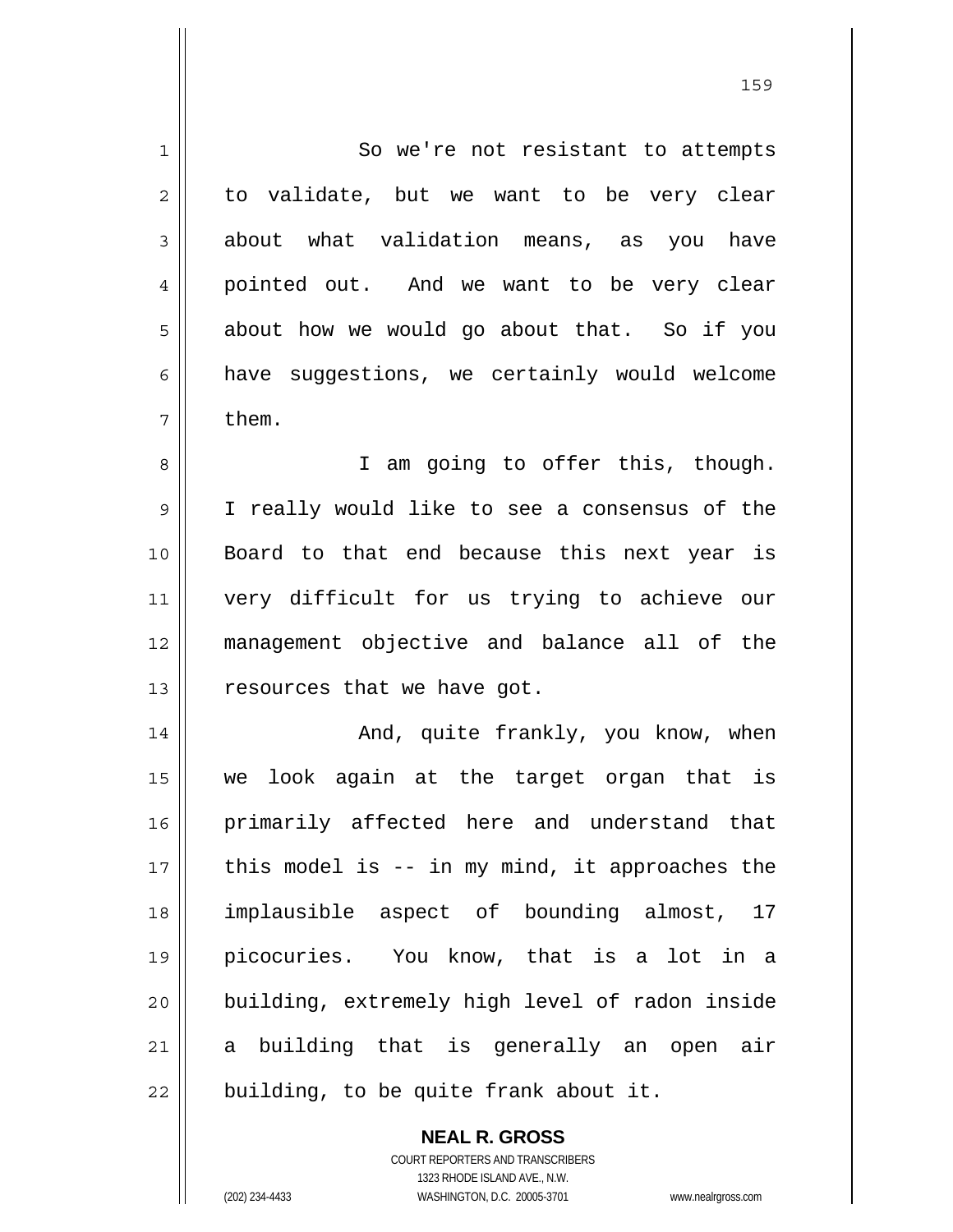So we're not resistant to attempts to validate, but we want to be very clear about what validation means, as you have pointed out. And we want to be very clear about how we would go about that. So if you have suggestions, we certainly would welcome them.

I am going to offer this, though. I really would like to see a consensus of the Board to that end because this next year is very difficult for us trying to achieve our management objective and balance all of the resources that we have got.

And, quite frankly, you know, when we look again at the target organ that is primarily affected here and understand that this model is -- in my mind, it approaches the implausible aspect of bounding almost, 17 picocuries. You know, that is a lot in a building, extremely high level of radon inside a building that is generally an open air building, to be quite frank about it.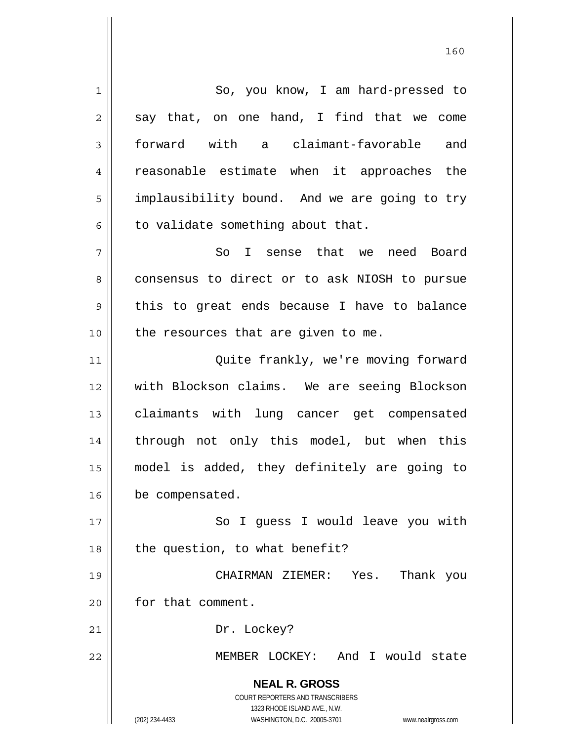So, you know, I am hard-pressed to say that, on one hand, I find that we come forward with a claimant-favorable and reasonable estimate when it approaches the implausibility bound. And we are going to try to validate something about that.

So I sense that we need Board consensus to direct or to ask NIOSH to pursue this to great ends because I have to balance the resources that are given to me.

Quite frankly, we're moving forward with Blockson claims. We are seeing Blockson claimants with lung cancer get compensated through not only this model, but when this model is added, they definitely are going to be compensated.

So I guess I would leave you with the question, to what benefit?

CHAIRMAN ZIEMER: Yes. Thank you for that comment.

Dr. Lockey?

MEMBER LOCKEY: And I would state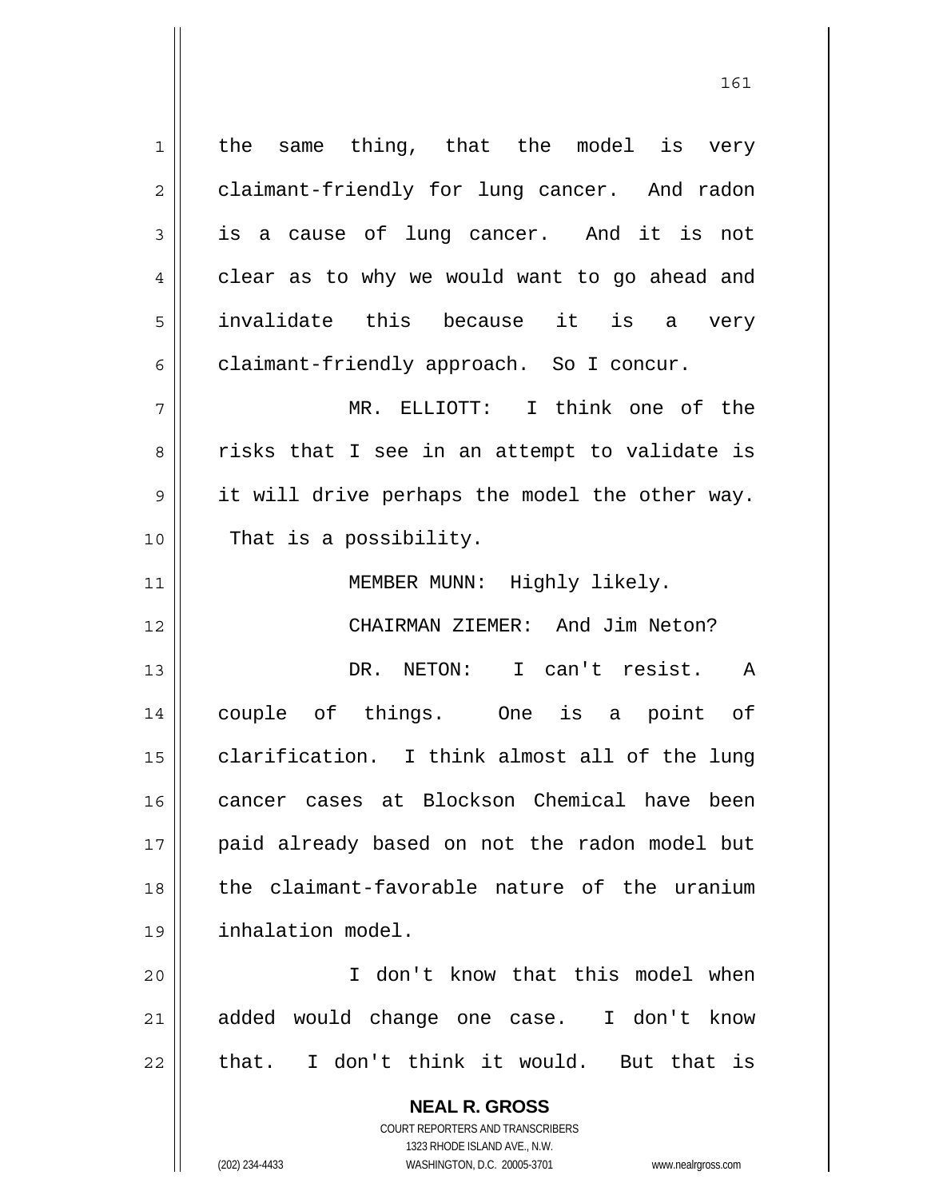the same thing, that the model is very claimant-friendly for lung cancer. And radon is a cause of lung cancer. And it is not clear as to why we would want to go ahead and invalidate this because it is a very claimant-friendly approach. So I concur.

MR. ELLIOTT: I think one of the risks that I see in an attempt to validate is it will drive perhaps the model the other way. That is a possibility.

MEMBER MUNN: Highly likely.

CHAIRMAN ZIEMER: And Jim Neton?

DR. NETON: I can't resist. A couple of things. One is a point of clarification. I think almost all of the lung cancer cases at Blockson Chemical have been paid already based on not the radon model but the claimant-favorable nature of the uranium inhalation model.

I don't know that this model when added would change one case. I don't know that. I don't think it would. But that is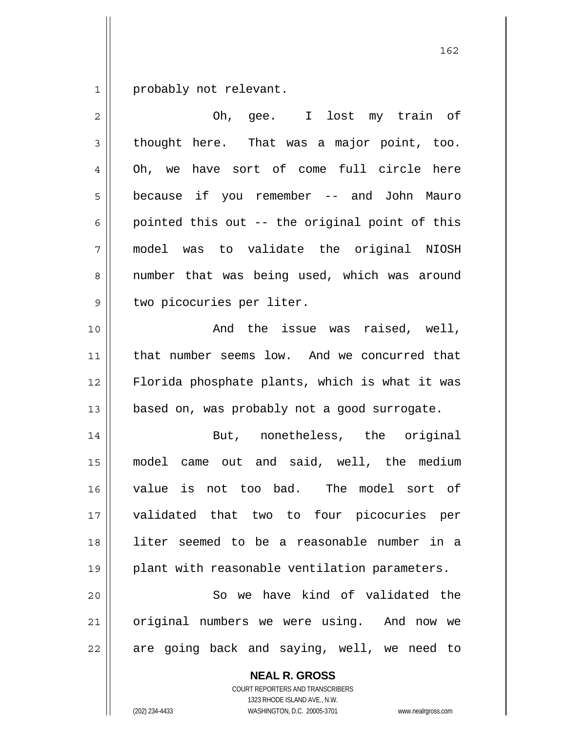probably not relevant.

Oh, gee. I lost my train of thought here. That was a major point, too. Oh, we have sort of come full circle here because if you remember -- and John Mauro pointed this out -- the original point of this model was to validate the original NIOSH number that was being used, which was around two picocuries per liter.

And the issue was raised, well, that number seems low. And we concurred that Florida phosphate plants, which is what it was based on, was probably not a good surrogate.

But, nonetheless, the original model came out and said, well, the medium value is not too bad. The model sort of validated that two to four picocuries per liter seemed to be a reasonable number in a plant with reasonable ventilation parameters.

So we have kind of validated the original numbers we were using. And now we are going back and saying, well, we need to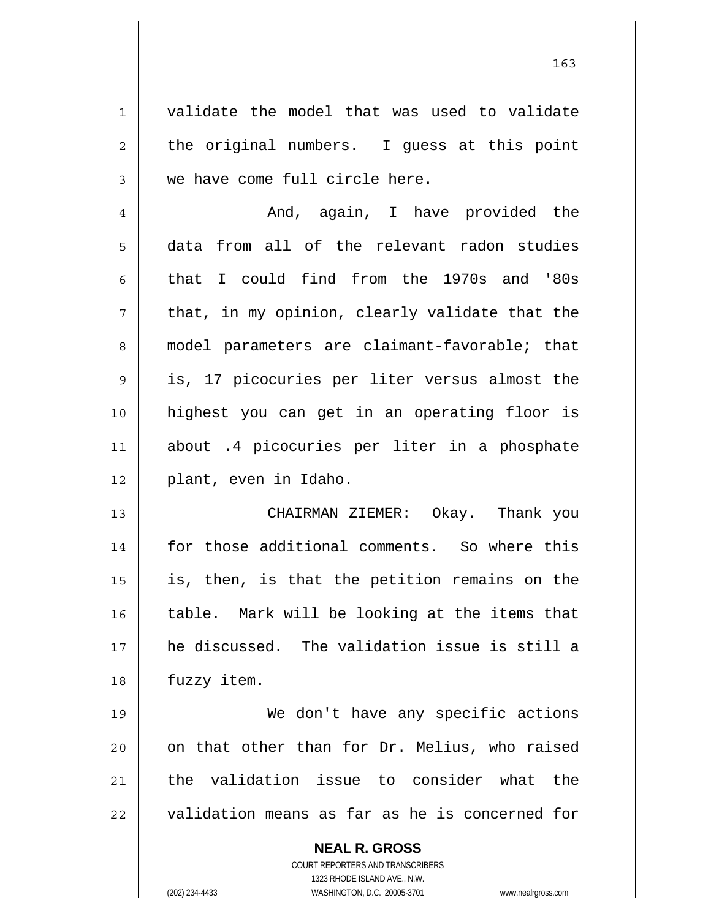validate the model that was used to validate the original numbers. I guess at this point we have come full circle here.

And, again, I have provided the data from all of the relevant radon studies that I could find from the 1970s and '80s that, in my opinion, clearly validate that the model parameters are claimant-favorable; that is, 17 picocuries per liter versus almost the highest you can get in an operating floor is about .4 picocuries per liter in a phosphate plant, even in Idaho.

CHAIRMAN ZIEMER: Okay. Thank you for those additional comments. So where this is, then, is that the petition remains on the table. Mark will be looking at the items that he discussed. The validation issue is still a fuzzy item.

We don't have any specific actions on that other than for Dr. Melius, who raised the validation issue to consider what the validation means as far as he is concerned for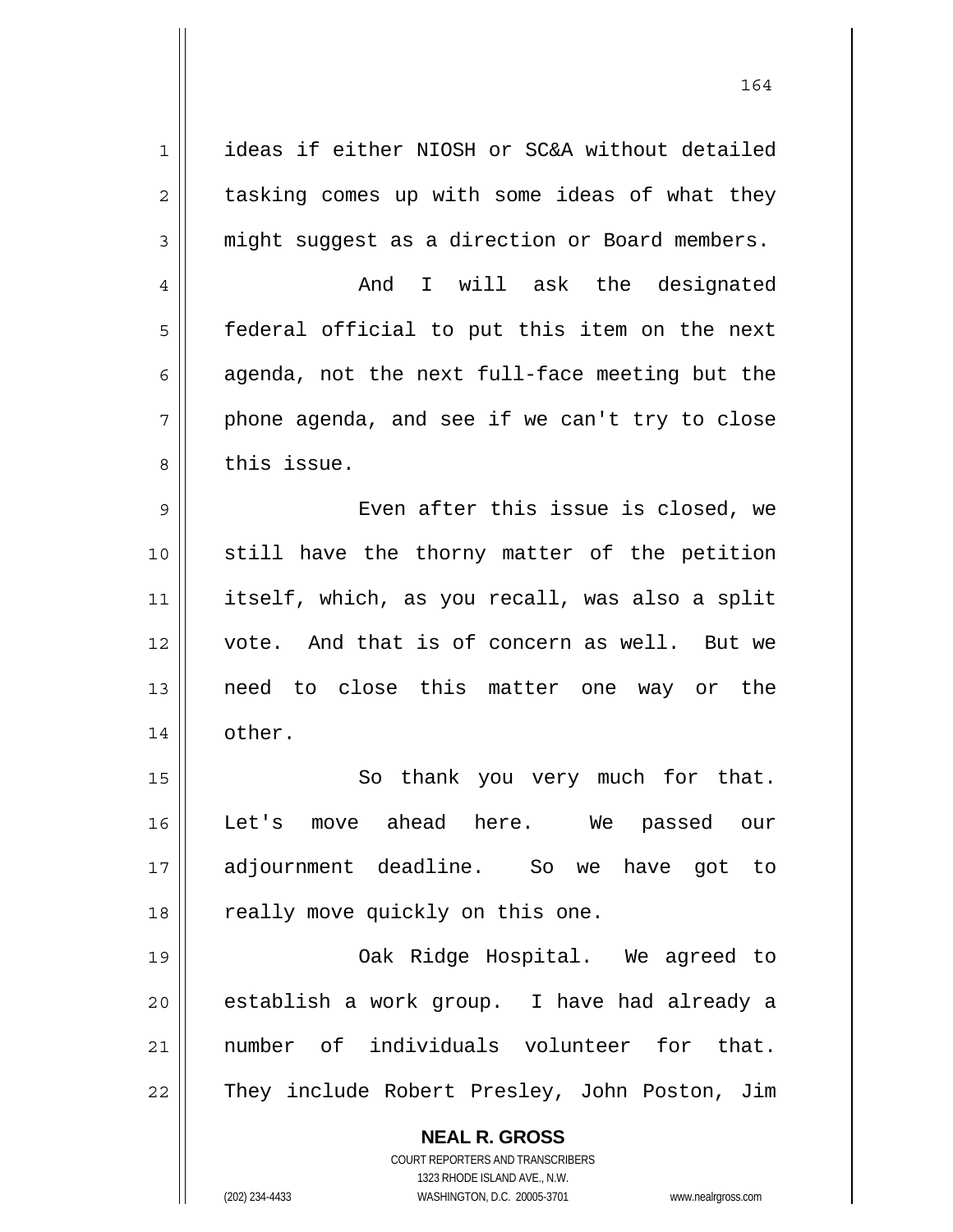ideas if either NIOSH or SC&A without detailed tasking comes up with some ideas of what they might suggest as a direction or Board members.

And I will ask the designated federal official to put this item on the next agenda, not the next full-face meeting but the phone agenda, and see if we can't try to close this issue.

Even after this issue is closed, we still have the thorny matter of the petition itself, which, as you recall, was also a split vote. And that is of concern as well. But we need to close this matter one way or the other.

So thank you very much for that. Let's move ahead here. We passed our adjournment deadline. So we have got to really move quickly on this one.

Oak Ridge Hospital. We agreed to establish a work group. I have had already a number of individuals volunteer for that. They include Robert Presley, John Poston, Jim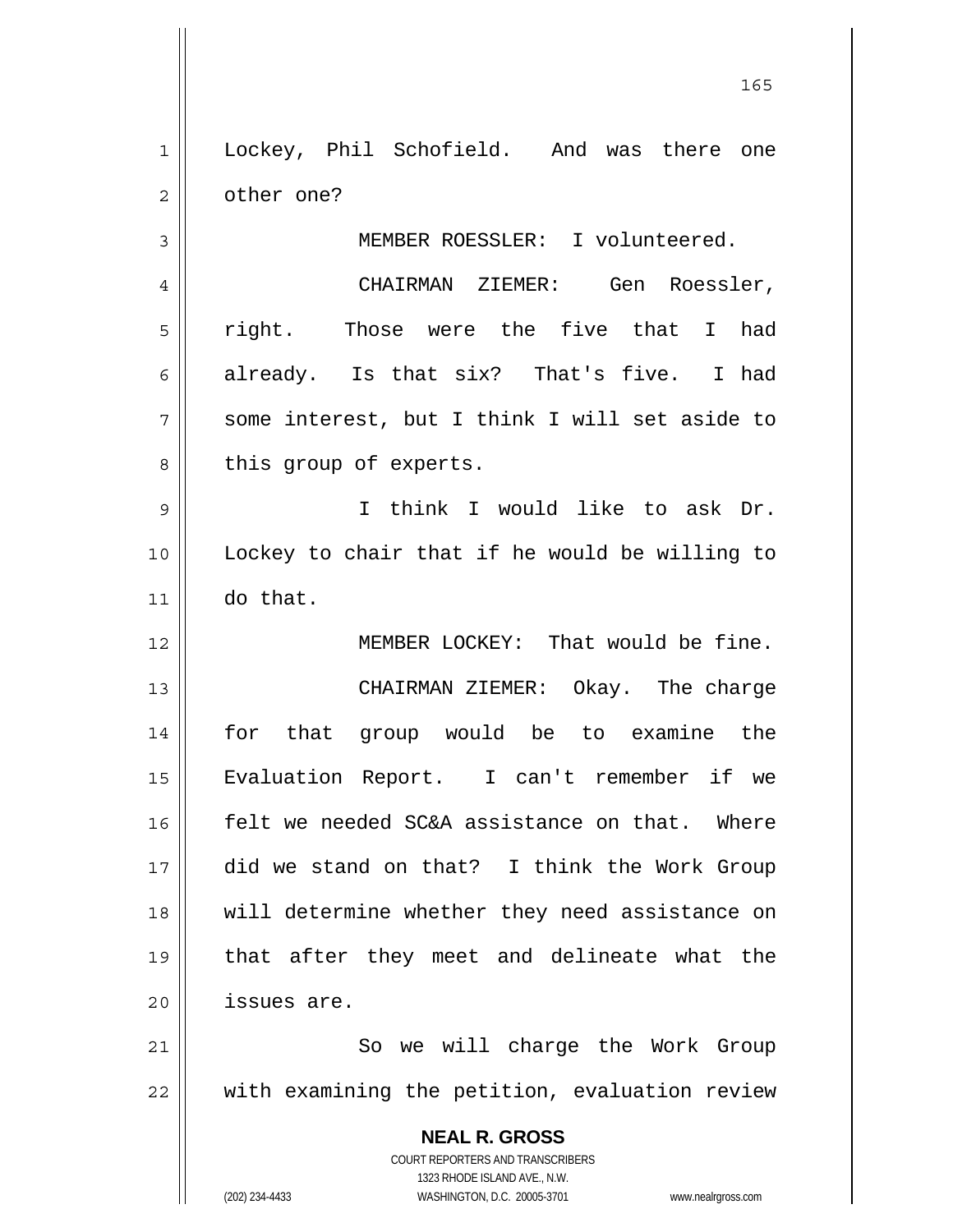Lockey, Phil Schofield. And was there one other one?

MEMBER ROESSLER: I volunteered.

CHAIRMAN ZIEMER: Gen Roessler, right. Those were the five that I had already. Is that six? That's five. I had some interest, but I think I will set aside to this group of experts.

I think I would like to ask Dr. Lockey to chair that if he would be willing to do that.

MEMBER LOCKEY: That would be fine.

CHAIRMAN ZIEMER: Okay. The charge for that group would be to examine the Evaluation Report. I can't remember if we felt we needed SC&A assistance on that. Where did we stand on that? I think the Work Group will determine whether they need assistance on that after they meet and delineate what the issues are.

So we will charge the Work Group with examining the petition, evaluation review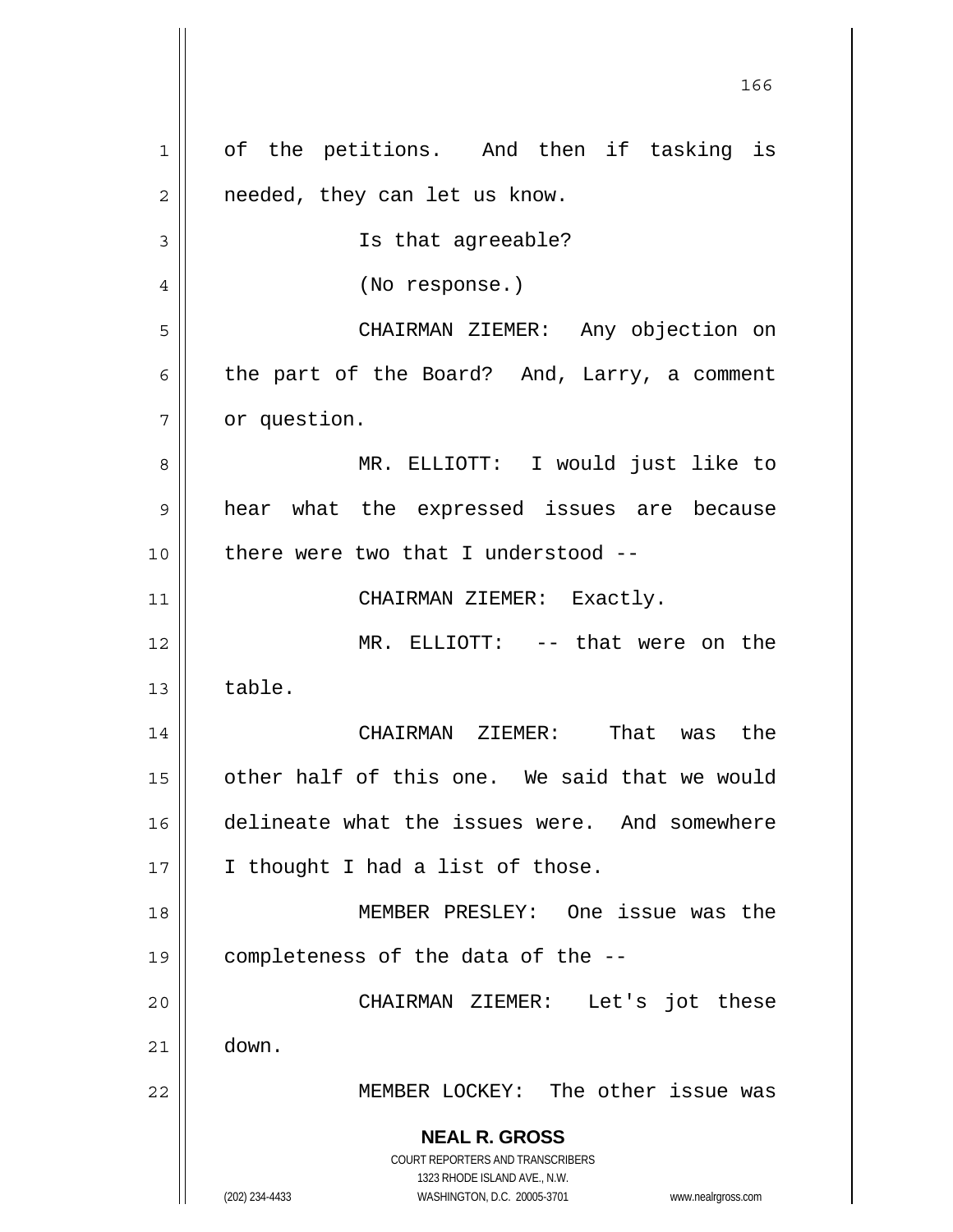of the petitions. And then if tasking is needed, they can let us know.

Is that agreeable?

(No response.)

CHAIRMAN ZIEMER: Any objection on the part of the Board? And, Larry, a comment or question.

MR. ELLIOTT: I would just like to hear what the expressed issues are because there were two that I understood --

CHAIRMAN ZIEMER: Exactly.

MR. ELLIOTT: -- that were on the table.

CHAIRMAN ZIEMER: That was the other half of this one. We said that we would delineate what the issues were. And somewhere I thought I had a list of those.

MEMBER PRESLEY: One issue was the completeness of the data of the --

CHAIRMAN ZIEMER: Let's jot these down.

MEMBER LOCKEY: The other issue was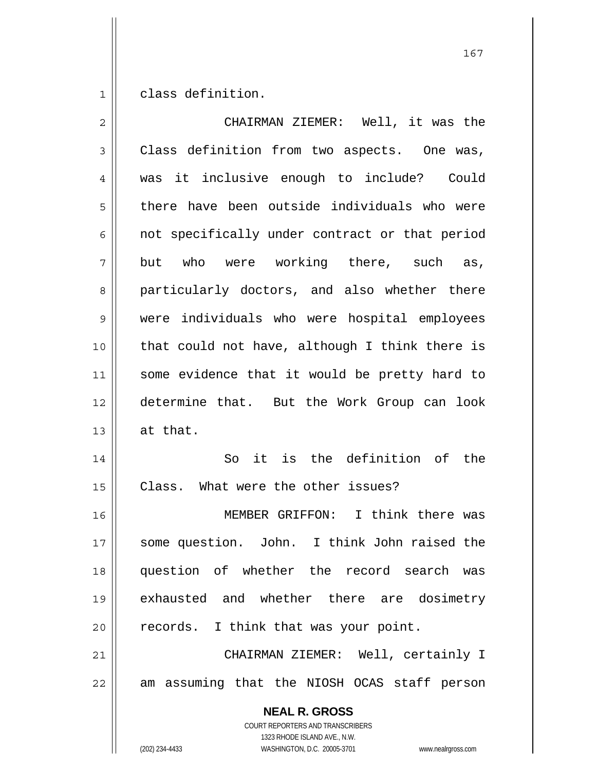class definition.

CHAIRMAN ZIEMER: Well, it was the Class definition from two aspects. One was, was it inclusive enough to include? Could there have been outside individuals who were not specifically under contract or that period but who were working there, such as, particularly doctors, and also whether there were individuals who were hospital employees that could not have, although I think there is some evidence that it would be pretty hard to determine that. But the Work Group can look at that.

So it is the definition of the Class. What were the other issues?

MEMBER GRIFFON: I think there was some question. John. I think John raised the question of whether the record search was exhausted and whether there are dosimetry records. I think that was your point.

CHAIRMAN ZIEMER: Well, certainly I am assuming that the NIOSH OCAS staff person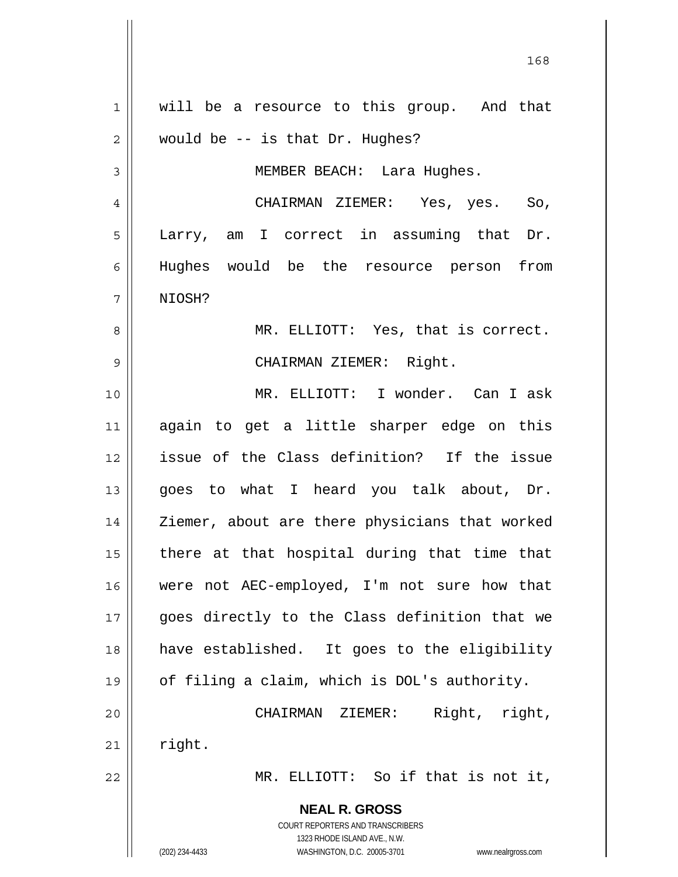will be a resource to this group. And that would be -- is that Dr. Hughes?

MEMBER BEACH: Lara Hughes.

CHAIRMAN ZIEMER: Yes, yes. So, Larry, am I correct in assuming that Dr. Hughes would be the resource person from NIOSH?

MR. ELLIOTT: Yes, that is correct.

CHAIRMAN ZIEMER: Right.

MR. ELLIOTT: I wonder. Can I ask again to get a little sharper edge on this issue of the Class definition? If the issue goes to what I heard you talk about, Dr. Ziemer, about are there physicians that worked there at that hospital during that time that were not AEC-employed, I'm not sure how that goes directly to the Class definition that we have established. It goes to the eligibility of filing a claim, which is DOL's authority.

CHAIRMAN ZIEMER: Right, right, right.

MR. ELLIOTT: So if that is not it,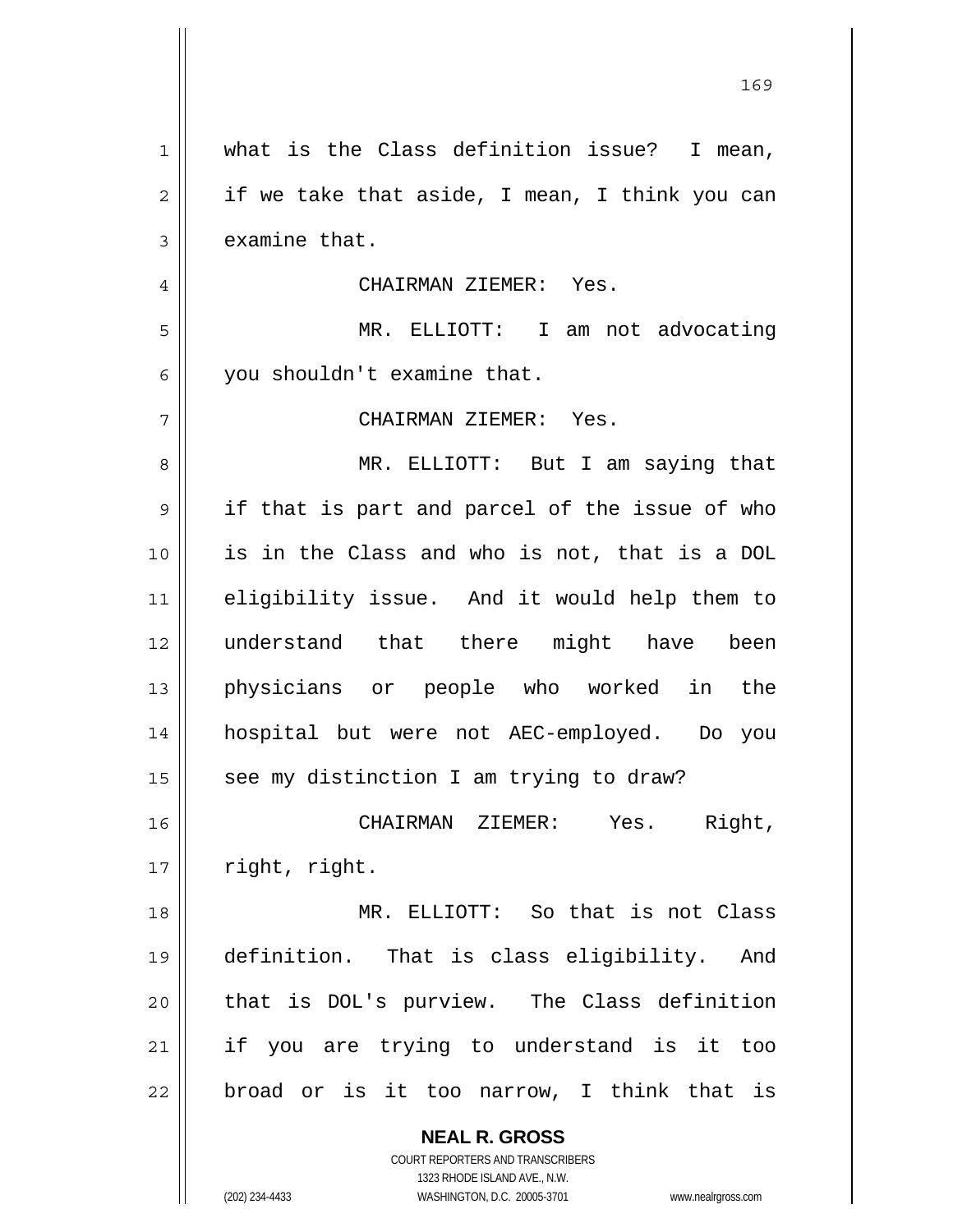what is the Class definition issue? I mean, if we take that aside, I mean, I think you can examine that.

CHAIRMAN ZIEMER: Yes.

MR. ELLIOTT: I am not advocating you shouldn't examine that.

CHAIRMAN ZIEMER: Yes.

MR. ELLIOTT: But I am saying that if that is part and parcel of the issue of who is in the Class and who is not, that is a DOL eligibility issue. And it would help them to understand that there might have been physicians or people who worked in the hospital but were not AEC-employed. Do you see my distinction I am trying to draw?

CHAIRMAN ZIEMER: Yes. Right, right, right.

MR. ELLIOTT: So that is not Class definition. That is class eligibility. And that is DOL's purview. The Class definition if you are trying to understand is it too broad or is it too narrow, I think that is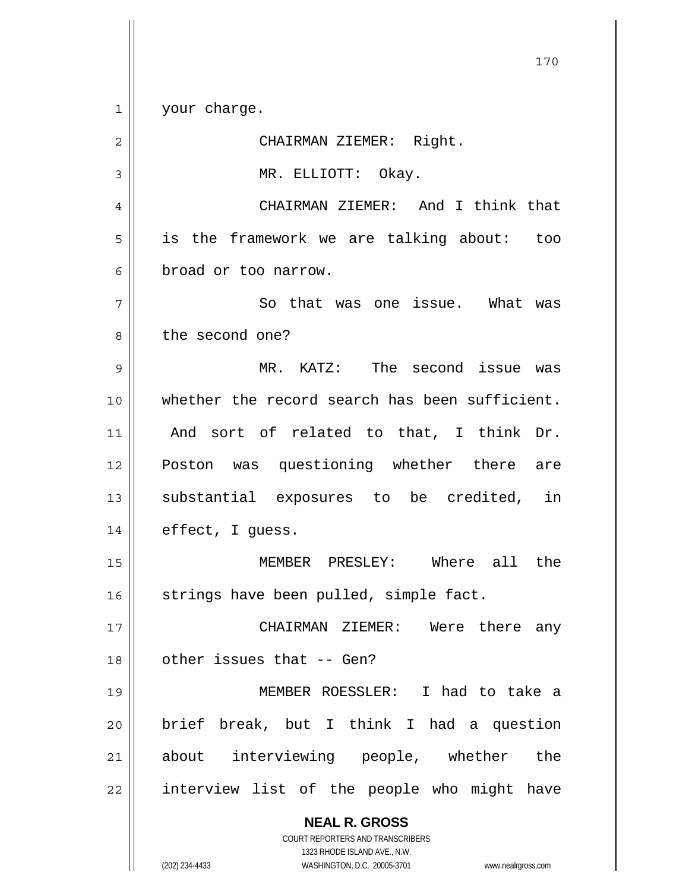your charge.

CHAIRMAN ZIEMER: Right.

MR. ELLIOTT: Okay.

CHAIRMAN ZIEMER: And I think that is the framework we are talking about: too broad or too narrow.

So that was one issue. What was the second one?

MR. KATZ: The second issue was whether the record search has been sufficient. And sort of related to that, I think Dr. Poston was questioning whether there are substantial exposures to be credited, in effect, I guess.

MEMBER PRESLEY: Where all the strings have been pulled, simple fact.

CHAIRMAN ZIEMER: Were there any other issues that -- Gen?

MEMBER ROESSLER: I had to take a brief break, but I think I had a question about interviewing people, whether the interview list of the people who might have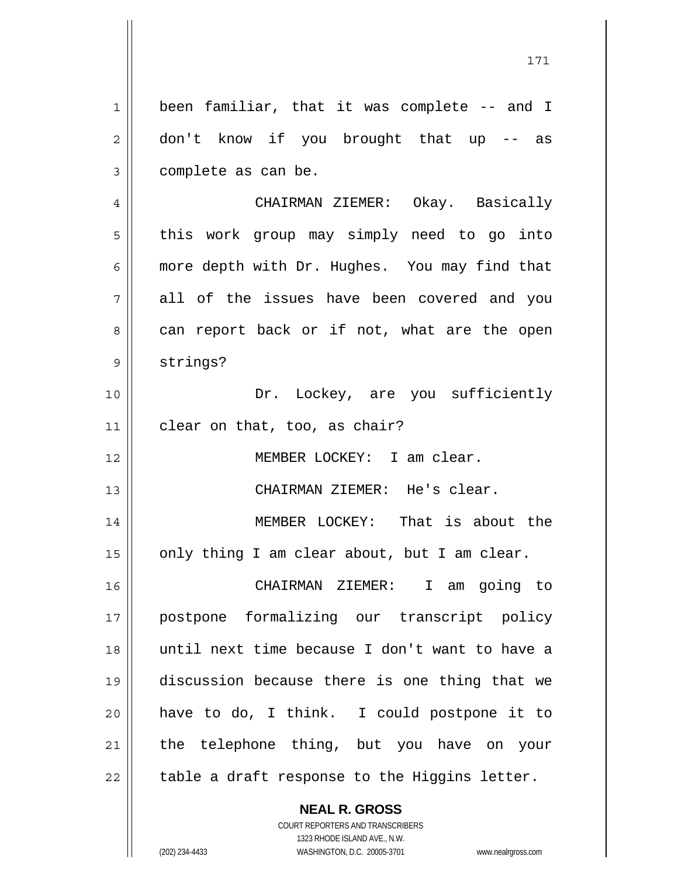been familiar, that it was complete -- and I don't know if you brought that up -- as complete as can be.

CHAIRMAN ZIEMER: Okay. Basically this work group may simply need to go into more depth with Dr. Hughes. You may find that all of the issues have been covered and you can report back or if not, what are the open strings?

Dr. Lockey, are you sufficiently clear on that, too, as chair?

MEMBER LOCKEY: I am clear.

CHAIRMAN ZIEMER: He's clear.

MEMBER LOCKEY: That is about the only thing I am clear about, but I am clear.

CHAIRMAN ZIEMER: I am going to postpone formalizing our transcript policy until next time because I don't want to have a discussion because there is one thing that we have to do, I think. I could postpone it to the telephone thing, but you have on your table a draft response to the Higgins letter.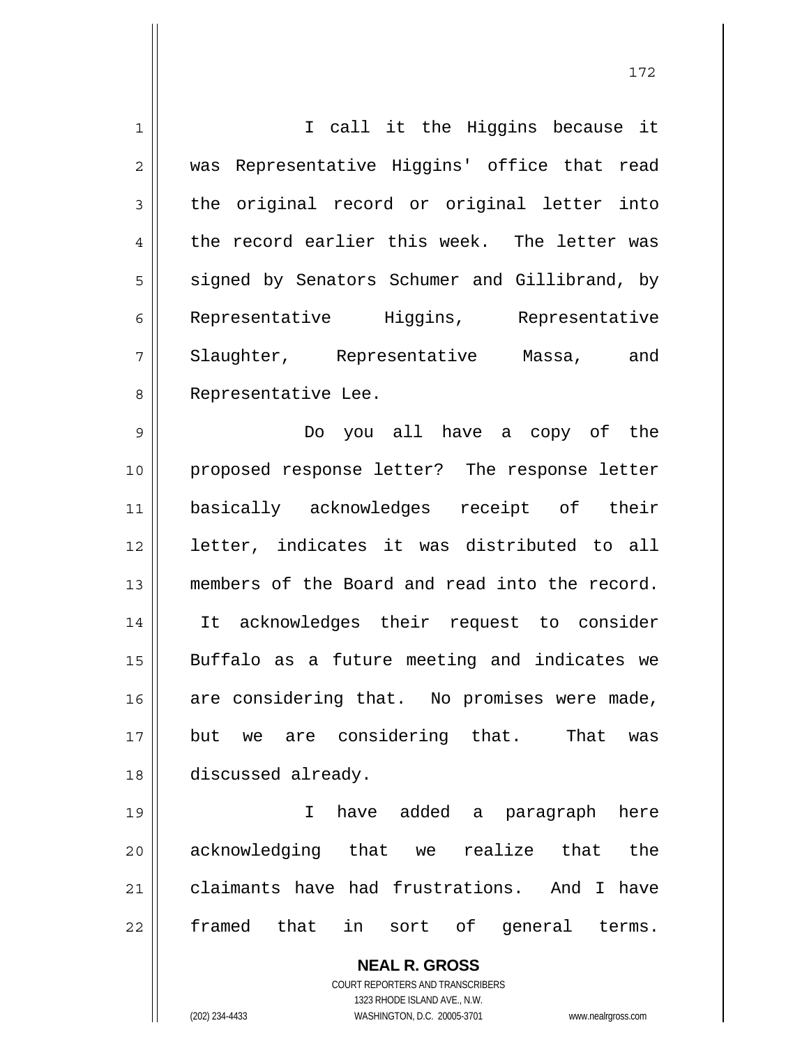I call it the Higgins because it was Representative Higgins' office that read the original record or original letter into the record earlier this week. The letter was signed by Senators Schumer and Gillibrand, by Representative Higgins, Representative Slaughter, Representative Massa, and Representative Lee.

Do you all have a copy of the proposed response letter? The response letter basically acknowledges receipt of their letter, indicates it was distributed to all members of the Board and read into the record. It acknowledges their request to consider Buffalo as a future meeting and indicates we are considering that. No promises were made, but we are considering that. That was discussed already.

I have added a paragraph here acknowledging that we realize that the claimants have had frustrations. And I have framed that in sort of general terms.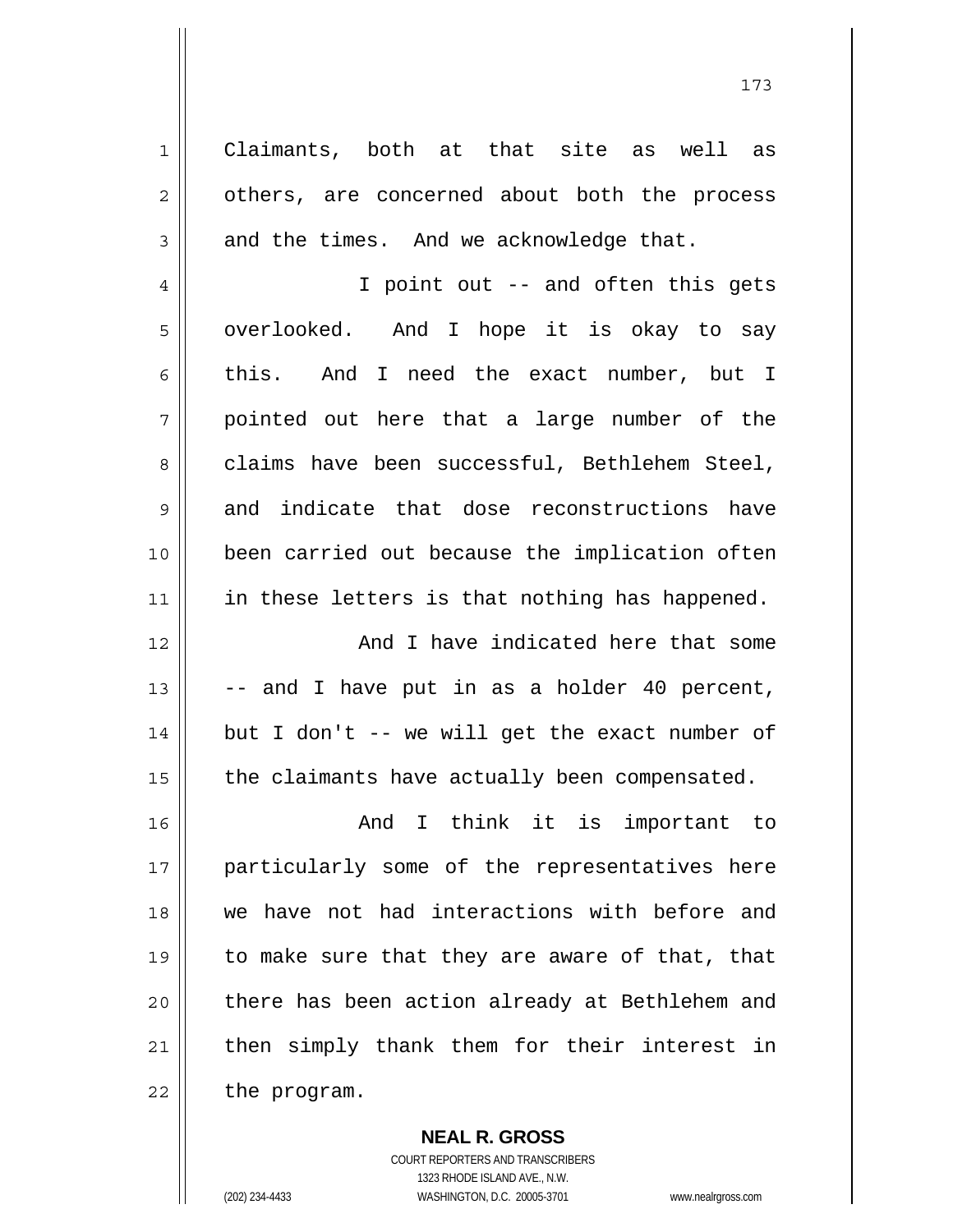Claimants, both at that site as well as others, are concerned about both the process and the times. And we acknowledge that.

I point out -- and often this gets overlooked. And I hope it is okay to say this. And I need the exact number, but I pointed out here that a large number of the claims have been successful, Bethlehem Steel, and indicate that dose reconstructions have been carried out because the implication often in these letters is that nothing has happened.

And I have indicated here that some -- and I have put in as a holder 40 percent, but I don't -- we will get the exact number of the claimants have actually been compensated.

And I think it is important to particularly some of the representatives here we have not had interactions with before and to make sure that they are aware of that, that there has been action already at Bethlehem and then simply thank them for their interest in the program.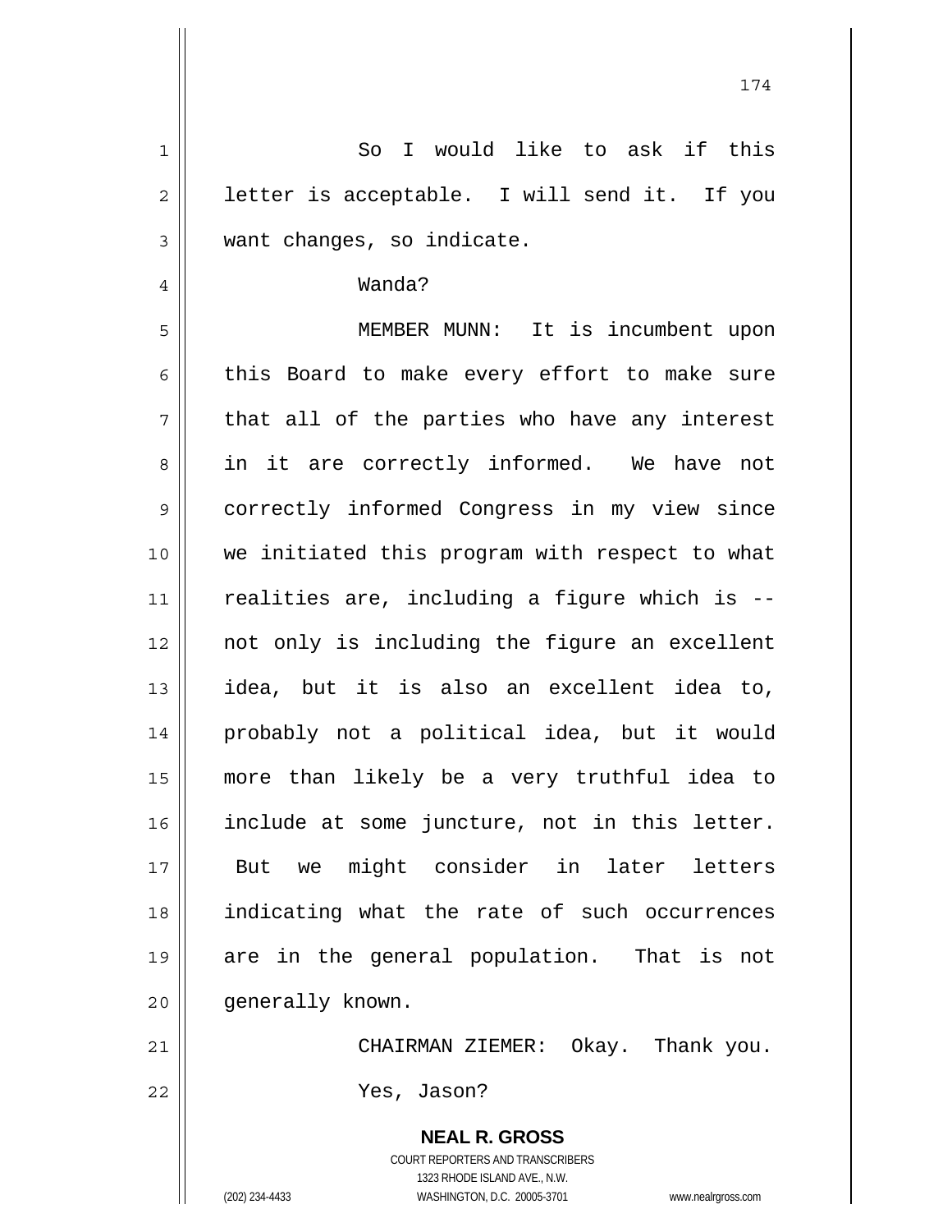So I would like to ask if this letter is acceptable. I will send it. If you want changes, so indicate.

Wanda?

MEMBER MUNN: It is incumbent upon this Board to make every effort to make sure that all of the parties who have any interest in it are correctly informed. We have not correctly informed Congress in my view since we initiated this program with respect to what realities are, including a figure which is -- not only is including the figure an excellent idea, but it is also an excellent idea to, probably not a political idea, but it would more than likely be a very truthful idea to include at some juncture, not in this letter. But we might consider in later letters indicating what the rate of such occurrences are in the general population. That is not generally known.

CHAIRMAN ZIEMER: Okay. Thank you.

Yes, Jason?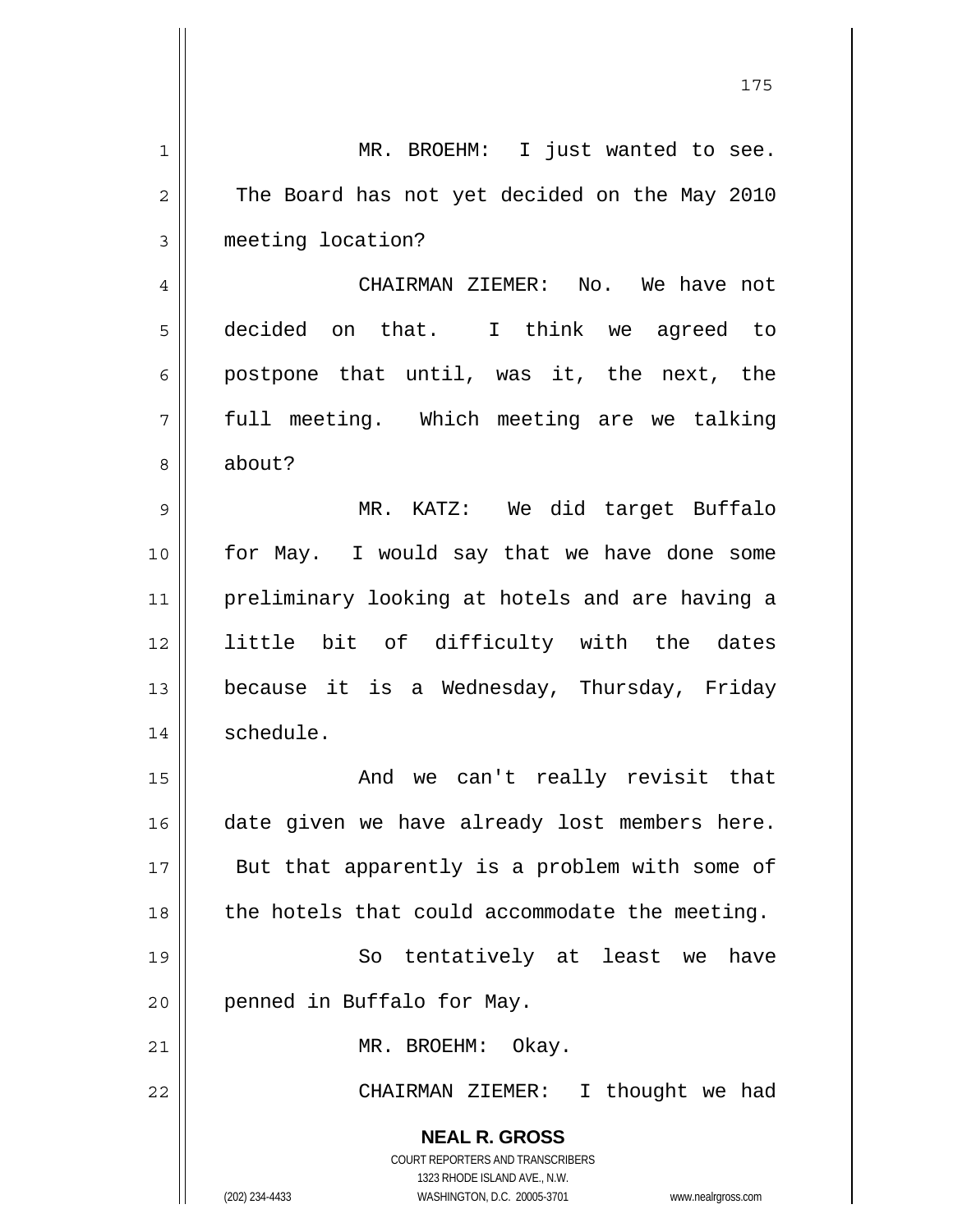MR. BROEHM: I just wanted to see. The Board has not yet decided on the May 2010 meeting location?

CHAIRMAN ZIEMER: No. We have not decided on that. I think we agreed to postpone that until, was it, the next, the full meeting. Which meeting are we talking about?

MR. KATZ: We did target Buffalo for May. I would say that we have done some preliminary looking at hotels and are having a little bit of difficulty with the dates because it is a Wednesday, Thursday, Friday schedule.

And we can't really revisit that date given we have already lost members here. But that apparently is a problem with some of the hotels that could accommodate the meeting.

So tentatively at least we have penned in Buffalo for May.

MR. BROEHM: Okay.

CHAIRMAN ZIEMER: I thought we had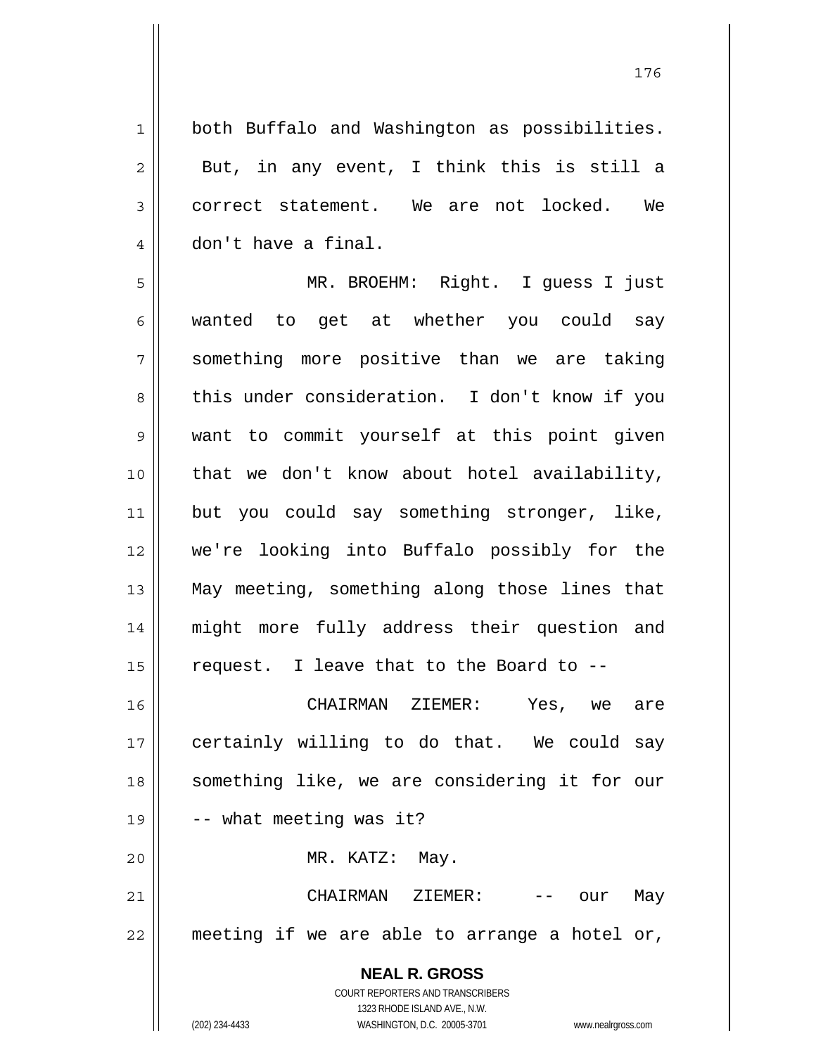both Buffalo and Washington as possibilities. But, in any event, I think this is still a correct statement. We are not locked. We don't have a final.

MR. BROEHM: Right. I guess I just wanted to get at whether you could say something more positive than we are taking this under consideration. I don't know if you want to commit yourself at this point given that we don't know about hotel availability, but you could say something stronger, like, we're looking into Buffalo possibly for the May meeting, something along those lines that might more fully address their question and request. I leave that to the Board to --

CHAIRMAN ZIEMER: Yes, we are certainly willing to do that. We could say something like, we are considering it for our -- what meeting was it?

MR. KATZ: May.

CHAIRMAN ZIEMER: -- our May meeting if we are able to arrange a hotel or,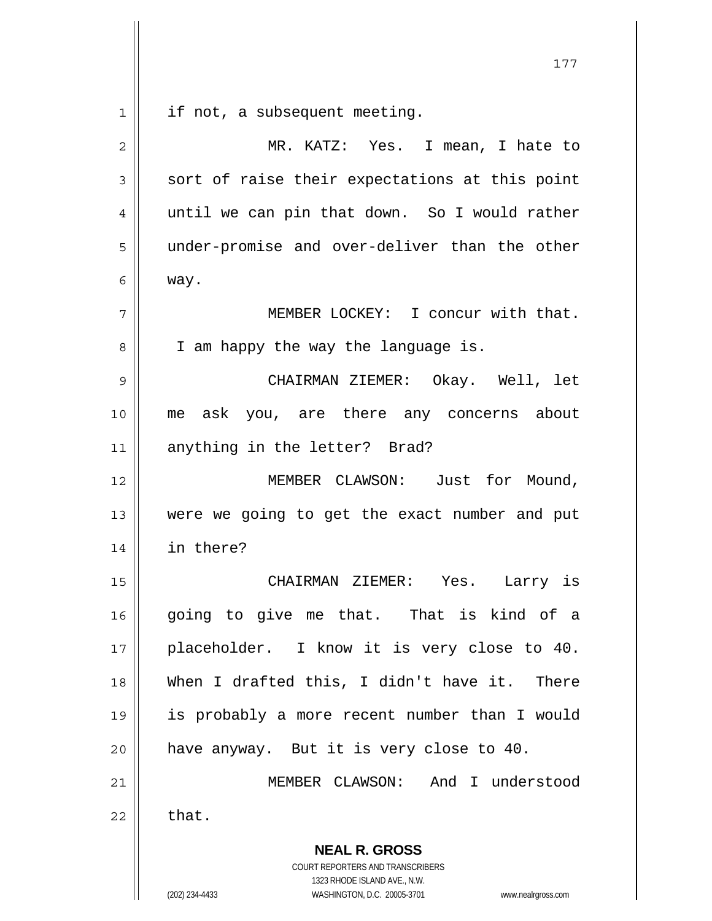if not, a subsequent meeting.

MR. KATZ: Yes. I mean, I hate to sort of raise their expectations at this point until we can pin that down. So I would rather under-promise and over-deliver than the other way.

MEMBER LOCKEY: I concur with that. I am happy the way the language is.

CHAIRMAN ZIEMER: Okay. Well, let me ask you, are there any concerns about anything in the letter? Brad?

MEMBER CLAWSON: Just for Mound, were we going to get the exact number and put in there?

CHAIRMAN ZIEMER: Yes. Larry is going to give me that. That is kind of a placeholder. I know it is very close to 40. When I drafted this, I didn't have it. There is probably a more recent number than I would have anyway. But it is very close to 40.

MEMBER CLAWSON: And I understood that.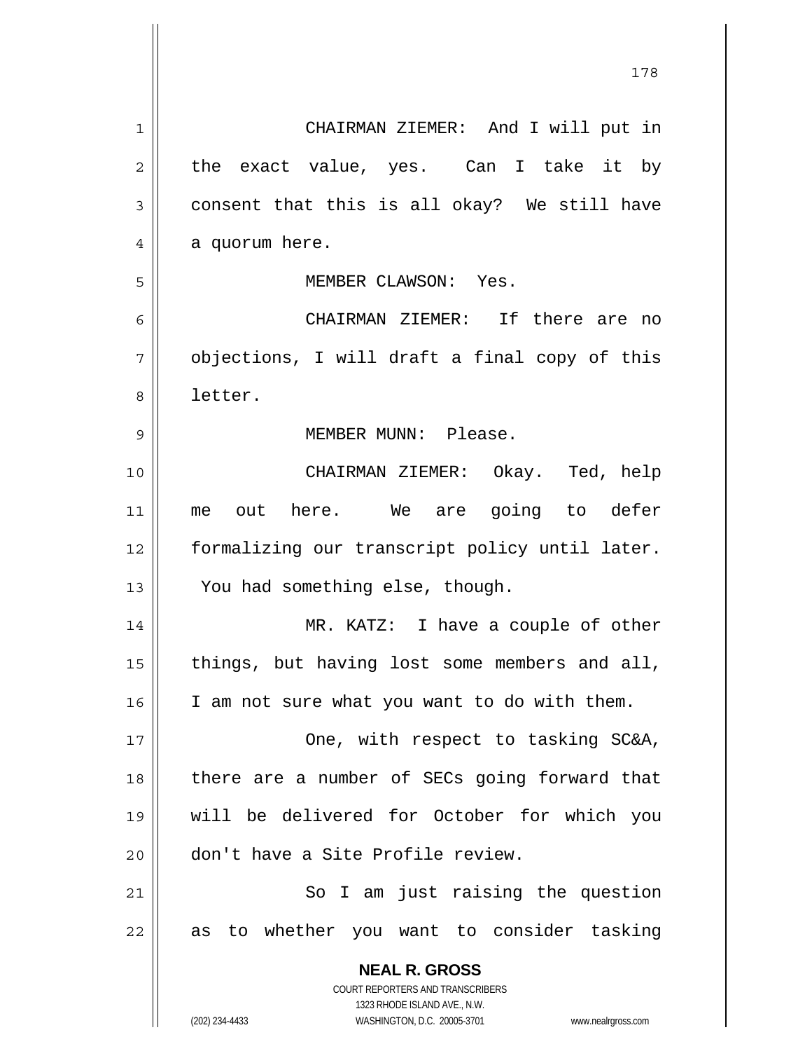CHAIRMAN ZIEMER: And I will put in the exact value, yes. Can I take it by consent that this is all okay? We still have a quorum here.

MEMBER CLAWSON: Yes.

CHAIRMAN ZIEMER: If there are no objections, I will draft a final copy of this letter.

MEMBER MUNN: Please.

CHAIRMAN ZIEMER: Okay. Ted, help me out here. We are going to defer formalizing our transcript policy until later. You had something else, though.

MR. KATZ: I have a couple of other things, but having lost some members and all, I am not sure what you want to do with them.

One, with respect to tasking SC&A, there are a number of SECs going forward that will be delivered for October for which you don't have a Site Profile review.

So I am just raising the question as to whether you want to consider tasking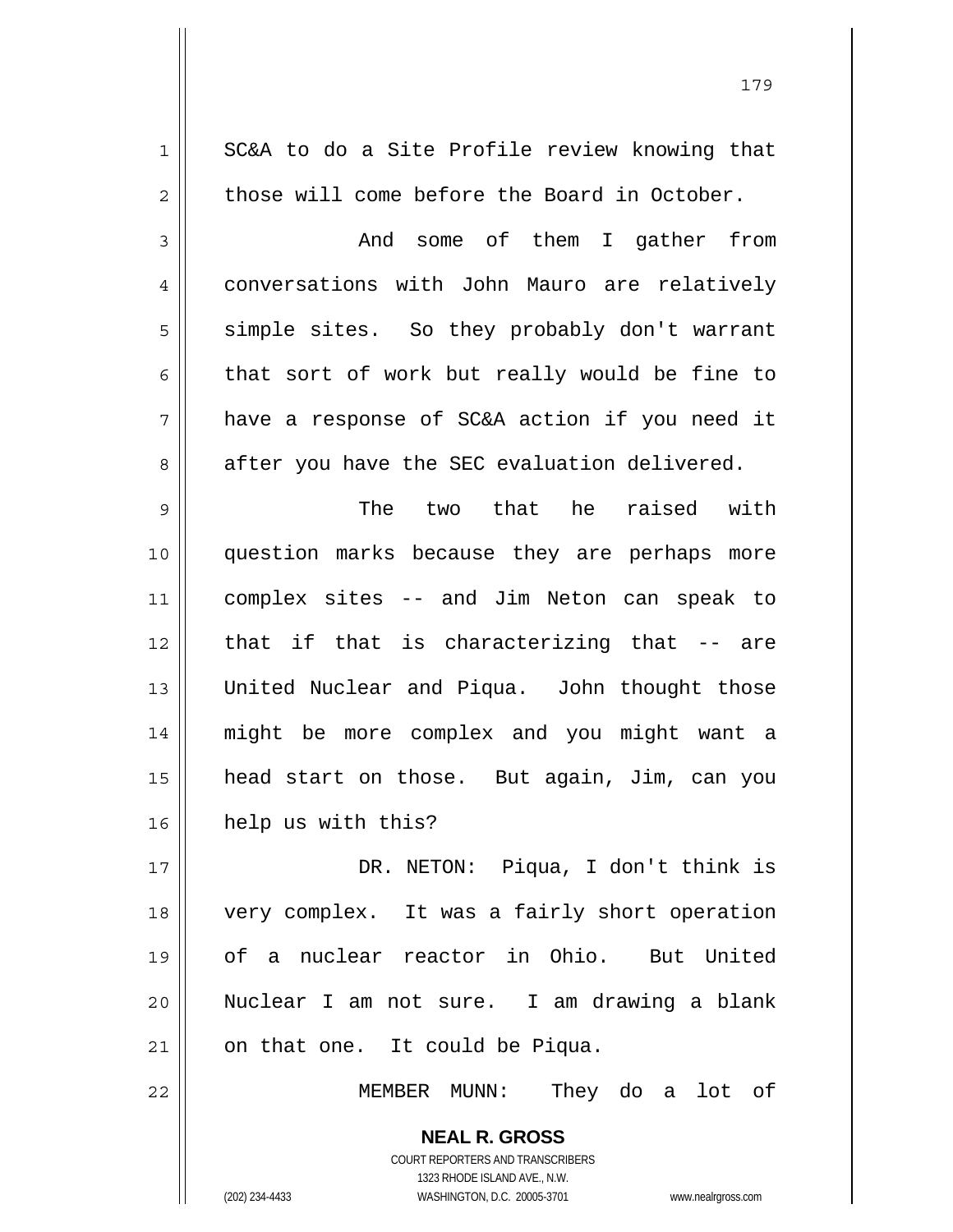SC&A to do a Site Profile review knowing that those will come before the Board in October.

And some of them I gather from conversations with John Mauro are relatively simple sites. So they probably don't warrant that sort of work but really would be fine to have a response of SC&A action if you need it after you have the SEC evaluation delivered.

The two that he raised with question marks because they are perhaps more complex sites -- and Jim Neton can speak to that if that is characterizing that -- are United Nuclear and Piqua. John thought those might be more complex and you might want a head start on those. But again, Jim, can you help us with this?

DR. NETON: Piqua, I don't think is very complex. It was a fairly short operation of a nuclear reactor in Ohio. But United Nuclear I am not sure. I am drawing a blank on that one. It could be Piqua.

MEMBER MUNN: They do a lot of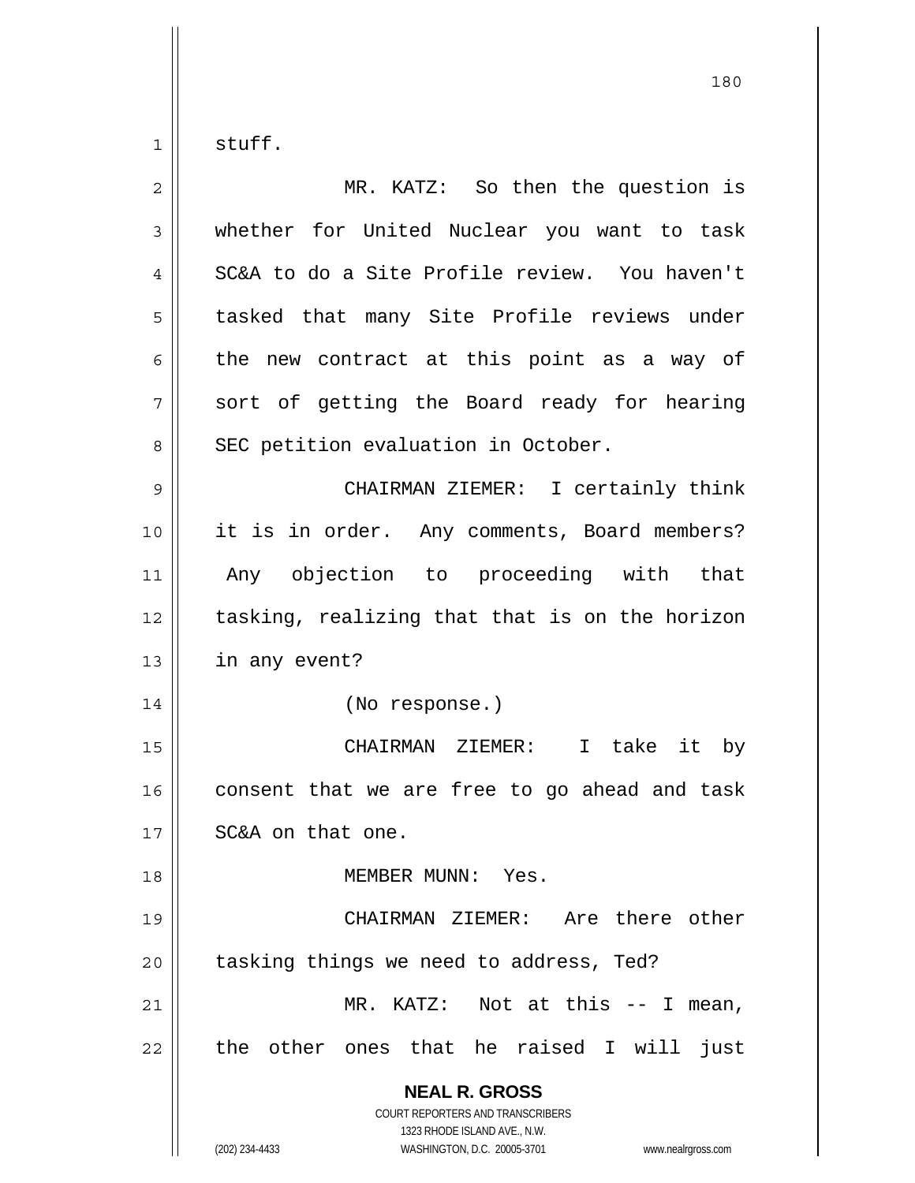stuff.

MR. KATZ: So then the question is whether for United Nuclear you want to task SC&A to do a Site Profile review. You haven't tasked that many Site Profile reviews under the new contract at this point as a way of sort of getting the Board ready for hearing SEC petition evaluation in October.

CHAIRMAN ZIEMER: I certainly think it is in order. Any comments, Board members? Any objection to proceeding with that tasking, realizing that that is on the horizon in any event?

(No response.)

CHAIRMAN ZIEMER: I take it by consent that we are free to go ahead and task SC&A on that one.

MEMBER MUNN: Yes.

CHAIRMAN ZIEMER: Are there other tasking things we need to address, Ted?

MR. KATZ: Not at this -- I mean, the other ones that he raised I will just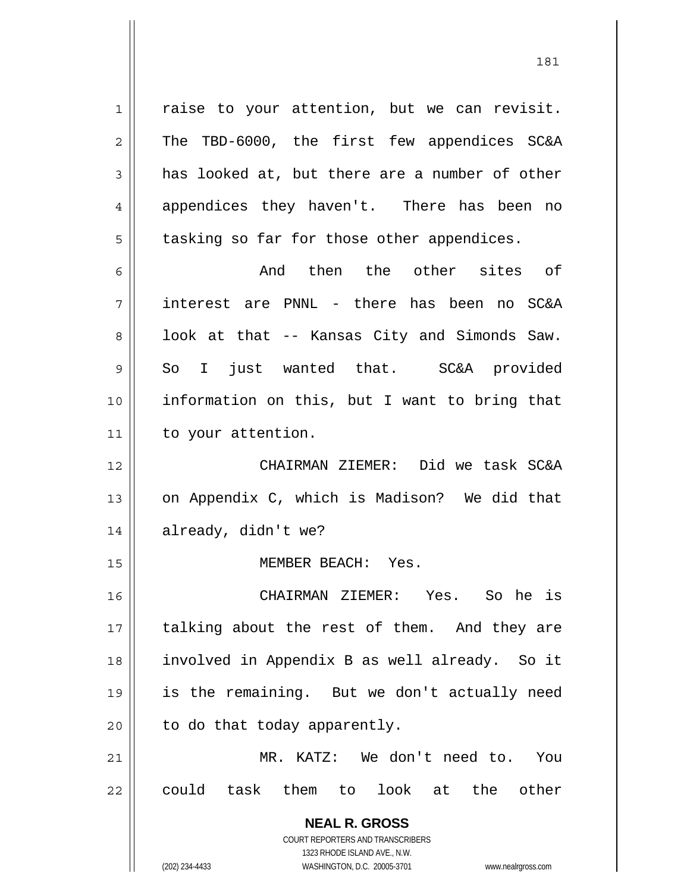raise to your attention, but we can revisit. The TBD-6000, the first few appendices SC&A has looked at, but there are a number of other appendices they haven't. There has been no tasking so far for those other appendices.

And then the other sites of interest are PNNL - there has been no SC&A look at that -- Kansas City and Simonds Saw. So I just wanted that. SC&A provided information on this, but I want to bring that to your attention.

CHAIRMAN ZIEMER: Did we task SC&A on Appendix C, which is Madison? We did that already, didn't we?

MEMBER BEACH: Yes.

CHAIRMAN ZIEMER: Yes. So he is talking about the rest of them. And they are involved in Appendix B as well already. So it is the remaining. But we don't actually need to do that today apparently.

MR. KATZ: We don't need to. You could task them to look at the other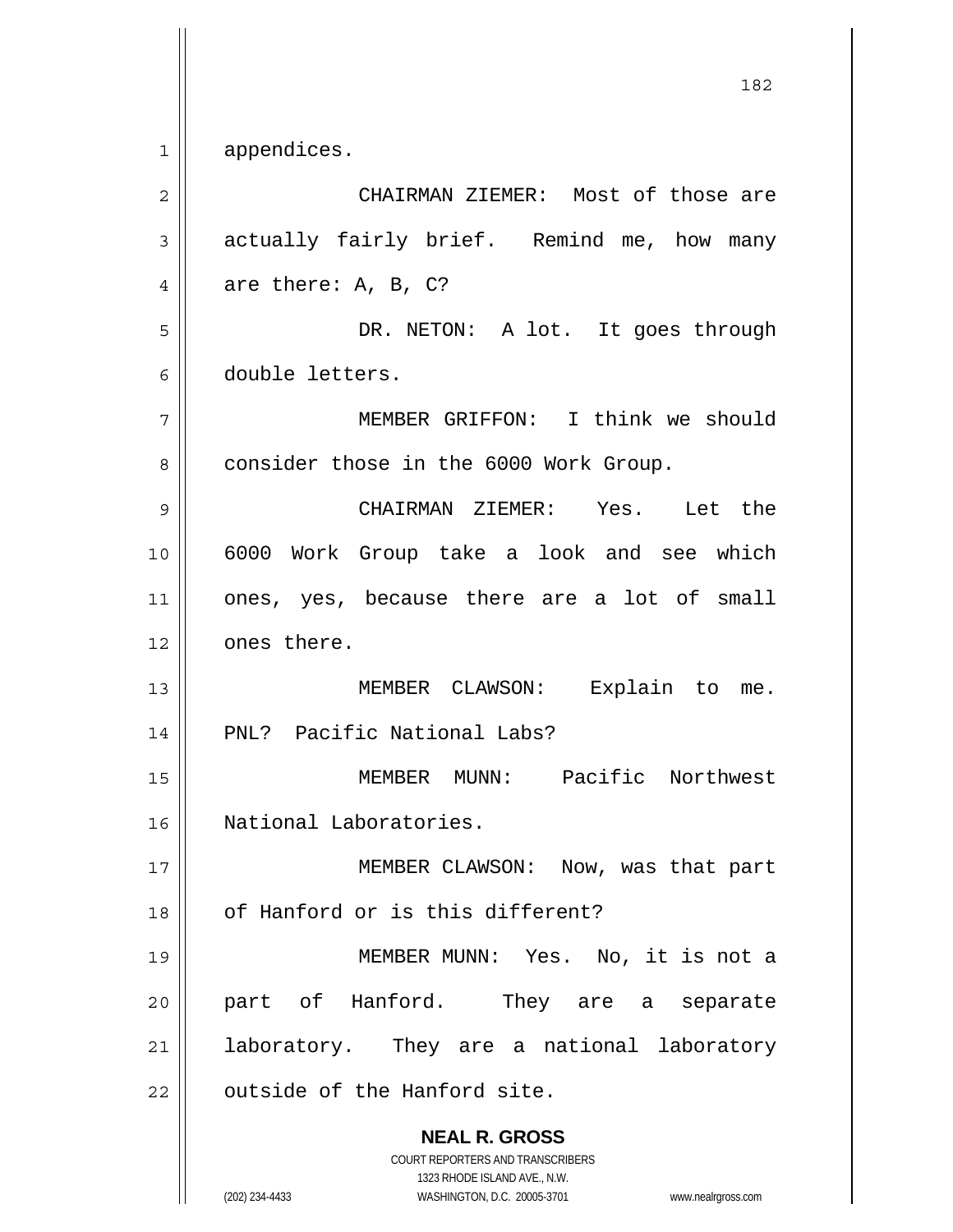appendices.

CHAIRMAN ZIEMER: Most of those are actually fairly brief. Remind me, how many are there: A, B, C?

DR. NETON: A lot. It goes through double letters.

MEMBER GRIFFON: I think we should consider those in the 6000 Work Group.

CHAIRMAN ZIEMER: Yes. Let the 6000 Work Group take a look and see which ones, yes, because there are a lot of small ones there.

MEMBER CLAWSON: Explain to me. PNL? Pacific National Labs?

MEMBER MUNN: Pacific Northwest National Laboratories.

MEMBER CLAWSON: Now, was that part of Hanford or is this different?

MEMBER MUNN: Yes. No, it is not a part of Hanford. They are a separate laboratory. They are a national laboratory outside of the Hanford site.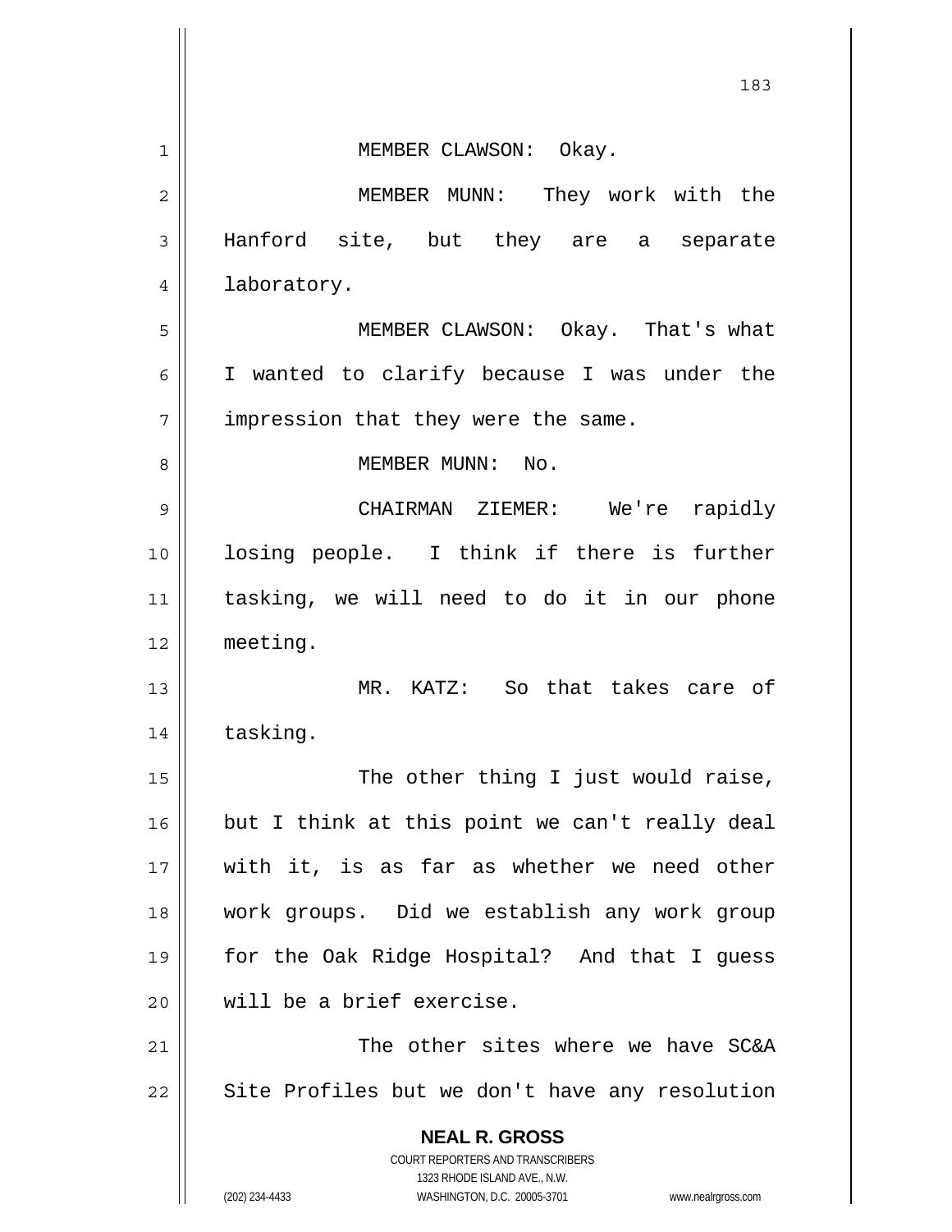MEMBER CLAWSON: Okay.

MEMBER MUNN: They work with the Hanford site, but they are a separate laboratory.

MEMBER CLAWSON: Okay. That's what I wanted to clarify because I was under the impression that they were the same.

MEMBER MUNN: No.

CHAIRMAN ZIEMER: We're rapidly losing people. I think if there is further tasking, we will need to do it in our phone meeting.

MR. KATZ: So that takes care of tasking.

The other thing I just would raise, but I think at this point we can't really deal with it, is as far as whether we need other work groups. Did we establish any work group for the Oak Ridge Hospital? And that I guess will be a brief exercise.

The other sites where we have SC&A Site Profiles but we don't have any resolution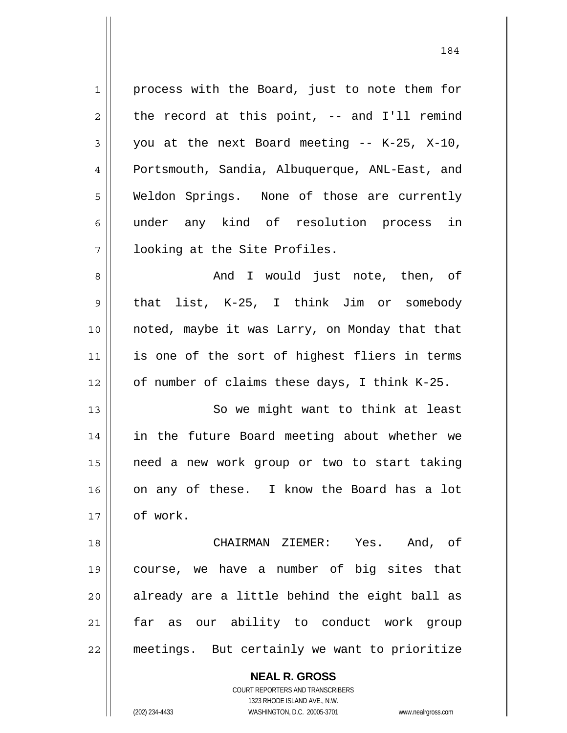process with the Board, just to note them for the record at this point, -- and I'll remind you at the next Board meeting -- K-25, X-10, Portsmouth, Sandia, Albuquerque, ANL-East, and Weldon Springs. None of those are currently under any kind of resolution process in looking at the Site Profiles.

And I would just note, then, of that list, K-25, I think Jim or somebody noted, maybe it was Larry, on Monday that that is one of the sort of highest fliers in terms of number of claims these days, I think K-25.

So we might want to think at least in the future Board meeting about whether we need a new work group or two to start taking on any of these. I know the Board has a lot of work.

CHAIRMAN ZIEMER: Yes. And, of course, we have a number of big sites that already are a little behind the eight ball as far as our ability to conduct work group meetings. But certainly we want to prioritize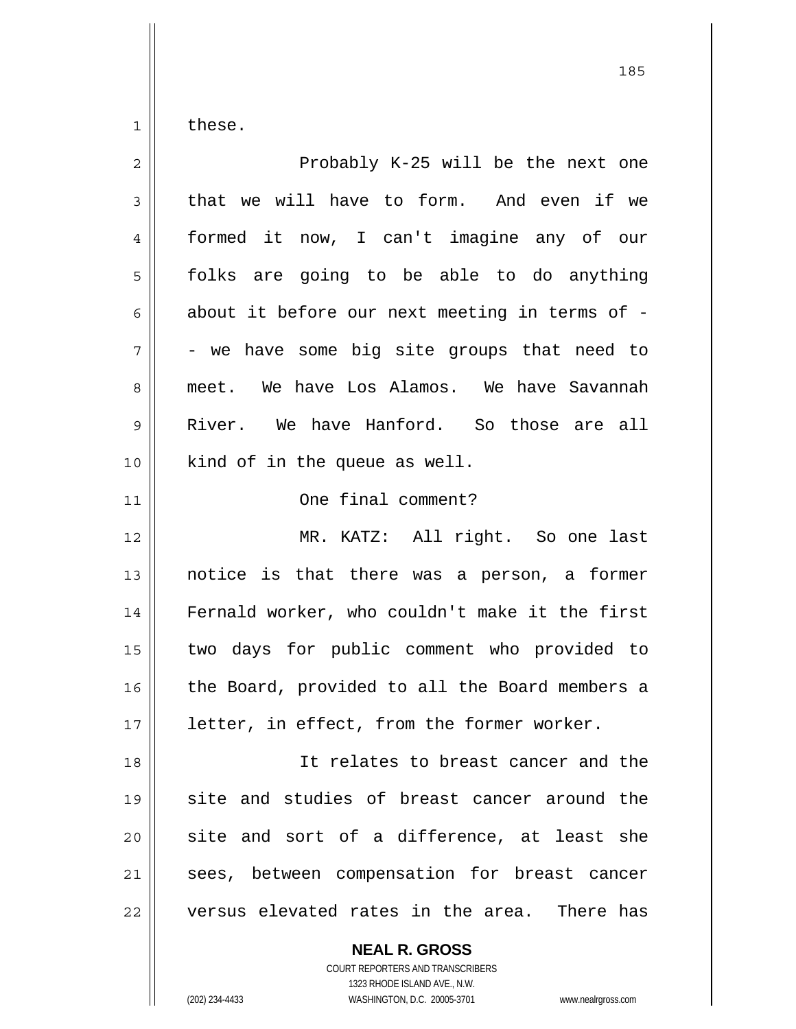these.

Probably K-25 will be the next one that we will have to form. And even if we formed it now, I can't imagine any of our folks are going to be able to do anything about it before our next meeting in terms of -- we have some big site groups that need to meet. We have Los Alamos. We have Savannah River. We have Hanford. So those are all kind of in the queue as well.

One final comment?

MR. KATZ: All right. So one last notice is that there was a person, a former Fernald worker, who couldn't make it the first two days for public comment who provided to the Board, provided to all the Board members a letter, in effect, from the former worker.

It relates to breast cancer and the site and studies of breast cancer around the site and sort of a difference, at least she sees, between compensation for breast cancer versus elevated rates in the area. There has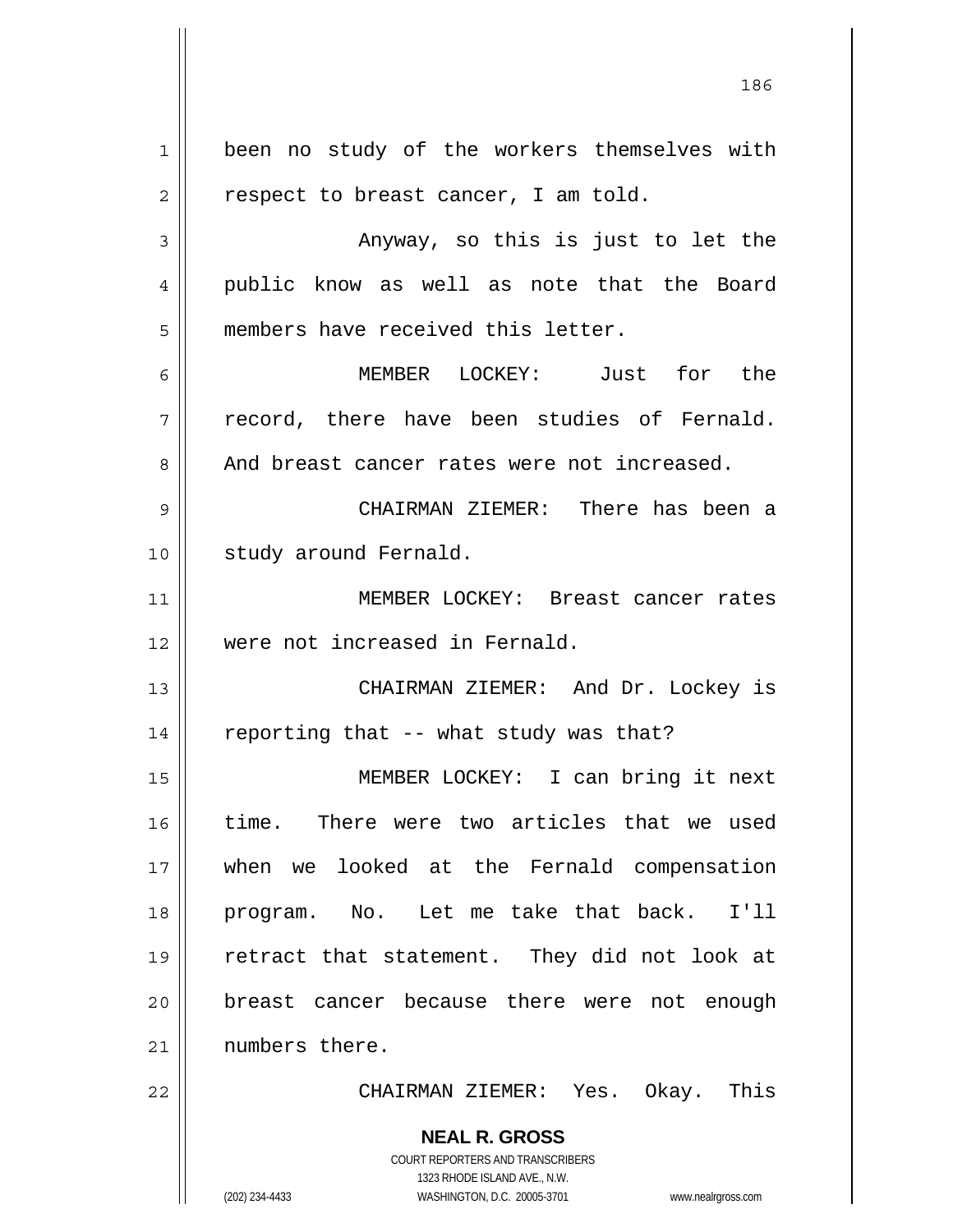been no study of the workers themselves with respect to breast cancer, I am told.

Anyway, so this is just to let the public know as well as note that the Board members have received this letter.

MEMBER LOCKEY: Just for the record, there have been studies of Fernald. And breast cancer rates were not increased.

CHAIRMAN ZIEMER: There has been a study around Fernald.

MEMBER LOCKEY: Breast cancer rates were not increased in Fernald.

CHAIRMAN ZIEMER: And Dr. Lockey is reporting that -- what study was that?

MEMBER LOCKEY: I can bring it next time. There were two articles that we used when we looked at the Fernald compensation program. No. Let me take that back. I'll retract that statement. They did not look at breast cancer because there were not enough numbers there.

CHAIRMAN ZIEMER: Yes. Okay. This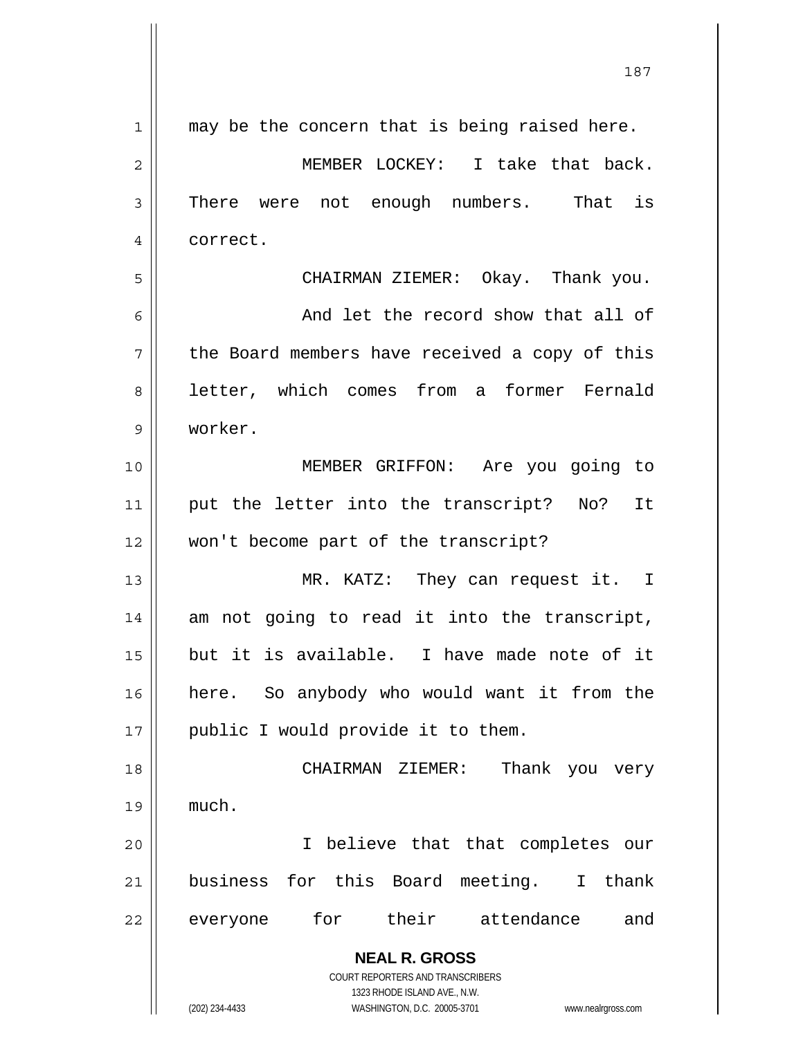may be the concern that is being raised here.

MEMBER LOCKEY: I take that back. There were not enough numbers. That is correct.

CHAIRMAN ZIEMER: Okay. Thank you.

And let the record show that all of the Board members have received a copy of this letter, which comes from a former Fernald worker.

MEMBER GRIFFON: Are you going to put the letter into the transcript? No? It won't become part of the transcript?

MR. KATZ: They can request it. I am not going to read it into the transcript, but it is available. I have made note of it here. So anybody who would want it from the public I would provide it to them.

CHAIRMAN ZIEMER: Thank you very much.

I believe that that completes our business for this Board meeting. I thank everyone for their attendance and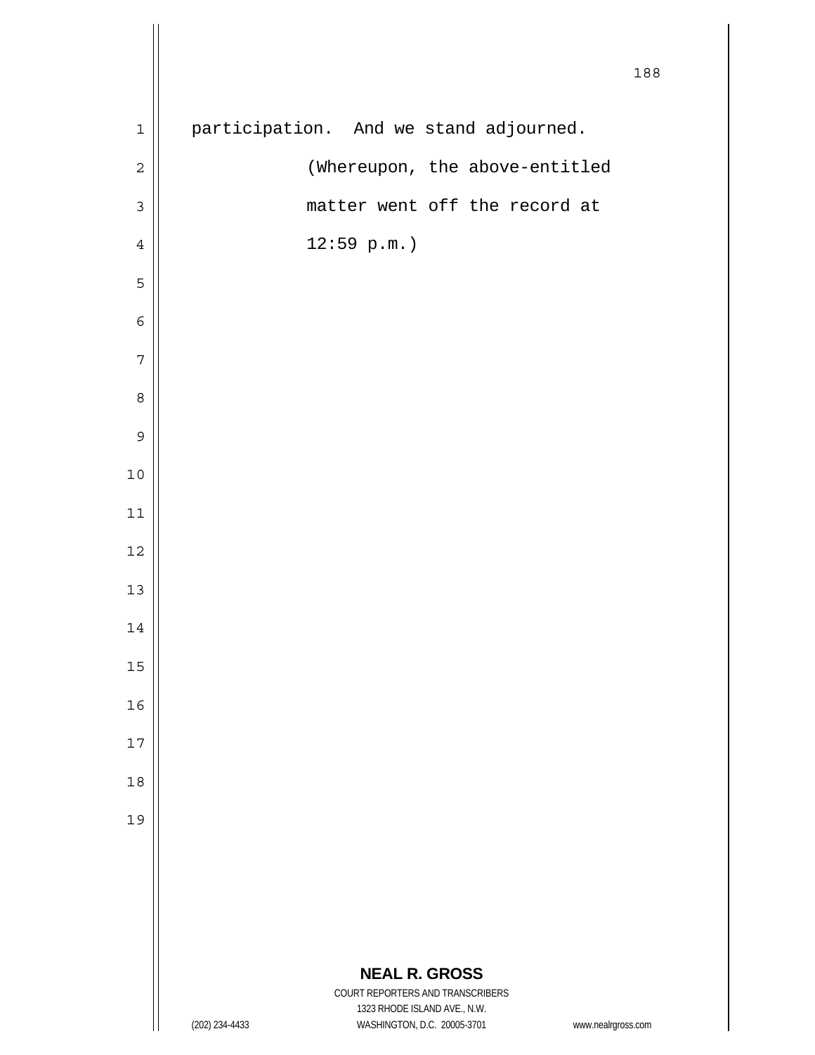participation. And we stand adjourned.

(Whereupon, the above-entitled matter went off the record at 12:59 p.m.)